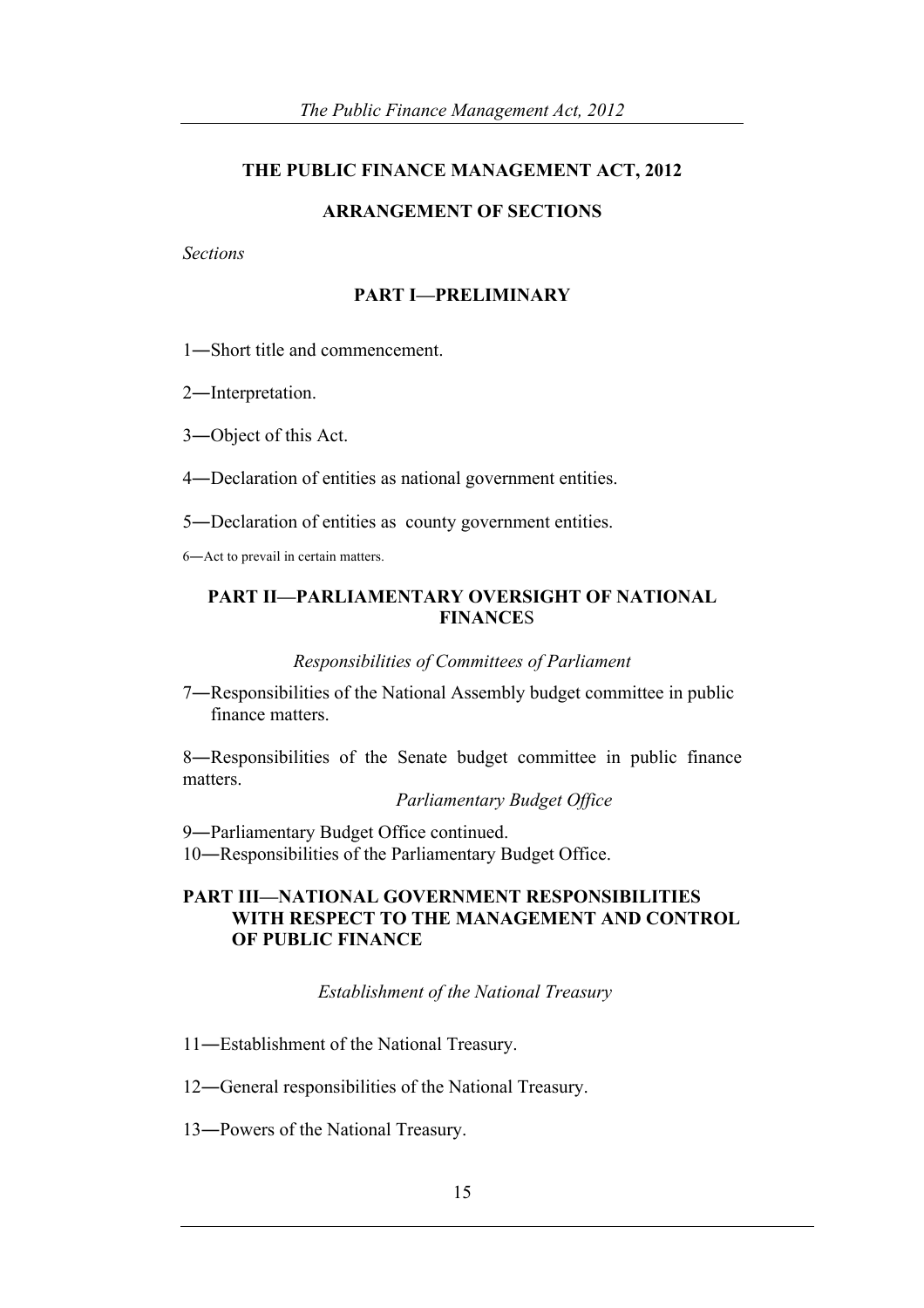# THE PUBLIC FINANCE MANAGEMENT ACT, 2012

## ARRANGEMENT OF SECTIONS

*Sections*

### PART I—PRELIMINARY

1―Short title and commencement.

2―Interpretation.

3―Object of this Act.

4―Declaration of entities as national government entities.

5―Declaration of entities as county government entities.

6―Act to prevail in certain matters.

### PART II—PARLIAMENTARY OVERSIGHT OF NATIONAL FINANCES

*Responsibilities of Committees of Parliament*

7―Responsibilities of the National Assembly budget committee in public finance matters.

8―Responsibilities of the Senate budget committee in public finance matters.

*Parliamentary Budget Office*

9―Parliamentary Budget Office continued.

10―Responsibilities of the Parliamentary Budget Office.

### PART III—NATIONAL GOVERNMENT RESPONSIBILITIES WITH RESPECT TO THE MANAGEMENT AND CONTROL OF PUBLIC FINANCE

*Establishment of the National Treasury*

11―Establishment of the National Treasury.

12―General responsibilities of the National Treasury.

13―Powers of the National Treasury.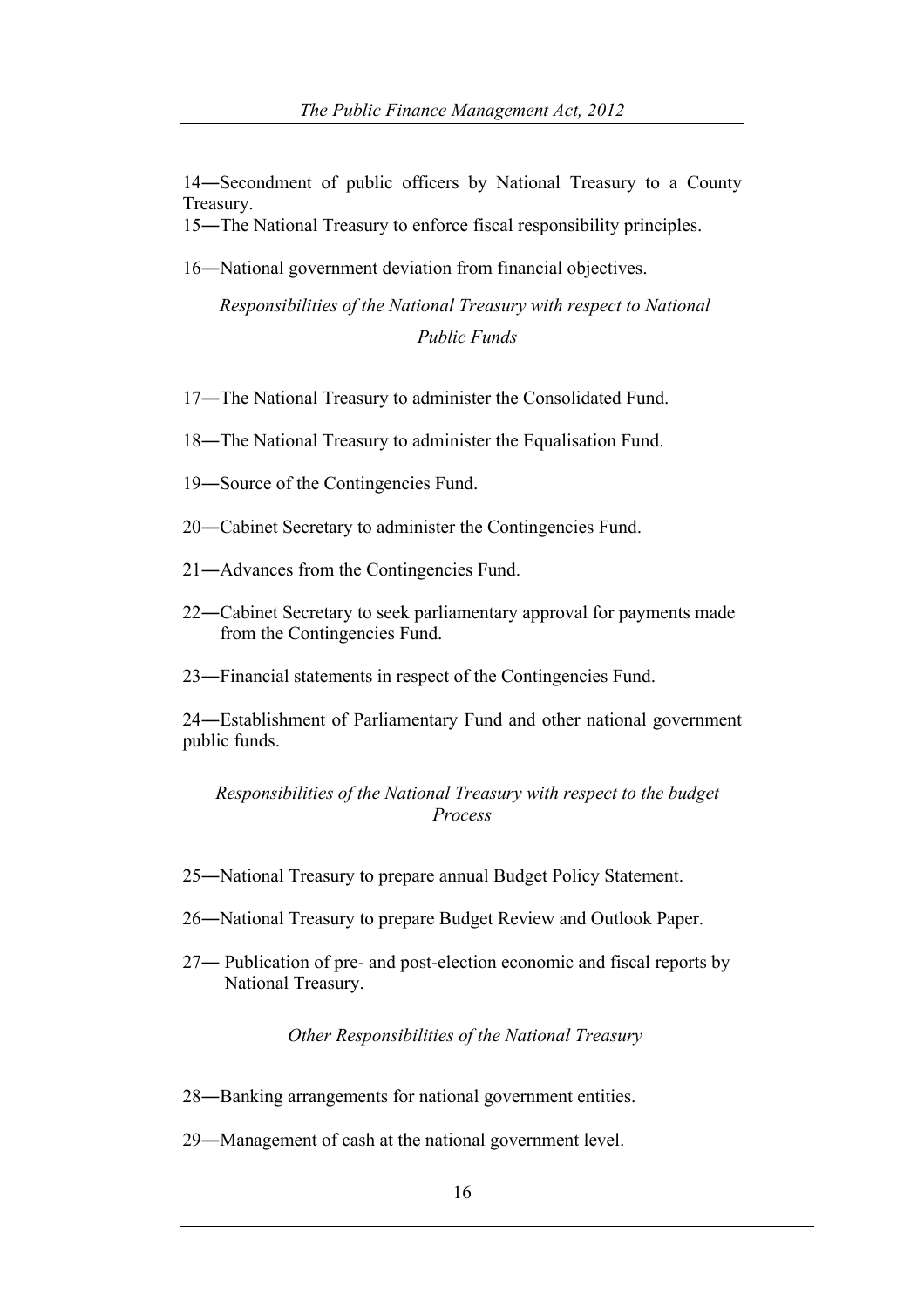14―Secondment of public officers by National Treasury to a County Treasury.

15―The National Treasury to enforce fiscal responsibility principles.

16―National government deviation from financial objectives.

*Responsibilities of the National Treasury with respect to National Public Funds*

17―The National Treasury to administer the Consolidated Fund.

18―The National Treasury to administer the Equalisation Fund.

19―Source of the Contingencies Fund.

20―Cabinet Secretary to administer the Contingencies Fund.

21―Advances from the Contingencies Fund.

22―Cabinet Secretary to seek parliamentary approval for payments made from the Contingencies Fund.

23―Financial statements in respect of the Contingencies Fund.

24―Establishment of Parliamentary Fund and other national government public funds.

*Responsibilities of the National Treasury with respect to the budget Process*

25―National Treasury to prepare annual Budget Policy Statement.

26―National Treasury to prepare Budget Review and Outlook Paper.

27― Publication of pre- and post-election economic and fiscal reports by National Treasury.

*Other Responsibilities of the National Treasury*

28―Banking arrangements for national government entities.

29―Management of cash at the national government level.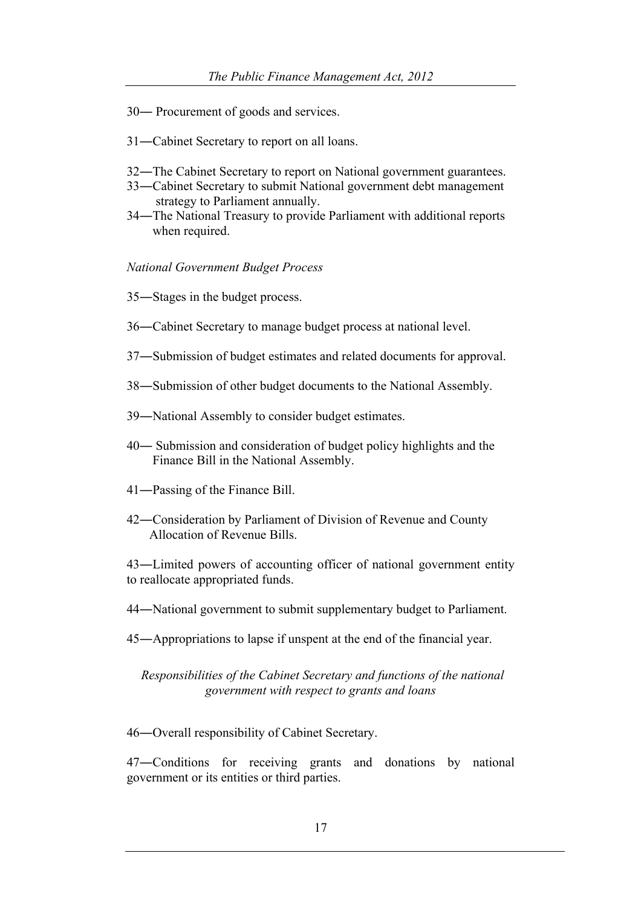30— Procurement of goods and services.

31—Cabinet Secretary to report on all loans.

32—The Cabinet Secretary to report on National government guarantees.

33—Cabinet Secretary to submit National government debt management strategy to Parliament annually.

34—The National Treasury to provide Parliament with additional reports when required.

*National Government Budget Process*

35—Stages in the budget process.

36—Cabinet Secretary to manage budget process at national level.

37—Submission of budget estimates and related documents for approval.

38—Submission of other budget documents to the National Assembly.

39—National Assembly to consider budget estimates.

40— Submission and consideration of budget policy highlights and the Finance Bill in the National Assembly.

41—Passing of the Finance Bill.

42—Consideration by Parliament of Division of Revenue and County Allocation of Revenue Bills.

43—Limited powers of accounting officer of national government entity to reallocate appropriated funds.

44—National government to submit supplementary budget to Parliament.

45—Appropriations to lapse if unspent at the end of the financial year.

*Responsibilities of the Cabinet Secretary and functions of the national government with respect to grants and loans*

46—Overall responsibility of Cabinet Secretary.

47—Conditions for receiving grants and donations by national government or its entities or third parties.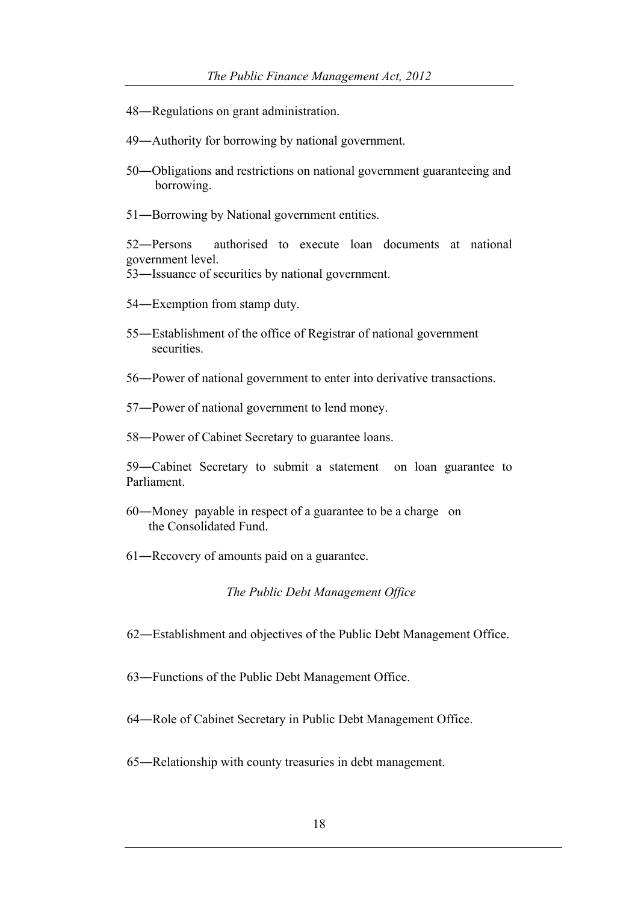48―Regulations on grant administration.

49―Authority for borrowing by national government.

50―Obligations and restrictions on national government guaranteeing and borrowing.

51―Borrowing by National government entities.

52―Persons authorised to execute loan documents at national government level.

53―Issuance of securities by national government.

54―Exemption from stamp duty.

55―Establishment of the office of Registrar of national government securities.

56―Power of national government to enter into derivative transactions.

57―Power of national government to lend money.

58―Power of Cabinet Secretary to guarantee loans.

59―Cabinet Secretary to submit a statement on loan guarantee to Parliament.

60―Money payable in respect of a guarantee to be a charge on the Consolidated Fund.

61―Recovery of amounts paid on a guarantee.

*The Public Debt Management Office*

62―Establishment and objectives of the Public Debt Management Office.

63―Functions of the Public Debt Management Office.

64―Role of Cabinet Secretary in Public Debt Management Office.

65―Relationship with county treasuries in debt management.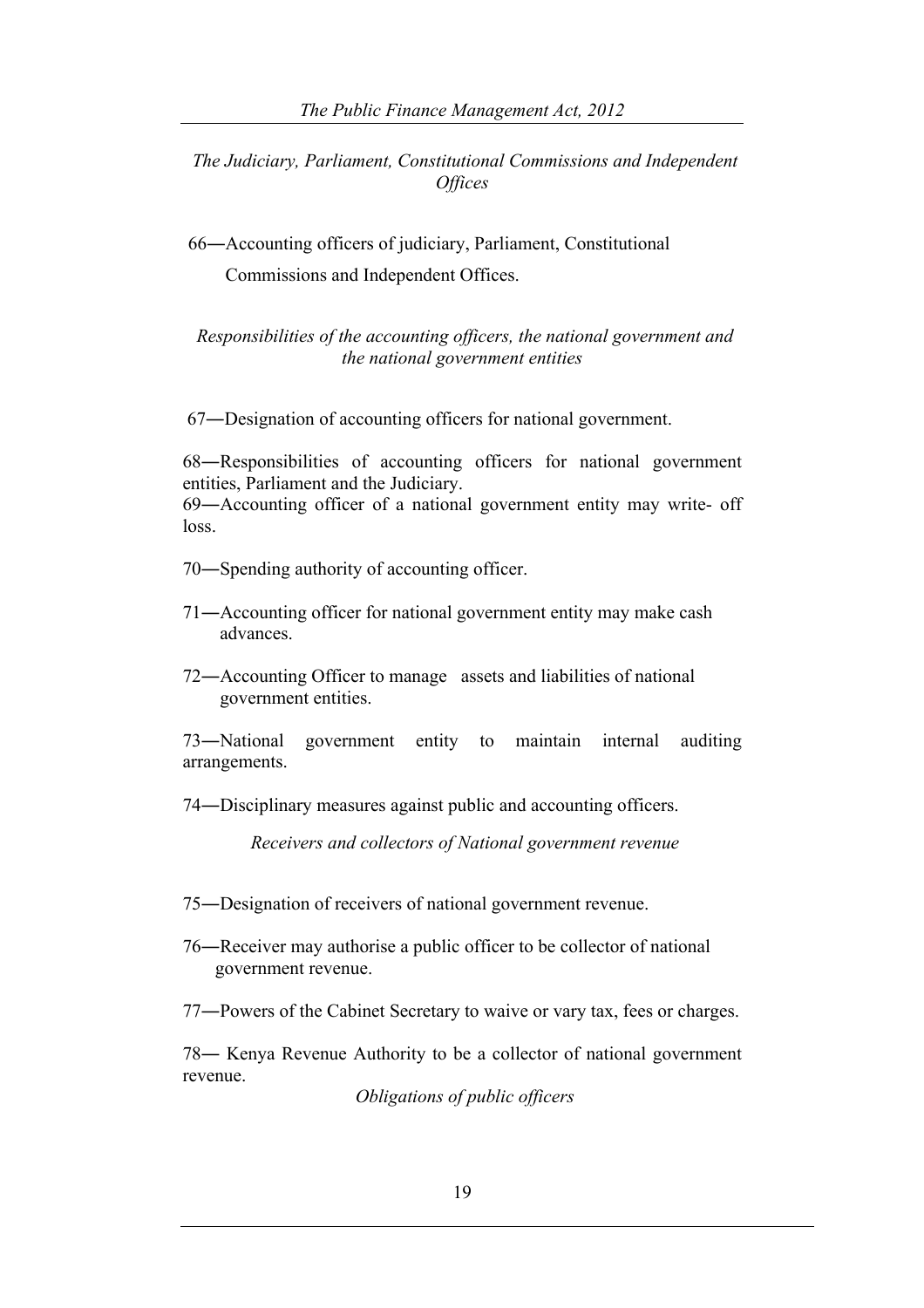*The Judiciary, Parliament, Constitutional Commissions and Independent Offices*

66―Accounting officers of judiciary, Parliament, Constitutional Commissions and Independent Offices.

*Responsibilities of the accounting officers, the national government and the national government entities*

67―Designation of accounting officers for national government.

68―Responsibilities of accounting officers for national government entities, Parliament and the Judiciary.

69―Accounting officer of a national government entity may write- off loss.

70―Spending authority of accounting officer.

71―Accounting officer for national government entity may make cash advances.

72―Accounting Officer to manage assets and liabilities of national government entities.

73―National government entity to maintain internal auditing arrangements.

74―Disciplinary measures against public and accounting officers.

*Receivers and collectors of National government revenue*

75―Designation of receivers of national government revenue.

76―Receiver may authorise a public officer to be collector of national government revenue.

77―Powers of the Cabinet Secretary to waive or vary tax, fees or charges.

78― Kenya Revenue Authority to be a collector of national government revenue.

*Obligations of public officers*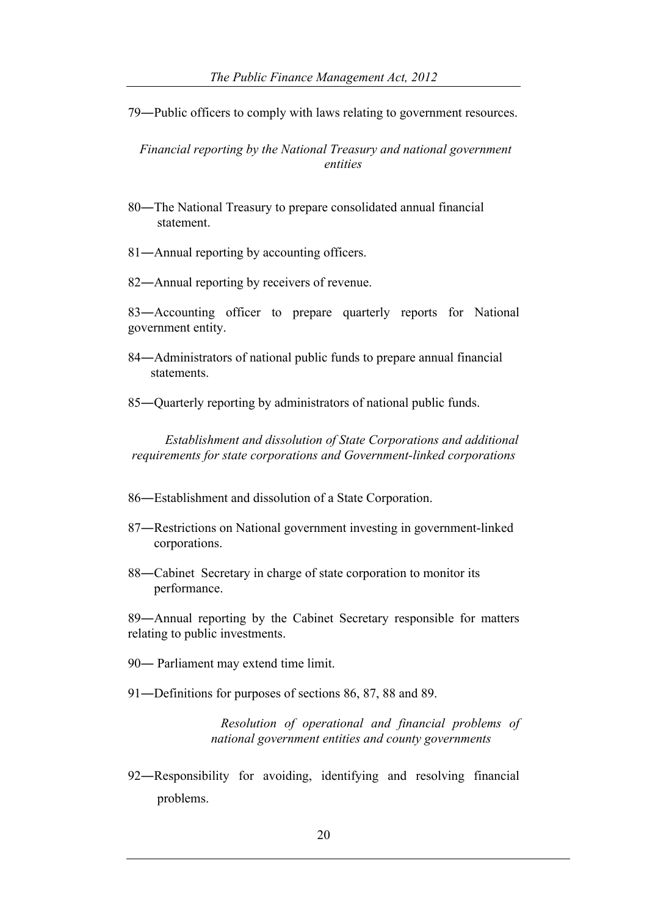79―Public officers to comply with laws relating to government resources.

*Financial reporting by the National Treasury and national government entities*

80―The National Treasury to prepare consolidated annual financial statement.

81―Annual reporting by accounting officers.

82―Annual reporting by receivers of revenue.

83―Accounting officer to prepare quarterly reports for National government entity.

84―Administrators of national public funds to prepare annual financial statements.

85―Quarterly reporting by administrators of national public funds.

*Establishment and dissolution of State Corporations and additional requirements for state corporations and Government-linked corporations*

86―Establishment and dissolution of a State Corporation.

87―Restrictions on National government investing in government-linked corporations.

88―Cabinet Secretary in charge of state corporation to monitor its performance.

89―Annual reporting by the Cabinet Secretary responsible for matters relating to public investments.

90― Parliament may extend time limit.

91―Definitions for purposes of sections 86, 87, 88 and 89.

*Resolution of operational and financial problems of national government entities and county governments*

92―Responsibility for avoiding, identifying and resolving financial problems.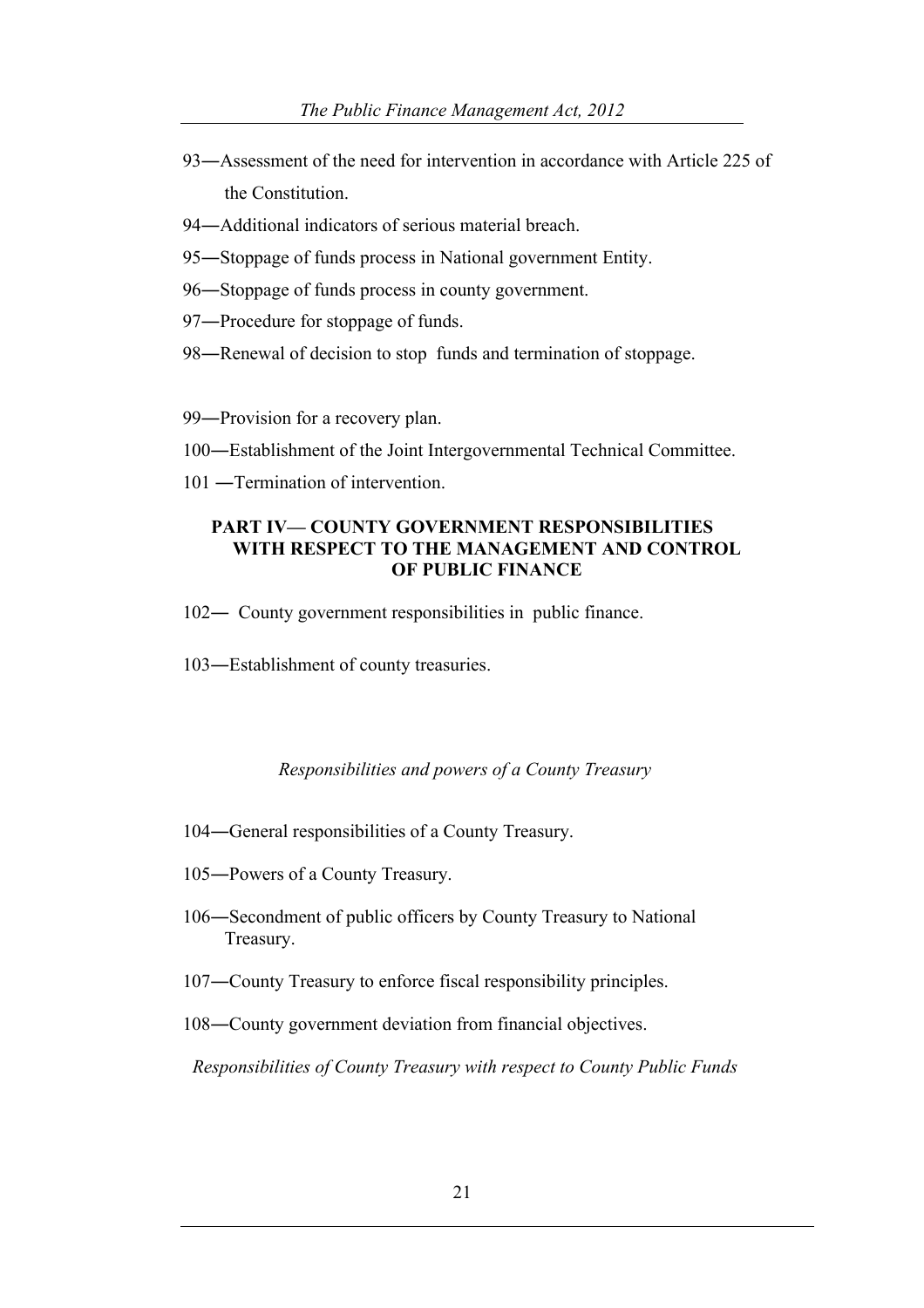93―Assessment of the need for intervention in accordance with Article 225 of the Constitution.

94―Additional indicators of serious material breach.

95―Stoppage of funds process in National government Entity.

96―Stoppage of funds process in county government.

97―Procedure for stoppage of funds.

98―Renewal of decision to stop funds and termination of stoppage.

99―Provision for a recovery plan.

100―Establishment of the Joint Intergovernmental Technical Committee.

101 ―Termination of intervention.

**PART IV— COUNTY GOVERNMENT RESPONSIBILITIES WITH RESPECT TO THE MANAGEMENT AND CONTROL OF PUBLIC FINANCE**

102― County government responsibilities in public finance.

103―Establishment of county treasuries.

*Responsibilities and powers of a County Treasury*

104―General responsibilities of a County Treasury.

105―Powers of a County Treasury.

106―Secondment of public officers by County Treasury to National Treasury.

107―County Treasury to enforce fiscal responsibility principles.

108―County government deviation from financial objectives.

*Responsibilities of County Treasury with respect to County Public Funds*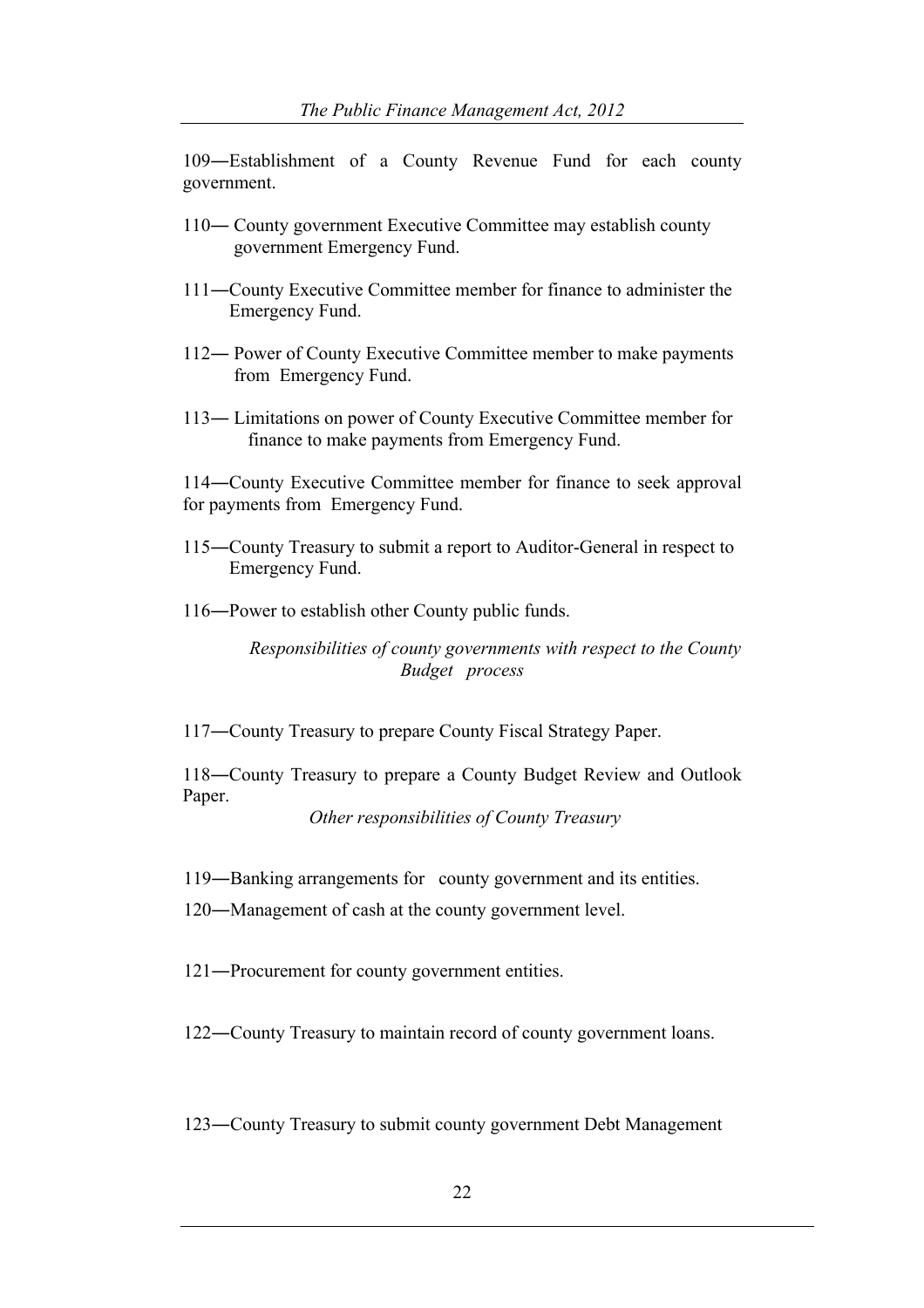109―Establishment of a County Revenue Fund for each county government.

110― County government Executive Committee may establish county government Emergency Fund.

111―County Executive Committee member for finance to administer the Emergency Fund.

112― Power of County Executive Committee member to make payments from Emergency Fund.

113― Limitations on power of County Executive Committee member for finance to make payments from Emergency Fund.

114―County Executive Committee member for finance to seek approval for payments from Emergency Fund.

115―County Treasury to submit a report to Auditor-General in respect to Emergency Fund.

116―Power to establish other County public funds.

*Responsibilities of county governments with respect to the County Budget process*

117―County Treasury to prepare County Fiscal Strategy Paper.

118―County Treasury to prepare a County Budget Review and Outlook Paper.

*Other responsibilities of County Treasury*

119―Banking arrangements for county government and its entities.

120―Management of cash at the county government level.

121―Procurement for county government entities.

122―County Treasury to maintain record of county government loans.

123―County Treasury to submit county government Debt Management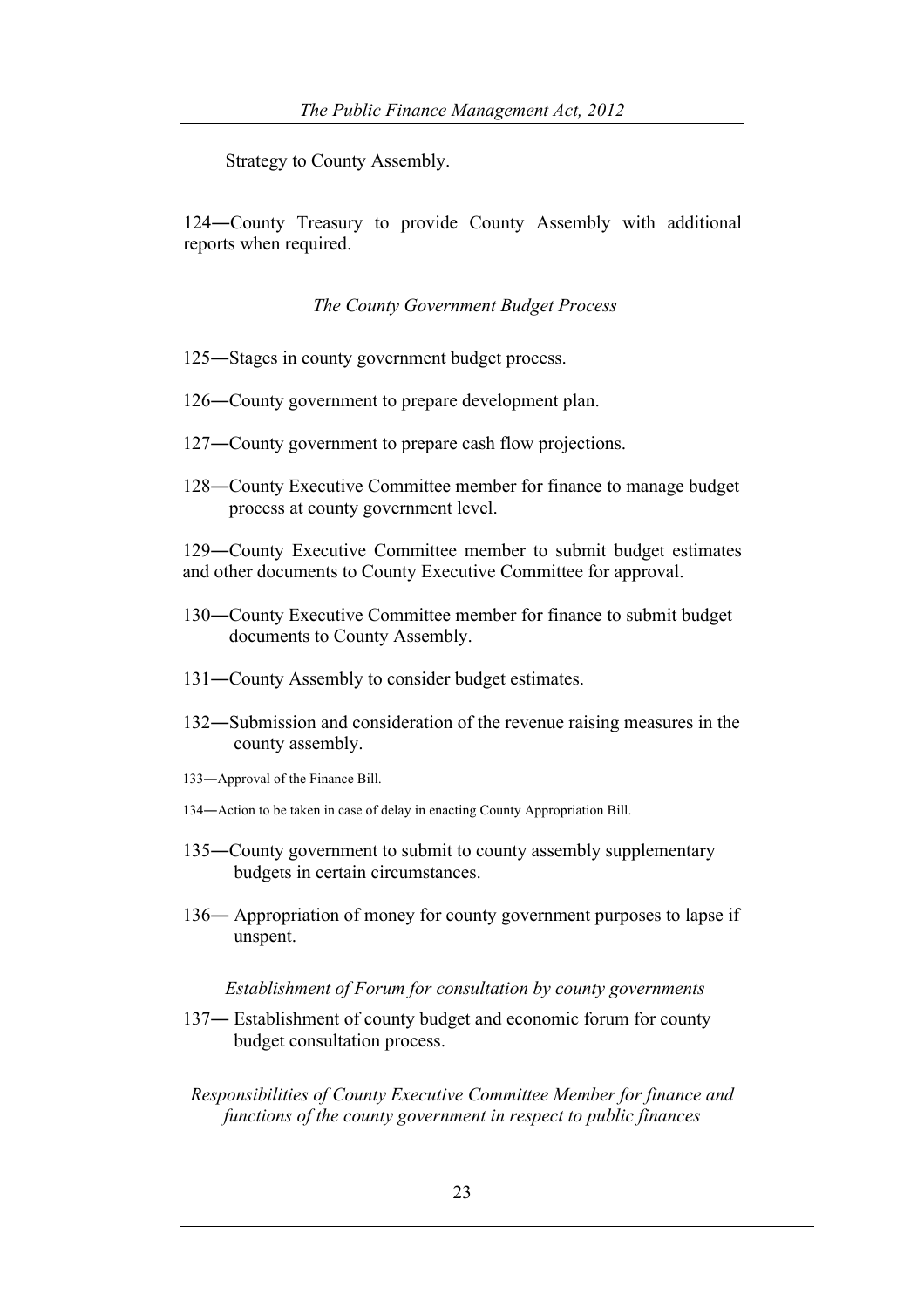Strategy to County Assembly.

124―County Treasury to provide County Assembly with additional reports when required.

*The County Government Budget Process*

125―Stages in county government budget process.

126―County government to prepare development plan.

127―County government to prepare cash flow projections.

128―County Executive Committee member for finance to manage budget process at county government level.

129―County Executive Committee member to submit budget estimates and other documents to County Executive Committee for approval.

130―County Executive Committee member for finance to submit budget documents to County Assembly.

131―County Assembly to consider budget estimates.

132―Submission and consideration of the revenue raising measures in the county assembly.

133―Approval of the Finance Bill.

134―Action to be taken in case of delay in enacting County Appropriation Bill.

135―County government to submit to county assembly supplementary budgets in certain circumstances.

136― Appropriation of money for county government purposes to lapse if unspent.

*Establishment of Forum for consultation by county governments*

137― Establishment of county budget and economic forum for county budget consultation process.

*Responsibilities of County Executive Committee Member for finance and functions of the county government in respect to public finances*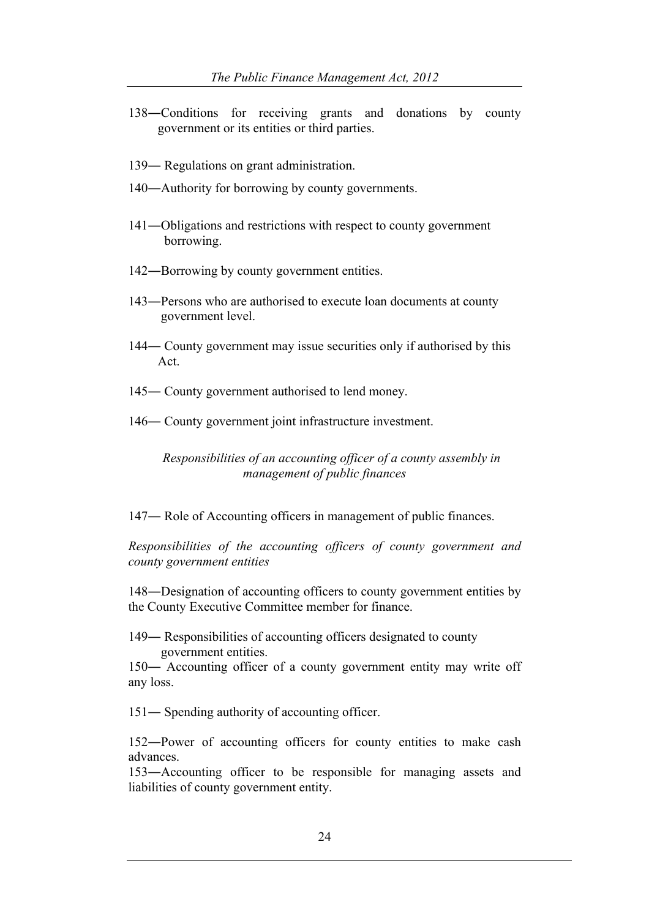138―Conditions for receiving grants and donations by county government or its entities or third parties.

139― Regulations on grant administration.

140―Authority for borrowing by county governments.

141―Obligations and restrictions with respect to county government borrowing.

142―Borrowing by county government entities.

143―Persons who are authorised to execute loan documents at county government level.

144― County government may issue securities only if authorised by this Act.

145― County government authorised to lend money.

146― County government joint infrastructure investment.

*Responsibilities of an accounting officer of a county assembly in management of public finances*

147― Role of Accounting officers in management of public finances.

*Responsibilities of the accounting officers of county government and county government entities*

148―Designation of accounting officers to county government entities by the County Executive Committee member for finance.

149― Responsibilities of accounting officers designated to county government entities.

150― Accounting officer of a county government entity may write off any loss.

151― Spending authority of accounting officer.

152―Power of accounting officers for county entities to make cash advances.

153―Accounting officer to be responsible for managing assets and liabilities of county government entity.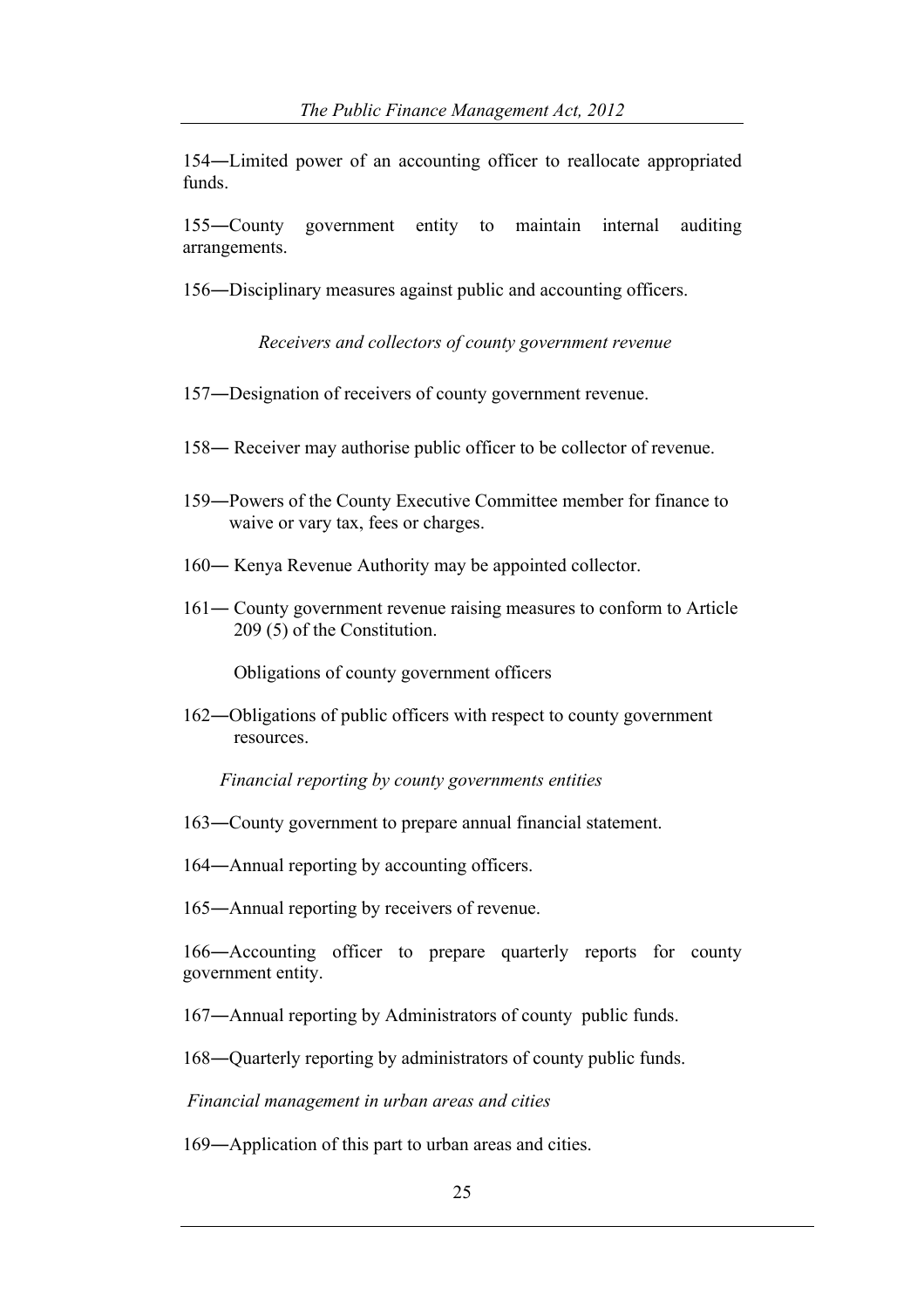154―Limited power of an accounting officer to reallocate appropriated funds.

155―County government entity to maintain internal auditing arrangements.

156―Disciplinary measures against public and accounting officers.

*Receivers and collectors of county government revenue*

157―Designation of receivers of county government revenue.

158― Receiver may authorise public officer to be collector of revenue.

159―Powers of the County Executive Committee member for finance to waive or vary tax, fees or charges.

160― Kenya Revenue Authority may be appointed collector.

161― County government revenue raising measures to conform to Article 209 (5) of the Constitution.

Obligations of county government officers

162―Obligations of public officers with respect to county government resources.

*Financial reporting by county governments entities*

163―County government to prepare annual financial statement.

164―Annual reporting by accounting officers.

165―Annual reporting by receivers of revenue.

166―Accounting officer to prepare quarterly reports for county government entity.

167―Annual reporting by Administrators of county public funds.

168―Quarterly reporting by administrators of county public funds.

*Financial management in urban areas and cities*

169―Application of this part to urban areas and cities.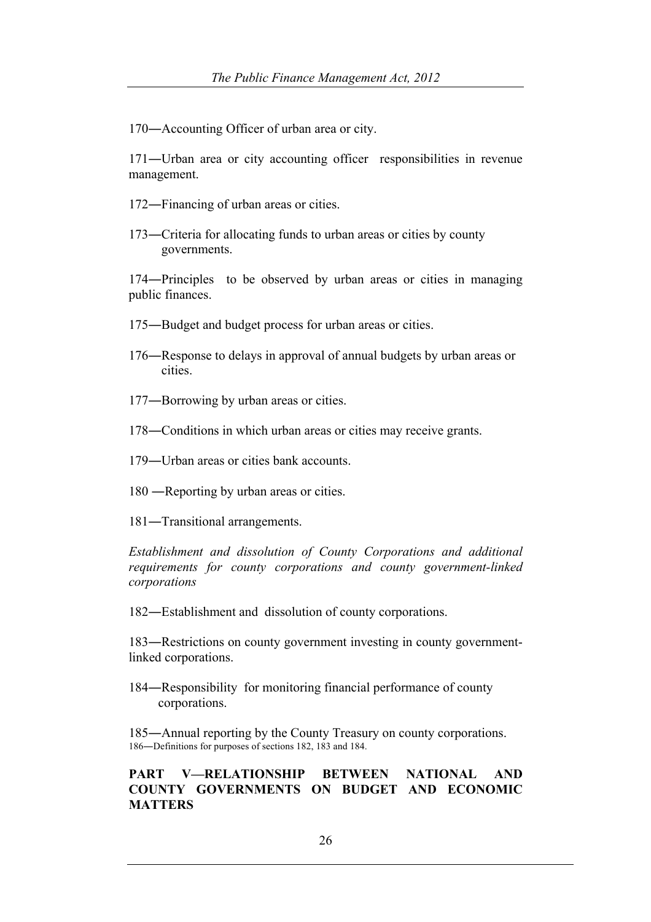170―Accounting Officer of urban area or city.

171―Urban area or city accounting officer responsibilities in revenue management.

172―Financing of urban areas or cities.

173―Criteria for allocating funds to urban areas or cities by county governments.

174―Principles to be observed by urban areas or cities in managing public finances.

175―Budget and budget process for urban areas or cities.

176―Response to delays in approval of annual budgets by urban areas or cities.

177―Borrowing by urban areas or cities.

178―Conditions in which urban areas or cities may receive grants.

179―Urban areas or cities bank accounts.

180 ―Reporting by urban areas or cities.

181―Transitional arrangements.

*Establishment and dissolution of County Corporations and additional requirements for county corporations and county government-linked corporations*

182―Establishment and dissolution of county corporations.

183―Restrictions on county government investing in county government-linked corporations.

184―Responsibility for monitoring financial performance of county corporations.

185―Annual reporting by the County Treasury on county corporations.

186―Definitions for purposes of sections 182, 183 and 184.

**PART V—RELATIONSHIP BETWEEN NATIONAL AND COUNTY GOVERNMENTS ON BUDGET AND ECONOMIC MATTERS**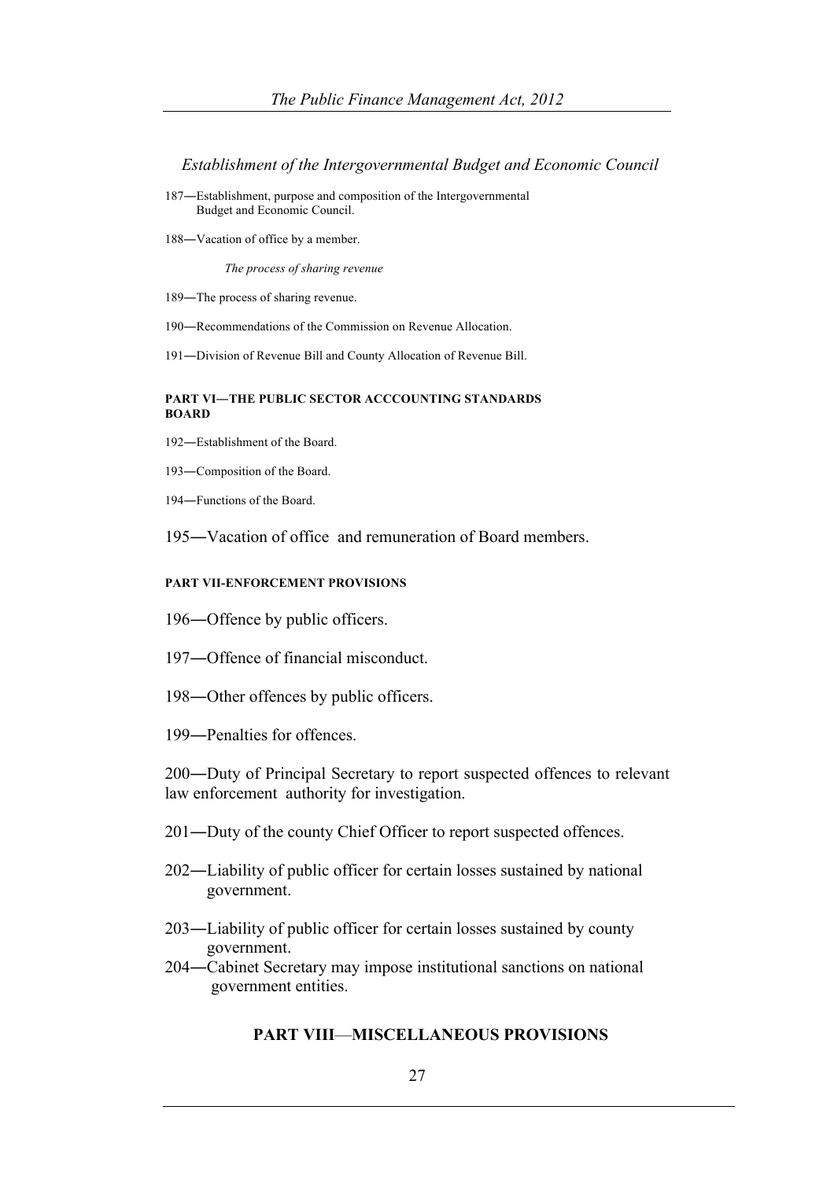*Establishment of the Intergovernmental Budget and Economic Council*

187―Establishment, purpose and composition of the Intergovernmental Budget and Economic Council.

188―Vacation of office by a member.

*The process of sharing revenue*

189―The process of sharing revenue.

190―Recommendations of the Commission on Revenue Allocation.

191―Division of Revenue Bill and County Allocation of Revenue Bill.

**PART VI―THE PUBLIC SECTOR ACCCOUNTING STANDARDS BOARD**

192―Establishment of the Board.

193―Composition of the Board.

194―Functions of the Board.

195―Vacation of office and remuneration of Board members.

**PART VII-ENFORCEMENT PROVISIONS**

196―Offence by public officers.

197―Offence of financial misconduct.

198―Other offences by public officers.

199―Penalties for offences.

200―Duty of Principal Secretary to report suspected offences to relevant law enforcement authority for investigation.

201―Duty of the county Chief Officer to report suspected offences.

202―Liability of public officer for certain losses sustained by national government.

203―Liability of public officer for certain losses sustained by county government.

204―Cabinet Secretary may impose institutional sanctions on national government entities.

**PART VIII—MISCELLANEOUS PROVISIONS**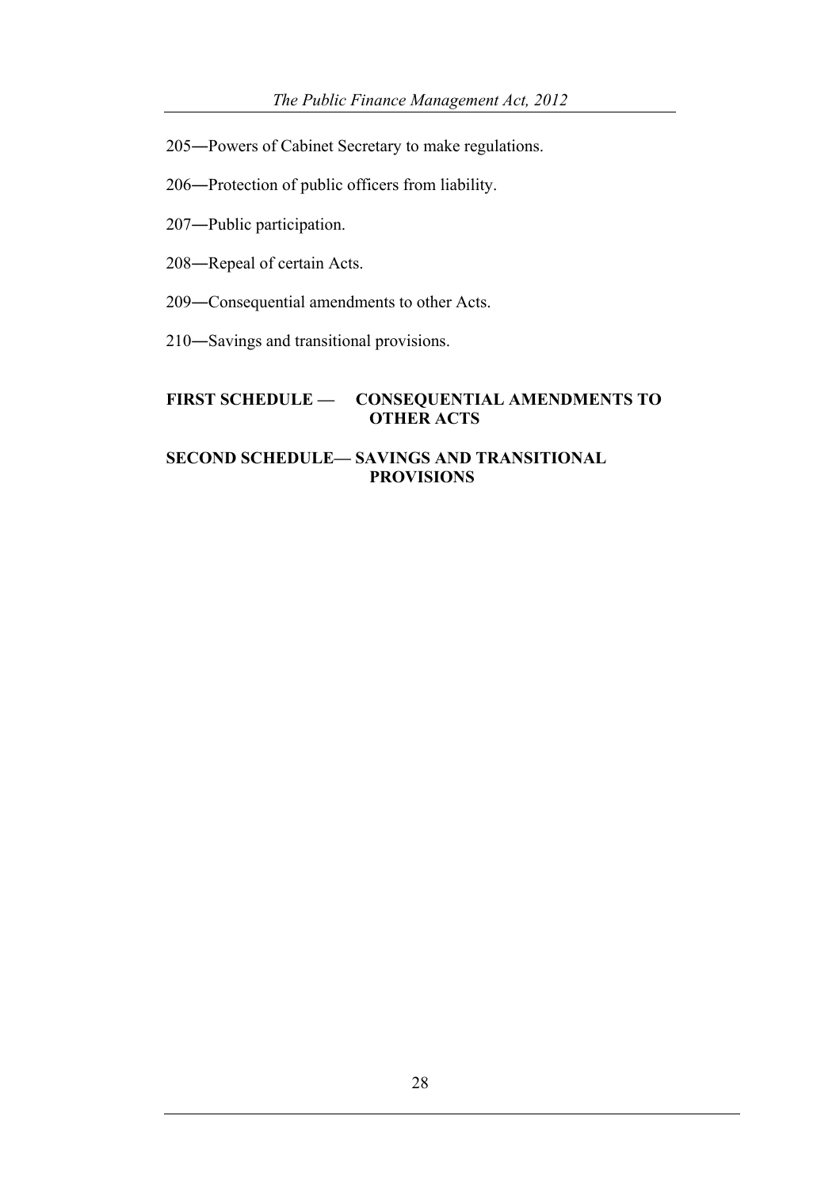205―Powers of Cabinet Secretary to make regulations.

206―Protection of public officers from liability.

207―Public participation.

208―Repeal of certain Acts.

209―Consequential amendments to other Acts.

210―Savings and transitional provisions.

**FIRST SCHEDULE — CONSEQUENTIAL AMENDMENTS TO OTHER ACTS**

**SECOND SCHEDULE— SAVINGS AND TRANSITIONAL PROVISIONS**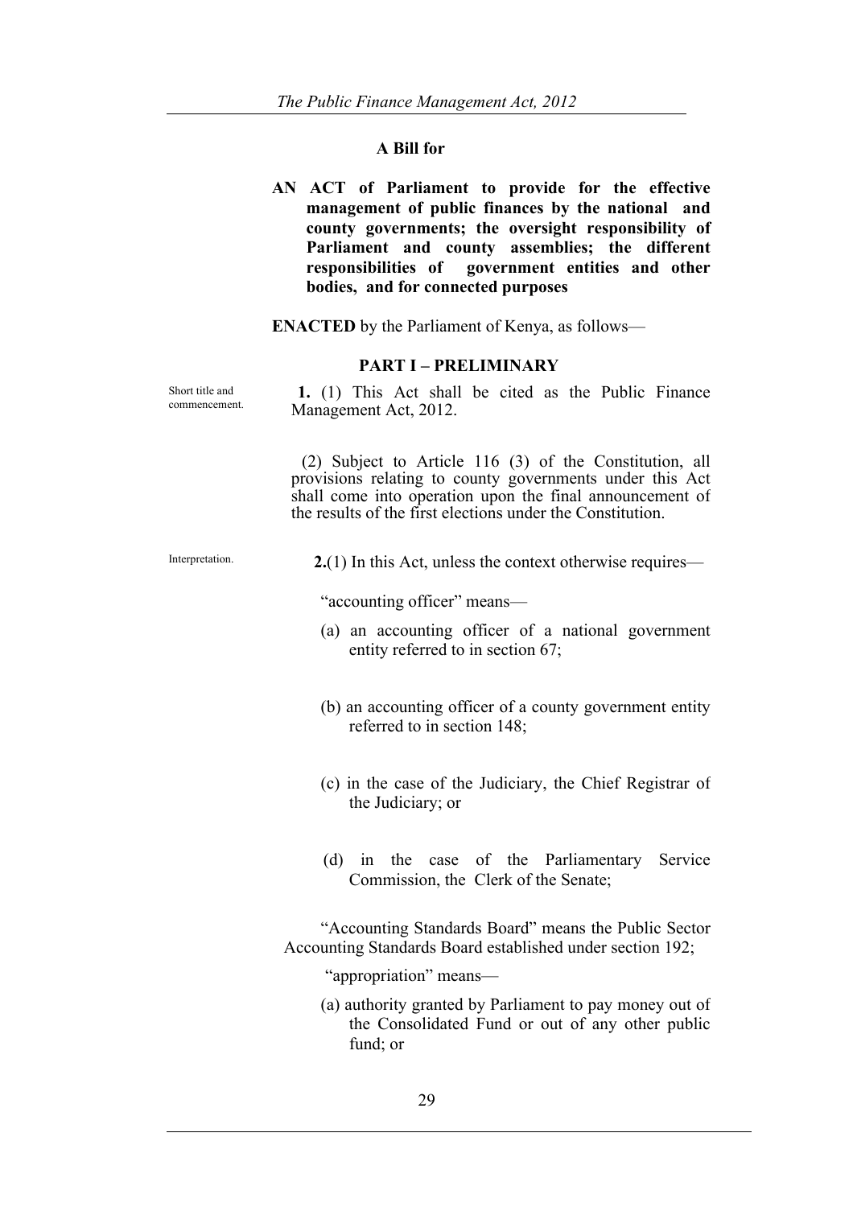**A Bill for**

**AN ACT of Parliament to provide for the effective management of public finances by the national and county governments; the oversight responsibility of Parliament and county assemblies; the different responsibilities of government entities and other bodies, and for connected purposes**

**ENACTED** by the Parliament of Kenya, as follows—

## PART I – PRELIMINARY

Short title and commencement.

**1.** (1) This Act shall be cited as the Public Finance Management Act, 2012.

(2) Subject to Article 116 (3) of the Constitution, all provisions relating to county governments under this Act shall come into operation upon the final announcement of the results of the first elections under the Constitution.

Interpretation.

**2.**(1) In this Act, unless the context otherwise requires—

"accounting officer" means—

(a) an accounting officer of a national government entity referred to in section 67;

(b) an accounting officer of a county government entity referred to in section 148;

(c) in the case of the Judiciary, the Chief Registrar of the Judiciary; or

(d) in the case of the Parliamentary Service Commission, the Clerk of the Senate;

"Accounting Standards Board" means the Public Sector Accounting Standards Board established under section 192;

"appropriation" means—

(a) authority granted by Parliament to pay money out of the Consolidated Fund or out of any other public fund; or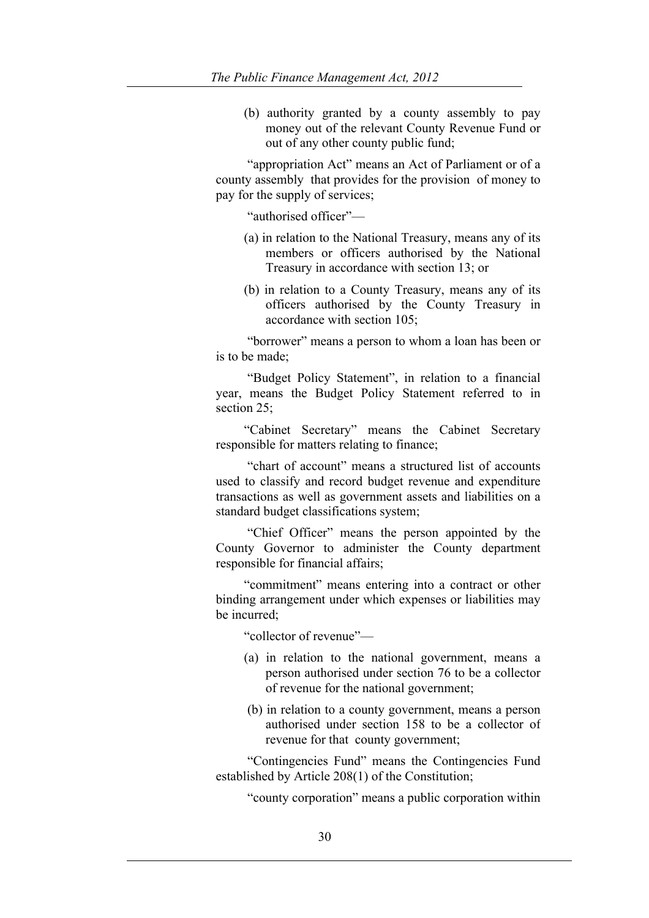(b) authority granted by a county assembly to pay money out of the relevant County Revenue Fund or out of any other county public fund;

"appropriation Act" means an Act of Parliament or of a county assembly that provides for the provision of money to pay for the supply of services;

"authorised officer"—

(a) in relation to the National Treasury, means any of its members or officers authorised by the National Treasury in accordance with section 13; or

(b) in relation to a County Treasury, means any of its officers authorised by the County Treasury in accordance with section 105;

"borrower" means a person to whom a loan has been or is to be made;

"Budget Policy Statement", in relation to a financial year, means the Budget Policy Statement referred to in section 25;

"Cabinet Secretary" means the Cabinet Secretary responsible for matters relating to finance;

"chart of account" means a structured list of accounts used to classify and record budget revenue and expenditure transactions as well as government assets and liabilities on a standard budget classifications system;

"Chief Officer" means the person appointed by the County Governor to administer the County department responsible for financial affairs;

"commitment" means entering into a contract or other binding arrangement under which expenses or liabilities may be incurred;

"collector of revenue"—

(a) in relation to the national government, means a person authorised under section 76 to be a collector of revenue for the national government;

(b) in relation to a county government, means a person authorised under section 158 to be a collector of revenue for that county government;

"Contingencies Fund" means the Contingencies Fund established by Article 208(1) of the Constitution;

"county corporation" means a public corporation within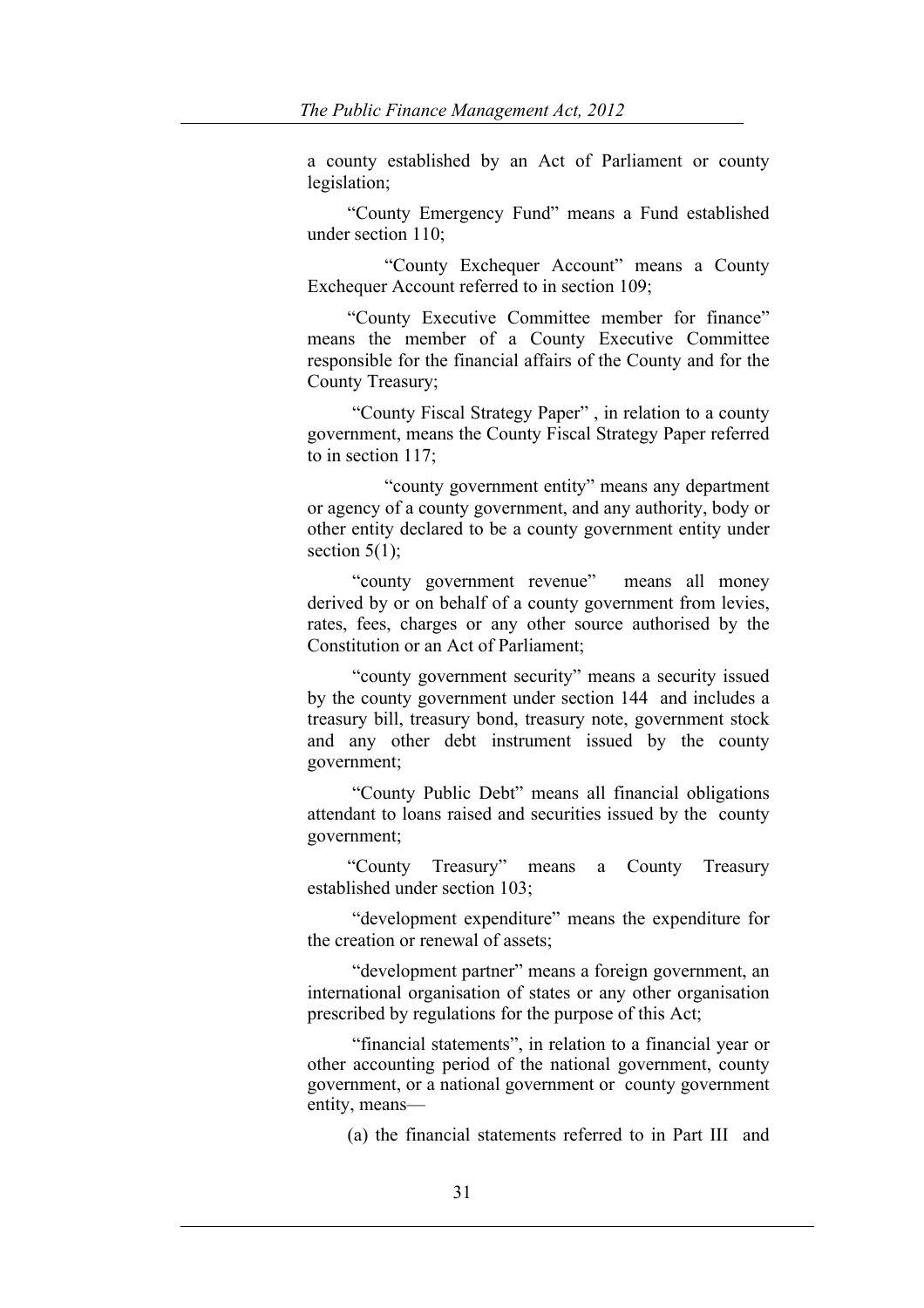a county established by an Act of Parliament or county legislation;

"County Emergency Fund" means a Fund established under section 110;

"County Exchequer Account" means a County Exchequer Account referred to in section 109;

"County Executive Committee member for finance" means the member of a County Executive Committee responsible for the financial affairs of the County and for the County Treasury;

"County Fiscal Strategy Paper" , in relation to a county government, means the County Fiscal Strategy Paper referred to in section 117;

"county government entity" means any department or agency of a county government, and any authority, body or other entity declared to be a county government entity under section 5(1);

"county government revenue" means all money derived by or on behalf of a county government from levies, rates, fees, charges or any other source authorised by the Constitution or an Act of Parliament;

"county government security" means a security issued by the county government under section 144 and includes a treasury bill, treasury bond, treasury note, government stock and any other debt instrument issued by the county government;

"County Public Debt" means all financial obligations attendant to loans raised and securities issued by the county government;

"County Treasury" means a County Treasury established under section 103;

"development expenditure" means the expenditure for the creation or renewal of assets;

"development partner" means a foreign government, an international organisation of states or any other organisation prescribed by regulations for the purpose of this Act;

"financial statements", in relation to a financial year or other accounting period of the national government, county government, or a national government or county government entity, means—

(a) the financial statements referred to in Part III and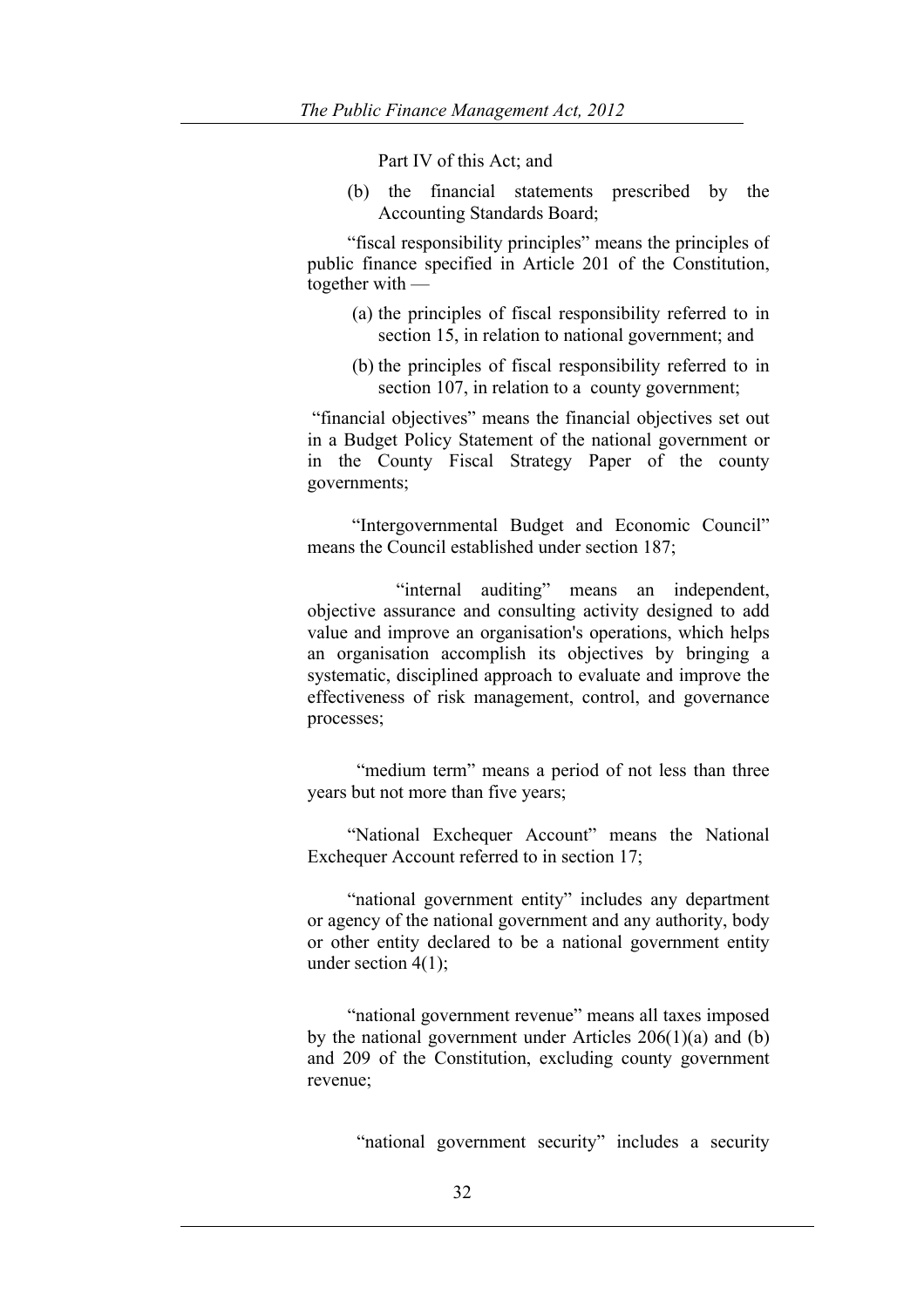Part IV of this Act; and

(b) the financial statements prescribed by the Accounting Standards Board;

"fiscal responsibility principles" means the principles of public finance specified in Article 201 of the Constitution, together with —

(a) the principles of fiscal responsibility referred to in section 15, in relation to national government; and

(b) the principles of fiscal responsibility referred to in section 107, in relation to a county government;

"financial objectives" means the financial objectives set out in a Budget Policy Statement of the national government or in the County Fiscal Strategy Paper of the county governments;

"Intergovernmental Budget and Economic Council" means the Council established under section 187;

"internal auditing" means an independent, objective assurance and consulting activity designed to add value and improve an organisation's operations, which helps an organisation accomplish its objectives by bringing a systematic, disciplined approach to evaluate and improve the effectiveness of risk management, control, and governance processes;

"medium term" means a period of not less than three years but not more than five years;

"National Exchequer Account" means the National Exchequer Account referred to in section 17;

"national government entity" includes any department or agency of the national government and any authority, body or other entity declared to be a national government entity under section 4(1);

"national government revenue" means all taxes imposed by the national government under Articles 206(1)(a) and (b) and 209 of the Constitution, excluding county government revenue;

"national government security" includes a security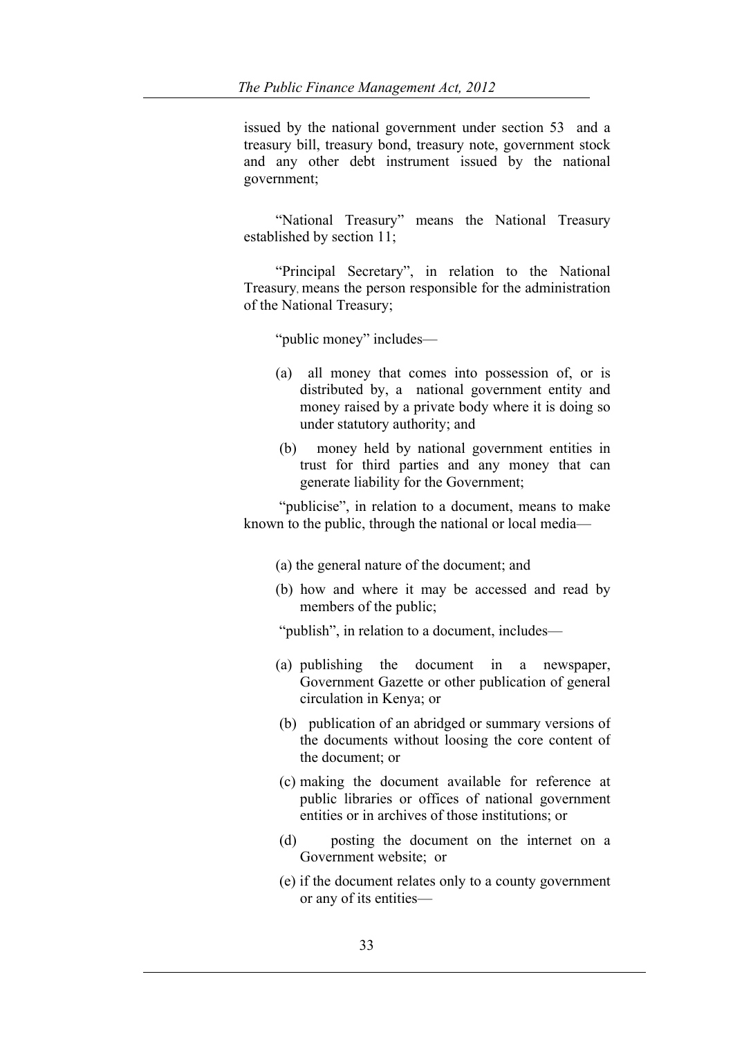issued by the national government under section 53 and a treasury bill, treasury bond, treasury note, government stock and any other debt instrument issued by the national government;

"National Treasury" means the National Treasury established by section 11;

"Principal Secretary", in relation to the National Treasury, means the person responsible for the administration of the National Treasury;

"public money" includes—

(a) all money that comes into possession of, or is distributed by, a national government entity and money raised by a private body where it is doing so under statutory authority; and

(b) money held by national government entities in trust for third parties and any money that can generate liability for the Government;

"publicise", in relation to a document, means to make known to the public, through the national or local media—

(a) the general nature of the document; and

(b) how and where it may be accessed and read by members of the public;

"publish", in relation to a document, includes—

(a) publishing the document in a newspaper, Government Gazette or other publication of general circulation in Kenya; or

(b) publication of an abridged or summary versions of the documents without loosing the core content of the document; or

(c) making the document available for reference at public libraries or offices of national government entities or in archives of those institutions; or

(d) posting the document on the internet on a Government website; or

(e) if the document relates only to a county government or any of its entities—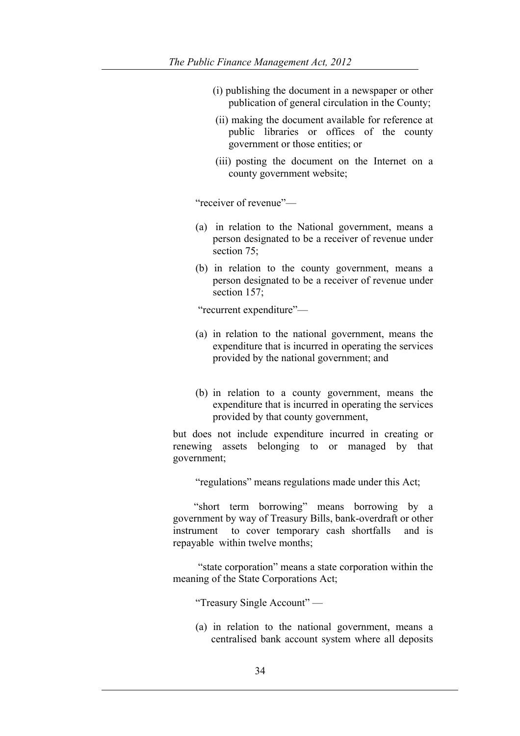(i) publishing the document in a newspaper or other publication of general circulation in the County;

(ii) making the document available for reference at public libraries or offices of the county government or those entities; or

(iii) posting the document on the Internet on a county government website;

"receiver of revenue"—

(a) in relation to the National government, means a person designated to be a receiver of revenue under section 75;

(b) in relation to the county government, means a person designated to be a receiver of revenue under section 157;

"recurrent expenditure"—

(a) in relation to the national government, means the expenditure that is incurred in operating the services provided by the national government; and

(b) in relation to a county government, means the expenditure that is incurred in operating the services provided by that county government,

but does not include expenditure incurred in creating or renewing assets belonging to or managed by that government;

"regulations" means regulations made under this Act;

"short term borrowing" means borrowing by a government by way of Treasury Bills, bank-overdraft or other instrument to cover temporary cash shortfalls and is repayable within twelve months;

"state corporation" means a state corporation within the meaning of the State Corporations Act;

"Treasury Single Account" —

(a) in relation to the national government, means a centralised bank account system where all deposits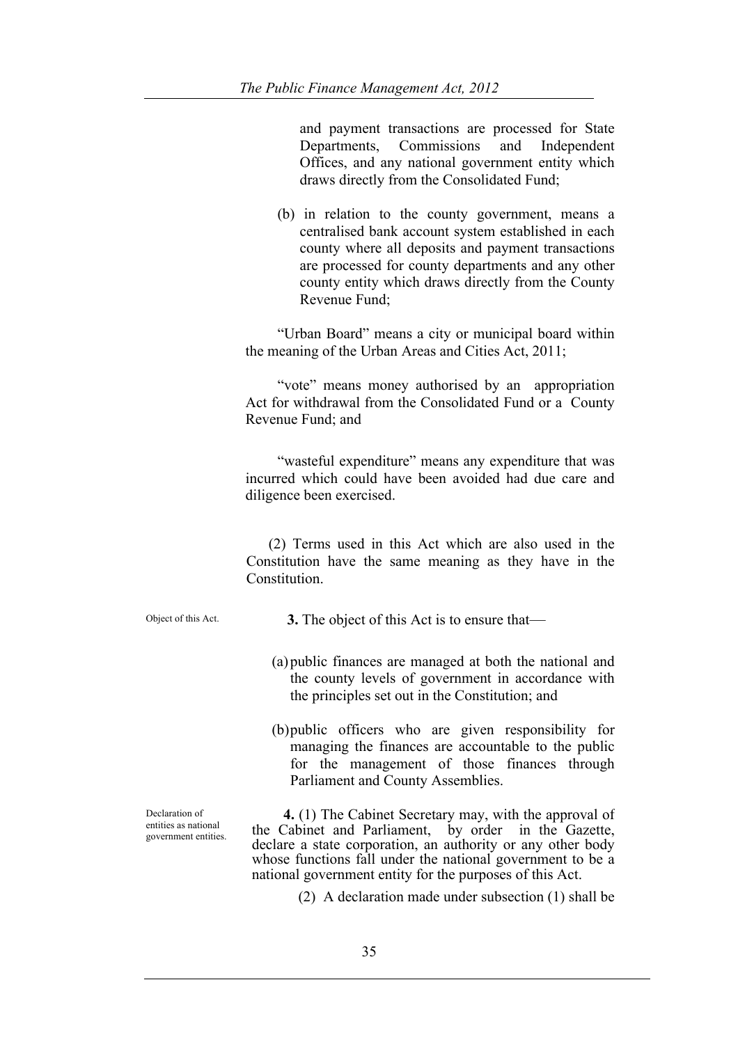and payment transactions are processed for State Departments, Commissions and Independent Offices, and any national government entity which draws directly from the Consolidated Fund;

(b) in relation to the county government, means a centralised bank account system established in each county where all deposits and payment transactions are processed for county departments and any other county entity which draws directly from the County Revenue Fund;

"Urban Board" means a city or municipal board within the meaning of the Urban Areas and Cities Act, 2011;

"vote" means money authorised by an appropriation Act for withdrawal from the Consolidated Fund or a County Revenue Fund; and

"wasteful expenditure" means any expenditure that was incurred which could have been avoided had due care and diligence been exercised.

(2) Terms used in this Act which are also used in the Constitution have the same meaning as they have in the Constitution.

Object of this Act.

**3.** The object of this Act is to ensure that—

(a) public finances are managed at both the national and the county levels of government in accordance with the principles set out in the Constitution; and

(b) public officers who are given responsibility for managing the finances are accountable to the public for the management of those finances through Parliament and County Assemblies.

Declaration of entities as national government entities.

**4.** (1) The Cabinet Secretary may, with the approval of the Cabinet and Parliament, by order in the Gazette, declare a state corporation, an authority or any other body whose functions fall under the national government to be a national government entity for the purposes of this Act.

(2) A declaration made under subsection (1) shall be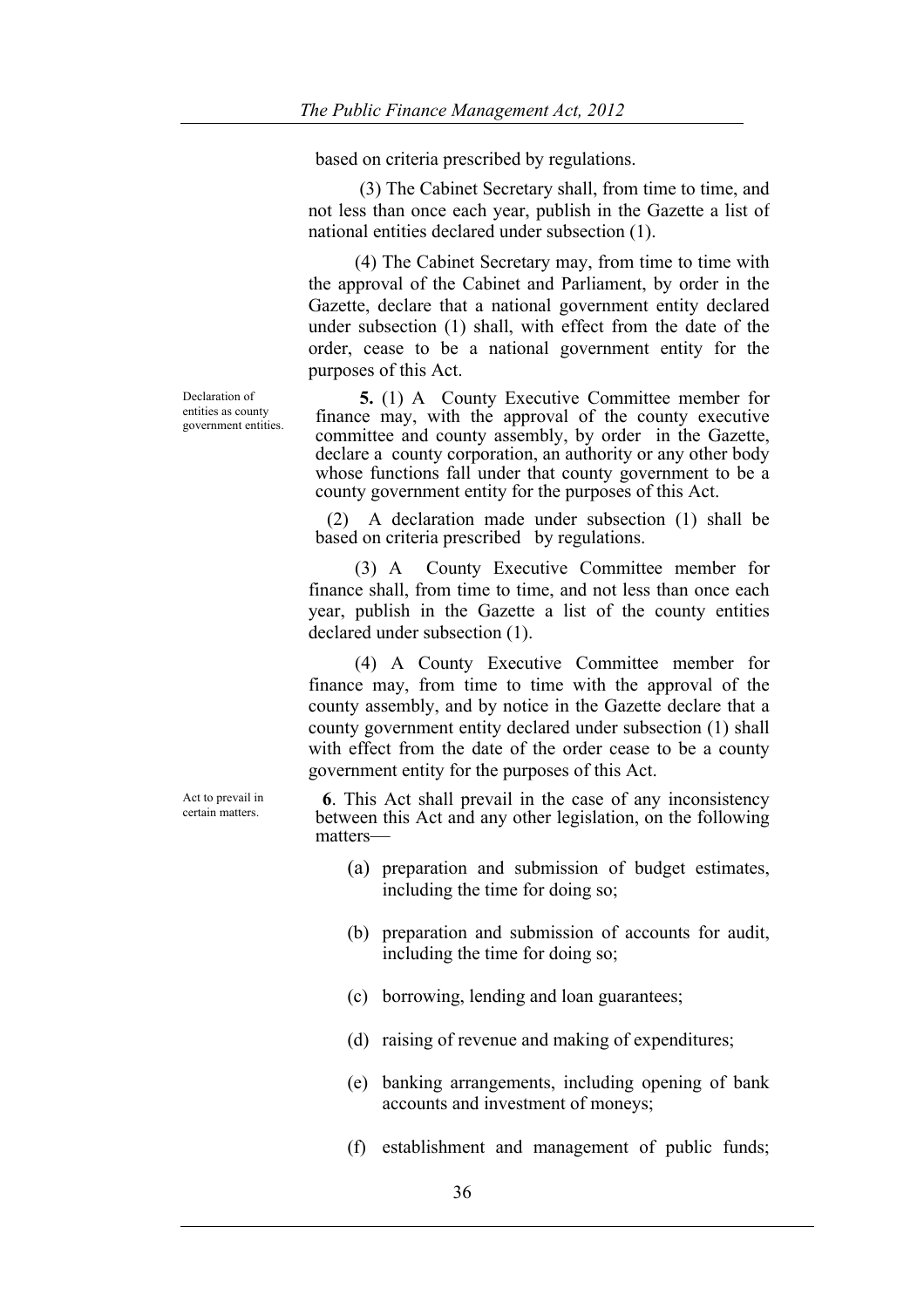based on criteria prescribed by regulations.

(3) The Cabinet Secretary shall, from time to time, and not less than once each year, publish in the Gazette a list of national entities declared under subsection (1).

(4) The Cabinet Secretary may, from time to time with the approval of the Cabinet and Parliament, by order in the Gazette, declare that a national government entity declared under subsection (1) shall, with effect from the date of the order, cease to be a national government entity for the purposes of this Act.

Declaration of entities as county government entities.

**5.** (1) A County Executive Committee member for finance may, with the approval of the county executive committee and county assembly, by order in the Gazette, declare a county corporation, an authority or any other body whose functions fall under that county government to be a county government entity for the purposes of this Act.

(2) A declaration made under subsection (1) shall be based on criteria prescribed by regulations.

(3) A County Executive Committee member for finance shall, from time to time, and not less than once each year, publish in the Gazette a list of the county entities declared under subsection (1).

(4) A County Executive Committee member for finance may, from time to time with the approval of the county assembly, and by notice in the Gazette declare that a county government entity declared under subsection (1) shall with effect from the date of the order cease to be a county government entity for the purposes of this Act.

Act to prevail in certain matters.

**6**. This Act shall prevail in the case of any inconsistency between this Act and any other legislation, on the following matters—

(a) preparation and submission of budget estimates, including the time for doing so;

(b) preparation and submission of accounts for audit, including the time for doing so;

(c) borrowing, lending and loan guarantees;

(d) raising of revenue and making of expenditures;

(e) banking arrangements, including opening of bank accounts and investment of moneys;

(f) establishment and management of public funds;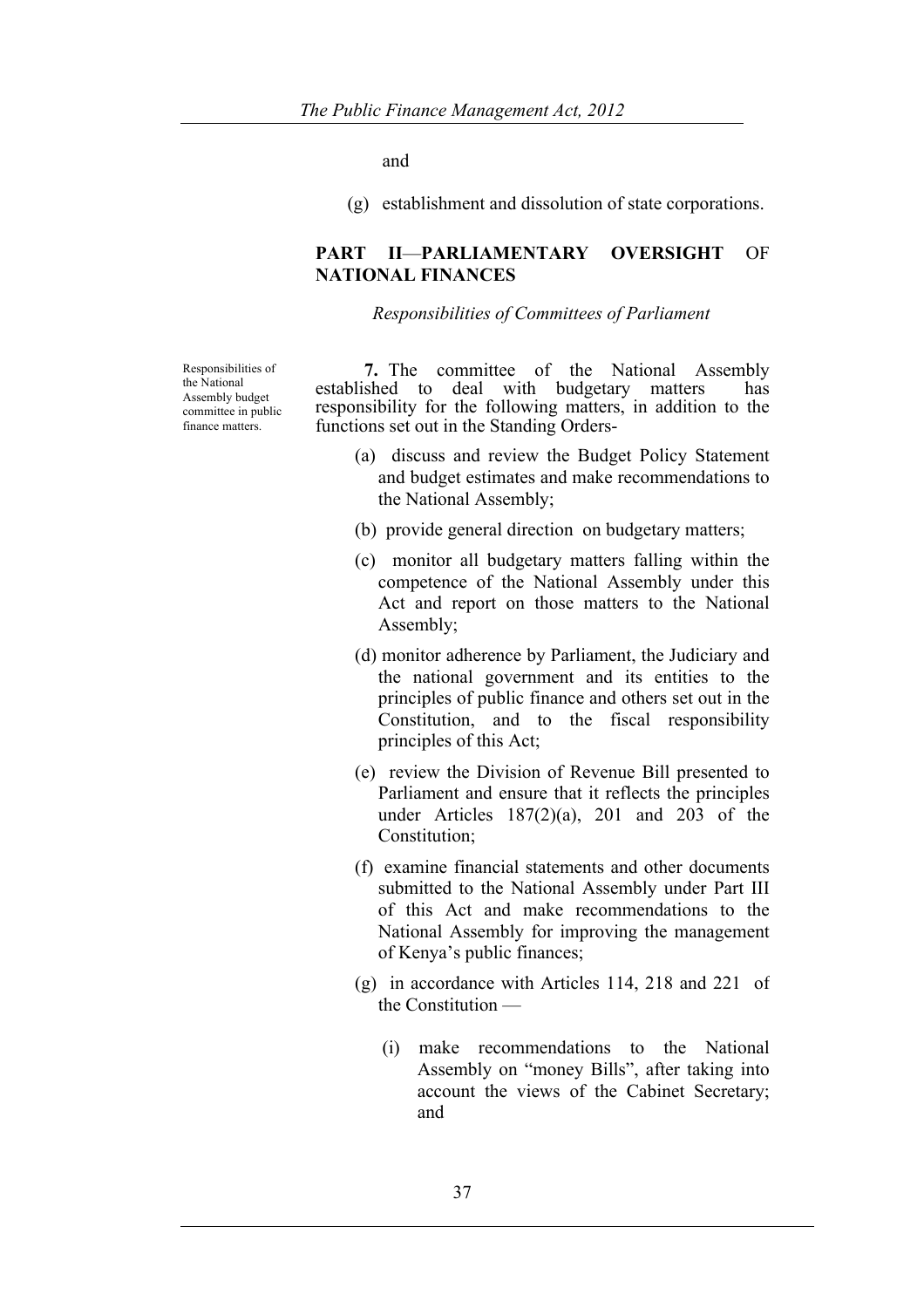and

(g) establishment and dissolution of state corporations.

## PART II—PARLIAMENTARY OVERSIGHT OF NATIONAL FINANCES

*Responsibilities of Committees of Parliament*

Responsibilities of the National Assembly budget committee in public finance matters.

**7.** The committee of the National Assembly established to deal with budgetary matters has responsibility for the following matters, in addition to the functions set out in the Standing Orders-

(a) discuss and review the Budget Policy Statement and budget estimates and make recommendations to the National Assembly;

(b) provide general direction on budgetary matters;

(c) monitor all budgetary matters falling within the competence of the National Assembly under this Act and report on those matters to the National Assembly;

(d) monitor adherence by Parliament, the Judiciary and the national government and its entities to the principles of public finance and others set out in the Constitution, and to the fiscal responsibility principles of this Act;

(e) review the Division of Revenue Bill presented to Parliament and ensure that it reflects the principles under Articles 187(2)(a), 201 and 203 of the Constitution;

(f) examine financial statements and other documents submitted to the National Assembly under Part III of this Act and make recommendations to the National Assembly for improving the management of Kenya's public finances;

(g) in accordance with Articles 114, 218 and 221 of the Constitution —

(i) make recommendations to the National Assembly on "money Bills", after taking into account the views of the Cabinet Secretary; and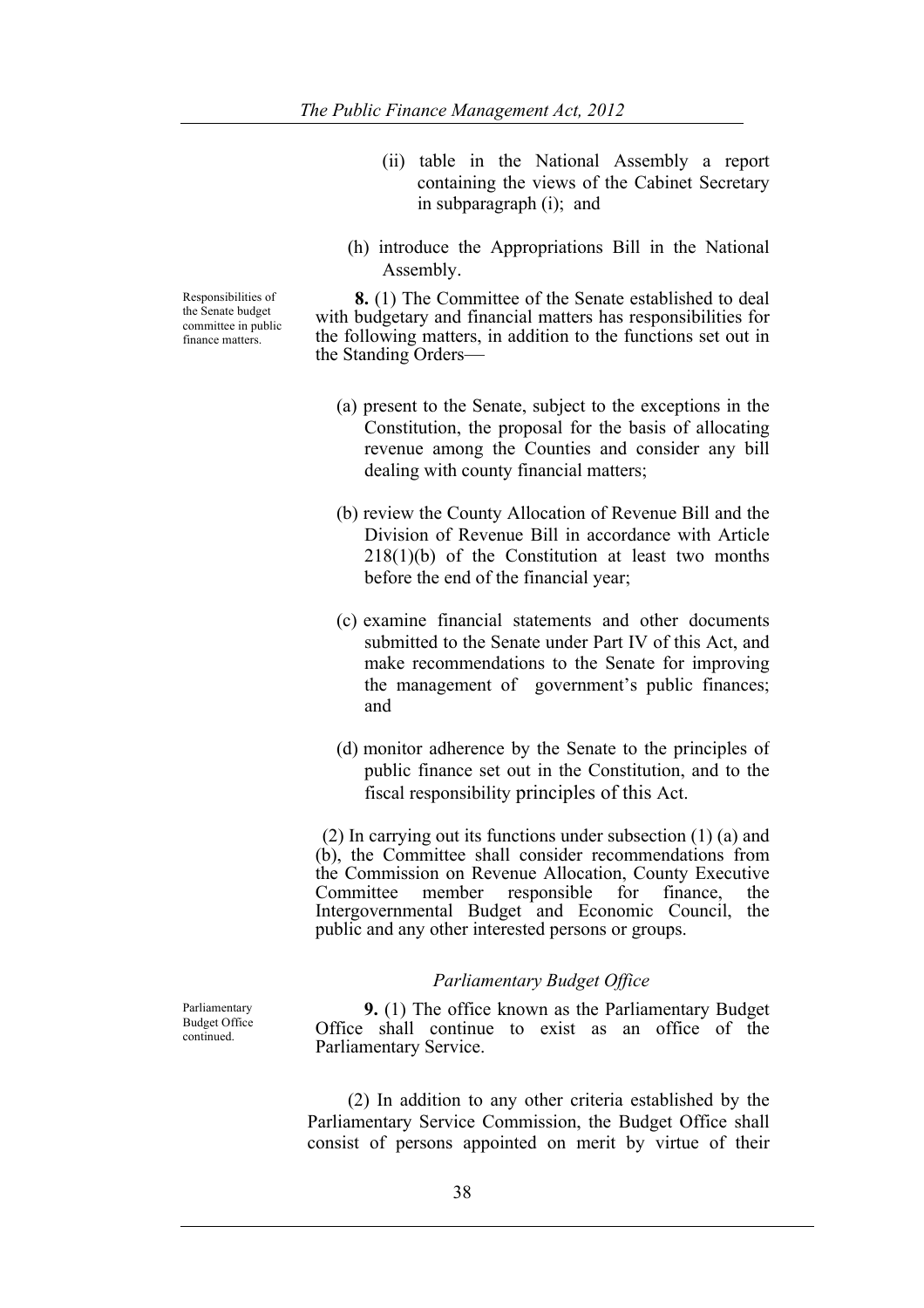(ii) table in the National Assembly a report containing the views of the Cabinet Secretary in subparagraph (i); and

(h) introduce the Appropriations Bill in the National Assembly.

Responsibilities of the Senate budget committee in public finance matters.

**8.** (1) The Committee of the Senate established to deal with budgetary and financial matters has responsibilities for the following matters, in addition to the functions set out in the Standing Orders—

(a) present to the Senate, subject to the exceptions in the Constitution, the proposal for the basis of allocating revenue among the Counties and consider any bill dealing with county financial matters;

(b) review the County Allocation of Revenue Bill and the Division of Revenue Bill in accordance with Article 218(1)(b) of the Constitution at least two months before the end of the financial year;

(c) examine financial statements and other documents submitted to the Senate under Part IV of this Act, and make recommendations to the Senate for improving the management of government's public finances; and

(d) monitor adherence by the Senate to the principles of public finance set out in the Constitution, and to the fiscal responsibility principles of this Act.

(2) In carrying out its functions under subsection (1) (a) and (b), the Committee shall consider recommendations from the Commission on Revenue Allocation, County Executive Committee member responsible for finance, the Intergovernmental Budget and Economic Council, the public and any other interested persons or groups.

*Parliamentary Budget Office*

Parliamentary Budget Office continued.

**9.** (1) The office known as the Parliamentary Budget Office shall continue to exist as an office of the Parliamentary Service.

(2) In addition to any other criteria established by the Parliamentary Service Commission, the Budget Office shall consist of persons appointed on merit by virtue of their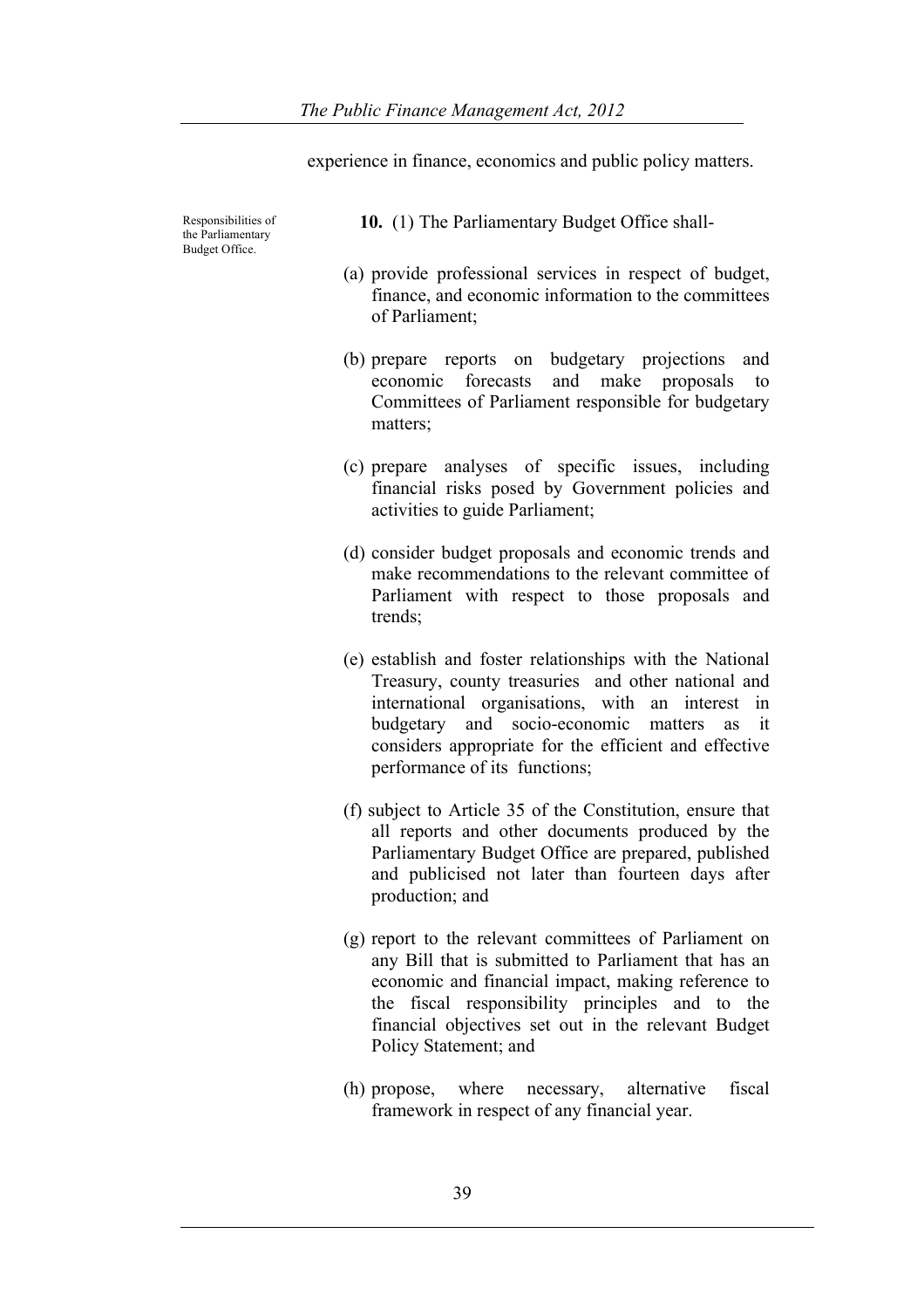experience in finance, economics and public policy matters.

Responsibilities of the Parliamentary Budget Office.

**10.** (1) The Parliamentary Budget Office shall-

(a) provide professional services in respect of budget, finance, and economic information to the committees of Parliament;

(b) prepare reports on budgetary projections and economic forecasts and make proposals to Committees of Parliament responsible for budgetary matters;

(c) prepare analyses of specific issues, including financial risks posed by Government policies and activities to guide Parliament;

(d) consider budget proposals and economic trends and make recommendations to the relevant committee of Parliament with respect to those proposals and trends;

(e) establish and foster relationships with the National Treasury, county treasuries and other national and international organisations, with an interest in budgetary and socio-economic matters as it considers appropriate for the efficient and effective performance of its functions;

(f) subject to Article 35 of the Constitution, ensure that all reports and other documents produced by the Parliamentary Budget Office are prepared, published and publicised not later than fourteen days after production; and

(g) report to the relevant committees of Parliament on any Bill that is submitted to Parliament that has an economic and financial impact, making reference to the fiscal responsibility principles and to the financial objectives set out in the relevant Budget Policy Statement; and

(h) propose, where necessary, alternative fiscal framework in respect of any financial year.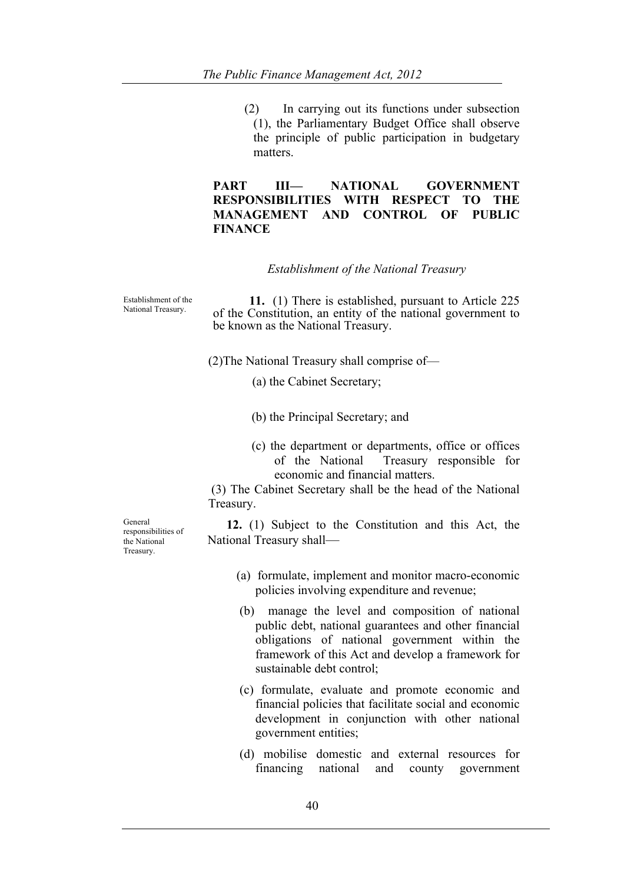(2) In carrying out its functions under subsection (1), the Parliamentary Budget Office shall observe the principle of public participation in budgetary matters.

## PART III— NATIONAL GOVERNMENT RESPONSIBILITIES WITH RESPECT TO THE MANAGEMENT AND CONTROL OF PUBLIC FINANCE

*Establishment of the National Treasury*

Establishment of the National Treasury.

**11.** (1) There is established, pursuant to Article 225 of the Constitution, an entity of the national government to be known as the National Treasury.

(2)The National Treasury shall comprise of—

(a) the Cabinet Secretary;

(b) the Principal Secretary; and

(c) the department or departments, office or offices of the National Treasury responsible for economic and financial matters.

(3) The Cabinet Secretary shall be the head of the National Treasury.

General responsibilities of the National Treasury.

**12.** (1) Subject to the Constitution and this Act, the National Treasury shall—

(a) formulate, implement and monitor macro-economic policies involving expenditure and revenue;

(b) manage the level and composition of national public debt, national guarantees and other financial obligations of national government within the framework of this Act and develop a framework for sustainable debt control;

(c) formulate, evaluate and promote economic and financial policies that facilitate social and economic development in conjunction with other national government entities;

(d) mobilise domestic and external resources for financing national and county government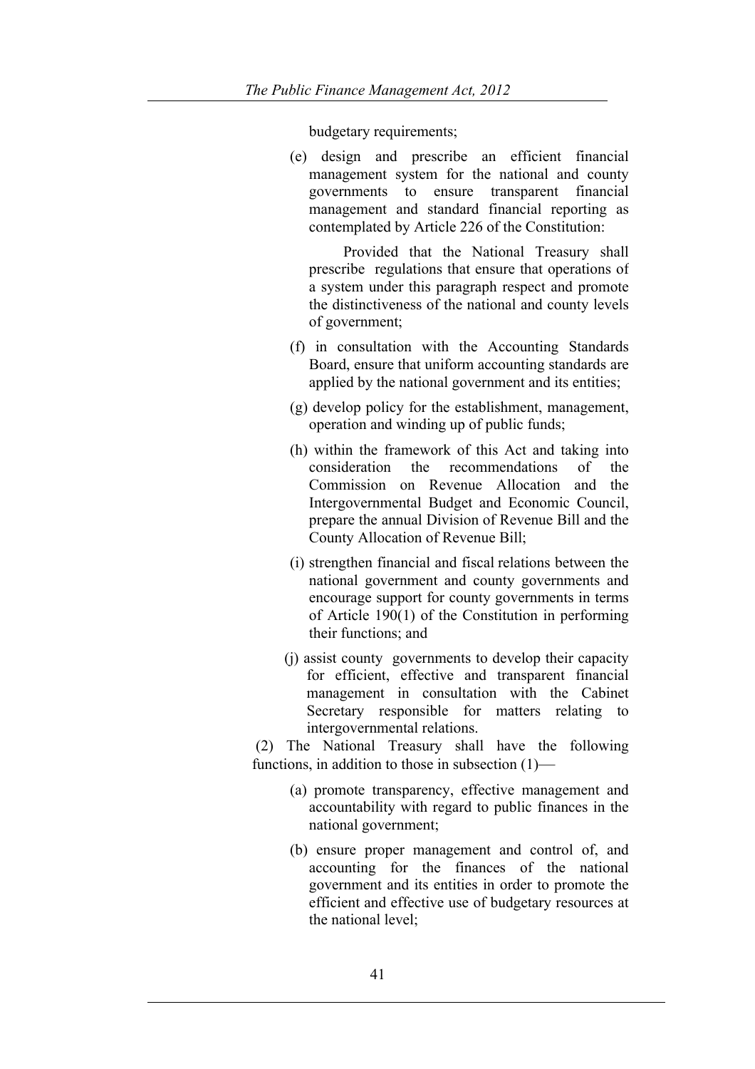budgetary requirements;

(e) design and prescribe an efficient financial management system for the national and county governments to ensure transparent financial management and standard financial reporting as contemplated by Article 226 of the Constitution:

Provided that the National Treasury shall prescribe regulations that ensure that operations of a system under this paragraph respect and promote the distinctiveness of the national and county levels of government;

(f) in consultation with the Accounting Standards Board, ensure that uniform accounting standards are applied by the national government and its entities;

(g) develop policy for the establishment, management, operation and winding up of public funds;

(h) within the framework of this Act and taking into consideration the recommendations of the Commission on Revenue Allocation and the Intergovernmental Budget and Economic Council, prepare the annual Division of Revenue Bill and the County Allocation of Revenue Bill;

(i) strengthen financial and fiscal relations between the national government and county governments and encourage support for county governments in terms of Article 190(1) of the Constitution in performing their functions; and

(j) assist county governments to develop their capacity for efficient, effective and transparent financial management in consultation with the Cabinet Secretary responsible for matters relating to intergovernmental relations.

(2) The National Treasury shall have the following functions, in addition to those in subsection (1)—

(a) promote transparency, effective management and accountability with regard to public finances in the national government;

(b) ensure proper management and control of, and accounting for the finances of the national government and its entities in order to promote the efficient and effective use of budgetary resources at the national level;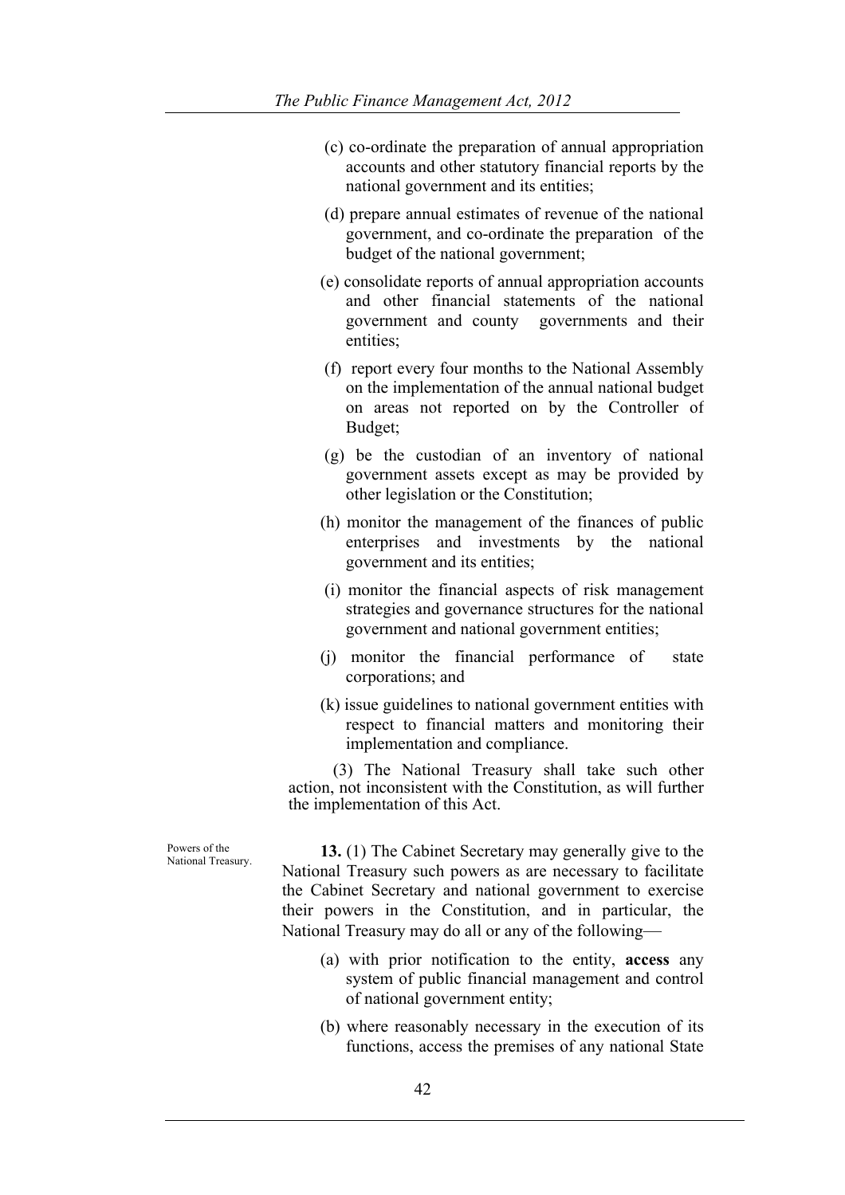(c) co-ordinate the preparation of annual appropriation accounts and other statutory financial reports by the national government and its entities;

(d) prepare annual estimates of revenue of the national government, and co-ordinate the preparation of the budget of the national government;

(e) consolidate reports of annual appropriation accounts and other financial statements of the national government and county governments and their entities;

(f) report every four months to the National Assembly on the implementation of the annual national budget on areas not reported on by the Controller of Budget;

(g) be the custodian of an inventory of national government assets except as may be provided by other legislation or the Constitution;

(h) monitor the management of the finances of public enterprises and investments by the national government and its entities;

(i) monitor the financial aspects of risk management strategies and governance structures for the national government and national government entities;

(j) monitor the financial performance of state corporations; and

(k) issue guidelines to national government entities with respect to financial matters and monitoring their implementation and compliance.

(3) The National Treasury shall take such other action, not inconsistent with the Constitution, as will further the implementation of this Act.

Powers of the National Treasury.

**13.** (1) The Cabinet Secretary may generally give to the National Treasury such powers as are necessary to facilitate the Cabinet Secretary and national government to exercise their powers in the Constitution, and in particular, the National Treasury may do all or any of the following—

(a) with prior notification to the entity, **access** any system of public financial management and control of national government entity;

(b) where reasonably necessary in the execution of its functions, access the premises of any national State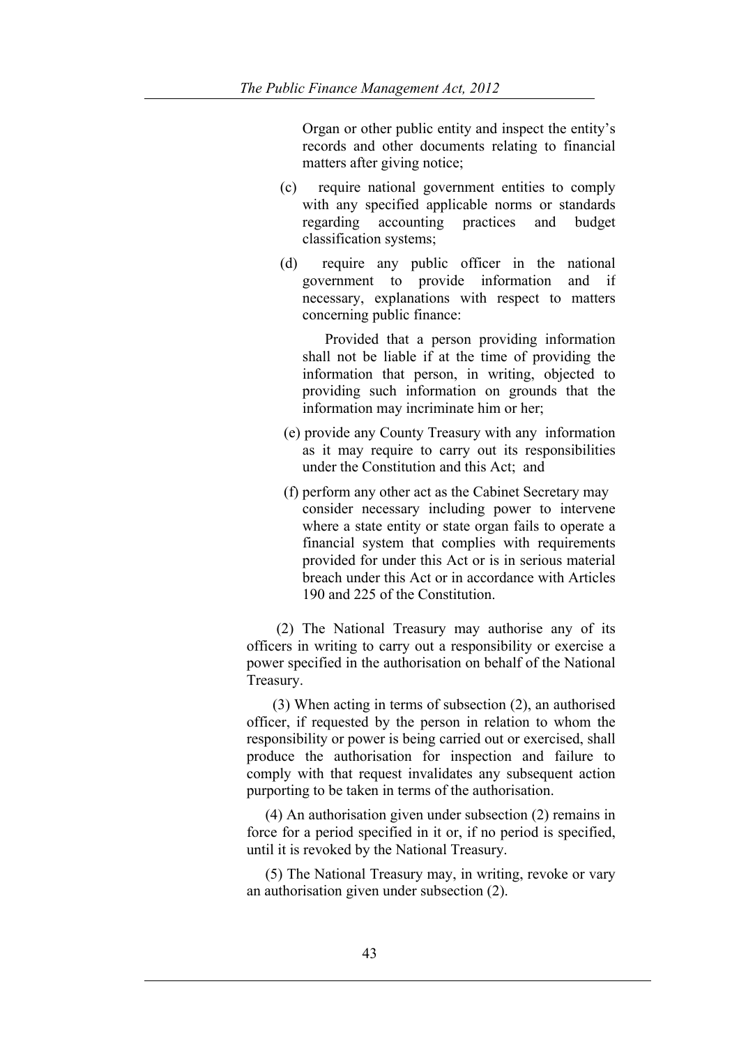Organ or other public entity and inspect the entity's records and other documents relating to financial matters after giving notice;

(c) require national government entities to comply with any specified applicable norms or standards regarding accounting practices and budget classification systems;

(d) require any public officer in the national government to provide information and if necessary, explanations with respect to matters concerning public finance:

Provided that a person providing information shall not be liable if at the time of providing the information that person, in writing, objected to providing such information on grounds that the information may incriminate him or her;

(e) provide any County Treasury with any information as it may require to carry out its responsibilities under the Constitution and this Act; and

(f) perform any other act as the Cabinet Secretary may consider necessary including power to intervene where a state entity or state organ fails to operate a financial system that complies with requirements provided for under this Act or is in serious material breach under this Act or in accordance with Articles 190 and 225 of the Constitution.

(2) The National Treasury may authorise any of its officers in writing to carry out a responsibility or exercise a power specified in the authorisation on behalf of the National Treasury.

(3) When acting in terms of subsection (2), an authorised officer, if requested by the person in relation to whom the responsibility or power is being carried out or exercised, shall produce the authorisation for inspection and failure to comply with that request invalidates any subsequent action purporting to be taken in terms of the authorisation.

(4) An authorisation given under subsection (2) remains in force for a period specified in it or, if no period is specified, until it is revoked by the National Treasury.

(5) The National Treasury may, in writing, revoke or vary an authorisation given under subsection (2).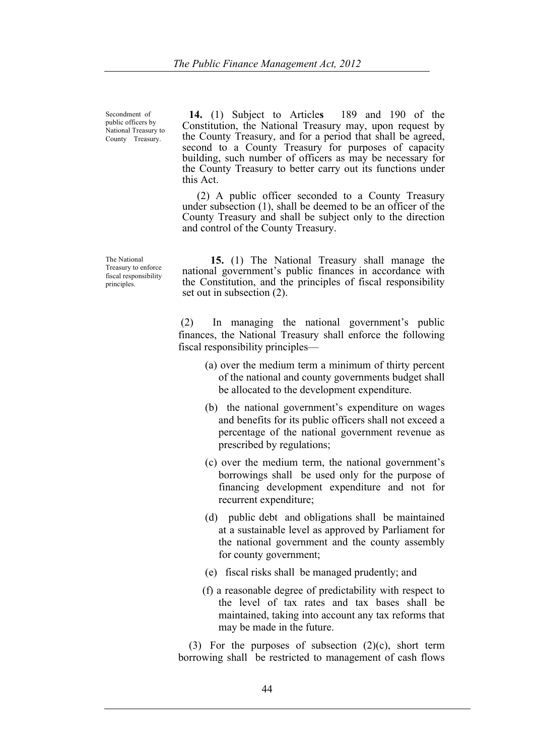*Secondment of public officers by National Treasury to County Treasury.*

**14.** (1) Subject to Articles 189 and 190 of the Constitution, the National Treasury may, upon request by the County Treasury, and for a period that shall be agreed, second to a County Treasury for purposes of capacity building, such number of officers as may be necessary for the County Treasury to better carry out its functions under this Act.

(2) A public officer seconded to a County Treasury under subsection (1), shall be deemed to be an officer of the County Treasury and shall be subject only to the direction and control of the County Treasury.

*The National Treasury to enforce fiscal responsibility principles.*

**15.** (1) The National Treasury shall manage the national government's public finances in accordance with the Constitution, and the principles of fiscal responsibility set out in subsection (2).

(2) In managing the national government's public finances, the National Treasury shall enforce the following fiscal responsibility principles—

(a) over the medium term a minimum of thirty percent of the national and county governments budget shall be allocated to the development expenditure.

(b) the national government's expenditure on wages and benefits for its public officers shall not exceed a percentage of the national government revenue as prescribed by regulations;

(c) over the medium term, the national government's borrowings shall be used only for the purpose of financing development expenditure and not for recurrent expenditure;

(d) public debt and obligations shall be maintained at a sustainable level as approved by Parliament for the national government and the county assembly for county government;

(e) fiscal risks shall be managed prudently; and

(f) a reasonable degree of predictability with respect to the level of tax rates and tax bases shall be maintained, taking into account any tax reforms that may be made in the future.

(3) For the purposes of subsection (2)(c), short term borrowing shall be restricted to management of cash flows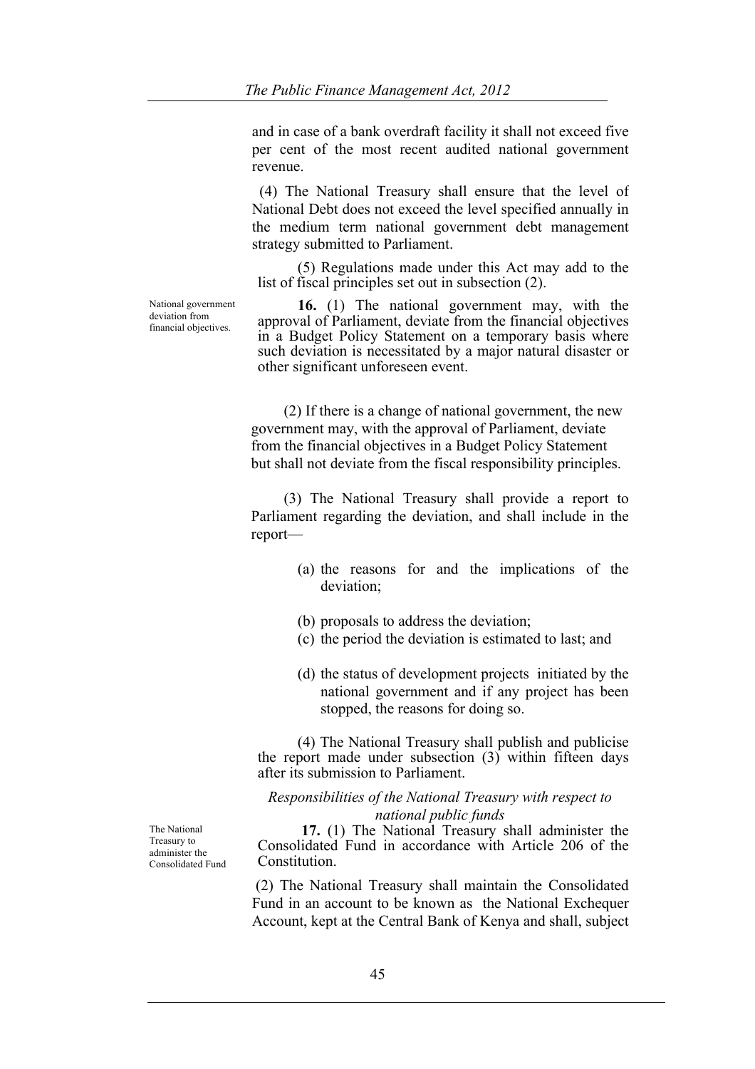and in case of a bank overdraft facility it shall not exceed five per cent of the most recent audited national government revenue.

(4) The National Treasury shall ensure that the level of National Debt does not exceed the level specified annually in the medium term national government debt management strategy submitted to Parliament.

(5) Regulations made under this Act may add to the list of fiscal principles set out in subsection (2).

National government deviation from financial objectives.

**16.** (1) The national government may, with the approval of Parliament, deviate from the financial objectives in a Budget Policy Statement on a temporary basis where such deviation is necessitated by a major natural disaster or other significant unforeseen event.

(2) If there is a change of national government, the new government may, with the approval of Parliament, deviate from the financial objectives in a Budget Policy Statement but shall not deviate from the fiscal responsibility principles.

(3) The National Treasury shall provide a report to Parliament regarding the deviation, and shall include in the report—

(a) the reasons for and the implications of the deviation;

(b) proposals to address the deviation;

(c) the period the deviation is estimated to last; and

(d) the status of development projects initiated by the national government and if any project has been stopped, the reasons for doing so.

(4) The National Treasury shall publish and publicise the report made under subsection (3) within fifteen days after its submission to Parliament.

*Responsibilities of the National Treasury with respect to national public funds*

The National Treasury to administer the Consolidated Fund

**17.** (1) The National Treasury shall administer the Consolidated Fund in accordance with Article 206 of the Constitution.

(2) The National Treasury shall maintain the Consolidated Fund in an account to be known as the National Exchequer Account, kept at the Central Bank of Kenya and shall, subject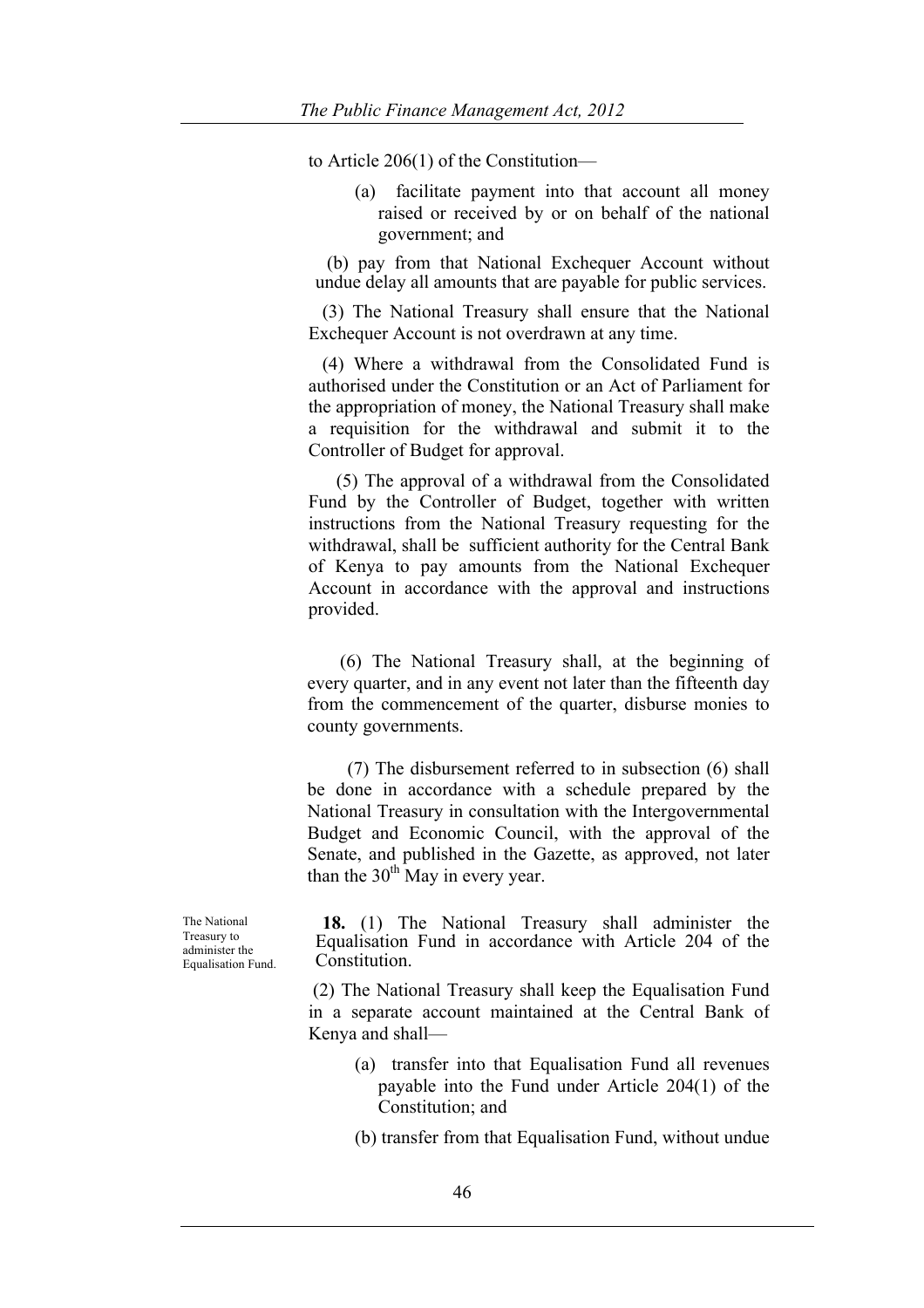to Article 206(1) of the Constitution—

(a) facilitate payment into that account all money raised or received by or on behalf of the national government; and

(b) pay from that National Exchequer Account without undue delay all amounts that are payable for public services.

(3) The National Treasury shall ensure that the National Exchequer Account is not overdrawn at any time.

(4) Where a withdrawal from the Consolidated Fund is authorised under the Constitution or an Act of Parliament for the appropriation of money, the National Treasury shall make a requisition for the withdrawal and submit it to the Controller of Budget for approval.

(5) The approval of a withdrawal from the Consolidated Fund by the Controller of Budget, together with written instructions from the National Treasury requesting for the withdrawal, shall be sufficient authority for the Central Bank of Kenya to pay amounts from the National Exchequer Account in accordance with the approval and instructions provided.

(6) The National Treasury shall, at the beginning of every quarter, and in any event not later than the fifteenth day from the commencement of the quarter, disburse monies to county governments.

(7) The disbursement referred to in subsection (6) shall be done in accordance with a schedule prepared by the National Treasury in consultation with the Intergovernmental Budget and Economic Council, with the approval of the Senate, and published in the Gazette, as approved, not later than the 30th May in every year.

The National Treasury to administer the Equalisation Fund.

**18.** (1) The National Treasury shall administer the Equalisation Fund in accordance with Article 204 of the Constitution.

(2) The National Treasury shall keep the Equalisation Fund in a separate account maintained at the Central Bank of Kenya and shall—

(a) transfer into that Equalisation Fund all revenues payable into the Fund under Article 204(1) of the Constitution; and

(b) transfer from that Equalisation Fund, without undue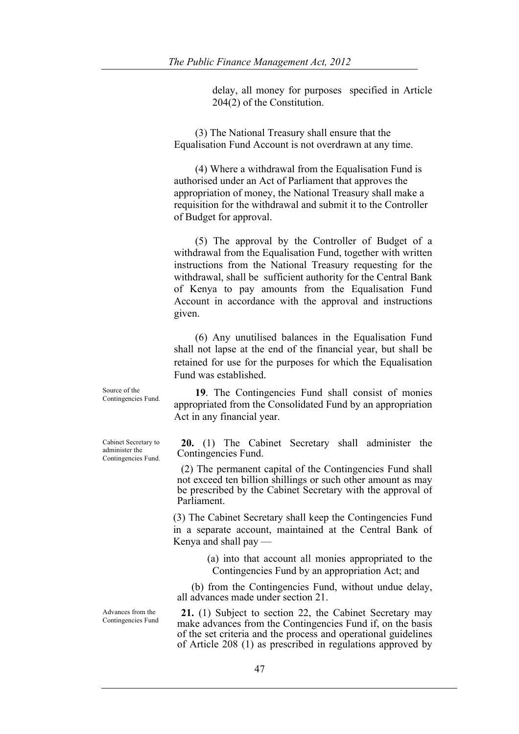delay, all money for purposes specified in Article 204(2) of the Constitution.

(3) The National Treasury shall ensure that the Equalisation Fund Account is not overdrawn at any time.

(4) Where a withdrawal from the Equalisation Fund is authorised under an Act of Parliament that approves the appropriation of money, the National Treasury shall make a requisition for the withdrawal and submit it to the Controller of Budget for approval.

(5) The approval by the Controller of Budget of a withdrawal from the Equalisation Fund, together with written instructions from the National Treasury requesting for the withdrawal, shall be sufficient authority for the Central Bank of Kenya to pay amounts from the Equalisation Fund Account in accordance with the approval and instructions given.

(6) Any unutilised balances in the Equalisation Fund shall not lapse at the end of the financial year, but shall be retained for use for the purposes for which the Equalisation Fund was established.

*Source of the Contingencies Fund.*

**19**. The Contingencies Fund shall consist of monies appropriated from the Consolidated Fund by an appropriation Act in any financial year.

*Cabinet Secretary to administer the Contingencies Fund.*

**20.** (1) The Cabinet Secretary shall administer the Contingencies Fund.

(2) The permanent capital of the Contingencies Fund shall not exceed ten billion shillings or such other amount as may be prescribed by the Cabinet Secretary with the approval of Parliament.

(3) The Cabinet Secretary shall keep the Contingencies Fund in a separate account, maintained at the Central Bank of Kenya and shall pay —

(a) into that account all monies appropriated to the Contingencies Fund by an appropriation Act; and

(b) from the Contingencies Fund, without undue delay, all advances made under section 21.

*Advances from the Contingencies Fund*

**21.** (1) Subject to section 22, the Cabinet Secretary may make advances from the Contingencies Fund if, on the basis of the set criteria and the process and operational guidelines of Article 208 (1) as prescribed in regulations approved by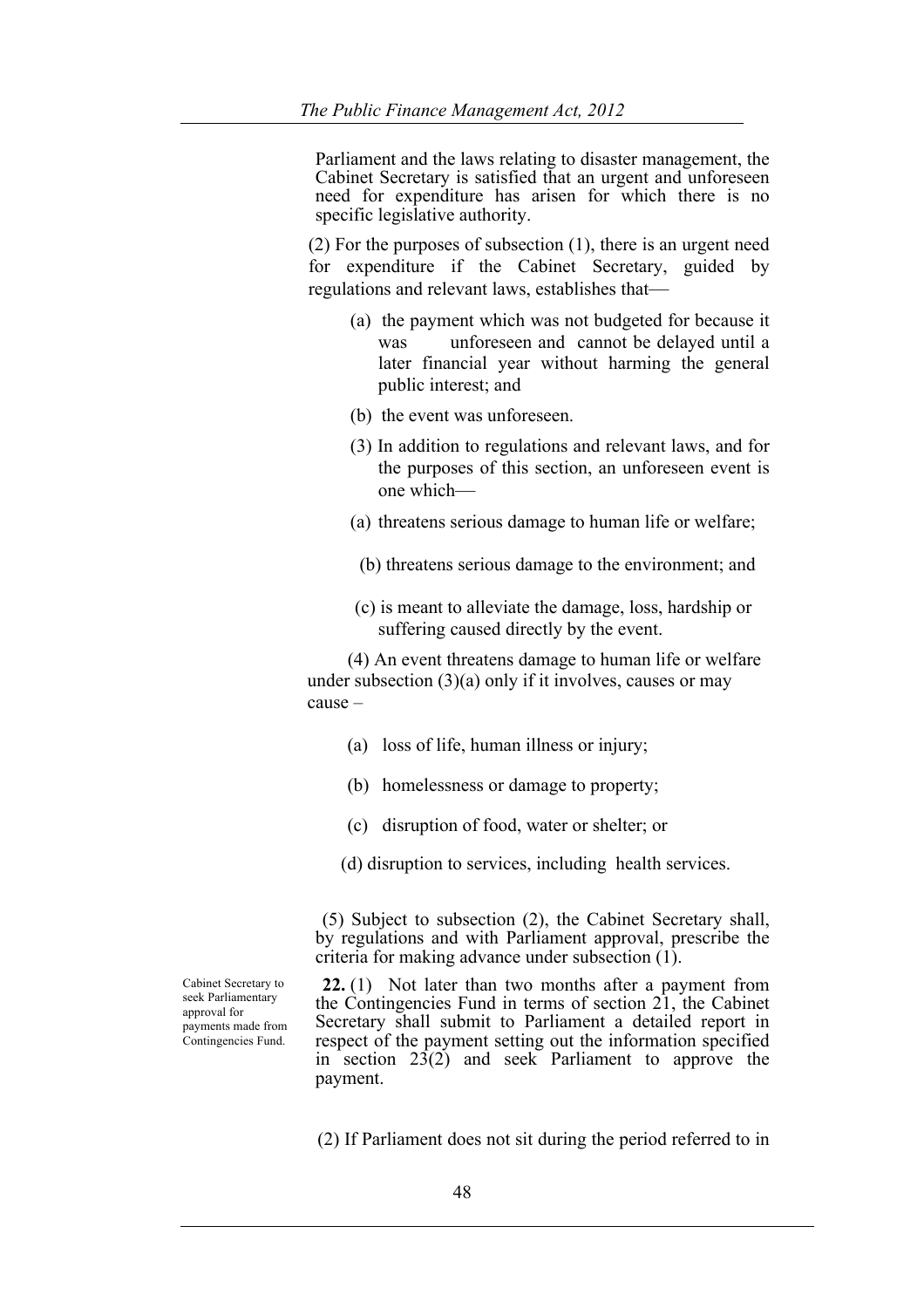Parliament and the laws relating to disaster management, the Cabinet Secretary is satisfied that an urgent and unforeseen need for expenditure has arisen for which there is no specific legislative authority.

(2) For the purposes of subsection (1), there is an urgent need for expenditure if the Cabinet Secretary, guided by regulations and relevant laws, establishes that—

(a) the payment which was not budgeted for because it was unforeseen and cannot be delayed until a later financial year without harming the general public interest; and

(b) the event was unforeseen.

(3) In addition to regulations and relevant laws, and for the purposes of this section, an unforeseen event is one which—

(a) threatens serious damage to human life or welfare;

(b) threatens serious damage to the environment; and

(c) is meant to alleviate the damage, loss, hardship or suffering caused directly by the event.

(4) An event threatens damage to human life or welfare under subsection (3)(a) only if it involves, causes or may cause –

(a) loss of life, human illness or injury;

(b) homelessness or damage to property;

(c) disruption of food, water or shelter; or

(d) disruption to services, including health services.

(5) Subject to subsection (2), the Cabinet Secretary shall, by regulations and with Parliament approval, prescribe the criteria for making advance under subsection (1).

Cabinet Secretary to seek Parliamentary approval for payments made from Contingencies Fund.

**22.** (1) Not later than two months after a payment from the Contingencies Fund in terms of section 21, the Cabinet Secretary shall submit to Parliament a detailed report in respect of the payment setting out the information specified in section 23(2) and seek Parliament to approve the payment.

(2) If Parliament does not sit during the period referred to in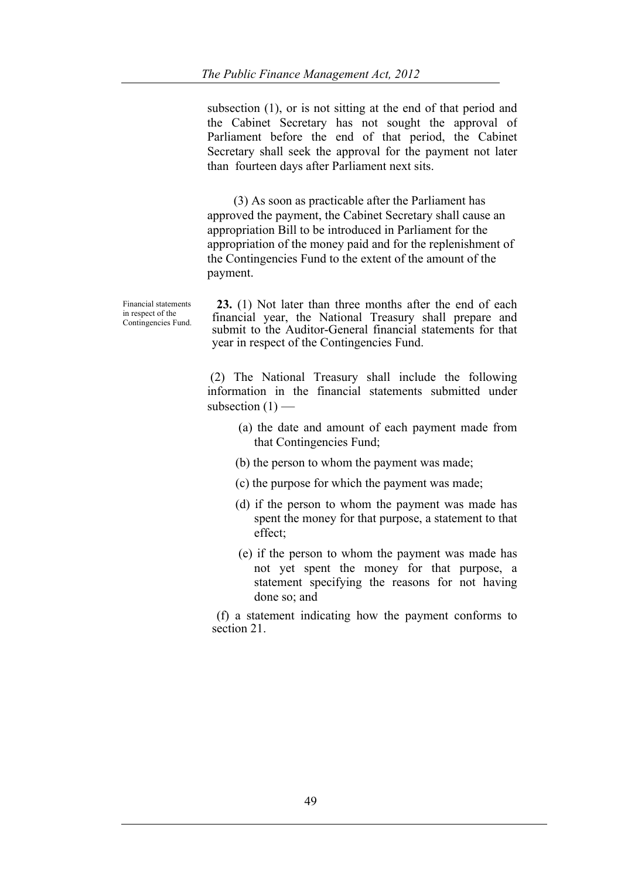subsection (1), or is not sitting at the end of that period and the Cabinet Secretary has not sought the approval of Parliament before the end of that period, the Cabinet Secretary shall seek the approval for the payment not later than fourteen days after Parliament next sits.

(3) As soon as practicable after the Parliament has approved the payment, the Cabinet Secretary shall cause an appropriation Bill to be introduced in Parliament for the appropriation of the money paid and for the replenishment of the Contingencies Fund to the extent of the amount of the payment.

Financial statements in respect of the Contingencies Fund.

**23.** (1) Not later than three months after the end of each financial year, the National Treasury shall prepare and submit to the Auditor-General financial statements for that year in respect of the Contingencies Fund.

(2) The National Treasury shall include the following information in the financial statements submitted under subsection (1) —

(a) the date and amount of each payment made from that Contingencies Fund;

(b) the person to whom the payment was made;

(c) the purpose for which the payment was made;

(d) if the person to whom the payment was made has spent the money for that purpose, a statement to that effect;

(e) if the person to whom the payment was made has not yet spent the money for that purpose, a statement specifying the reasons for not having done so; and

(f) a statement indicating how the payment conforms to section 21.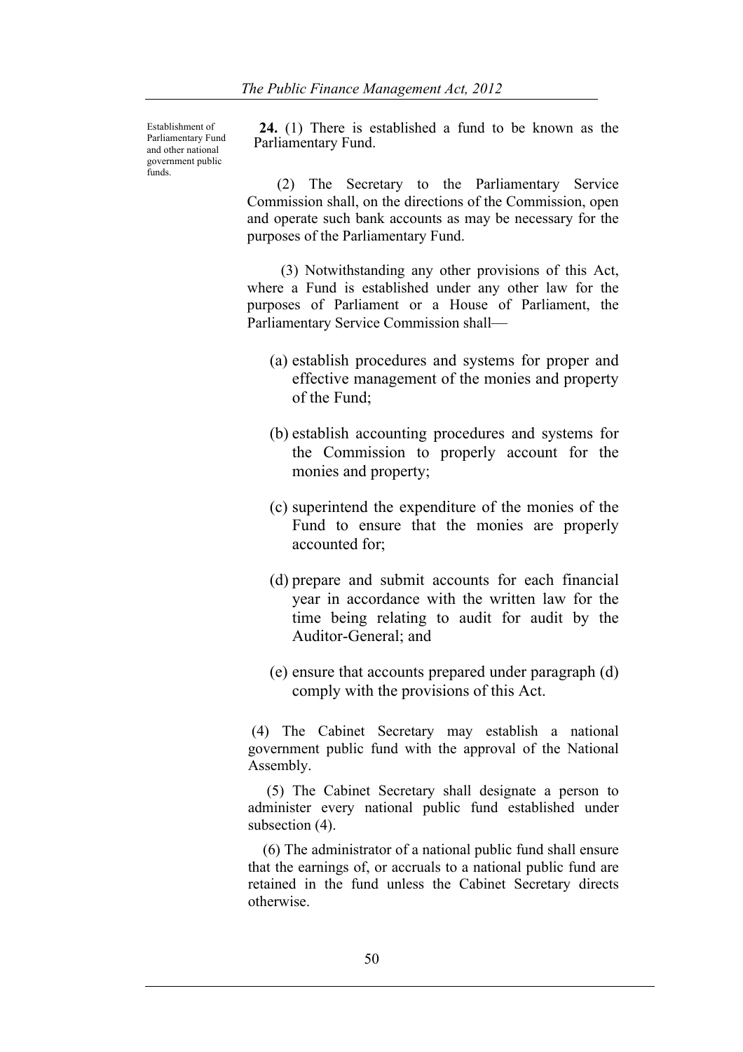Establishment of Parliamentary Fund and other national government public funds.

**24.** (1) There is established a fund to be known as the Parliamentary Fund.

(2) The Secretary to the Parliamentary Service Commission shall, on the directions of the Commission, open and operate such bank accounts as may be necessary for the purposes of the Parliamentary Fund.

(3) Notwithstanding any other provisions of this Act, where a Fund is established under any other law for the purposes of Parliament or a House of Parliament, the Parliamentary Service Commission shall—

(a) establish procedures and systems for proper and effective management of the monies and property of the Fund;

(b) establish accounting procedures and systems for the Commission to properly account for the monies and property;

(c) superintend the expenditure of the monies of the Fund to ensure that the monies are properly accounted for;

(d) prepare and submit accounts for each financial year in accordance with the written law for the time being relating to audit for audit by the Auditor-General; and

(e) ensure that accounts prepared under paragraph (d) comply with the provisions of this Act.

(4) The Cabinet Secretary may establish a national government public fund with the approval of the National Assembly.

(5) The Cabinet Secretary shall designate a person to administer every national public fund established under subsection (4).

(6) The administrator of a national public fund shall ensure that the earnings of, or accruals to a national public fund are retained in the fund unless the Cabinet Secretary directs otherwise.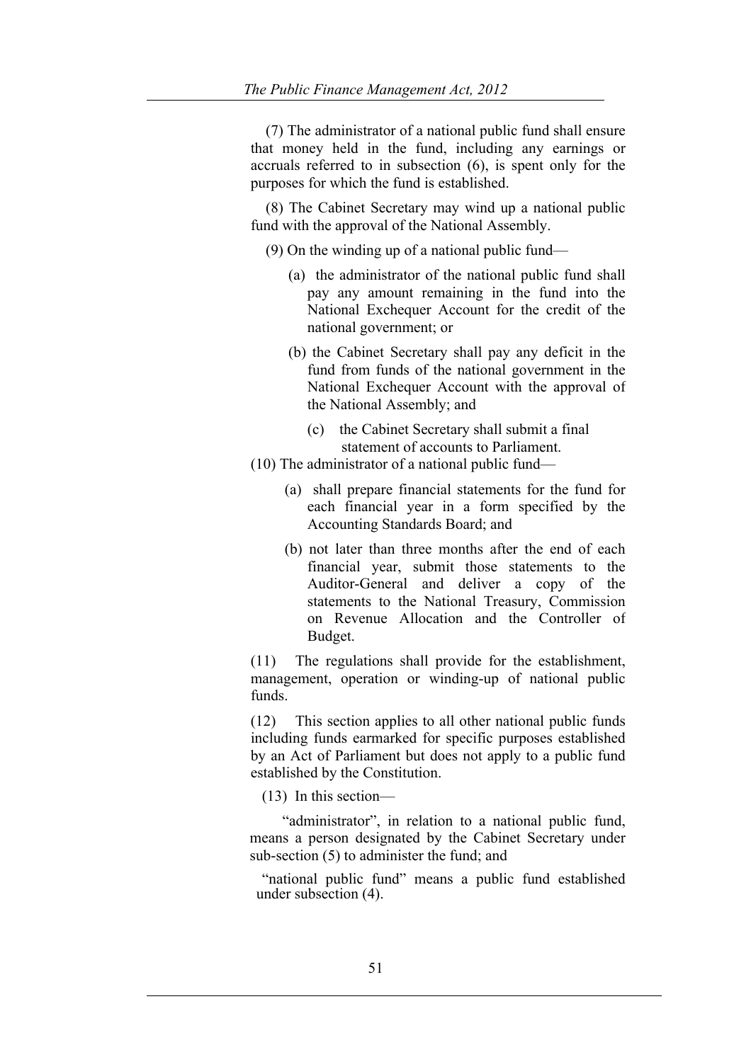(7) The administrator of a national public fund shall ensure that money held in the fund, including any earnings or accruals referred to in subsection (6), is spent only for the purposes for which the fund is established.

(8) The Cabinet Secretary may wind up a national public fund with the approval of the National Assembly.

(9) On the winding up of a national public fund—

(a) the administrator of the national public fund shall pay any amount remaining in the fund into the National Exchequer Account for the credit of the national government; or

(b) the Cabinet Secretary shall pay any deficit in the fund from funds of the national government in the National Exchequer Account with the approval of the National Assembly; and

(c) the Cabinet Secretary shall submit a final statement of accounts to Parliament.

(10) The administrator of a national public fund—

(a) shall prepare financial statements for the fund for each financial year in a form specified by the Accounting Standards Board; and

(b) not later than three months after the end of each financial year, submit those statements to the Auditor-General and deliver a copy of the statements to the National Treasury, Commission on Revenue Allocation and the Controller of Budget.

(11) The regulations shall provide for the establishment, management, operation or winding-up of national public funds.

(12) This section applies to all other national public funds including funds earmarked for specific purposes established by an Act of Parliament but does not apply to a public fund established by the Constitution.

(13) In this section—

"administrator", in relation to a national public fund, means a person designated by the Cabinet Secretary under sub-section (5) to administer the fund; and

"national public fund" means a public fund established under subsection (4).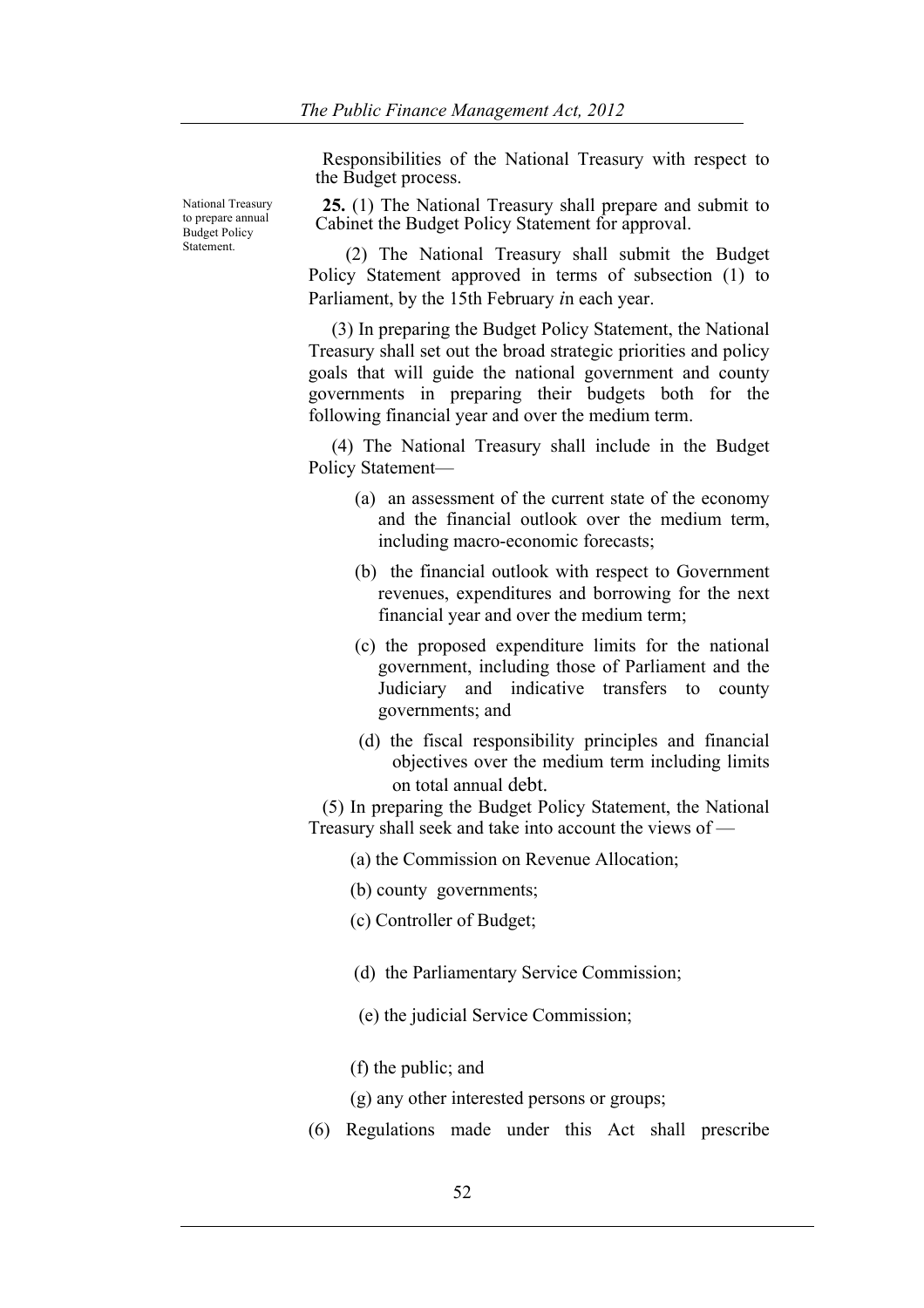Responsibilities of the National Treasury with respect to the Budget process.

National Treasury to prepare annual Budget Policy Statement.

**25.** (1) The National Treasury shall prepare and submit to Cabinet the Budget Policy Statement for approval.

(2) The National Treasury shall submit the Budget Policy Statement approved in terms of subsection (1) to Parliament, by the 15th February *i*n each year.

(3) In preparing the Budget Policy Statement, the National Treasury shall set out the broad strategic priorities and policy goals that will guide the national government and county governments in preparing their budgets both for the following financial year and over the medium term.

(4) The National Treasury shall include in the Budget Policy Statement—

(a) an assessment of the current state of the economy and the financial outlook over the medium term, including macro-economic forecasts;

(b) the financial outlook with respect to Government revenues, expenditures and borrowing for the next financial year and over the medium term;

(c) the proposed expenditure limits for the national government, including those of Parliament and the Judiciary and indicative transfers to county governments; and

(d) the fiscal responsibility principles and financial objectives over the medium term including limits on total annual debt.

(5) In preparing the Budget Policy Statement, the National Treasury shall seek and take into account the views of —

(a) the Commission on Revenue Allocation;

(b) county governments;

(c) Controller of Budget;

(d) the Parliamentary Service Commission;

(e) the judicial Service Commission;

(f) the public; and

(g) any other interested persons or groups;

(6) Regulations made under this Act shall prescribe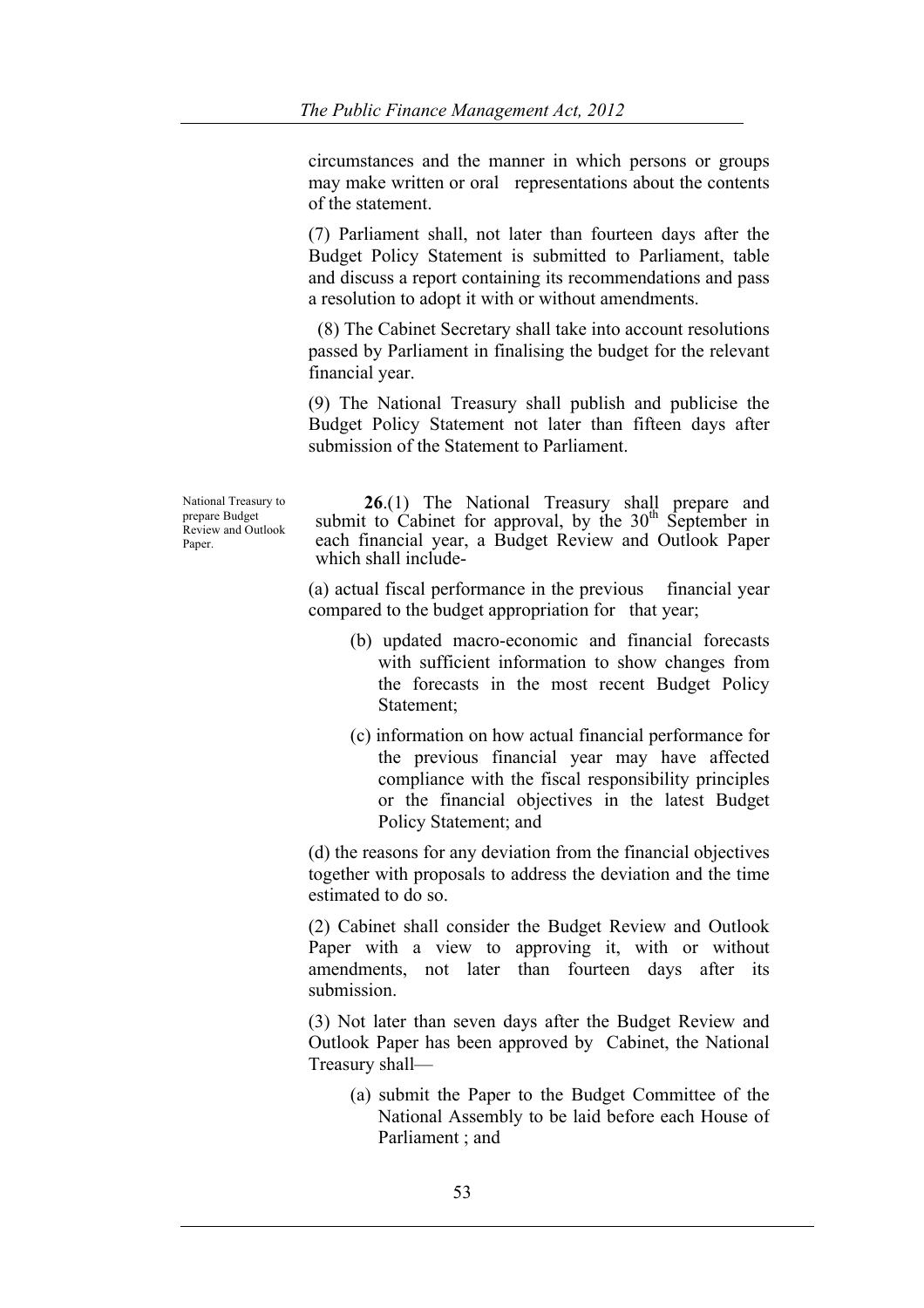circumstances and the manner in which persons or groups may make written or oral representations about the contents of the statement.

(7) Parliament shall, not later than fourteen days after the Budget Policy Statement is submitted to Parliament, table and discuss a report containing its recommendations and pass a resolution to adopt it with or without amendments.

(8) The Cabinet Secretary shall take into account resolutions passed by Parliament in finalising the budget for the relevant financial year.

(9) The National Treasury shall publish and publicise the Budget Policy Statement not later than fifteen days after submission of the Statement to Parliament.

National Treasury to prepare Budget Review and Outlook Paper.

**26**.(1) The National Treasury shall prepare and submit to Cabinet for approval, by the 30th September in each financial year, a Budget Review and Outlook Paper which shall include-

(a) actual fiscal performance in the previous financial year compared to the budget appropriation for that year;

(b) updated macro-economic and financial forecasts with sufficient information to show changes from the forecasts in the most recent Budget Policy Statement;

(c) information on how actual financial performance for the previous financial year may have affected compliance with the fiscal responsibility principles or the financial objectives in the latest Budget Policy Statement; and

(d) the reasons for any deviation from the financial objectives together with proposals to address the deviation and the time estimated to do so.

(2) Cabinet shall consider the Budget Review and Outlook Paper with a view to approving it, with or without amendments, not later than fourteen days after its submission.

(3) Not later than seven days after the Budget Review and Outlook Paper has been approved by Cabinet, the National Treasury shall—

(a) submit the Paper to the Budget Committee of the National Assembly to be laid before each House of Parliament ; and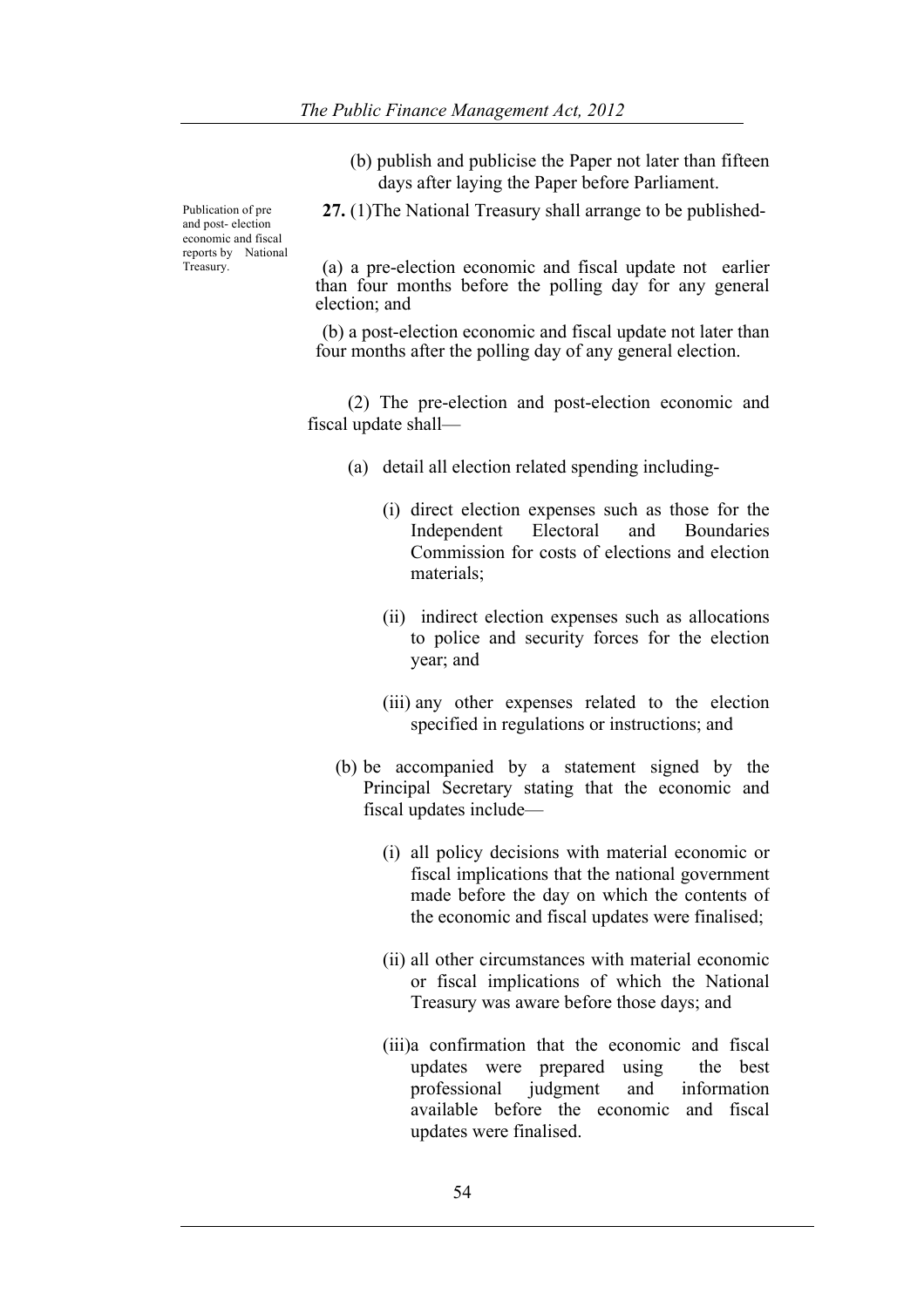(b) publish and publicise the Paper not later than fifteen days after laying the Paper before Parliament.

Publication of pre and post- election economic and fiscal reports by National Treasury.

**27.** (1)The National Treasury shall arrange to be published-

(a) a pre-election economic and fiscal update not earlier than four months before the polling day for any general election; and

(b) a post-election economic and fiscal update not later than four months after the polling day of any general election.

(2) The pre-election and post-election economic and fiscal update shall—

(a) detail all election related spending including-

(i) direct election expenses such as those for the Independent Electoral and Boundaries Commission for costs of elections and election materials;

(ii) indirect election expenses such as allocations to police and security forces for the election year; and

(iii) any other expenses related to the election specified in regulations or instructions; and

(b) be accompanied by a statement signed by the Principal Secretary stating that the economic and fiscal updates include—

(i) all policy decisions with material economic or fiscal implications that the national government made before the day on which the contents of the economic and fiscal updates were finalised;

(ii) all other circumstances with material economic or fiscal implications of which the National Treasury was aware before those days; and

(iii)a confirmation that the economic and fiscal updates were prepared using the best professional judgment and information available before the economic and fiscal updates were finalised.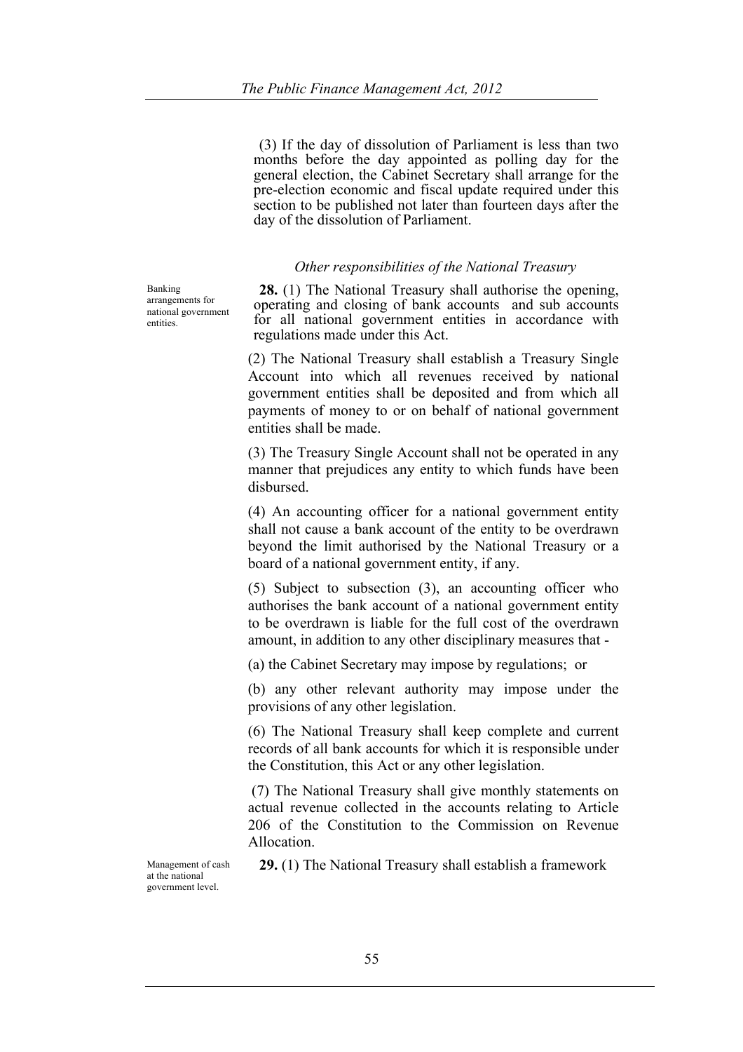(3) If the day of dissolution of Parliament is less than two months before the day appointed as polling day for the general election, the Cabinet Secretary shall arrange for the pre-election economic and fiscal update required under this section to be published not later than fourteen days after the day of the dissolution of Parliament.

*Other responsibilities of the National Treasury*

Banking arrangements for national government entities.

**28.** (1) The National Treasury shall authorise the opening, operating and closing of bank accounts and sub accounts for all national government entities in accordance with regulations made under this Act.

(2) The National Treasury shall establish a Treasury Single Account into which all revenues received by national government entities shall be deposited and from which all payments of money to or on behalf of national government entities shall be made.

(3) The Treasury Single Account shall not be operated in any manner that prejudices any entity to which funds have been disbursed.

(4) An accounting officer for a national government entity shall not cause a bank account of the entity to be overdrawn beyond the limit authorised by the National Treasury or a board of a national government entity, if any.

(5) Subject to subsection (3), an accounting officer who authorises the bank account of a national government entity to be overdrawn is liable for the full cost of the overdrawn amount, in addition to any other disciplinary measures that -

(a) the Cabinet Secretary may impose by regulations; or

(b) any other relevant authority may impose under the provisions of any other legislation.

(6) The National Treasury shall keep complete and current records of all bank accounts for which it is responsible under the Constitution, this Act or any other legislation.

(7) The National Treasury shall give monthly statements on actual revenue collected in the accounts relating to Article 206 of the Constitution to the Commission on Revenue Allocation.

Management of cash at the national government level.

**29.** (1) The National Treasury shall establish a framework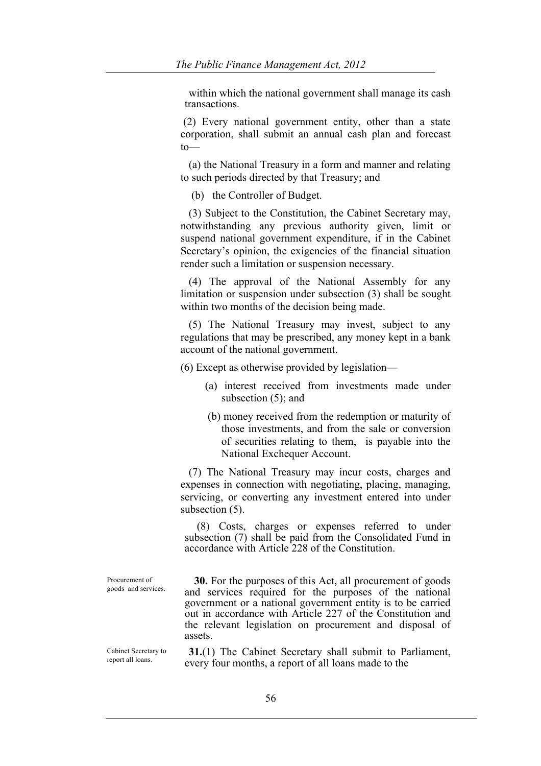within which the national government shall manage its cash transactions.

(2) Every national government entity, other than a state corporation, shall submit an annual cash plan and forecast to—

(a) the National Treasury in a form and manner and relating to such periods directed by that Treasury; and

(b) the Controller of Budget.

(3) Subject to the Constitution, the Cabinet Secretary may, notwithstanding any previous authority given, limit or suspend national government expenditure, if in the Cabinet Secretary's opinion, the exigencies of the financial situation render such a limitation or suspension necessary.

(4) The approval of the National Assembly for any limitation or suspension under subsection (3) shall be sought within two months of the decision being made.

(5) The National Treasury may invest, subject to any regulations that may be prescribed, any money kept in a bank account of the national government.

(6) Except as otherwise provided by legislation—

(a) interest received from investments made under subsection (5); and

(b) money received from the redemption or maturity of those investments, and from the sale or conversion of securities relating to them, is payable into the National Exchequer Account.

(7) The National Treasury may incur costs, charges and expenses in connection with negotiating, placing, managing, servicing, or converting any investment entered into under subsection (5).

(8) Costs, charges or expenses referred to under subsection (7) shall be paid from the Consolidated Fund in accordance with Article 228 of the Constitution.

Procurement of goods and services.

**30.** For the purposes of this Act, all procurement of goods and services required for the purposes of the national government or a national government entity is to be carried out in accordance with Article 227 of the Constitution and the relevant legislation on procurement and disposal of assets.

Cabinet Secretary to report all loans.

**31.**(1) The Cabinet Secretary shall submit to Parliament, every four months, a report of all loans made to the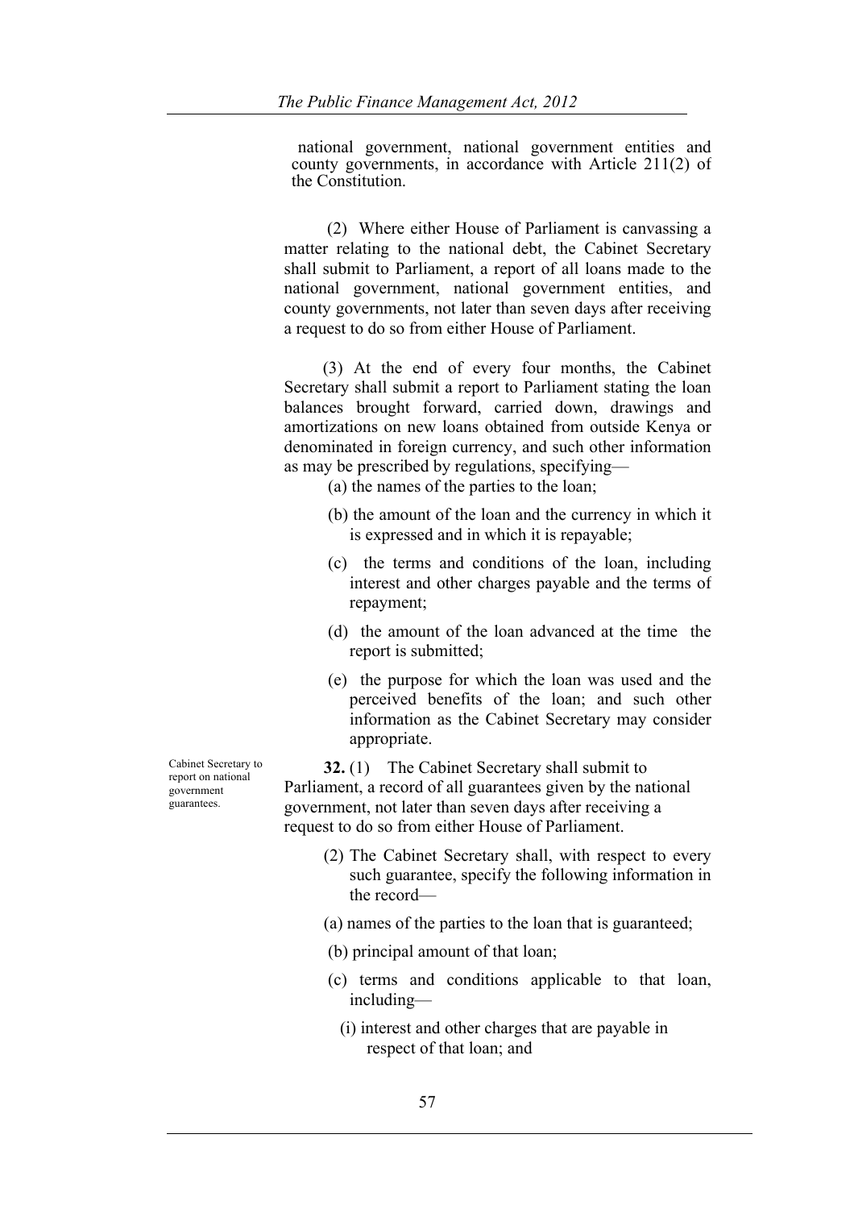national government, national government entities and county governments, in accordance with Article 211(2) of the Constitution.

(2) Where either House of Parliament is canvassing a matter relating to the national debt, the Cabinet Secretary shall submit to Parliament, a report of all loans made to the national government, national government entities, and county governments, not later than seven days after receiving a request to do so from either House of Parliament.

(3) At the end of every four months, the Cabinet Secretary shall submit a report to Parliament stating the loan balances brought forward, carried down, drawings and amortizations on new loans obtained from outside Kenya or denominated in foreign currency, and such other information as may be prescribed by regulations, specifying—

(a) the names of the parties to the loan;

(b) the amount of the loan and the currency in which it is expressed and in which it is repayable;

(c) the terms and conditions of the loan, including interest and other charges payable and the terms of repayment;

(d) the amount of the loan advanced at the time the report is submitted;

(e) the purpose for which the loan was used and the perceived benefits of the loan; and such other information as the Cabinet Secretary may consider appropriate.

Cabinet Secretary to report on national government guarantees.

**32.** (1) The Cabinet Secretary shall submit to Parliament, a record of all guarantees given by the national government, not later than seven days after receiving a request to do so from either House of Parliament.

(2) The Cabinet Secretary shall, with respect to every such guarantee, specify the following information in the record—

(a) names of the parties to the loan that is guaranteed;

(b) principal amount of that loan;

(c) terms and conditions applicable to that loan, including—

(i) interest and other charges that are payable in respect of that loan; and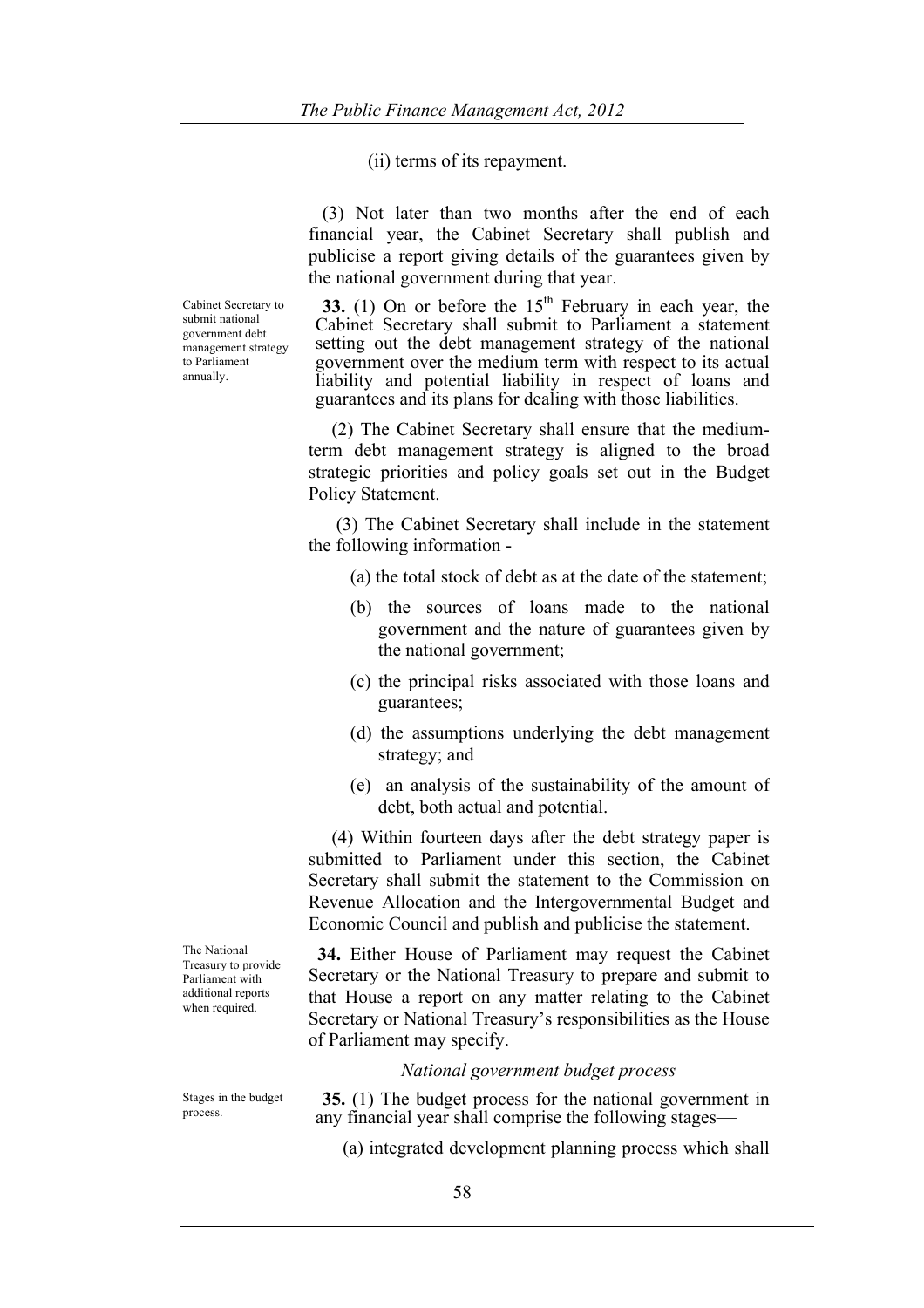(ii) terms of its repayment.

(3) Not later than two months after the end of each financial year, the Cabinet Secretary shall publish and publicise a report giving details of the guarantees given by the national government during that year.

Cabinet Secretary to submit national government debt management strategy to Parliament annually.

**33.** (1) On or before the 15th February in each year, the Cabinet Secretary shall submit to Parliament a statement setting out the debt management strategy of the national government over the medium term with respect to its actual liability and potential liability in respect of loans and guarantees and its plans for dealing with those liabilities.

(2) The Cabinet Secretary shall ensure that the medium-term debt management strategy is aligned to the broad strategic priorities and policy goals set out in the Budget Policy Statement.

(3) The Cabinet Secretary shall include in the statement the following information -

(a) the total stock of debt as at the date of the statement;

(b) the sources of loans made to the national government and the nature of guarantees given by the national government;

(c) the principal risks associated with those loans and guarantees;

(d) the assumptions underlying the debt management strategy; and

(e) an analysis of the sustainability of the amount of debt, both actual and potential.

(4) Within fourteen days after the debt strategy paper is submitted to Parliament under this section, the Cabinet Secretary shall submit the statement to the Commission on Revenue Allocation and the Intergovernmental Budget and Economic Council and publish and publicise the statement.

The National Treasury to provide Parliament with additional reports when required.

**34.** Either House of Parliament may request the Cabinet Secretary or the National Treasury to prepare and submit to that House a report on any matter relating to the Cabinet Secretary or National Treasury's responsibilities as the House of Parliament may specify.

*National government budget process*

Stages in the budget process.

**35.** (1) The budget process for the national government in any financial year shall comprise the following stages—

(a) integrated development planning process which shall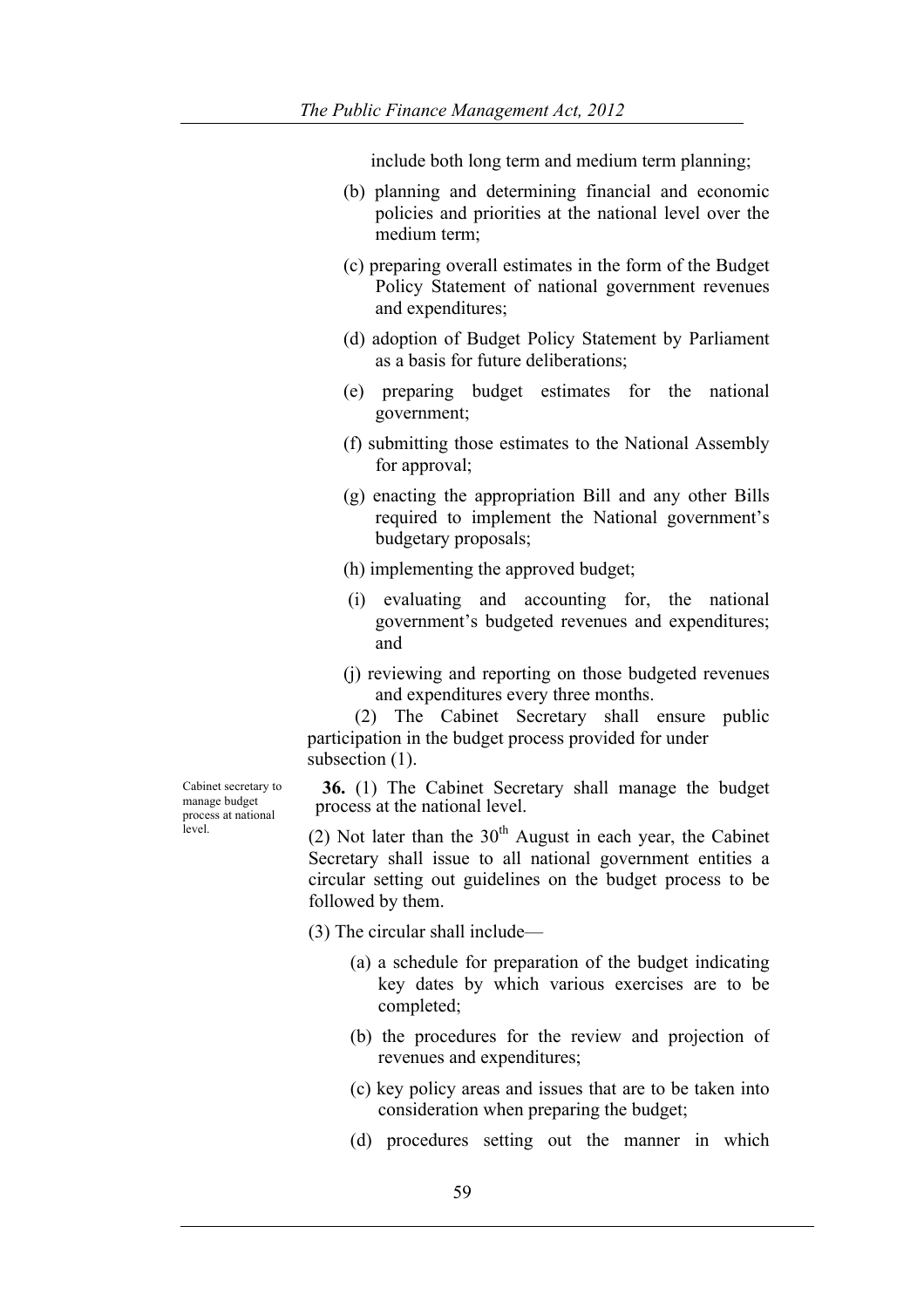include both long term and medium term planning;

(b) planning and determining financial and economic policies and priorities at the national level over the medium term;

(c) preparing overall estimates in the form of the Budget Policy Statement of national government revenues and expenditures;

(d) adoption of Budget Policy Statement by Parliament as a basis for future deliberations;

(e) preparing budget estimates for the national government;

(f) submitting those estimates to the National Assembly for approval;

(g) enacting the appropriation Bill and any other Bills required to implement the National government's budgetary proposals;

(h) implementing the approved budget;

(i) evaluating and accounting for, the national government's budgeted revenues and expenditures; and

(j) reviewing and reporting on those budgeted revenues and expenditures every three months.

(2) The Cabinet Secretary shall ensure public participation in the budget process provided for under subsection (1).

Cabinet secretary to manage budget process at national level.

**36.** (1) The Cabinet Secretary shall manage the budget process at the national level.

(2) Not later than the 30th August in each year, the Cabinet Secretary shall issue to all national government entities a circular setting out guidelines on the budget process to be followed by them.

(3) The circular shall include—

(a) a schedule for preparation of the budget indicating key dates by which various exercises are to be completed;

(b) the procedures for the review and projection of revenues and expenditures;

(c) key policy areas and issues that are to be taken into consideration when preparing the budget;

(d) procedures setting out the manner in which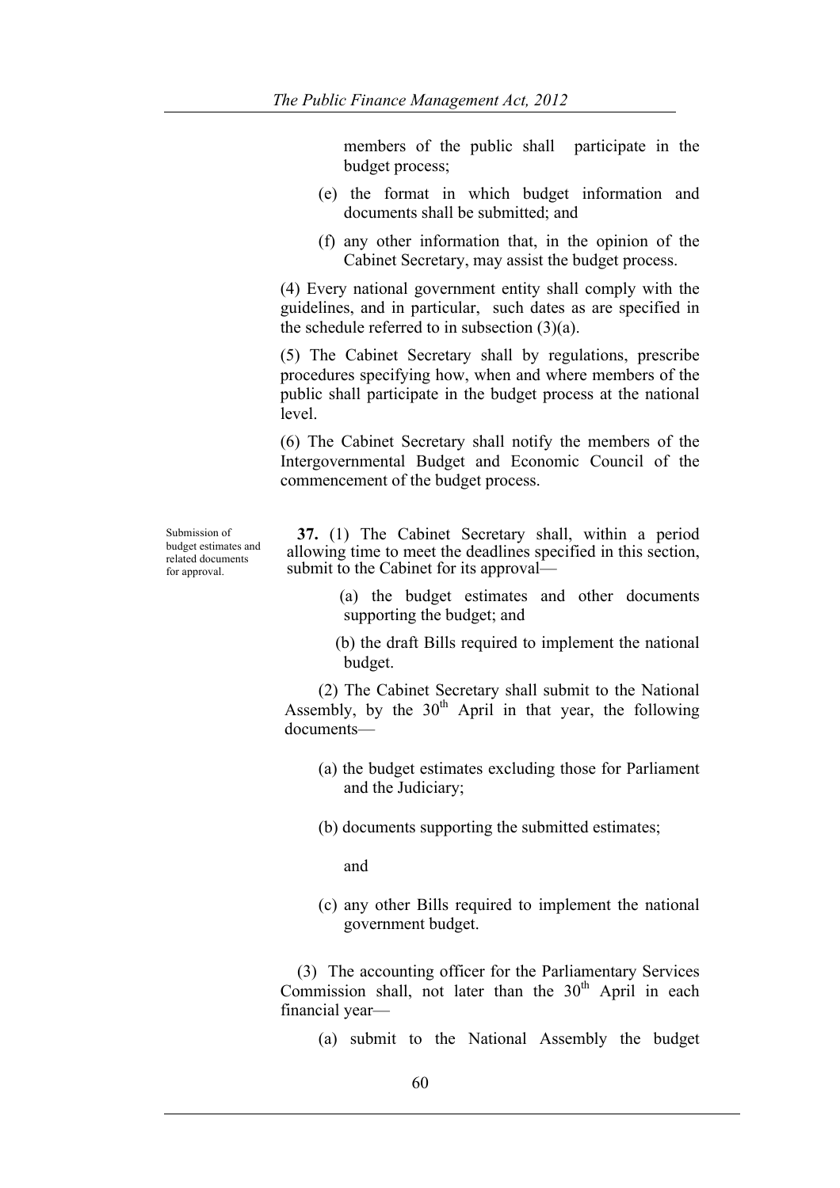members of the public shall participate in the budget process;

(e) the format in which budget information and documents shall be submitted; and

(f) any other information that, in the opinion of the Cabinet Secretary, may assist the budget process.

(4) Every national government entity shall comply with the guidelines, and in particular, such dates as are specified in the schedule referred to in subsection (3)(a).

(5) The Cabinet Secretary shall by regulations, prescribe procedures specifying how, when and where members of the public shall participate in the budget process at the national level.

(6) The Cabinet Secretary shall notify the members of the Intergovernmental Budget and Economic Council of the commencement of the budget process.

Submission of budget estimates and related documents for approval.

**37.** (1) The Cabinet Secretary shall, within a period allowing time to meet the deadlines specified in this section, submit to the Cabinet for its approval—

(a) the budget estimates and other documents supporting the budget; and

(b) the draft Bills required to implement the national budget.

(2) The Cabinet Secretary shall submit to the National Assembly, by the 30th April in that year, the following documents—

(a) the budget estimates excluding those for Parliament and the Judiciary;

(b) documents supporting the submitted estimates;

and

(c) any other Bills required to implement the national government budget.

(3) The accounting officer for the Parliamentary Services Commission shall, not later than the 30th April in each financial year—

(a) submit to the National Assembly the budget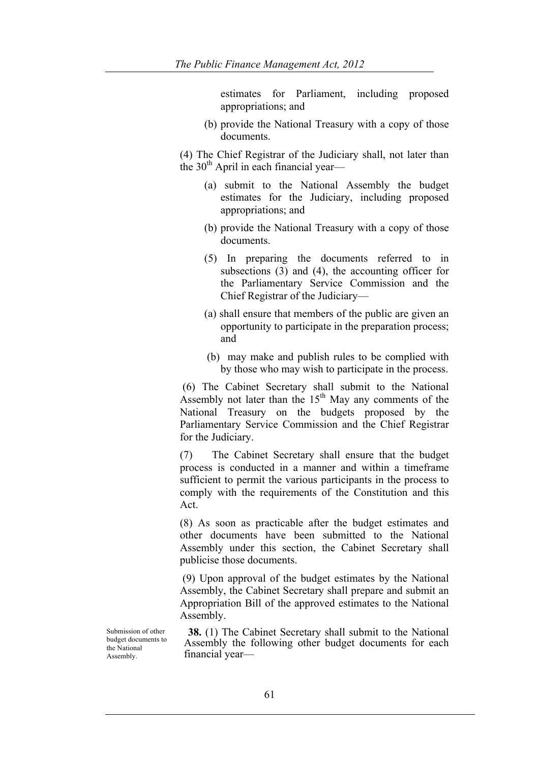estimates for Parliament, including proposed appropriations; and

(b) provide the National Treasury with a copy of those documents.

(4) The Chief Registrar of the Judiciary shall, not later than the 30th April in each financial year—

(a) submit to the National Assembly the budget estimates for the Judiciary, including proposed appropriations; and

(b) provide the National Treasury with a copy of those documents.

(5) In preparing the documents referred to in subsections (3) and (4), the accounting officer for the Parliamentary Service Commission and the Chief Registrar of the Judiciary—

(a) shall ensure that members of the public are given an opportunity to participate in the preparation process; and

(b) may make and publish rules to be complied with by those who may wish to participate in the process.

(6) The Cabinet Secretary shall submit to the National Assembly not later than the 15th May any comments of the National Treasury on the budgets proposed by the Parliamentary Service Commission and the Chief Registrar for the Judiciary.

(7) The Cabinet Secretary shall ensure that the budget process is conducted in a manner and within a timeframe sufficient to permit the various participants in the process to comply with the requirements of the Constitution and this Act.

(8) As soon as practicable after the budget estimates and other documents have been submitted to the National Assembly under this section, the Cabinet Secretary shall publicise those documents.

(9) Upon approval of the budget estimates by the National Assembly, the Cabinet Secretary shall prepare and submit an Appropriation Bill of the approved estimates to the National Assembly.

Submission of other budget documents to the National Assembly.

**38.** (1) The Cabinet Secretary shall submit to the National Assembly the following other budget documents for each financial year—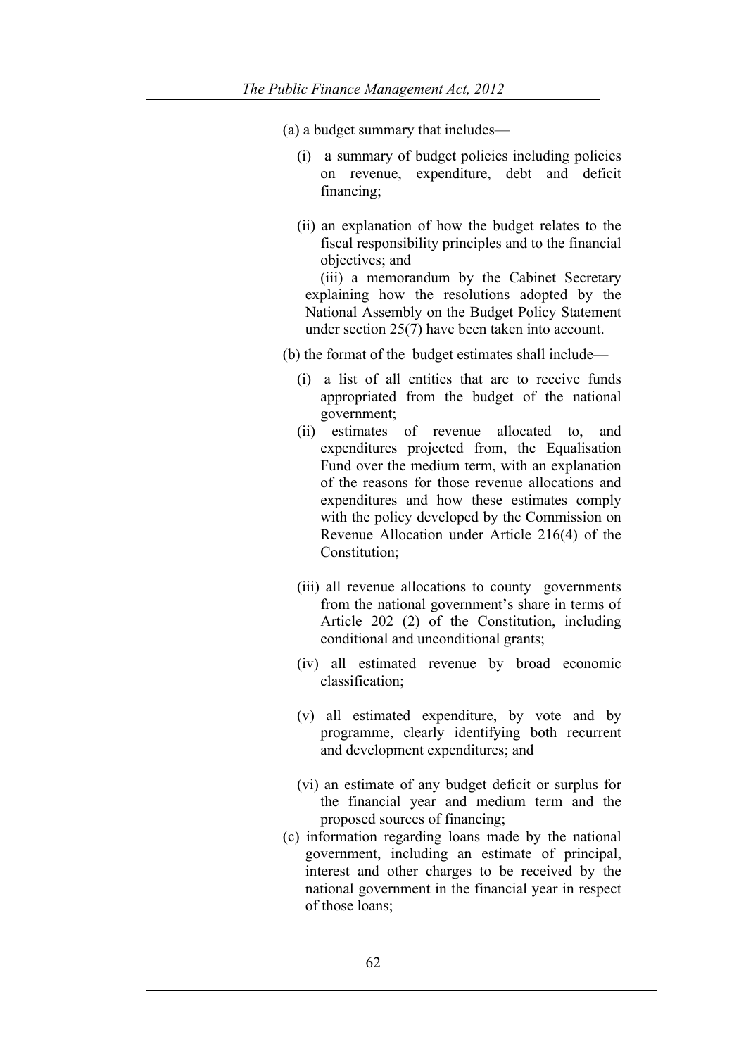(a) a budget summary that includes—

   (i) a summary of budget policies including policies on revenue, expenditure, debt and deficit financing;

   (ii) an explanation of how the budget relates to the fiscal responsibility principles and to the financial objectives; and

   (iii) a memorandum by the Cabinet Secretary explaining how the resolutions adopted by the National Assembly on the Budget Policy Statement under section 25(7) have been taken into account.

(b) the format of the budget estimates shall include—

   (i) a list of all entities that are to receive funds appropriated from the budget of the national government;

   (ii) estimates of revenue allocated to, and expenditures projected from, the Equalisation Fund over the medium term, with an explanation of the reasons for those revenue allocations and expenditures and how these estimates comply with the policy developed by the Commission on Revenue Allocation under Article 216(4) of the Constitution;

   (iii) all revenue allocations to county governments from the national government's share in terms of Article 202 (2) of the Constitution, including conditional and unconditional grants;

   (iv) all estimated revenue by broad economic classification;

   (v) all estimated expenditure, by vote and by programme, clearly identifying both recurrent and development expenditures; and

   (vi) an estimate of any budget deficit or surplus for the financial year and medium term and the proposed sources of financing;

(c) information regarding loans made by the national government, including an estimate of principal, interest and other charges to be received by the national government in the financial year in respect of those loans;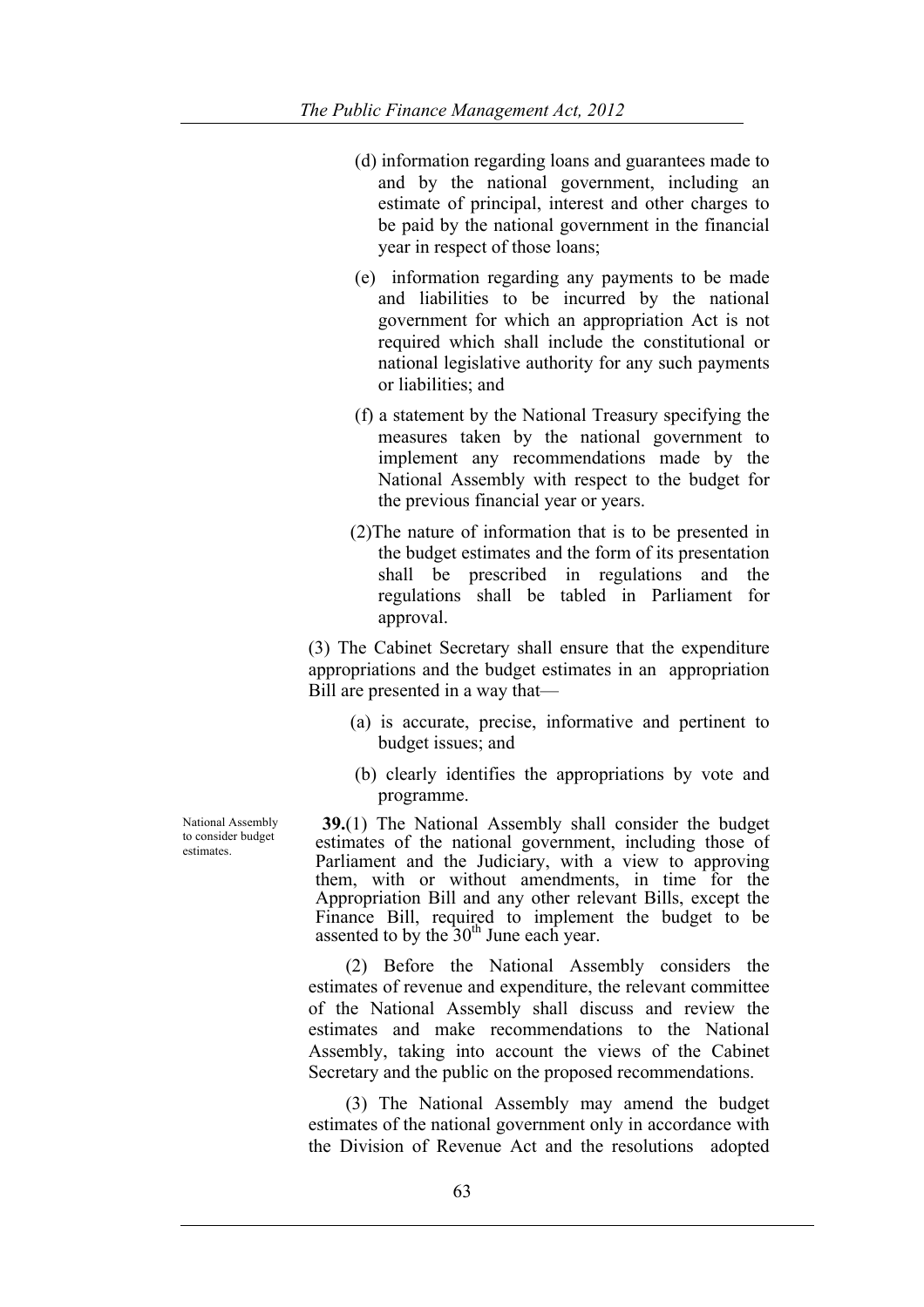(d) information regarding loans and guarantees made to and by the national government, including an estimate of principal, interest and other charges to be paid by the national government in the financial year in respect of those loans;

(e) information regarding any payments to be made and liabilities to be incurred by the national government for which an appropriation Act is not required which shall include the constitutional or national legislative authority for any such payments or liabilities; and

(f) a statement by the National Treasury specifying the measures taken by the national government to implement any recommendations made by the National Assembly with respect to the budget for the previous financial year or years.

(2) The nature of information that is to be presented in the budget estimates and the form of its presentation shall be prescribed in regulations and the regulations shall be tabled in Parliament for approval.

(3) The Cabinet Secretary shall ensure that the expenditure appropriations and the budget estimates in an appropriation Bill are presented in a way that—

(a) is accurate, precise, informative and pertinent to budget issues; and

(b) clearly identifies the appropriations by vote and programme.

*National Assembly to consider budget estimates.*

**39.**(1) The National Assembly shall consider the budget estimates of the national government, including those of Parliament and the Judiciary, with a view to approving them, with or without amendments, in time for the Appropriation Bill and any other relevant Bills, except the Finance Bill, required to implement the budget to be assented to by the 30th June each year.

(2) Before the National Assembly considers the estimates of revenue and expenditure, the relevant committee of the National Assembly shall discuss and review the estimates and make recommendations to the National Assembly, taking into account the views of the Cabinet Secretary and the public on the proposed recommendations.

(3) The National Assembly may amend the budget estimates of the national government only in accordance with the Division of Revenue Act and the resolutions adopted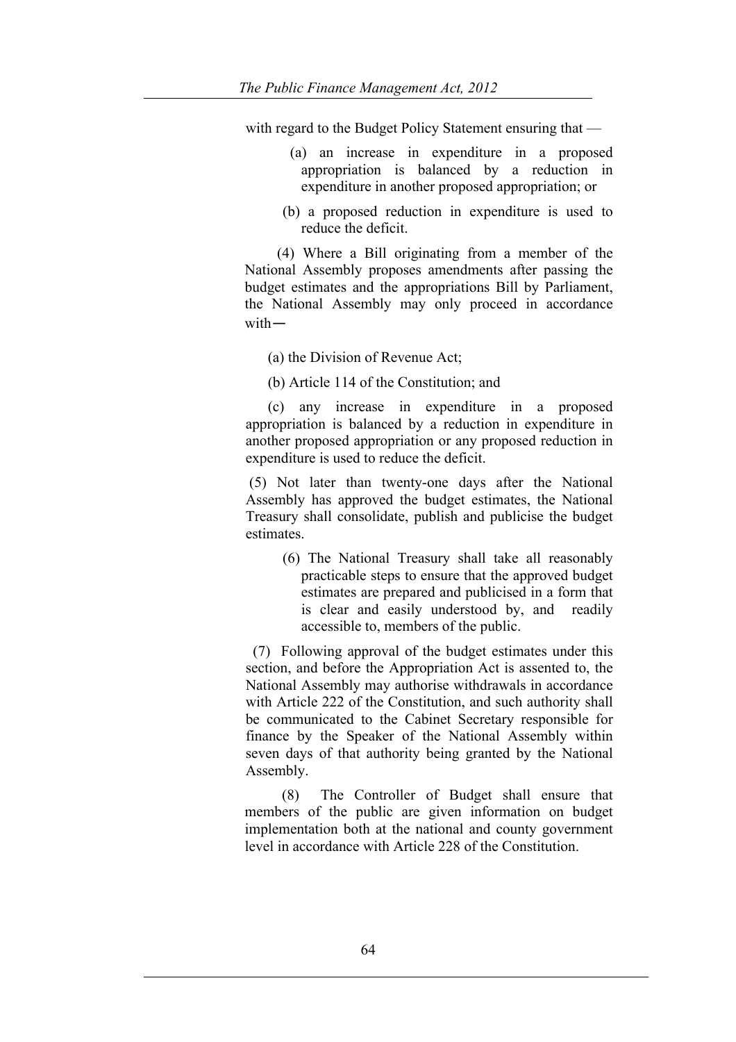with regard to the Budget Policy Statement ensuring that —

(a) an increase in expenditure in a proposed appropriation is balanced by a reduction in expenditure in another proposed appropriation; or

(b) a proposed reduction in expenditure is used to reduce the deficit.

(4) Where a Bill originating from a member of the National Assembly proposes amendments after passing the budget estimates and the appropriations Bill by Parliament, the National Assembly may only proceed in accordance with—

(a) the Division of Revenue Act;

(b) Article 114 of the Constitution; and

(c) any increase in expenditure in a proposed appropriation is balanced by a reduction in expenditure in another proposed appropriation or any proposed reduction in expenditure is used to reduce the deficit.

(5) Not later than twenty-one days after the National Assembly has approved the budget estimates, the National Treasury shall consolidate, publish and publicise the budget estimates.

(6) The National Treasury shall take all reasonably practicable steps to ensure that the approved budget estimates are prepared and publicised in a form that is clear and easily understood by, and readily accessible to, members of the public.

(7) Following approval of the budget estimates under this section, and before the Appropriation Act is assented to, the National Assembly may authorise withdrawals in accordance with Article 222 of the Constitution, and such authority shall be communicated to the Cabinet Secretary responsible for finance by the Speaker of the National Assembly within seven days of that authority being granted by the National Assembly.

(8) The Controller of Budget shall ensure that members of the public are given information on budget implementation both at the national and county government level in accordance with Article 228 of the Constitution.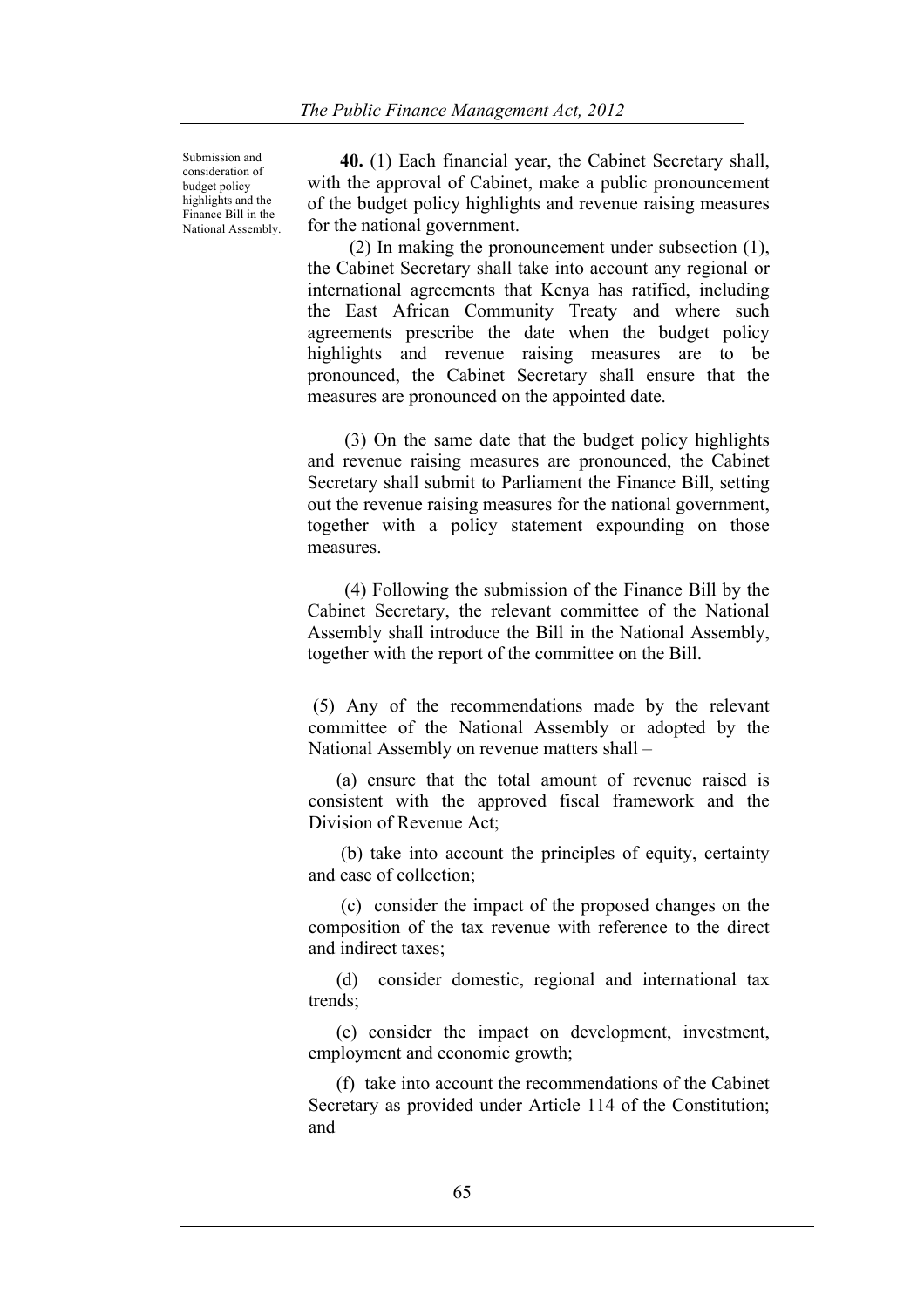Submission and consideration of budget policy highlights and the Finance Bill in the National Assembly.

**40.** (1) Each financial year, the Cabinet Secretary shall, with the approval of Cabinet, make a public pronouncement of the budget policy highlights and revenue raising measures for the national government.

(2) In making the pronouncement under subsection (1), the Cabinet Secretary shall take into account any regional or international agreements that Kenya has ratified, including the East African Community Treaty and where such agreements prescribe the date when the budget policy highlights and revenue raising measures are to be pronounced, the Cabinet Secretary shall ensure that the measures are pronounced on the appointed date.

(3) On the same date that the budget policy highlights and revenue raising measures are pronounced, the Cabinet Secretary shall submit to Parliament the Finance Bill, setting out the revenue raising measures for the national government, together with a policy statement expounding on those measures.

(4) Following the submission of the Finance Bill by the Cabinet Secretary, the relevant committee of the National Assembly shall introduce the Bill in the National Assembly, together with the report of the committee on the Bill.

(5) Any of the recommendations made by the relevant committee of the National Assembly or adopted by the National Assembly on revenue matters shall –

(a) ensure that the total amount of revenue raised is consistent with the approved fiscal framework and the Division of Revenue Act;

(b) take into account the principles of equity, certainty and ease of collection;

(c) consider the impact of the proposed changes on the composition of the tax revenue with reference to the direct and indirect taxes;

(d) consider domestic, regional and international tax trends;

(e) consider the impact on development, investment, employment and economic growth;

(f) take into account the recommendations of the Cabinet Secretary as provided under Article 114 of the Constitution; and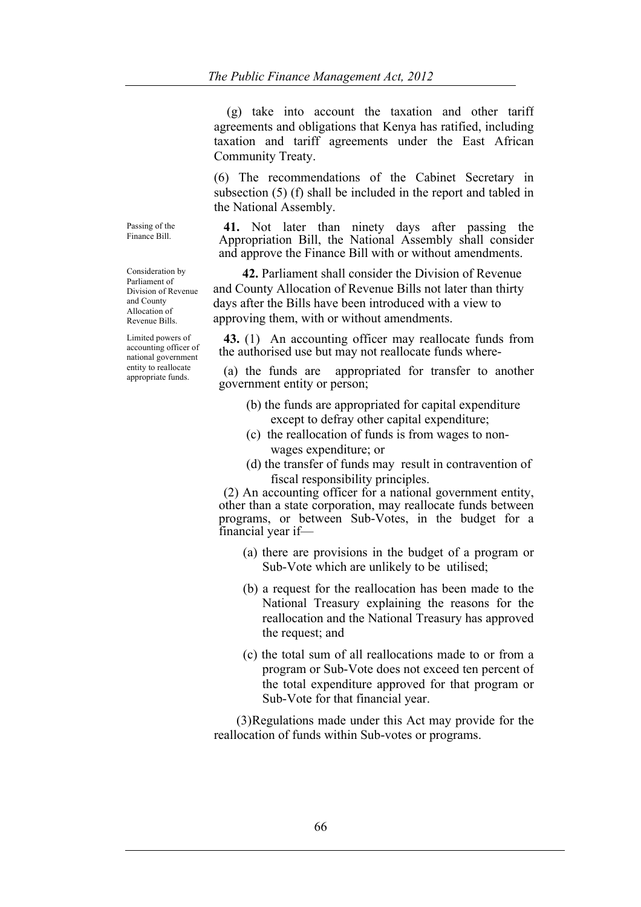(g) take into account the taxation and other tariff agreements and obligations that Kenya has ratified, including taxation and tariff agreements under the East African Community Treaty.

(6) The recommendations of the Cabinet Secretary in subsection (5) (f) shall be included in the report and tabled in the National Assembly.

*Passing of the Finance Bill.*

**41.** Not later than ninety days after passing the Appropriation Bill, the National Assembly shall consider and approve the Finance Bill with or without amendments.

*Consideration by Parliament of Division of Revenue and County Allocation of Revenue Bills.*

**42.** Parliament shall consider the Division of Revenue and County Allocation of Revenue Bills not later than thirty days after the Bills have been introduced with a view to approving them, with or without amendments.

*Limited powers of accounting officer of national government entity to reallocate appropriate funds.*

**43.** (1) An accounting officer may reallocate funds from the authorised use but may not reallocate funds where-

(a) the funds are appropriated for transfer to another government entity or person;

(b) the funds are appropriated for capital expenditure except to defray other capital expenditure;

(c) the reallocation of funds is from wages to non-wages expenditure; or

(d) the transfer of funds may result in contravention of fiscal responsibility principles.

(2) An accounting officer for a national government entity, other than a state corporation, may reallocate funds between programs, or between Sub-Votes, in the budget for a financial year if—

(a) there are provisions in the budget of a program or Sub-Vote which are unlikely to be utilised;

(b) a request for the reallocation has been made to the National Treasury explaining the reasons for the reallocation and the National Treasury has approved the request; and

(c) the total sum of all reallocations made to or from a program or Sub-Vote does not exceed ten percent of the total expenditure approved for that program or Sub-Vote for that financial year.

(3)Regulations made under this Act may provide for the reallocation of funds within Sub-votes or programs.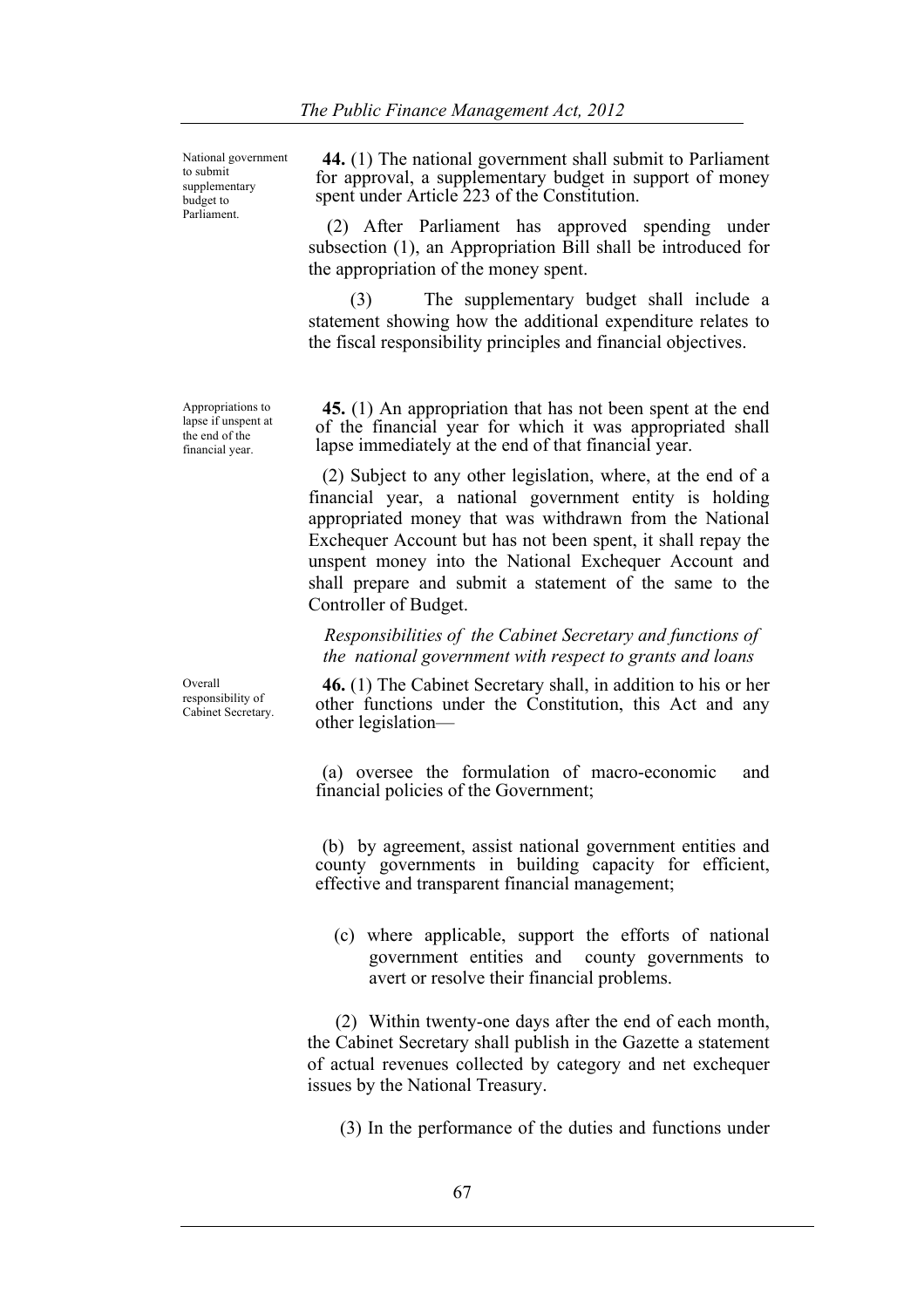*National government to submit supplementary budget to Parliament.*

**44.** (1) The national government shall submit to Parliament for approval, a supplementary budget in support of money spent under Article 223 of the Constitution.

(2) After Parliament has approved spending under subsection (1), an Appropriation Bill shall be introduced for the appropriation of the money spent.

(3) The supplementary budget shall include a statement showing how the additional expenditure relates to the fiscal responsibility principles and financial objectives.

*Appropriations to lapse if unspent at the end of the financial year.*

**45.** (1) An appropriation that has not been spent at the end of the financial year for which it was appropriated shall lapse immediately at the end of that financial year.

(2) Subject to any other legislation, where, at the end of a financial year, a national government entity is holding appropriated money that was withdrawn from the National Exchequer Account but has not been spent, it shall repay the unspent money into the National Exchequer Account and shall prepare and submit a statement of the same to the Controller of Budget.

*Responsibilities of the Cabinet Secretary and functions of the national government with respect to grants and loans*

*Overall responsibility of Cabinet Secretary.*

**46.** (1) The Cabinet Secretary shall, in addition to his or her other functions under the Constitution, this Act and any other legislation—

(a) oversee the formulation of macro-economic and financial policies of the Government;

(b) by agreement, assist national government entities and county governments in building capacity for efficient, effective and transparent financial management;

(c) where applicable, support the efforts of national government entities and county governments to avert or resolve their financial problems.

(2) Within twenty-one days after the end of each month, the Cabinet Secretary shall publish in the Gazette a statement of actual revenues collected by category and net exchequer issues by the National Treasury.

(3) In the performance of the duties and functions under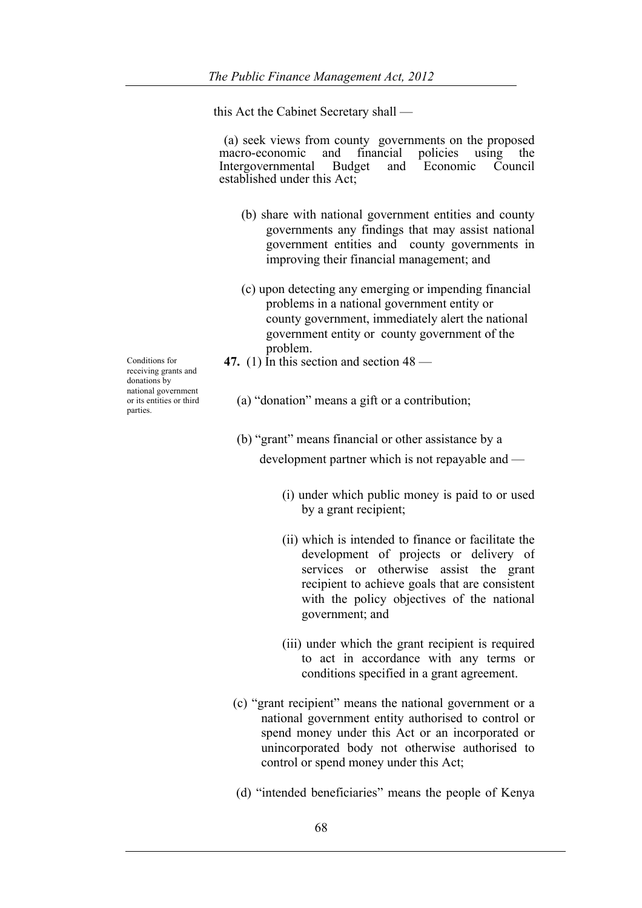this Act the Cabinet Secretary shall —

(a) seek views from county governments on the proposed macro-economic and financial policies using the Intergovernmental Budget and Economic Council established under this Act;

(b) share with national government entities and county governments any findings that may assist national government entities and county governments in improving their financial management; and

(c) upon detecting any emerging or impending financial problems in a national government entity or county government, immediately alert the national government entity or county government of the problem.

Conditions for receiving grants and donations by national government or its entities or third parties.

**47.** (1) In this section and section 48 —

(a) "donation" means a gift or a contribution;

(b) "grant" means financial or other assistance by a development partner which is not repayable and —

(i) under which public money is paid to or used by a grant recipient;

(ii) which is intended to finance or facilitate the development of projects or delivery of services or otherwise assist the grant recipient to achieve goals that are consistent with the policy objectives of the national government; and

(iii) under which the grant recipient is required to act in accordance with any terms or conditions specified in a grant agreement.

(c) "grant recipient" means the national government or a national government entity authorised to control or spend money under this Act or an incorporated or unincorporated body not otherwise authorised to control or spend money under this Act;

(d) "intended beneficiaries" means the people of Kenya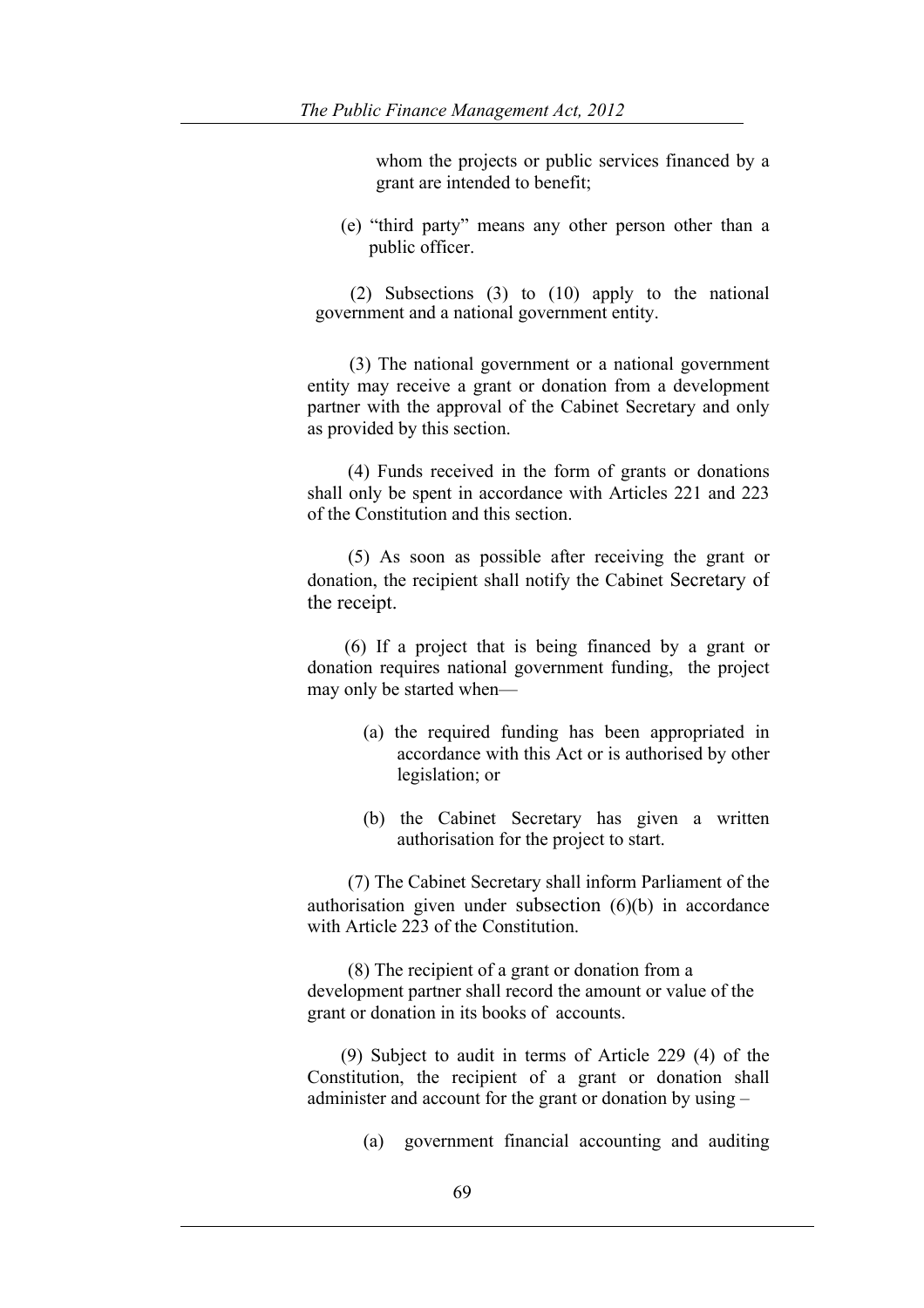whom the projects or public services financed by a grant are intended to benefit;

(e) "third party" means any other person other than a public officer.

(2) Subsections (3) to (10) apply to the national government and a national government entity.

(3) The national government or a national government entity may receive a grant or donation from a development partner with the approval of the Cabinet Secretary and only as provided by this section.

(4) Funds received in the form of grants or donations shall only be spent in accordance with Articles 221 and 223 of the Constitution and this section.

(5) As soon as possible after receiving the grant or donation, the recipient shall notify the Cabinet Secretary of the receipt.

(6) If a project that is being financed by a grant or donation requires national government funding, the project may only be started when—

(a) the required funding has been appropriated in accordance with this Act or is authorised by other legislation; or

(b) the Cabinet Secretary has given a written authorisation for the project to start.

(7) The Cabinet Secretary shall inform Parliament of the authorisation given under subsection (6)(b) in accordance with Article 223 of the Constitution.

(8) The recipient of a grant or donation from a development partner shall record the amount or value of the grant or donation in its books of accounts.

(9) Subject to audit in terms of Article 229 (4) of the Constitution, the recipient of a grant or donation shall administer and account for the grant or donation by using –

(a) government financial accounting and auditing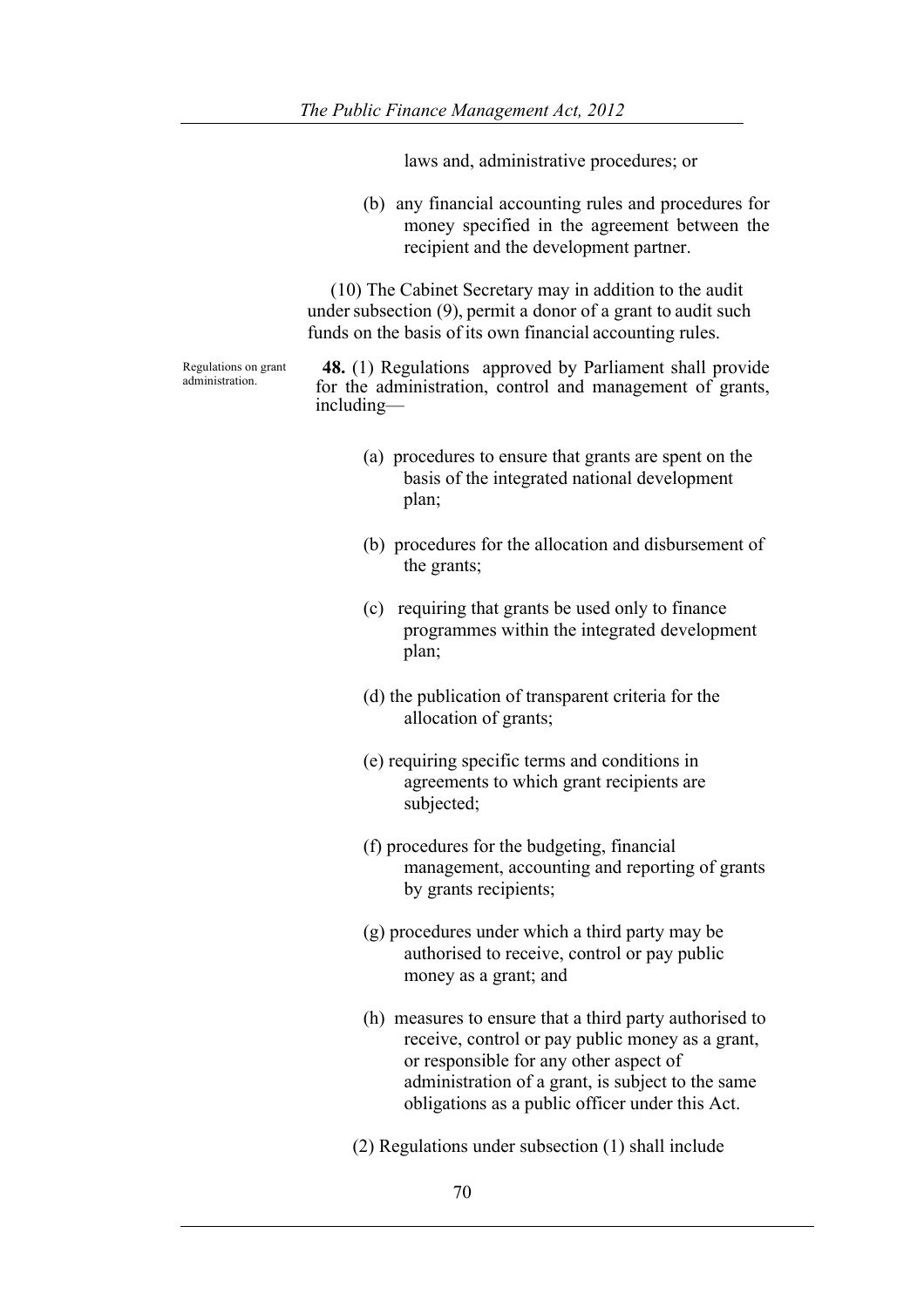laws and, administrative procedures; or

(b) any financial accounting rules and procedures for money specified in the agreement between the recipient and the development partner.

(10) The Cabinet Secretary may in addition to the audit under subsection (9), permit a donor of a grant to audit such funds on the basis of its own financial accounting rules.

Regulations on grant administration.

**48.** (1) Regulations approved by Parliament shall provide for the administration, control and management of grants, including—

(a) procedures to ensure that grants are spent on the basis of the integrated national development plan;

(b) procedures for the allocation and disbursement of the grants;

(c) requiring that grants be used only to finance programmes within the integrated development plan;

(d) the publication of transparent criteria for the allocation of grants;

(e) requiring specific terms and conditions in agreements to which grant recipients are subjected;

(f) procedures for the budgeting, financial management, accounting and reporting of grants by grants recipients;

(g) procedures under which a third party may be authorised to receive, control or pay public money as a grant; and

(h) measures to ensure that a third party authorised to receive, control or pay public money as a grant, or responsible for any other aspect of administration of a grant, is subject to the same obligations as a public officer under this Act.

(2) Regulations under subsection (1) shall include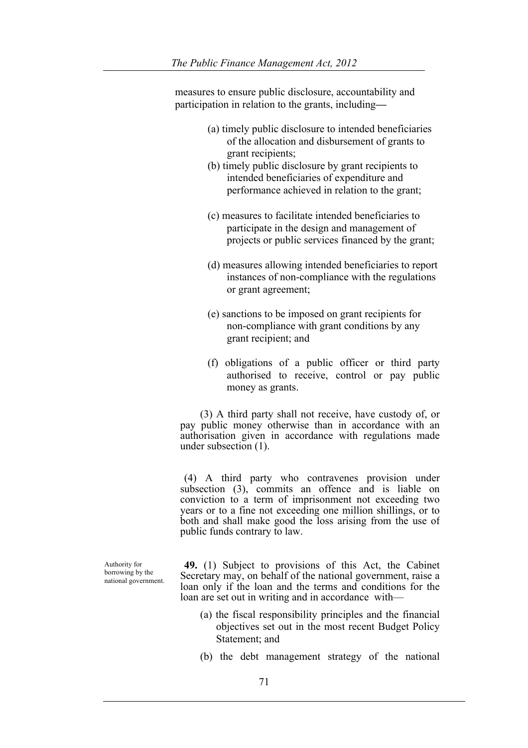measures to ensure public disclosure, accountability and participation in relation to the grants, including—

(a) timely public disclosure to intended beneficiaries of the allocation and disbursement of grants to grant recipients;

(b) timely public disclosure by grant recipients to intended beneficiaries of expenditure and performance achieved in relation to the grant;

(c) measures to facilitate intended beneficiaries to participate in the design and management of projects or public services financed by the grant;

(d) measures allowing intended beneficiaries to report instances of non-compliance with the regulations or grant agreement;

(e) sanctions to be imposed on grant recipients for non-compliance with grant conditions by any grant recipient; and

(f) obligations of a public officer or third party authorised to receive, control or pay public money as grants.

(3) A third party shall not receive, have custody of, or pay public money otherwise than in accordance with an authorisation given in accordance with regulations made under subsection (1).

(4) A third party who contravenes provision under subsection (3), commits an offence and is liable on conviction to a term of imprisonment not exceeding two years or to a fine not exceeding one million shillings, or to both and shall make good the loss arising from the use of public funds contrary to law.

Authority for borrowing by the national government.

**49.** (1) Subject to provisions of this Act, the Cabinet Secretary may, on behalf of the national government, raise a loan only if the loan and the terms and conditions for the loan are set out in writing and in accordance with—

(a) the fiscal responsibility principles and the financial objectives set out in the most recent Budget Policy Statement; and

(b) the debt management strategy of the national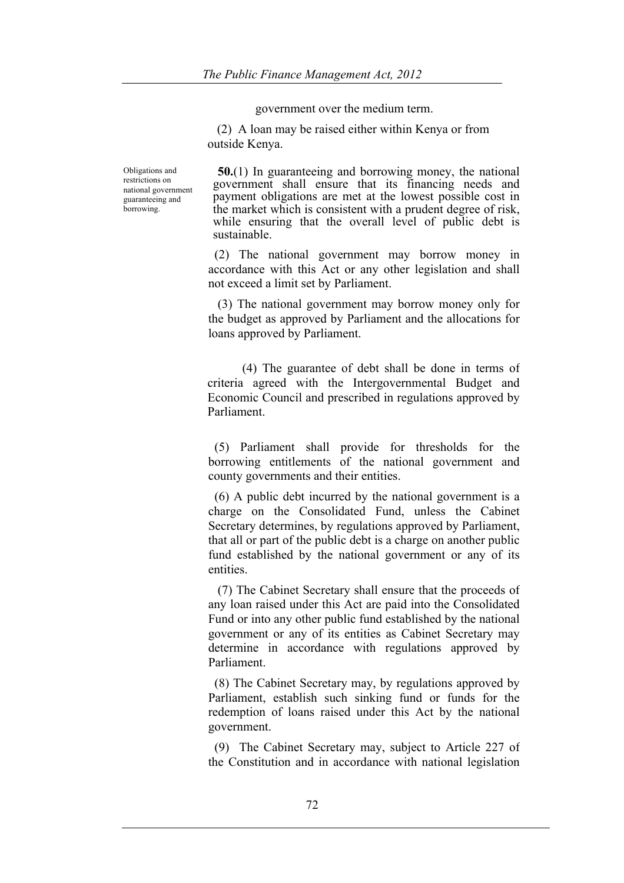government over the medium term.

(2) A loan may be raised either within Kenya or from outside Kenya.

Obligations and restrictions on national government guaranteeing and borrowing.

**50.**(1) In guaranteeing and borrowing money, the national government shall ensure that its financing needs and payment obligations are met at the lowest possible cost in the market which is consistent with a prudent degree of risk, while ensuring that the overall level of public debt is sustainable.

(2) The national government may borrow money in accordance with this Act or any other legislation and shall not exceed a limit set by Parliament.

(3) The national government may borrow money only for the budget as approved by Parliament and the allocations for loans approved by Parliament.

(4) The guarantee of debt shall be done in terms of criteria agreed with the Intergovernmental Budget and Economic Council and prescribed in regulations approved by Parliament.

(5) Parliament shall provide for thresholds for the borrowing entitlements of the national government and county governments and their entities.

(6) A public debt incurred by the national government is a charge on the Consolidated Fund, unless the Cabinet Secretary determines, by regulations approved by Parliament, that all or part of the public debt is a charge on another public fund established by the national government or any of its entities.

(7) The Cabinet Secretary shall ensure that the proceeds of any loan raised under this Act are paid into the Consolidated Fund or into any other public fund established by the national government or any of its entities as Cabinet Secretary may determine in accordance with regulations approved by Parliament.

(8) The Cabinet Secretary may, by regulations approved by Parliament, establish such sinking fund or funds for the redemption of loans raised under this Act by the national government.

(9) The Cabinet Secretary may, subject to Article 227 of the Constitution and in accordance with national legislation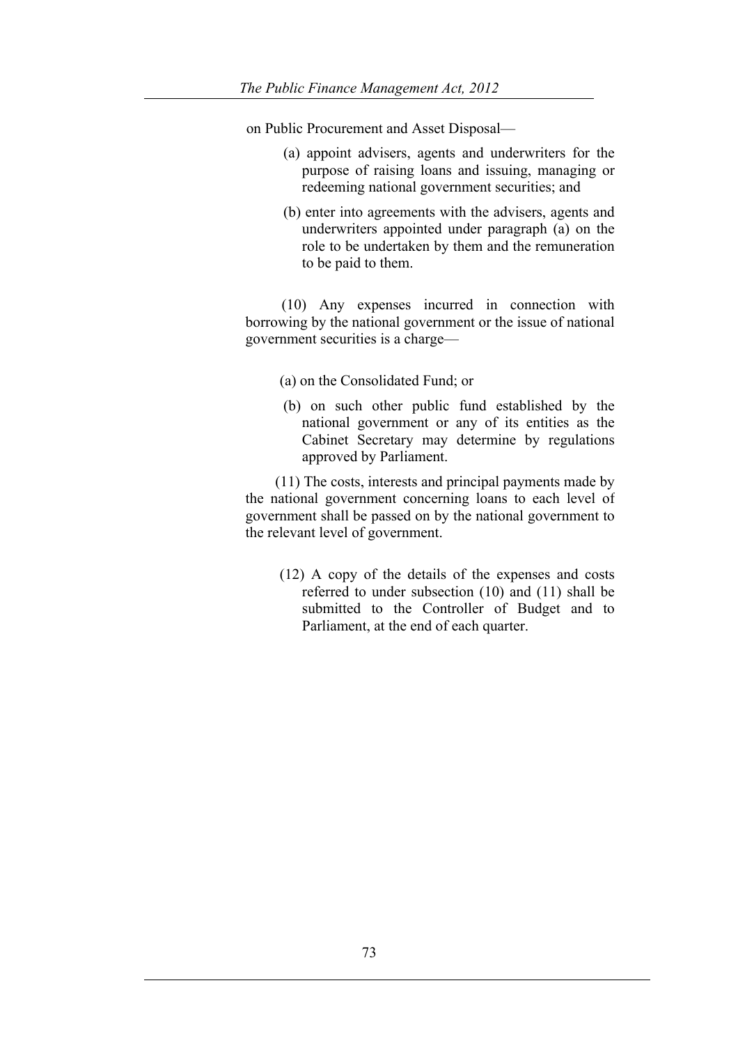on Public Procurement and Asset Disposal—

(a) appoint advisers, agents and underwriters for the purpose of raising loans and issuing, managing or redeeming national government securities; and

(b) enter into agreements with the advisers, agents and underwriters appointed under paragraph (a) on the role to be undertaken by them and the remuneration to be paid to them.

(10) Any expenses incurred in connection with borrowing by the national government or the issue of national government securities is a charge—

(a) on the Consolidated Fund; or

(b) on such other public fund established by the national government or any of its entities as the Cabinet Secretary may determine by regulations approved by Parliament.

(11) The costs, interests and principal payments made by the national government concerning loans to each level of government shall be passed on by the national government to the relevant level of government.

(12) A copy of the details of the expenses and costs referred to under subsection (10) and (11) shall be submitted to the Controller of Budget and to Parliament, at the end of each quarter.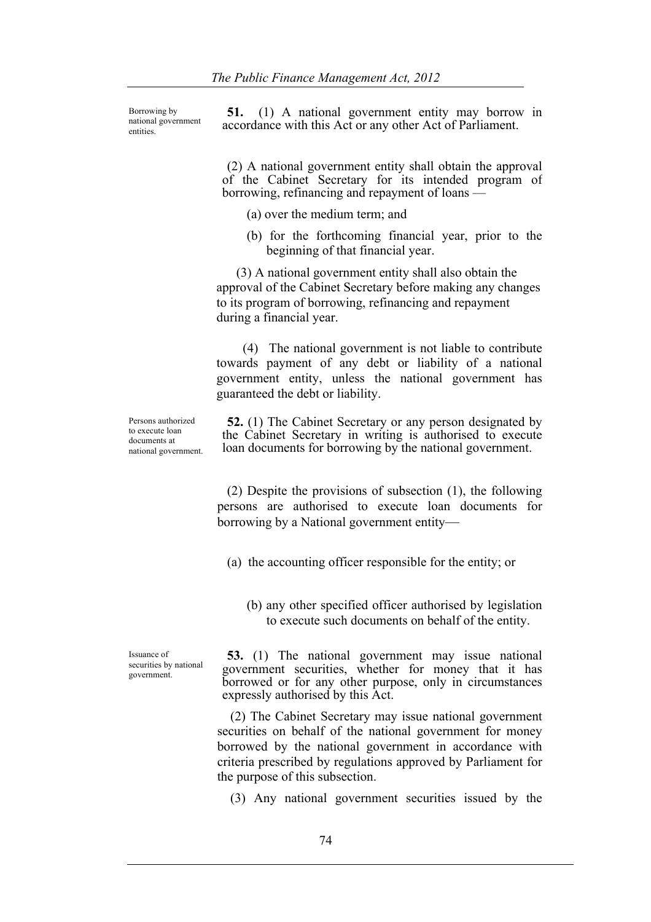Borrowing by national government entities.

**51.** (1) A national government entity may borrow in accordance with this Act or any other Act of Parliament.

(2) A national government entity shall obtain the approval of the Cabinet Secretary for its intended program of borrowing, refinancing and repayment of loans —

(a) over the medium term; and

(b) for the forthcoming financial year, prior to the beginning of that financial year.

(3) A national government entity shall also obtain the approval of the Cabinet Secretary before making any changes to its program of borrowing, refinancing and repayment during a financial year.

(4) The national government is not liable to contribute towards payment of any debt or liability of a national government entity, unless the national government has guaranteed the debt or liability.

Persons authorized to execute loan documents at national government.

**52.** (1) The Cabinet Secretary or any person designated by the Cabinet Secretary in writing is authorised to execute loan documents for borrowing by the national government.

(2) Despite the provisions of subsection (1), the following persons are authorised to execute loan documents for borrowing by a National government entity—

(a) the accounting officer responsible for the entity; or

(b) any other specified officer authorised by legislation to execute such documents on behalf of the entity.

Issuance of securities by national government.

**53.** (1) The national government may issue national government securities, whether for money that it has borrowed or for any other purpose, only in circumstances expressly authorised by this Act.

(2) The Cabinet Secretary may issue national government securities on behalf of the national government for money borrowed by the national government in accordance with criteria prescribed by regulations approved by Parliament for the purpose of this subsection.

(3) Any national government securities issued by the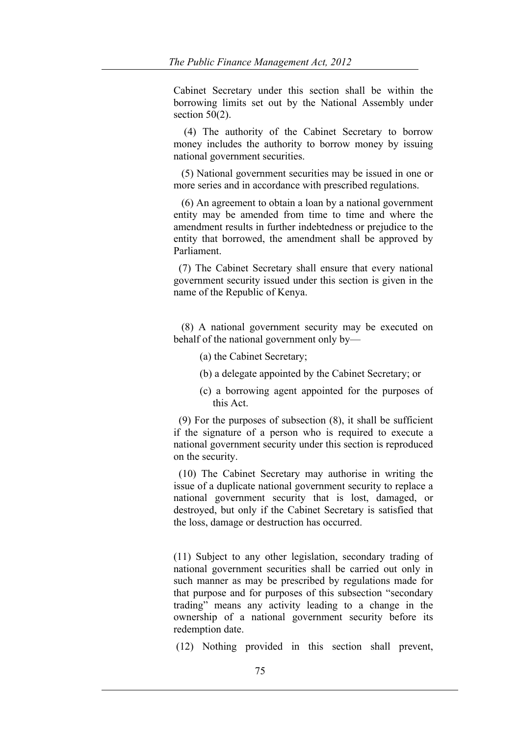Cabinet Secretary under this section shall be within the borrowing limits set out by the National Assembly under section 50(2).

(4) The authority of the Cabinet Secretary to borrow money includes the authority to borrow money by issuing national government securities.

(5) National government securities may be issued in one or more series and in accordance with prescribed regulations.

(6) An agreement to obtain a loan by a national government entity may be amended from time to time and where the amendment results in further indebtedness or prejudice to the entity that borrowed, the amendment shall be approved by Parliament.

(7) The Cabinet Secretary shall ensure that every national government security issued under this section is given in the name of the Republic of Kenya.

(8) A national government security may be executed on behalf of the national government only by—

(a) the Cabinet Secretary;

(b) a delegate appointed by the Cabinet Secretary; or

(c) a borrowing agent appointed for the purposes of this Act.

(9) For the purposes of subsection (8), it shall be sufficient if the signature of a person who is required to execute a national government security under this section is reproduced on the security.

(10) The Cabinet Secretary may authorise in writing the issue of a duplicate national government security to replace a national government security that is lost, damaged, or destroyed, but only if the Cabinet Secretary is satisfied that the loss, damage or destruction has occurred.

(11) Subject to any other legislation, secondary trading of national government securities shall be carried out only in such manner as may be prescribed by regulations made for that purpose and for purposes of this subsection "secondary trading" means any activity leading to a change in the ownership of a national government security before its redemption date.

(12) Nothing provided in this section shall prevent,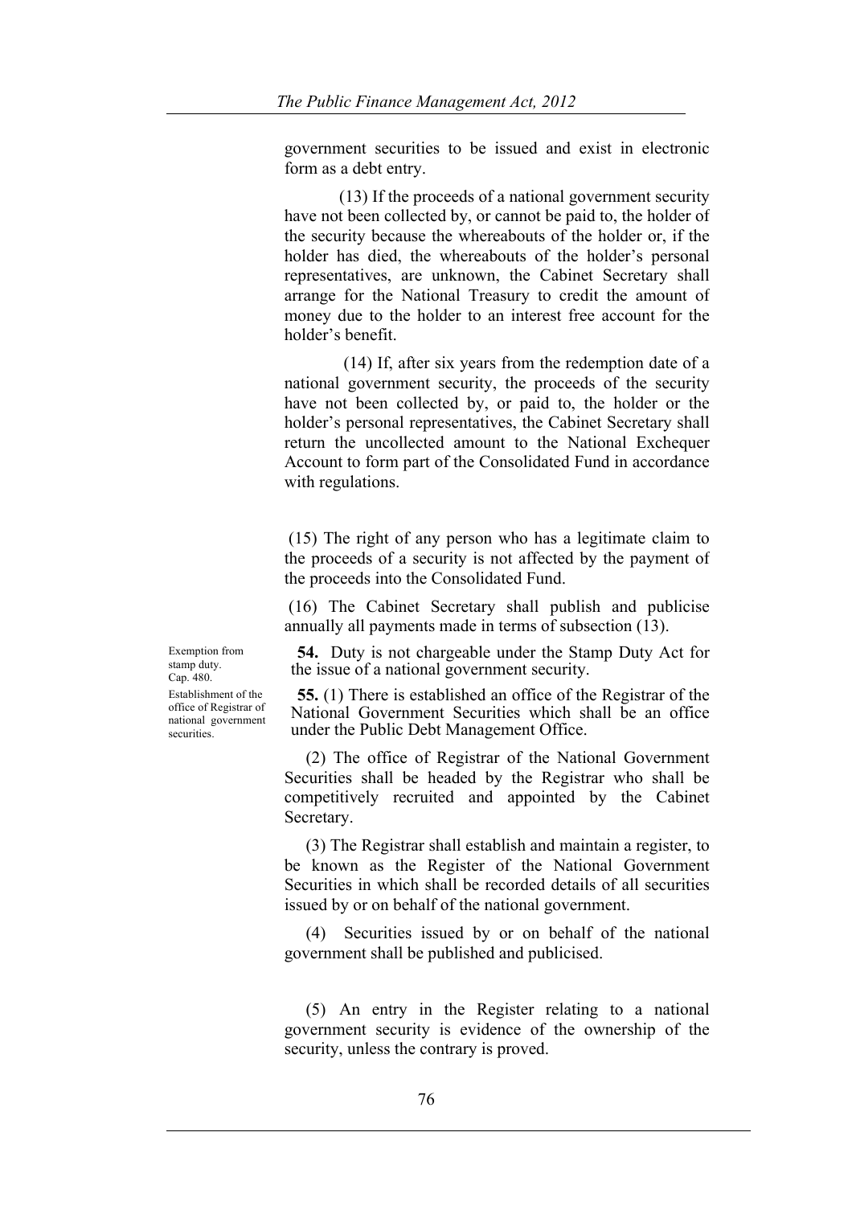government securities to be issued and exist in electronic form as a debt entry.

(13) If the proceeds of a national government security have not been collected by, or cannot be paid to, the holder of the security because the whereabouts of the holder or, if the holder has died, the whereabouts of the holder's personal representatives, are unknown, the Cabinet Secretary shall arrange for the National Treasury to credit the amount of money due to the holder to an interest free account for the holder's benefit.

(14) If, after six years from the redemption date of a national government security, the proceeds of the security have not been collected by, or paid to, the holder or the holder's personal representatives, the Cabinet Secretary shall return the uncollected amount to the National Exchequer Account to form part of the Consolidated Fund in accordance with regulations.

(15) The right of any person who has a legitimate claim to the proceeds of a security is not affected by the payment of the proceeds into the Consolidated Fund.

(16) The Cabinet Secretary shall publish and publicise annually all payments made in terms of subsection (13).

Exemption from stamp duty. Cap. 480.

**54.** Duty is not chargeable under the Stamp Duty Act for the issue of a national government security.

Establishment of the office of Registrar of national government securities.

**55.** (1) There is established an office of the Registrar of the National Government Securities which shall be an office under the Public Debt Management Office.

(2) The office of Registrar of the National Government Securities shall be headed by the Registrar who shall be competitively recruited and appointed by the Cabinet Secretary.

(3) The Registrar shall establish and maintain a register, to be known as the Register of the National Government Securities in which shall be recorded details of all securities issued by or on behalf of the national government.

(4) Securities issued by or on behalf of the national government shall be published and publicised.

(5) An entry in the Register relating to a national government security is evidence of the ownership of the security, unless the contrary is proved.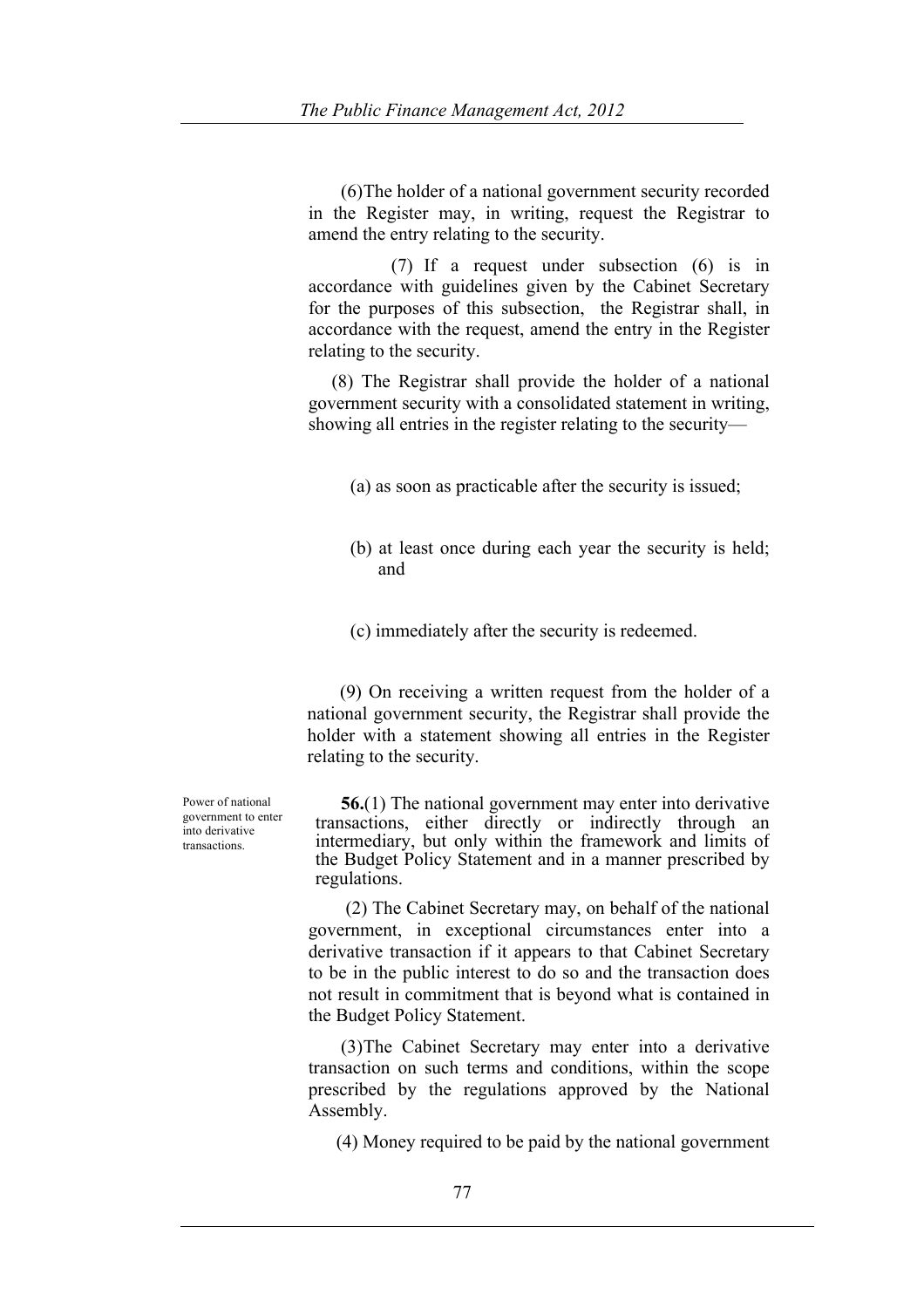(6)The holder of a national government security recorded in the Register may, in writing, request the Registrar to amend the entry relating to the security.

(7) If a request under subsection (6) is in accordance with guidelines given by the Cabinet Secretary for the purposes of this subsection, the Registrar shall, in accordance with the request, amend the entry in the Register relating to the security.

(8) The Registrar shall provide the holder of a national government security with a consolidated statement in writing, showing all entries in the register relating to the security—

(a) as soon as practicable after the security is issued;

(b) at least once during each year the security is held; and

(c) immediately after the security is redeemed.

(9) On receiving a written request from the holder of a national government security, the Registrar shall provide the holder with a statement showing all entries in the Register relating to the security.

Power of national government to enter into derivative transactions.

**56.**(1) The national government may enter into derivative transactions, either directly or indirectly through an intermediary, but only within the framework and limits of the Budget Policy Statement and in a manner prescribed by regulations.

(2) The Cabinet Secretary may, on behalf of the national government, in exceptional circumstances enter into a derivative transaction if it appears to that Cabinet Secretary to be in the public interest to do so and the transaction does not result in commitment that is beyond what is contained in the Budget Policy Statement.

(3)The Cabinet Secretary may enter into a derivative transaction on such terms and conditions, within the scope prescribed by the regulations approved by the National Assembly.

(4) Money required to be paid by the national government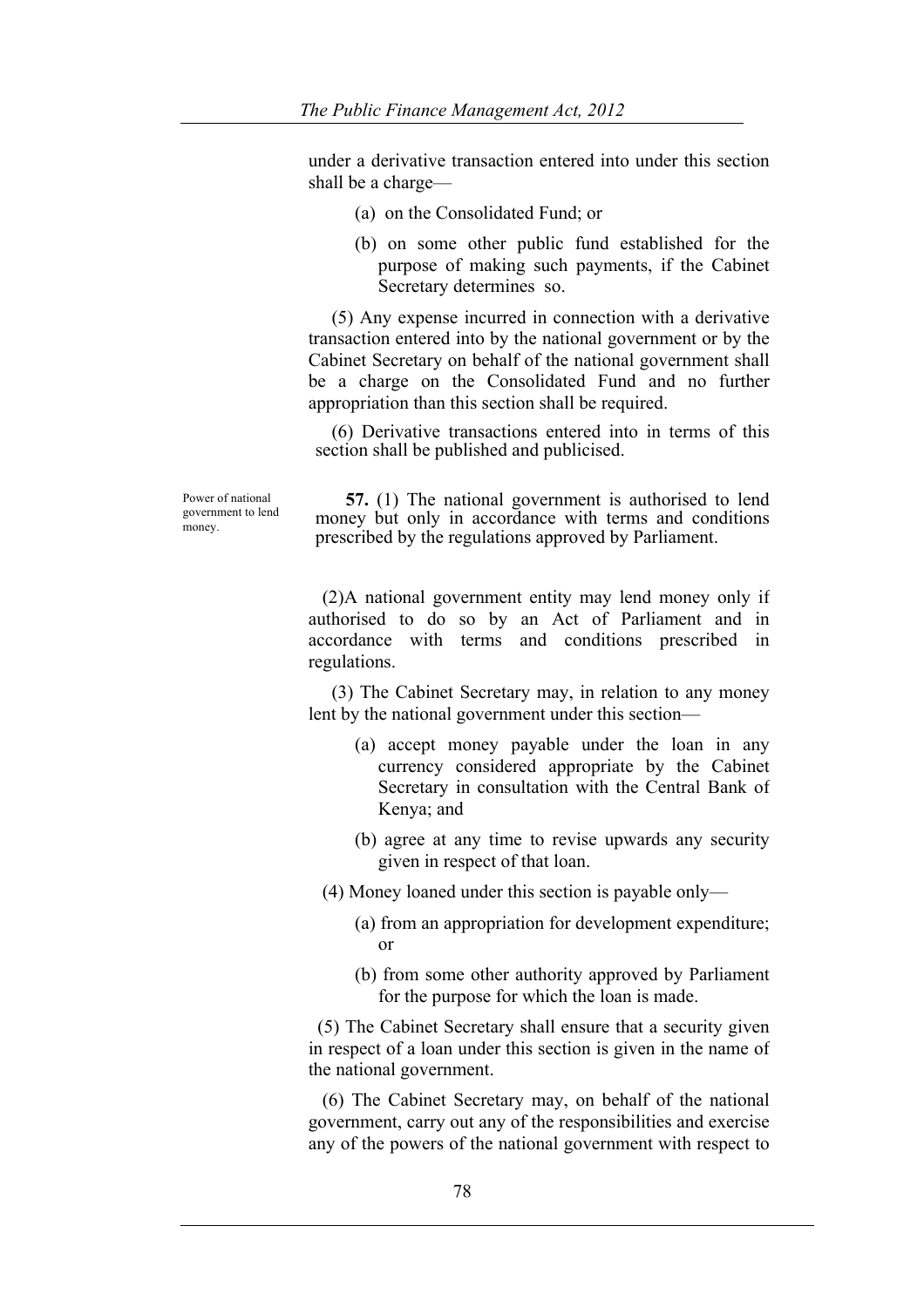under a derivative transaction entered into under this section shall be a charge—

(a) on the Consolidated Fund; or

(b) on some other public fund established for the purpose of making such payments, if the Cabinet Secretary determines so.

(5) Any expense incurred in connection with a derivative transaction entered into by the national government or by the Cabinet Secretary on behalf of the national government shall be a charge on the Consolidated Fund and no further appropriation than this section shall be required.

(6) Derivative transactions entered into in terms of this section shall be published and publicised.

Power of national government to lend money.

**57.** (1) The national government is authorised to lend money but only in accordance with terms and conditions prescribed by the regulations approved by Parliament.

(2)A national government entity may lend money only if authorised to do so by an Act of Parliament and in accordance with terms and conditions prescribed in regulations.

(3) The Cabinet Secretary may, in relation to any money lent by the national government under this section—

(a) accept money payable under the loan in any currency considered appropriate by the Cabinet Secretary in consultation with the Central Bank of Kenya; and

(b) agree at any time to revise upwards any security given in respect of that loan.

(4) Money loaned under this section is payable only—

(a) from an appropriation for development expenditure; or

(b) from some other authority approved by Parliament for the purpose for which the loan is made.

(5) The Cabinet Secretary shall ensure that a security given in respect of a loan under this section is given in the name of the national government.

(6) The Cabinet Secretary may, on behalf of the national government, carry out any of the responsibilities and exercise any of the powers of the national government with respect to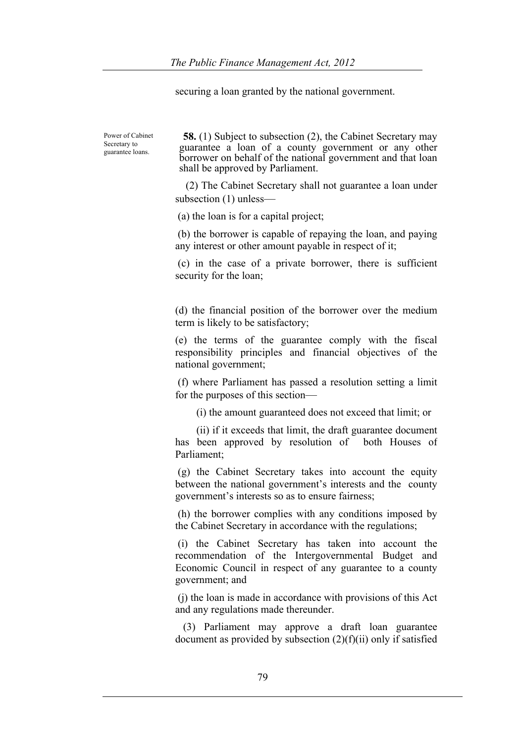securing a loan granted by the national government.

Power of Cabinet Secretary to guarantee loans.

**58.** (1) Subject to subsection (2), the Cabinet Secretary may guarantee a loan of a county government or any other borrower on behalf of the national government and that loan shall be approved by Parliament.

(2) The Cabinet Secretary shall not guarantee a loan under subsection (1) unless—

(a) the loan is for a capital project;

(b) the borrower is capable of repaying the loan, and paying any interest or other amount payable in respect of it;

(c) in the case of a private borrower, there is sufficient security for the loan;

(d) the financial position of the borrower over the medium term is likely to be satisfactory;

(e) the terms of the guarantee comply with the fiscal responsibility principles and financial objectives of the national government;

(f) where Parliament has passed a resolution setting a limit for the purposes of this section—

(i) the amount guaranteed does not exceed that limit; or

(ii) if it exceeds that limit, the draft guarantee document has been approved by resolution of both Houses of Parliament;

(g) the Cabinet Secretary takes into account the equity between the national government's interests and the county government's interests so as to ensure fairness;

(h) the borrower complies with any conditions imposed by the Cabinet Secretary in accordance with the regulations;

(i) the Cabinet Secretary has taken into account the recommendation of the Intergovernmental Budget and Economic Council in respect of any guarantee to a county government; and

(j) the loan is made in accordance with provisions of this Act and any regulations made thereunder.

(3) Parliament may approve a draft loan guarantee document as provided by subsection (2)(f)(ii) only if satisfied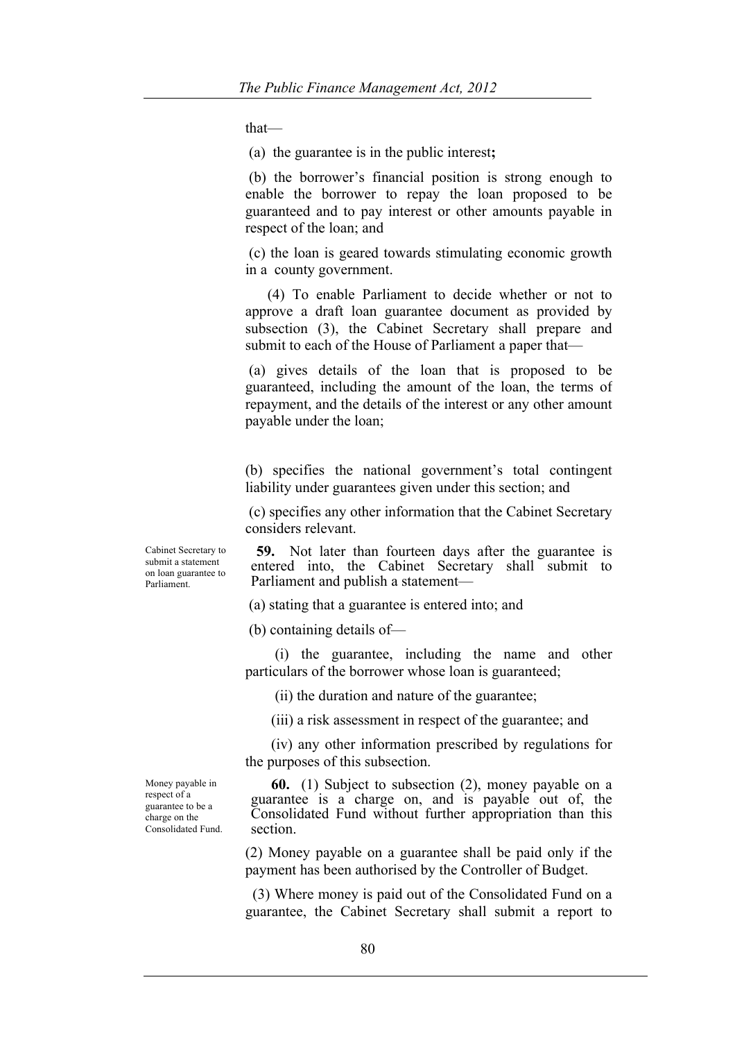that—

(a) the guarantee is in the public interest**;**

(b) the borrower's financial position is strong enough to enable the borrower to repay the loan proposed to be guaranteed and to pay interest or other amounts payable in respect of the loan; and

(c) the loan is geared towards stimulating economic growth in a county government.

(4) To enable Parliament to decide whether or not to approve a draft loan guarantee document as provided by subsection (3), the Cabinet Secretary shall prepare and submit to each of the House of Parliament a paper that—

(a) gives details of the loan that is proposed to be guaranteed, including the amount of the loan, the terms of repayment, and the details of the interest or any other amount payable under the loan;

(b) specifies the national government's total contingent liability under guarantees given under this section; and

(c) specifies any other information that the Cabinet Secretary considers relevant.

*Cabinet Secretary to submit a statement on loan guarantee to Parliament.*

**59.** Not later than fourteen days after the guarantee is entered into, the Cabinet Secretary shall submit to Parliament and publish a statement—

(a) stating that a guarantee is entered into; and

(b) containing details of—

(i) the guarantee, including the name and other particulars of the borrower whose loan is guaranteed;

(ii) the duration and nature of the guarantee;

(iii) a risk assessment in respect of the guarantee; and

(iv) any other information prescribed by regulations for the purposes of this subsection.

*Money payable in respect of a guarantee to be a charge on the Consolidated Fund.*

**60.** (1) Subject to subsection (2), money payable on a guarantee is a charge on, and is payable out of, the Consolidated Fund without further appropriation than this section.

(2) Money payable on a guarantee shall be paid only if the payment has been authorised by the Controller of Budget.

(3) Where money is paid out of the Consolidated Fund on a guarantee, the Cabinet Secretary shall submit a report to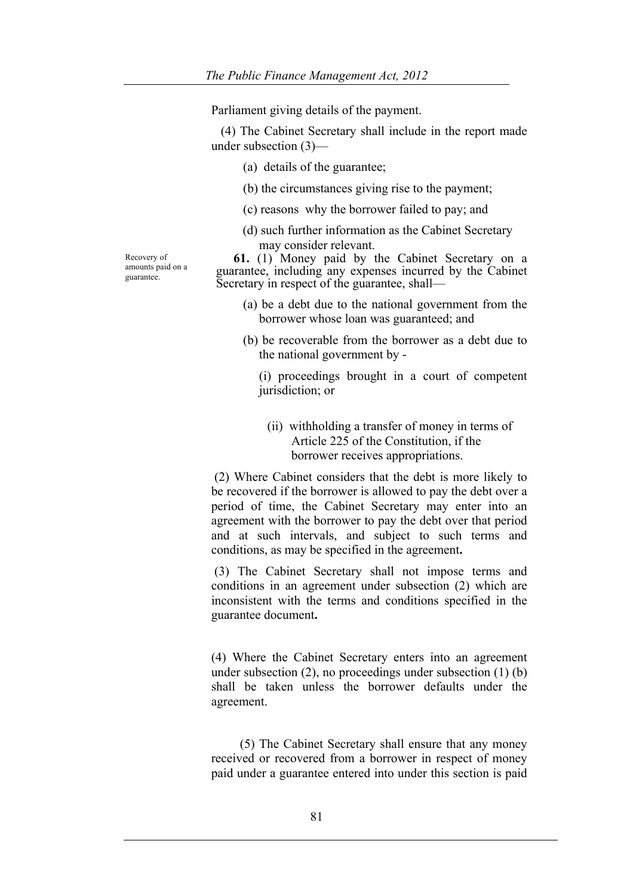Parliament giving details of the payment.

(4) The Cabinet Secretary shall include in the report made under subsection (3)—

(a) details of the guarantee;

(b) the circumstances giving rise to the payment;

(c) reasons why the borrower failed to pay; and

(d) such further information as the Cabinet Secretary may consider relevant.

Recovery of amounts paid on a guarantee.

**61.** (1) Money paid by the Cabinet Secretary on a guarantee, including any expenses incurred by the Cabinet Secretary in respect of the guarantee, shall—

(a) be a debt due to the national government from the borrower whose loan was guaranteed; and

(b) be recoverable from the borrower as a debt due to the national government by -

(i) proceedings brought in a court of competent jurisdiction; or

(ii) withholding a transfer of money in terms of Article 225 of the Constitution, if the borrower receives appropriations.

(2) Where Cabinet considers that the debt is more likely to be recovered if the borrower is allowed to pay the debt over a period of time, the Cabinet Secretary may enter into an agreement with the borrower to pay the debt over that period and at such intervals, and subject to such terms and conditions, as may be specified in the agreement**.**

(3) The Cabinet Secretary shall not impose terms and conditions in an agreement under subsection (2) which are inconsistent with the terms and conditions specified in the guarantee document**.**

(4) Where the Cabinet Secretary enters into an agreement under subsection (2), no proceedings under subsection (1) (b) shall be taken unless the borrower defaults under the agreement.

(5) The Cabinet Secretary shall ensure that any money received or recovered from a borrower in respect of money paid under a guarantee entered into under this section is paid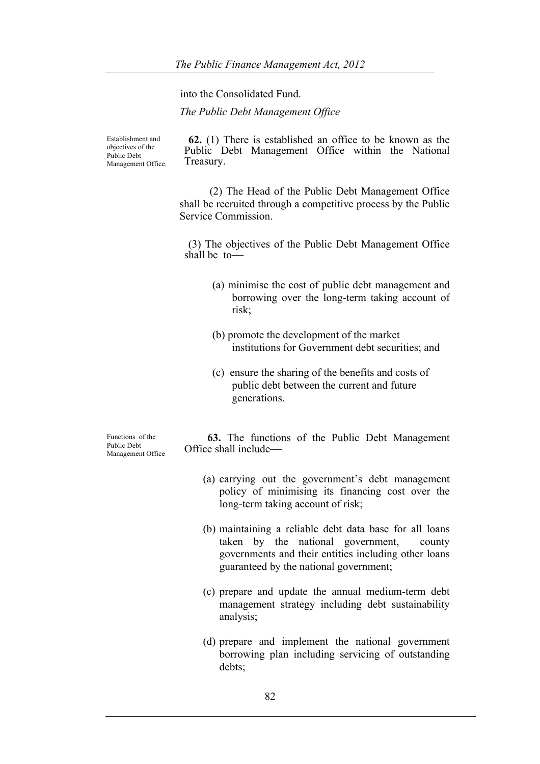into the Consolidated Fund.

*The Public Debt Management Office*

Establishment and objectives of the Public Debt Management Office.

**62.** (1) There is established an office to be known as the Public Debt Management Office within the National Treasury.

(2) The Head of the Public Debt Management Office shall be recruited through a competitive process by the Public Service Commission.

(3) The objectives of the Public Debt Management Office shall be to—

(a) minimise the cost of public debt management and borrowing over the long-term taking account of risk;

(b) promote the development of the market institutions for Government debt securities; and

(c) ensure the sharing of the benefits and costs of public debt between the current and future generations.

Functions of the Public Debt Management Office

**63.** The functions of the Public Debt Management Office shall include—

(a) carrying out the government's debt management policy of minimising its financing cost over the long-term taking account of risk;

(b) maintaining a reliable debt data base for all loans taken by the national government, county governments and their entities including other loans guaranteed by the national government;

(c) prepare and update the annual medium-term debt management strategy including debt sustainability analysis;

(d) prepare and implement the national government borrowing plan including servicing of outstanding debts;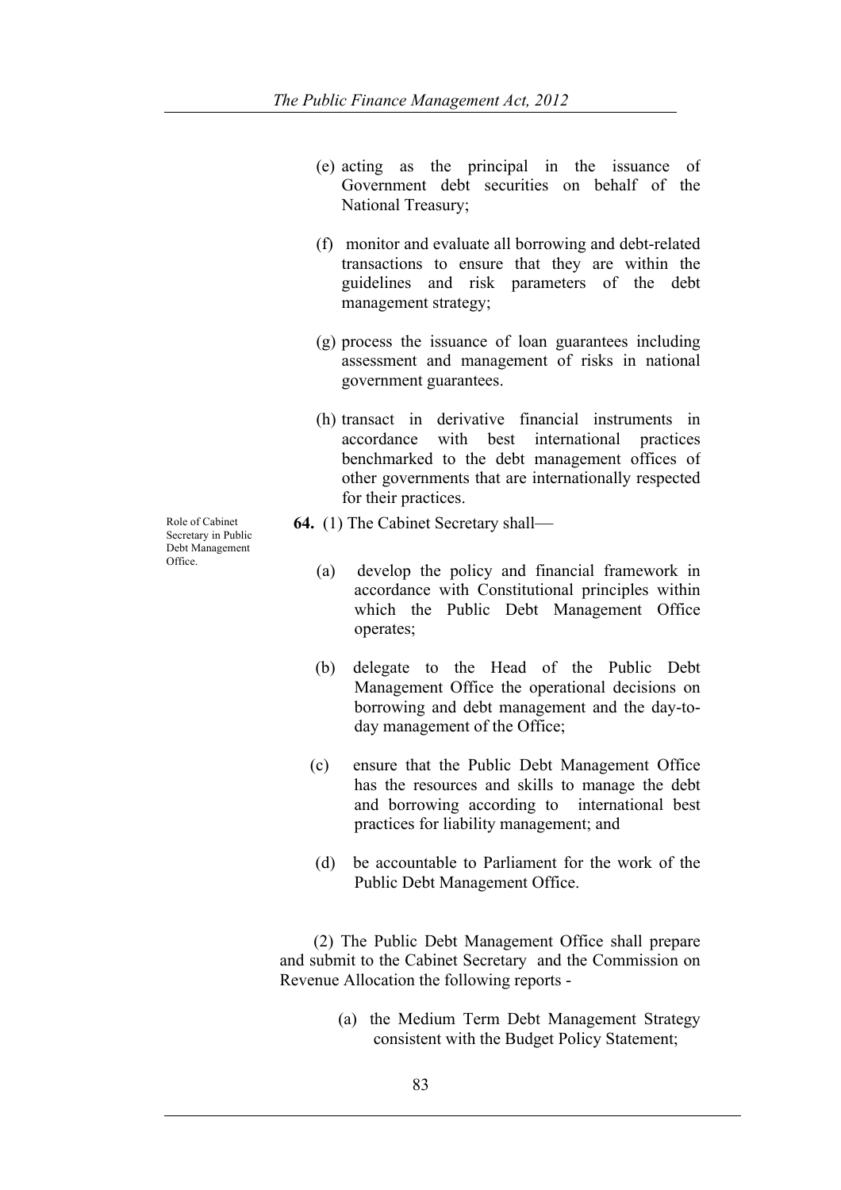(e) acting as the principal in the issuance of Government debt securities on behalf of the National Treasury;

(f) monitor and evaluate all borrowing and debt-related transactions to ensure that they are within the guidelines and risk parameters of the debt management strategy;

(g) process the issuance of loan guarantees including assessment and management of risks in national government guarantees.

(h) transact in derivative financial instruments in accordance with best international practices benchmarked to the debt management offices of other governments that are internationally respected for their practices.

Role of Cabinet Secretary in Public Debt Management Office.

**64.** (1) The Cabinet Secretary shall—

(a) develop the policy and financial framework in accordance with Constitutional principles within which the Public Debt Management Office operates;

(b) delegate to the Head of the Public Debt Management Office the operational decisions on borrowing and debt management and the day-to-day management of the Office;

(c) ensure that the Public Debt Management Office has the resources and skills to manage the debt and borrowing according to international best practices for liability management; and

(d) be accountable to Parliament for the work of the Public Debt Management Office.

(2) The Public Debt Management Office shall prepare and submit to the Cabinet Secretary and the Commission on Revenue Allocation the following reports -

(a) the Medium Term Debt Management Strategy consistent with the Budget Policy Statement;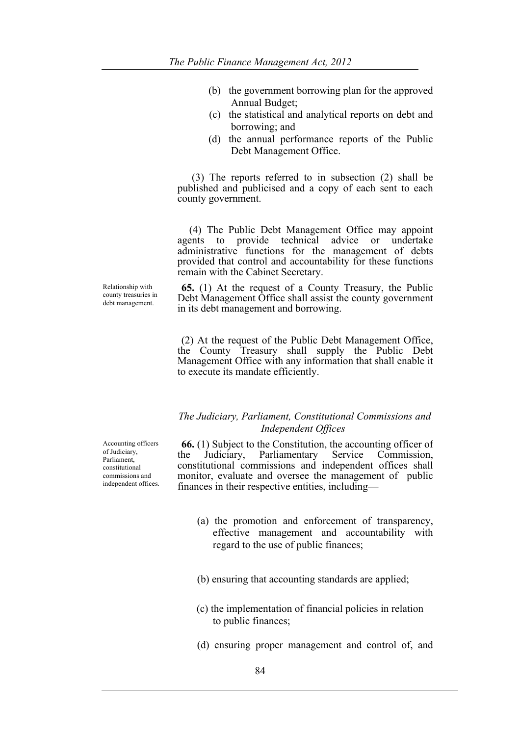(b) the government borrowing plan for the approved Annual Budget;

(c) the statistical and analytical reports on debt and borrowing; and

(d) the annual performance reports of the Public Debt Management Office.

(3) The reports referred to in subsection (2) shall be published and publicised and a copy of each sent to each county government.

(4) The Public Debt Management Office may appoint agents to provide technical advice or undertake administrative functions for the management of debts provided that control and accountability for these functions remain with the Cabinet Secretary.

Relationship with county treasuries in debt management.

**65.** (1) At the request of a County Treasury, the Public Debt Management Office shall assist the county government in its debt management and borrowing.

(2) At the request of the Public Debt Management Office, the County Treasury shall supply the Public Debt Management Office with any information that shall enable it to execute its mandate efficiently.

*The Judiciary, Parliament, Constitutional Commissions and Independent Offices*

Accounting officers of Judiciary, Parliament, constitutional commissions and independent offices.

**66.** (1) Subject to the Constitution, the accounting officer of the Judiciary, Parliamentary Service Commission, constitutional commissions and independent offices shall monitor, evaluate and oversee the management of public finances in their respective entities, including—

(a) the promotion and enforcement of transparency, effective management and accountability with regard to the use of public finances;

(b) ensuring that accounting standards are applied;

(c) the implementation of financial policies in relation to public finances;

(d) ensuring proper management and control of, and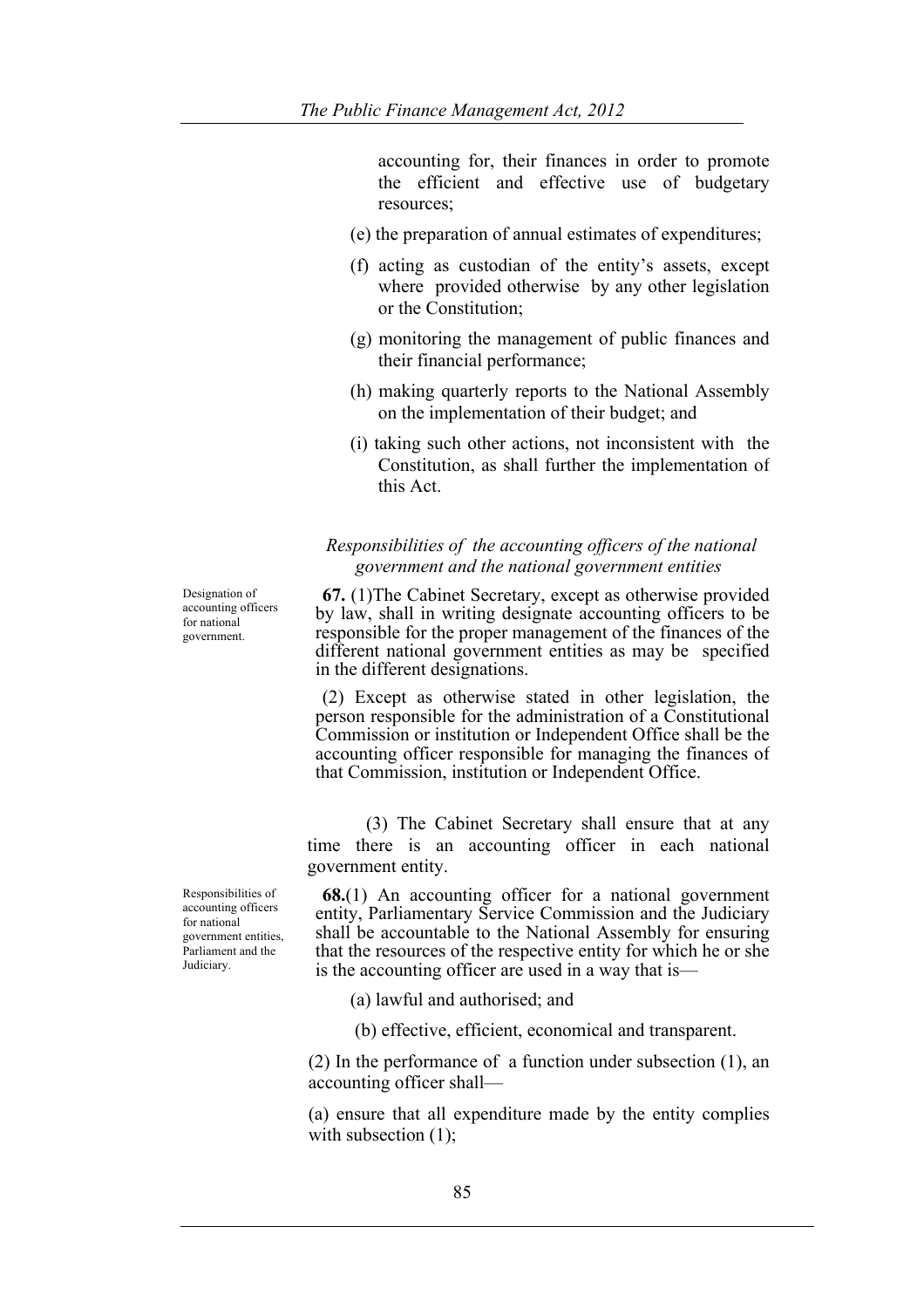accounting for, their finances in order to promote the efficient and effective use of budgetary resources;

(e) the preparation of annual estimates of expenditures;

(f) acting as custodian of the entity's assets, except where provided otherwise by any other legislation or the Constitution;

(g) monitoring the management of public finances and their financial performance;

(h) making quarterly reports to the National Assembly on the implementation of their budget; and

(i) taking such other actions, not inconsistent with the Constitution, as shall further the implementation of this Act.

*Responsibilities of the accounting officers of the national government and the national government entities*

Designation of accounting officers for national government.

**67.** (1)The Cabinet Secretary, except as otherwise provided by law, shall in writing designate accounting officers to be responsible for the proper management of the finances of the different national government entities as may be specified in the different designations.

(2) Except as otherwise stated in other legislation, the person responsible for the administration of a Constitutional Commission or institution or Independent Office shall be the accounting officer responsible for managing the finances of that Commission, institution or Independent Office.

(3) The Cabinet Secretary shall ensure that at any time there is an accounting officer in each national government entity.

Responsibilities of accounting officers for national government entities, Parliament and the Judiciary.

**68.**(1) An accounting officer for a national government entity, Parliamentary Service Commission and the Judiciary shall be accountable to the National Assembly for ensuring that the resources of the respective entity for which he or she is the accounting officer are used in a way that is—

(a) lawful and authorised; and

(b) effective, efficient, economical and transparent.

(2) In the performance of a function under subsection (1), an accounting officer shall—

(a) ensure that all expenditure made by the entity complies with subsection (1);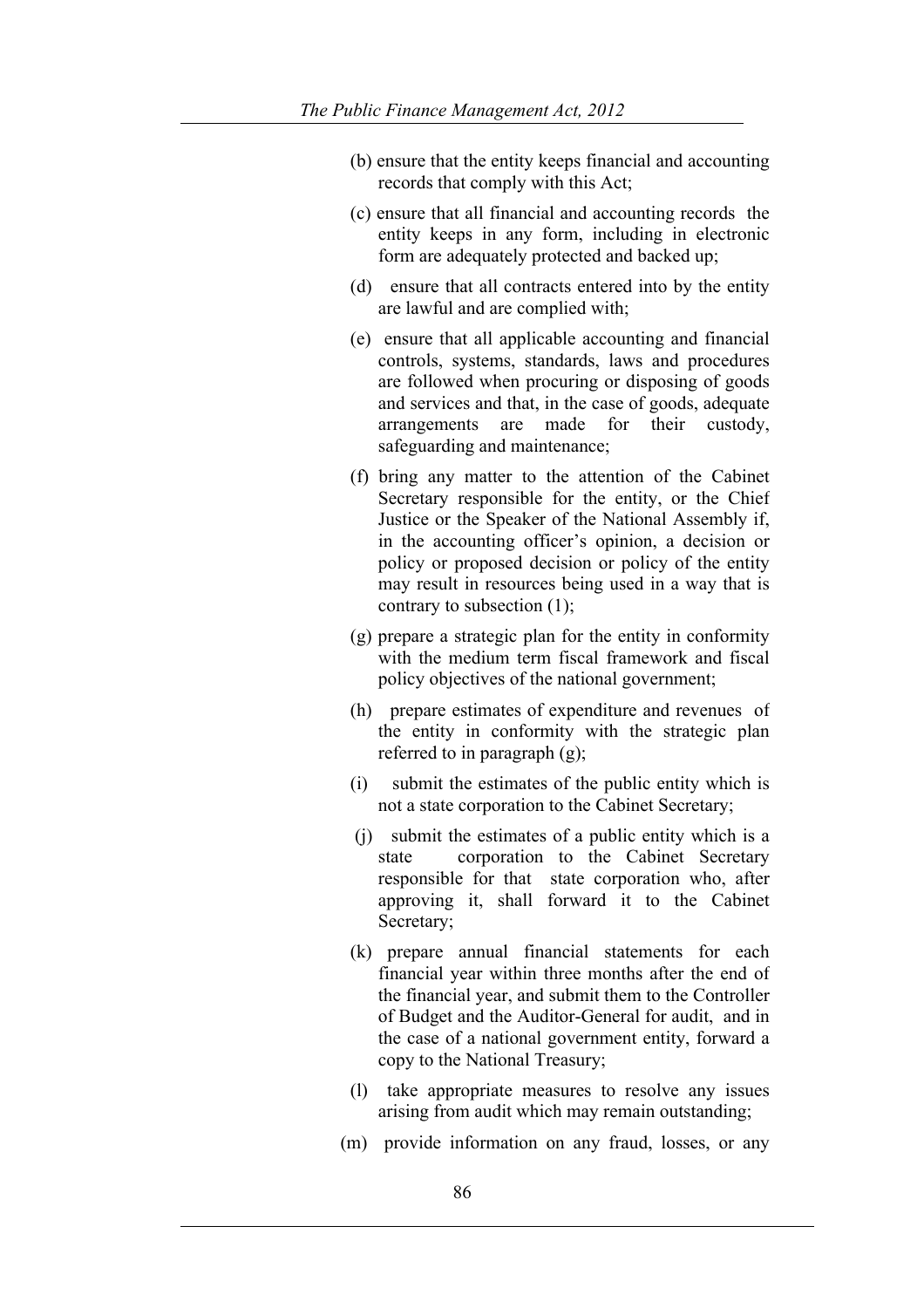(b) ensure that the entity keeps financial and accounting records that comply with this Act;

(c) ensure that all financial and accounting records the entity keeps in any form, including in electronic form are adequately protected and backed up;

(d) ensure that all contracts entered into by the entity are lawful and are complied with;

(e) ensure that all applicable accounting and financial controls, systems, standards, laws and procedures are followed when procuring or disposing of goods and services and that, in the case of goods, adequate arrangements are made for their custody, safeguarding and maintenance;

(f) bring any matter to the attention of the Cabinet Secretary responsible for the entity, or the Chief Justice or the Speaker of the National Assembly if, in the accounting officer's opinion, a decision or policy or proposed decision or policy of the entity may result in resources being used in a way that is contrary to subsection (1);

(g) prepare a strategic plan for the entity in conformity with the medium term fiscal framework and fiscal policy objectives of the national government;

(h) prepare estimates of expenditure and revenues of the entity in conformity with the strategic plan referred to in paragraph (g);

(i) submit the estimates of the public entity which is not a state corporation to the Cabinet Secretary;

(j) submit the estimates of a public entity which is a state corporation to the Cabinet Secretary responsible for that state corporation who, after approving it, shall forward it to the Cabinet Secretary;

(k) prepare annual financial statements for each financial year within three months after the end of the financial year, and submit them to the Controller of Budget and the Auditor-General for audit, and in the case of a national government entity, forward a copy to the National Treasury;

(l) take appropriate measures to resolve any issues arising from audit which may remain outstanding;

(m) provide information on any fraud, losses, or any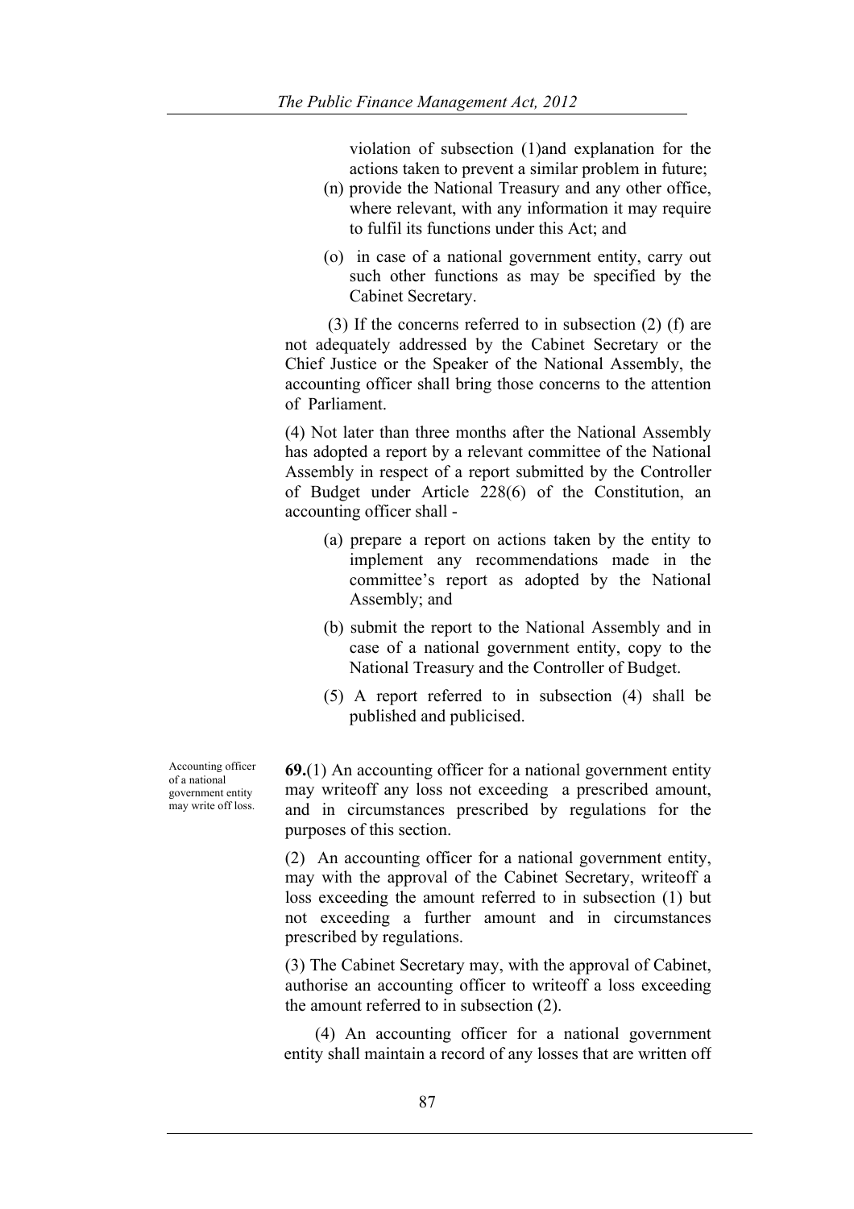violation of subsection (1)and explanation for the actions taken to prevent a similar problem in future;

(n) provide the National Treasury and any other office, where relevant, with any information it may require to fulfil its functions under this Act; and

(o) in case of a national government entity, carry out such other functions as may be specified by the Cabinet Secretary.

(3) If the concerns referred to in subsection (2) (f) are not adequately addressed by the Cabinet Secretary or the Chief Justice or the Speaker of the National Assembly, the accounting officer shall bring those concerns to the attention of Parliament.

(4) Not later than three months after the National Assembly has adopted a report by a relevant committee of the National Assembly in respect of a report submitted by the Controller of Budget under Article 228(6) of the Constitution, an accounting officer shall -

(a) prepare a report on actions taken by the entity to implement any recommendations made in the committee's report as adopted by the National Assembly; and

(b) submit the report to the National Assembly and in case of a national government entity, copy to the National Treasury and the Controller of Budget.

(5) A report referred to in subsection (4) shall be published and publicised.

Accounting officer of a national government entity may write off loss.

**69.**(1) An accounting officer for a national government entity may writeoff any loss not exceeding a prescribed amount, and in circumstances prescribed by regulations for the purposes of this section.

(2) An accounting officer for a national government entity, may with the approval of the Cabinet Secretary, writeoff a loss exceeding the amount referred to in subsection (1) but not exceeding a further amount and in circumstances prescribed by regulations.

(3) The Cabinet Secretary may, with the approval of Cabinet, authorise an accounting officer to writeoff a loss exceeding the amount referred to in subsection (2).

(4) An accounting officer for a national government entity shall maintain a record of any losses that are written off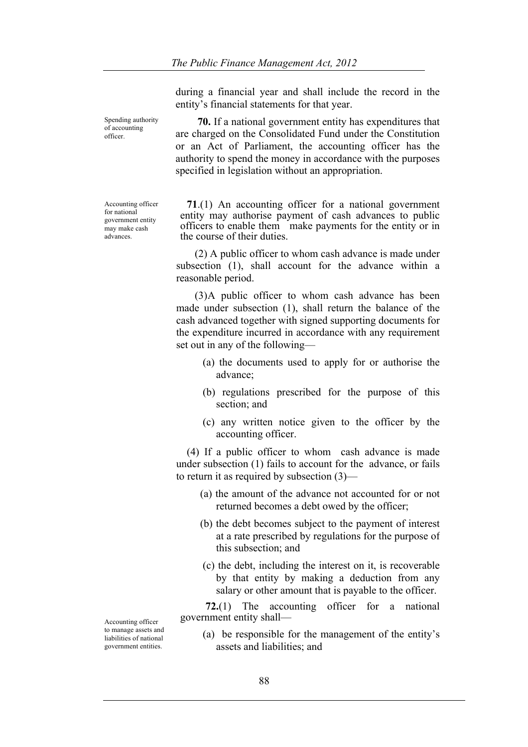during a financial year and shall include the record in the entity's financial statements for that year.

Spending authority of accounting officer.

**70.** If a national government entity has expenditures that are charged on the Consolidated Fund under the Constitution or an Act of Parliament, the accounting officer has the authority to spend the money in accordance with the purposes specified in legislation without an appropriation.

Accounting officer for national government entity may make cash advances.

**71**.(1) An accounting officer for a national government entity may authorise payment of cash advances to public officers to enable them make payments for the entity or in the course of their duties.

(2) A public officer to whom cash advance is made under subsection (1), shall account for the advance within a reasonable period.

(3)A public officer to whom cash advance has been made under subsection (1), shall return the balance of the cash advanced together with signed supporting documents for the expenditure incurred in accordance with any requirement set out in any of the following—

(a) the documents used to apply for or authorise the advance;

(b) regulations prescribed for the purpose of this section; and

(c) any written notice given to the officer by the accounting officer.

(4) If a public officer to whom cash advance is made under subsection (1) fails to account for the advance, or fails to return it as required by subsection (3)—

(a) the amount of the advance not accounted for or not returned becomes a debt owed by the officer;

(b) the debt becomes subject to the payment of interest at a rate prescribed by regulations for the purpose of this subsection; and

(c) the debt, including the interest on it, is recoverable by that entity by making a deduction from any salary or other amount that is payable to the officer.

Accounting officer to manage assets and liabilities of national government entities.

**72.**(1) The accounting officer for a national government entity shall—

(a) be responsible for the management of the entity's assets and liabilities; and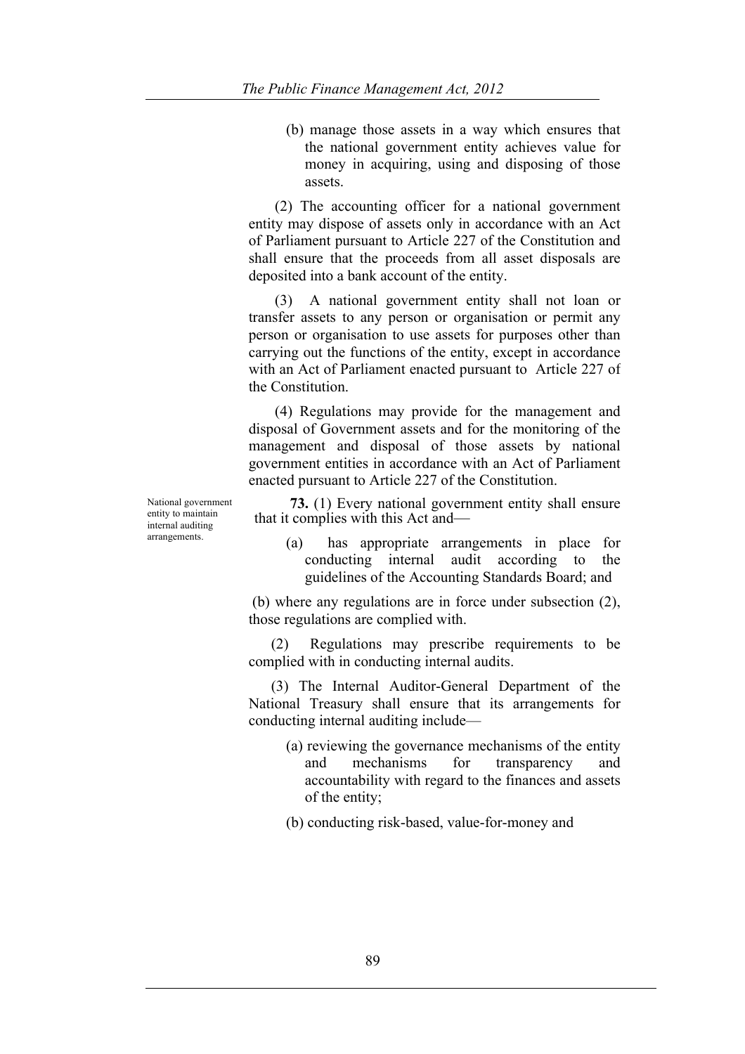(b) manage those assets in a way which ensures that the national government entity achieves value for money in acquiring, using and disposing of those assets.

(2) The accounting officer for a national government entity may dispose of assets only in accordance with an Act of Parliament pursuant to Article 227 of the Constitution and shall ensure that the proceeds from all asset disposals are deposited into a bank account of the entity.

(3) A national government entity shall not loan or transfer assets to any person or organisation or permit any person or organisation to use assets for purposes other than carrying out the functions of the entity, except in accordance with an Act of Parliament enacted pursuant to Article 227 of the Constitution.

(4) Regulations may provide for the management and disposal of Government assets and for the monitoring of the management and disposal of those assets by national government entities in accordance with an Act of Parliament enacted pursuant to Article 227 of the Constitution.

National government entity to maintain internal auditing arrangements.

**73.** (1) Every national government entity shall ensure that it complies with this Act and—

(a) has appropriate arrangements in place for conducting internal audit according to the guidelines of the Accounting Standards Board; and

(b) where any regulations are in force under subsection (2), those regulations are complied with.

(2) Regulations may prescribe requirements to be complied with in conducting internal audits.

(3) The Internal Auditor-General Department of the National Treasury shall ensure that its arrangements for conducting internal auditing include—

(a) reviewing the governance mechanisms of the entity and mechanisms for transparency and accountability with regard to the finances and assets of the entity;

(b) conducting risk-based, value-for-money and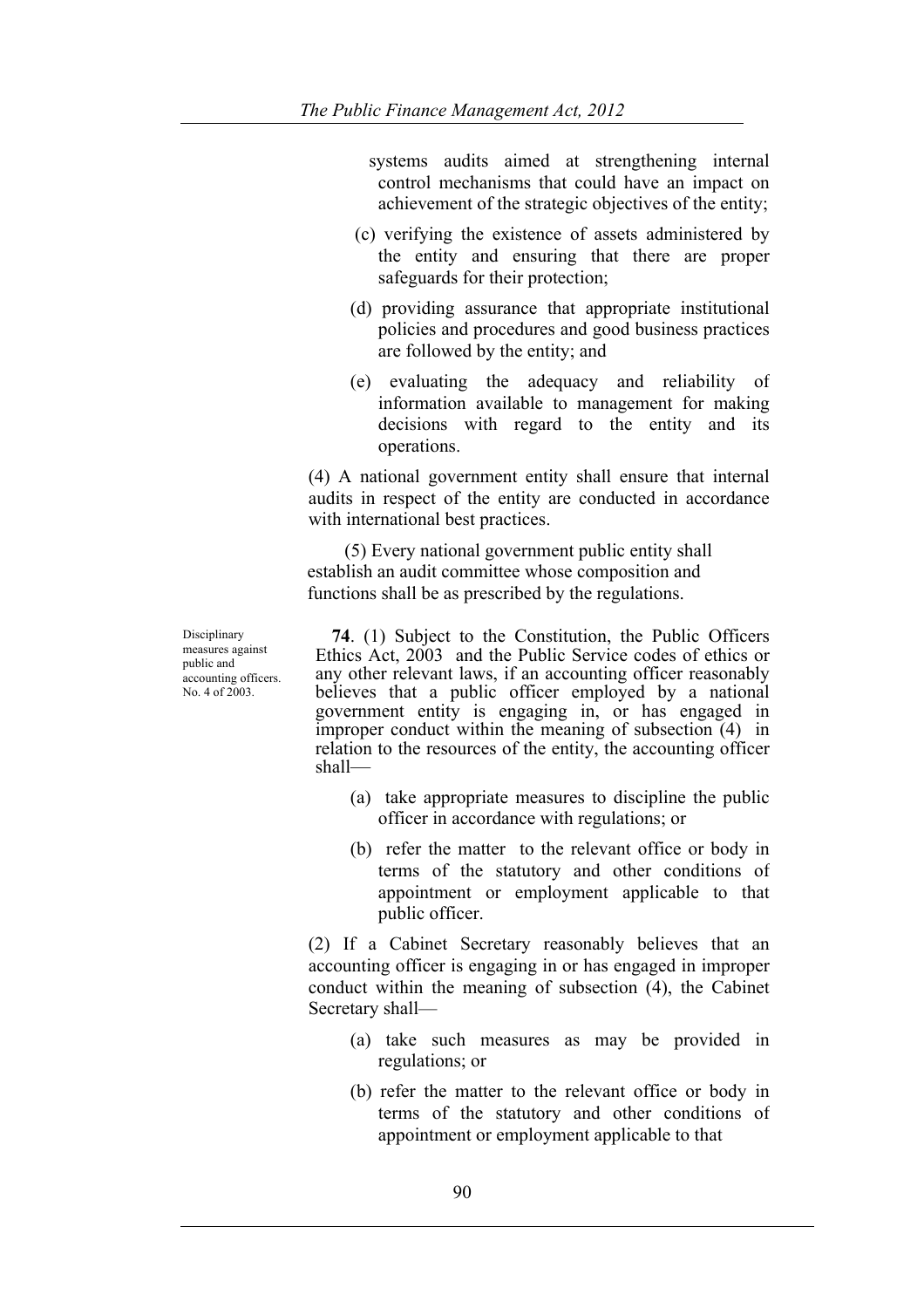systems audits aimed at strengthening internal control mechanisms that could have an impact on achievement of the strategic objectives of the entity;

(c) verifying the existence of assets administered by the entity and ensuring that there are proper safeguards for their protection;

(d) providing assurance that appropriate institutional policies and procedures and good business practices are followed by the entity; and

(e) evaluating the adequacy and reliability of information available to management for making decisions with regard to the entity and its operations.

(4) A national government entity shall ensure that internal audits in respect of the entity are conducted in accordance with international best practices.

(5) Every national government public entity shall establish an audit committee whose composition and functions shall be as prescribed by the regulations.

Disciplinary measures against public and accounting officers. No. 4 of 2003.

**74**. (1) Subject to the Constitution, the Public Officers Ethics Act, 2003 and the Public Service codes of ethics or any other relevant laws, if an accounting officer reasonably believes that a public officer employed by a national government entity is engaging in, or has engaged in improper conduct within the meaning of subsection (4) in relation to the resources of the entity, the accounting officer shall—

(a) take appropriate measures to discipline the public officer in accordance with regulations; or

(b) refer the matter to the relevant office or body in terms of the statutory and other conditions of appointment or employment applicable to that public officer.

(2) If a Cabinet Secretary reasonably believes that an accounting officer is engaging in or has engaged in improper conduct within the meaning of subsection (4), the Cabinet Secretary shall—

(a) take such measures as may be provided in regulations; or

(b) refer the matter to the relevant office or body in terms of the statutory and other conditions of appointment or employment applicable to that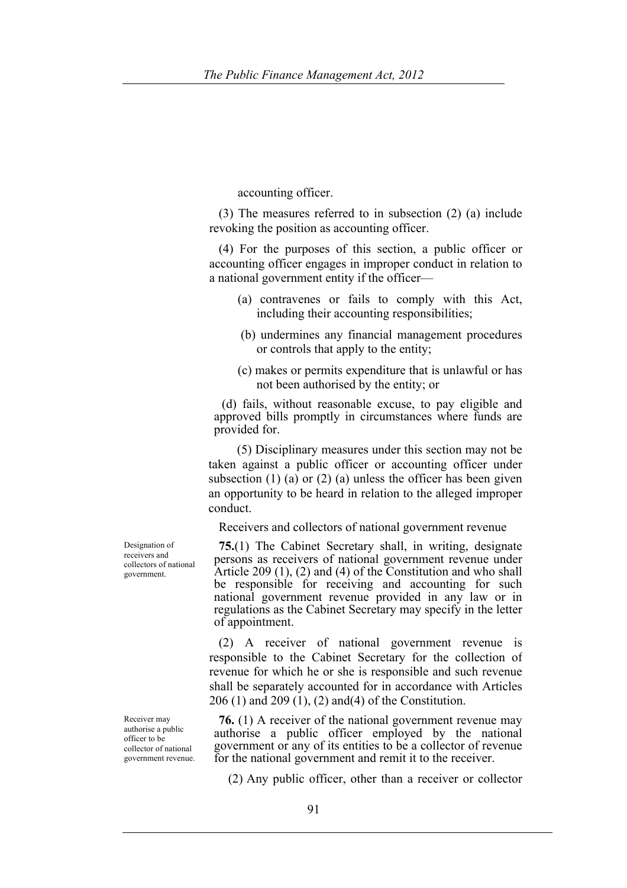accounting officer.

(3) The measures referred to in subsection (2) (a) include revoking the position as accounting officer.

(4) For the purposes of this section, a public officer or accounting officer engages in improper conduct in relation to a national government entity if the officer—

(a) contravenes or fails to comply with this Act, including their accounting responsibilities;

(b) undermines any financial management procedures or controls that apply to the entity;

(c) makes or permits expenditure that is unlawful or has not been authorised by the entity; or

(d) fails, without reasonable excuse, to pay eligible and approved bills promptly in circumstances where funds are provided for.

(5) Disciplinary measures under this section may not be taken against a public officer or accounting officer under subsection (1) (a) or (2) (a) unless the officer has been given an opportunity to be heard in relation to the alleged improper conduct.

Receivers and collectors of national government revenue

*Designation of receivers and collectors of national government.*

**75.**(1) The Cabinet Secretary shall, in writing, designate persons as receivers of national government revenue under Article 209 (1), (2) and (4) of the Constitution and who shall be responsible for receiving and accounting for such national government revenue provided in any law or in regulations as the Cabinet Secretary may specify in the letter of appointment.

(2) A receiver of national government revenue is responsible to the Cabinet Secretary for the collection of revenue for which he or she is responsible and such revenue shall be separately accounted for in accordance with Articles 206 (1) and 209 (1), (2) and(4) of the Constitution.

*Receiver may authorise a public officer to be collector of national government revenue.*

**76.** (1) A receiver of the national government revenue may authorise a public officer employed by the national government or any of its entities to be a collector of revenue for the national government and remit it to the receiver.

(2) Any public officer, other than a receiver or collector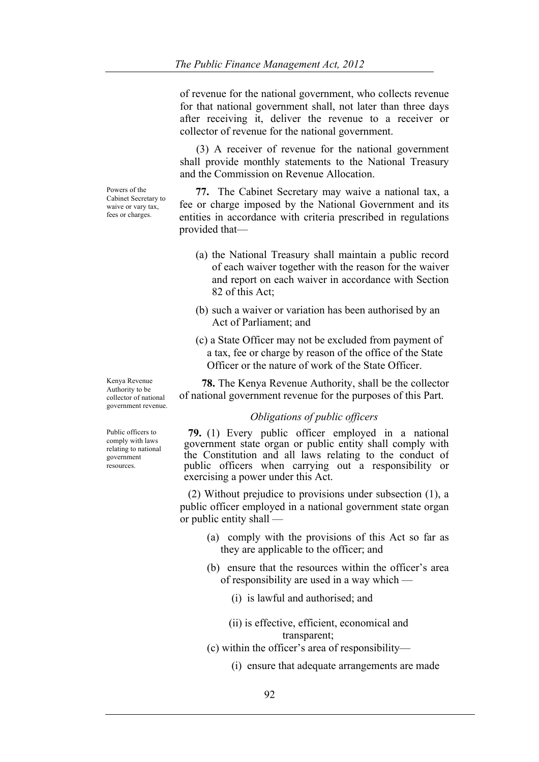of revenue for the national government, who collects revenue for that national government shall, not later than three days after receiving it, deliver the revenue to a receiver or collector of revenue for the national government.

(3) A receiver of revenue for the national government shall provide monthly statements to the National Treasury and the Commission on Revenue Allocation.

Powers of the Cabinet Secretary to waive or vary tax, fees or charges.

**77.** The Cabinet Secretary may waive a national tax, a fee or charge imposed by the National Government and its entities in accordance with criteria prescribed in regulations provided that—

(a) the National Treasury shall maintain a public record of each waiver together with the reason for the waiver and report on each waiver in accordance with Section 82 of this Act;

(b) such a waiver or variation has been authorised by an Act of Parliament; and

(c) a State Officer may not be excluded from payment of a tax, fee or charge by reason of the office of the State Officer or the nature of work of the State Officer.

Kenya Revenue Authority to be collector of national government revenue.

**78.** The Kenya Revenue Authority, shall be the collector of national government revenue for the purposes of this Part.

*Obligations of public officers*

Public officers to comply with laws relating to national government resources.

**79.** (1) Every public officer employed in a national government state organ or public entity shall comply with the Constitution and all laws relating to the conduct of public officers when carrying out a responsibility or exercising a power under this Act.

(2) Without prejudice to provisions under subsection (1), a public officer employed in a national government state organ or public entity shall —

(a) comply with the provisions of this Act so far as they are applicable to the officer; and

(b) ensure that the resources within the officer's area of responsibility are used in a way which —

(i) is lawful and authorised; and

(ii) is effective, efficient, economical and transparent;

(c) within the officer's area of responsibility—

(i) ensure that adequate arrangements are made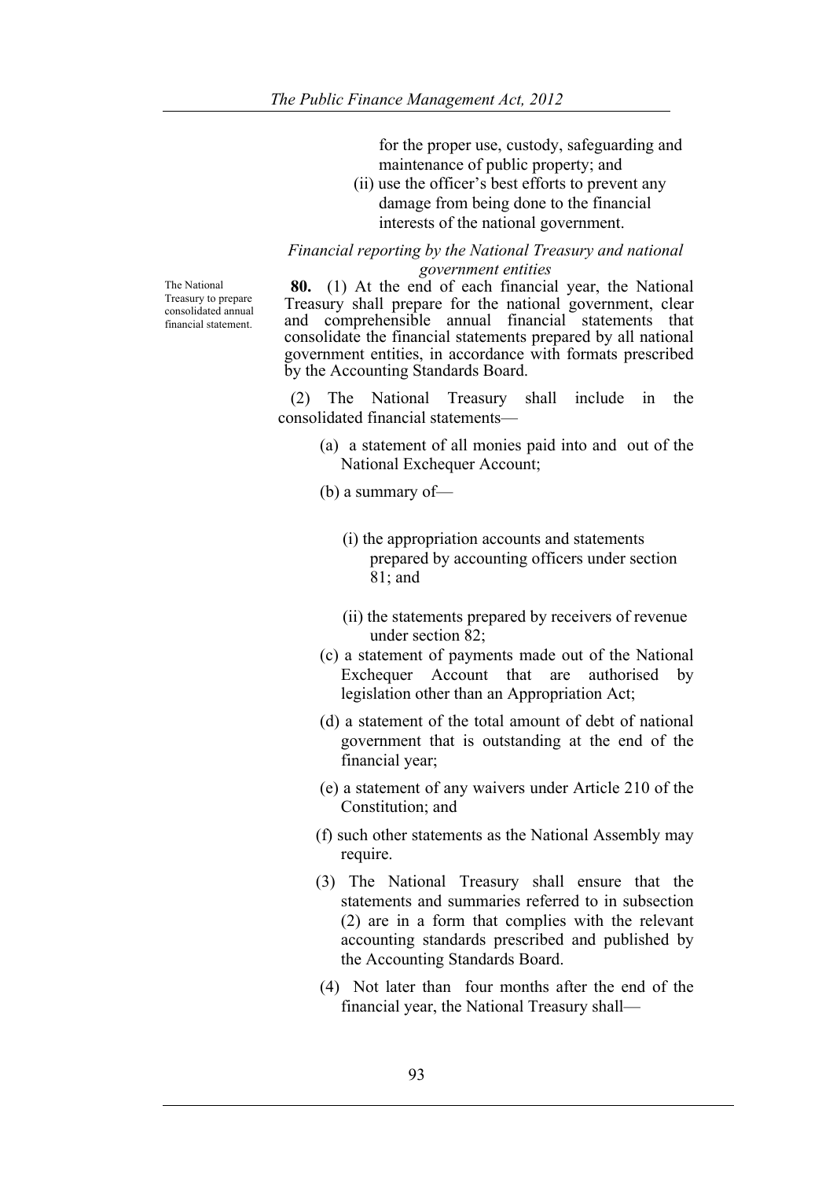for the proper use, custody, safeguarding and maintenance of public property; and

(ii) use the officer's best efforts to prevent any damage from being done to the financial interests of the national government.

*Financial reporting by the National Treasury and national government entities*

The National Treasury to prepare consolidated annual financial statement.

**80.** (1) At the end of each financial year, the National Treasury shall prepare for the national government, clear and comprehensible annual financial statements that consolidate the financial statements prepared by all national government entities, in accordance with formats prescribed by the Accounting Standards Board.

(2) The National Treasury shall include in the consolidated financial statements—

(a) a statement of all monies paid into and out of the National Exchequer Account;

(b) a summary of—

(i) the appropriation accounts and statements prepared by accounting officers under section 81; and

(ii) the statements prepared by receivers of revenue under section 82;

(c) a statement of payments made out of the National Exchequer Account that are authorised by legislation other than an Appropriation Act;

(d) a statement of the total amount of debt of national government that is outstanding at the end of the financial year;

(e) a statement of any waivers under Article 210 of the Constitution; and

(f) such other statements as the National Assembly may require.

(3) The National Treasury shall ensure that the statements and summaries referred to in subsection (2) are in a form that complies with the relevant accounting standards prescribed and published by the Accounting Standards Board.

(4) Not later than four months after the end of the financial year, the National Treasury shall—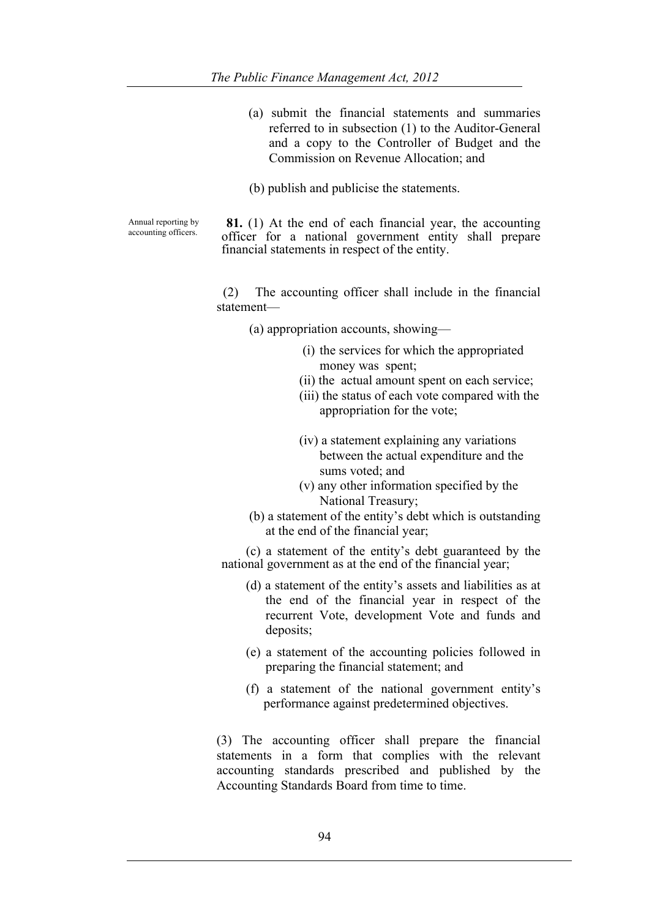(a) submit the financial statements and summaries referred to in subsection (1) to the Auditor-General and a copy to the Controller of Budget and the Commission on Revenue Allocation; and

(b) publish and publicise the statements.

Annual reporting by accounting officers.

**81.** (1) At the end of each financial year, the accounting officer for a national government entity shall prepare financial statements in respect of the entity.

(2) The accounting officer shall include in the financial statement—

(a) appropriation accounts, showing—

(i) the services for which the appropriated money was spent;

(ii) the actual amount spent on each service;

(iii) the status of each vote compared with the appropriation for the vote;

(iv) a statement explaining any variations between the actual expenditure and the sums voted; and

(v) any other information specified by the National Treasury;

(b) a statement of the entity's debt which is outstanding at the end of the financial year;

(c) a statement of the entity's debt guaranteed by the national government as at the end of the financial year;

(d) a statement of the entity's assets and liabilities as at the end of the financial year in respect of the recurrent Vote, development Vote and funds and deposits;

(e) a statement of the accounting policies followed in preparing the financial statement; and

(f) a statement of the national government entity's performance against predetermined objectives.

(3) The accounting officer shall prepare the financial statements in a form that complies with the relevant accounting standards prescribed and published by the Accounting Standards Board from time to time.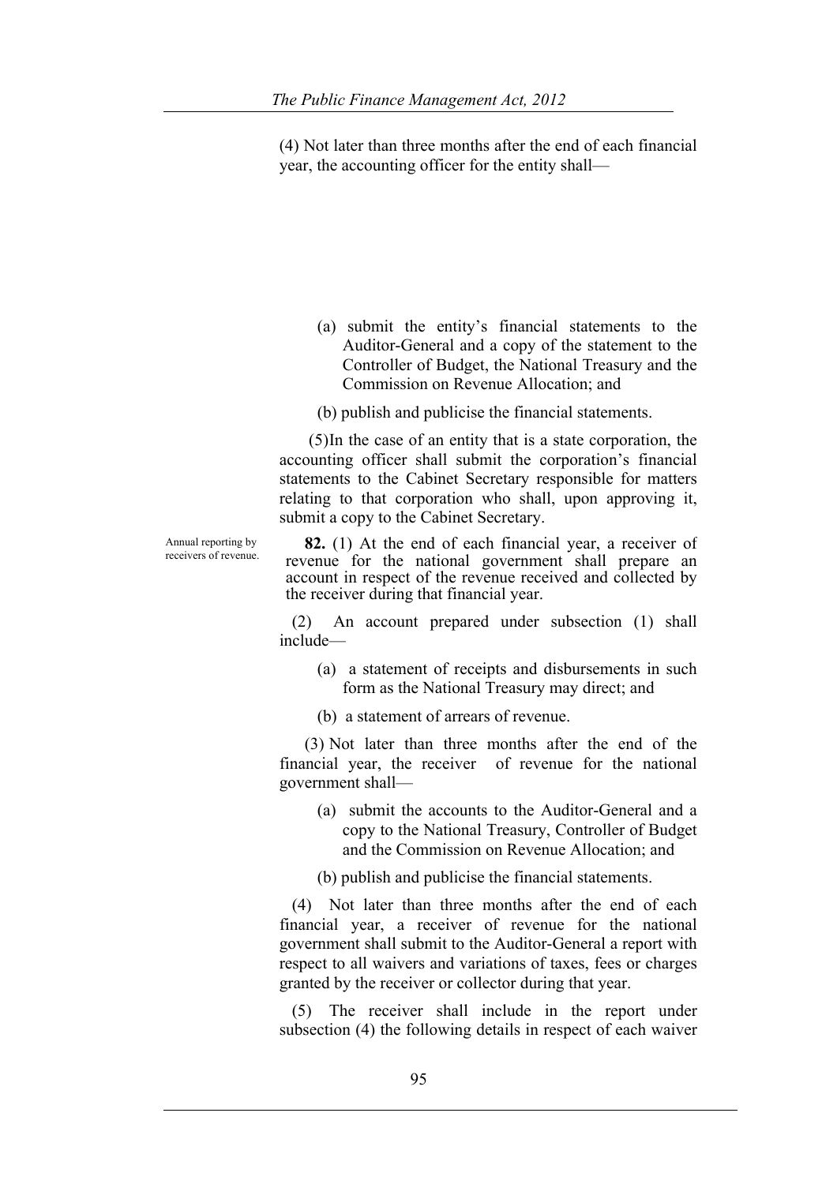(4) Not later than three months after the end of each financial year, the accounting officer for the entity shall—

(a) submit the entity's financial statements to the Auditor-General and a copy of the statement to the Controller of Budget, the National Treasury and the Commission on Revenue Allocation; and

(b) publish and publicise the financial statements.

(5) In the case of an entity that is a state corporation, the accounting officer shall submit the corporation's financial statements to the Cabinet Secretary responsible for matters relating to that corporation who shall, upon approving it, submit a copy to the Cabinet Secretary.

Annual reporting by receivers of revenue.

**82.** (1) At the end of each financial year, a receiver of revenue for the national government shall prepare an account in respect of the revenue received and collected by the receiver during that financial year.

(2) An account prepared under subsection (1) shall include—

(a) a statement of receipts and disbursements in such form as the National Treasury may direct; and

(b) a statement of arrears of revenue.

(3) Not later than three months after the end of the financial year, the receiver of revenue for the national government shall—

(a) submit the accounts to the Auditor-General and a copy to the National Treasury, Controller of Budget and the Commission on Revenue Allocation; and

(b) publish and publicise the financial statements.

(4) Not later than three months after the end of each financial year, a receiver of revenue for the national government shall submit to the Auditor-General a report with respect to all waivers and variations of taxes, fees or charges granted by the receiver or collector during that year.

(5) The receiver shall include in the report under subsection (4) the following details in respect of each waiver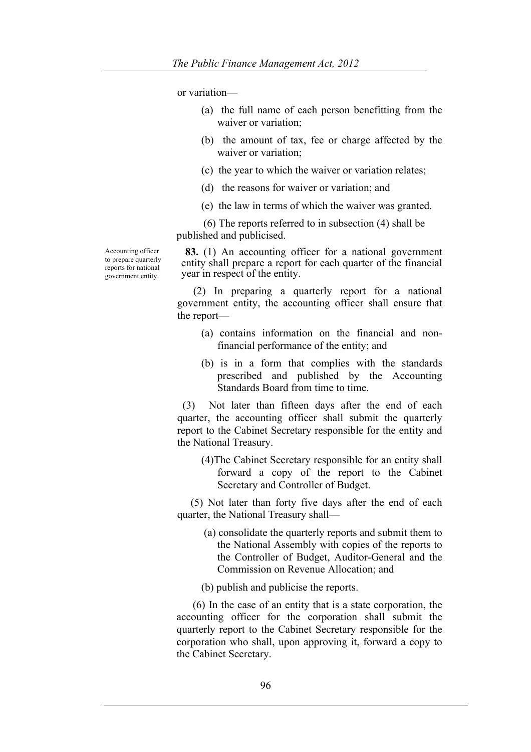or variation—

(a) the full name of each person benefitting from the waiver or variation;

(b) the amount of tax, fee or charge affected by the waiver or variation;

(c) the year to which the waiver or variation relates;

(d) the reasons for waiver or variation; and

(e) the law in terms of which the waiver was granted.

(6) The reports referred to in subsection (4) shall be published and publicised.

Accounting officer to prepare quarterly reports for national government entity.

**83.** (1) An accounting officer for a national government entity shall prepare a report for each quarter of the financial year in respect of the entity.

(2) In preparing a quarterly report for a national government entity, the accounting officer shall ensure that the report—

(a) contains information on the financial and non-financial performance of the entity; and

(b) is in a form that complies with the standards prescribed and published by the Accounting Standards Board from time to time.

(3) Not later than fifteen days after the end of each quarter, the accounting officer shall submit the quarterly report to the Cabinet Secretary responsible for the entity and the National Treasury.

(4)The Cabinet Secretary responsible for an entity shall forward a copy of the report to the Cabinet Secretary and Controller of Budget.

(5) Not later than forty five days after the end of each quarter, the National Treasury shall—

(a) consolidate the quarterly reports and submit them to the National Assembly with copies of the reports to the Controller of Budget, Auditor-General and the Commission on Revenue Allocation; and

(b) publish and publicise the reports.

(6) In the case of an entity that is a state corporation, the accounting officer for the corporation shall submit the quarterly report to the Cabinet Secretary responsible for the corporation who shall, upon approving it, forward a copy to the Cabinet Secretary.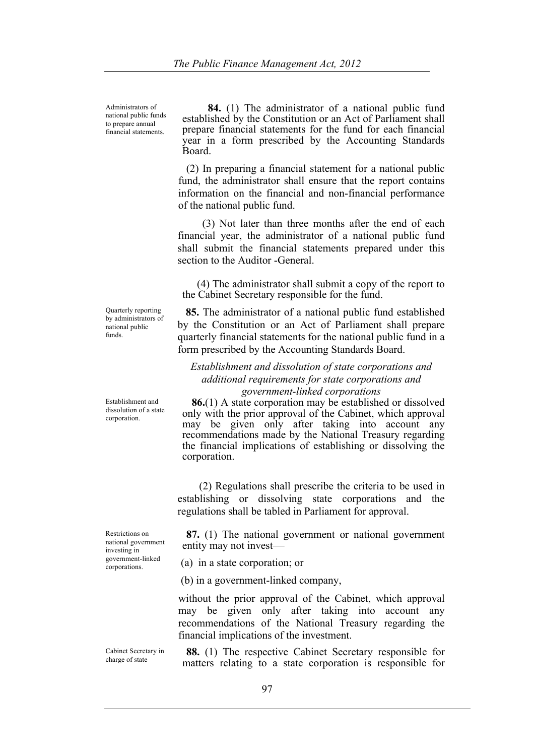Administrators of national public funds to prepare annual financial statements.

**84.** (1) The administrator of a national public fund established by the Constitution or an Act of Parliament shall prepare financial statements for the fund for each financial year in a form prescribed by the Accounting Standards Board.

(2) In preparing a financial statement for a national public fund, the administrator shall ensure that the report contains information on the financial and non-financial performance of the national public fund.

(3) Not later than three months after the end of each financial year, the administrator of a national public fund shall submit the financial statements prepared under this section to the Auditor -General.

(4) The administrator shall submit a copy of the report to the Cabinet Secretary responsible for the fund.

Quarterly reporting by administrators of national public funds.

**85.** The administrator of a national public fund established by the Constitution or an Act of Parliament shall prepare quarterly financial statements for the national public fund in a form prescribed by the Accounting Standards Board.

*Establishment and dissolution of state corporations and additional requirements for state corporations and government-linked corporations*

Establishment and dissolution of a state corporation.

**86.**(1) A state corporation may be established or dissolved only with the prior approval of the Cabinet, which approval may be given only after taking into account any recommendations made by the National Treasury regarding the financial implications of establishing or dissolving the corporation.

(2) Regulations shall prescribe the criteria to be used in establishing or dissolving state corporations and the regulations shall be tabled in Parliament for approval.

Restrictions on national government investing in government-linked corporations.

**87.** (1) The national government or national government entity may not invest—

(a) in a state corporation; or

(b) in a government-linked company,

without the prior approval of the Cabinet, which approval may be given only after taking into account any recommendations of the National Treasury regarding the financial implications of the investment.

Cabinet Secretary in charge of state

**88.** (1) The respective Cabinet Secretary responsible for matters relating to a state corporation is responsible for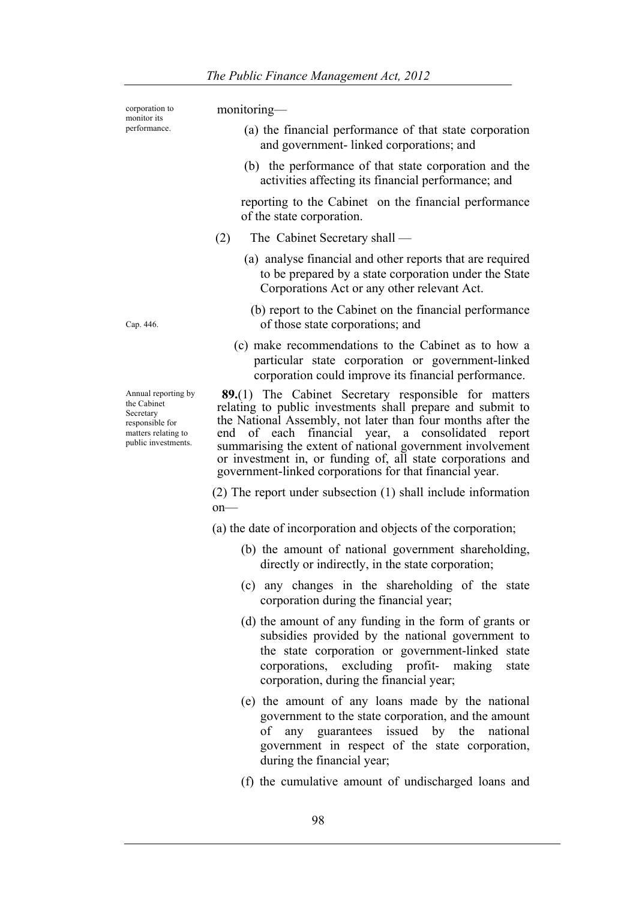corporation to monitor its performance.

monitoring—

(a) the financial performance of that state corporation and government- linked corporations; and

(b) the performance of that state corporation and the activities affecting its financial performance; and

reporting to the Cabinet on the financial performance of the state corporation.

(2) The Cabinet Secretary shall —

(a) analyse financial and other reports that are required to be prepared by a state corporation under the State Corporations Act or any other relevant Act.

Cap. 446.

(b) report to the Cabinet on the financial performance of those state corporations; and

(c) make recommendations to the Cabinet as to how a particular state corporation or government-linked corporation could improve its financial performance.

Annual reporting by the Cabinet Secretary responsible for matters relating to public investments.

**89.**(1) The Cabinet Secretary responsible for matters relating to public investments shall prepare and submit to the National Assembly, not later than four months after the end of each financial year, a consolidated report summarising the extent of national government involvement or investment in, or funding of, all state corporations and government-linked corporations for that financial year.

(2) The report under subsection (1) shall include information on—

(a) the date of incorporation and objects of the corporation;

(b) the amount of national government shareholding, directly or indirectly, in the state corporation;

(c) any changes in the shareholding of the state corporation during the financial year;

(d) the amount of any funding in the form of grants or subsidies provided by the national government to the state corporation or government-linked state corporations, excluding profit- making state corporation, during the financial year;

(e) the amount of any loans made by the national government to the state corporation, and the amount of any guarantees issued by the national government in respect of the state corporation, during the financial year;

(f) the cumulative amount of undischarged loans and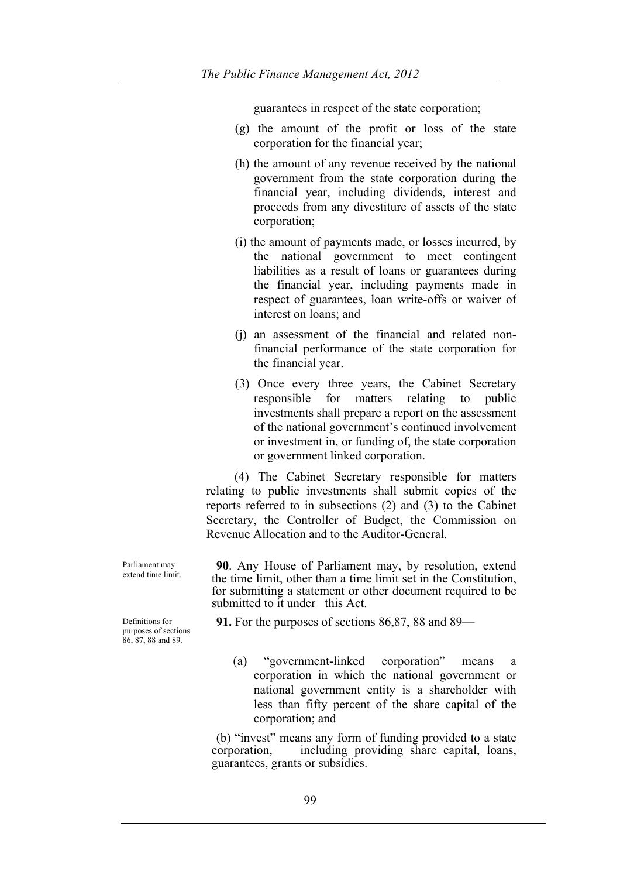guarantees in respect of the state corporation;

(g) the amount of the profit or loss of the state corporation for the financial year;

(h) the amount of any revenue received by the national government from the state corporation during the financial year, including dividends, interest and proceeds from any divestiture of assets of the state corporation;

(i) the amount of payments made, or losses incurred, by the national government to meet contingent liabilities as a result of loans or guarantees during the financial year, including payments made in respect of guarantees, loan write-offs or waiver of interest on loans; and

(j) an assessment of the financial and related non-financial performance of the state corporation for the financial year.

(3) Once every three years, the Cabinet Secretary responsible for matters relating to public investments shall prepare a report on the assessment of the national government's continued involvement or investment in, or funding of, the state corporation or government linked corporation.

(4) The Cabinet Secretary responsible for matters relating to public investments shall submit copies of the reports referred to in subsections (2) and (3) to the Cabinet Secretary, the Controller of Budget, the Commission on Revenue Allocation and to the Auditor-General.

*Parliament may extend time limit.*

**90**. Any House of Parliament may, by resolution, extend the time limit, other than a time limit set in the Constitution, for submitting a statement or other document required to be submitted to it under this Act.

*Definitions for purposes of sections 86, 87, 88 and 89.*

**91.** For the purposes of sections 86,87, 88 and 89—

(a) "government-linked corporation" means a corporation in which the national government or national government entity is a shareholder with less than fifty percent of the share capital of the corporation; and

(b) "invest" means any form of funding provided to a state corporation, including providing share capital, loans, guarantees, grants or subsidies.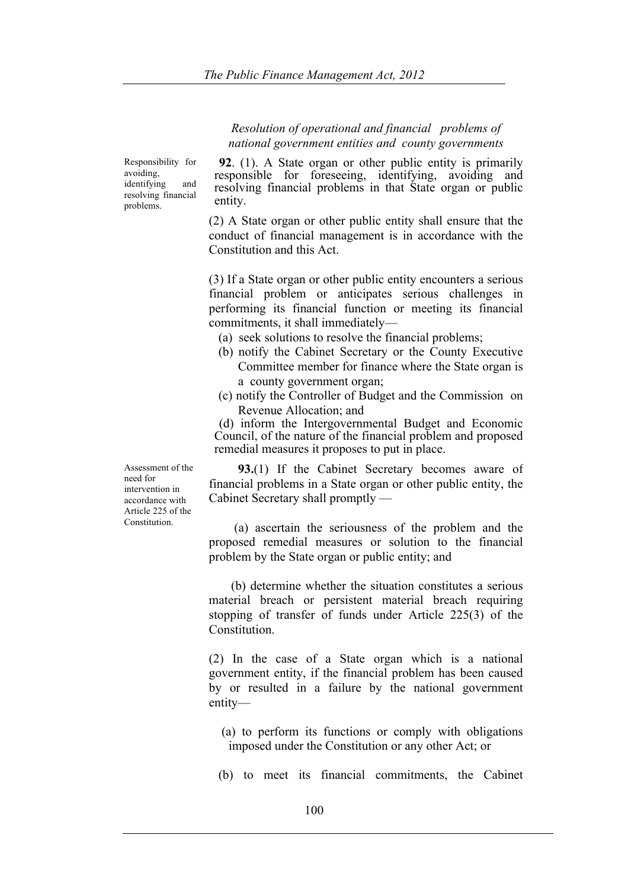*Resolution of operational and financial problems of national government entities and county governments*

Responsibility for avoiding, identifying and resolving financial problems.

**92**. (1). A State organ or other public entity is primarily responsible for foreseeing, identifying, avoiding and resolving financial problems in that State organ or public entity.

(2) A State organ or other public entity shall ensure that the conduct of financial management is in accordance with the Constitution and this Act.

(3) If a State organ or other public entity encounters a serious financial problem or anticipates serious challenges in performing its financial function or meeting its financial commitments, it shall immediately—

(a) seek solutions to resolve the financial problems;

(b) notify the Cabinet Secretary or the County Executive Committee member for finance where the State organ is a county government organ;

(c) notify the Controller of Budget and the Commission on Revenue Allocation; and

(d) inform the Intergovernmental Budget and Economic Council, of the nature of the financial problem and proposed remedial measures it proposes to put in place.

Assessment of the need for intervention in accordance with Article 225 of the Constitution.

**93.**(1) If the Cabinet Secretary becomes aware of financial problems in a State organ or other public entity, the Cabinet Secretary shall promptly —

(a) ascertain the seriousness of the problem and the proposed remedial measures or solution to the financial problem by the State organ or public entity; and

(b) determine whether the situation constitutes a serious material breach or persistent material breach requiring stopping of transfer of funds under Article 225(3) of the Constitution.

(2) In the case of a State organ which is a national government entity, if the financial problem has been caused by or resulted in a failure by the national government entity—

(a) to perform its functions or comply with obligations imposed under the Constitution or any other Act; or

(b) to meet its financial commitments, the Cabinet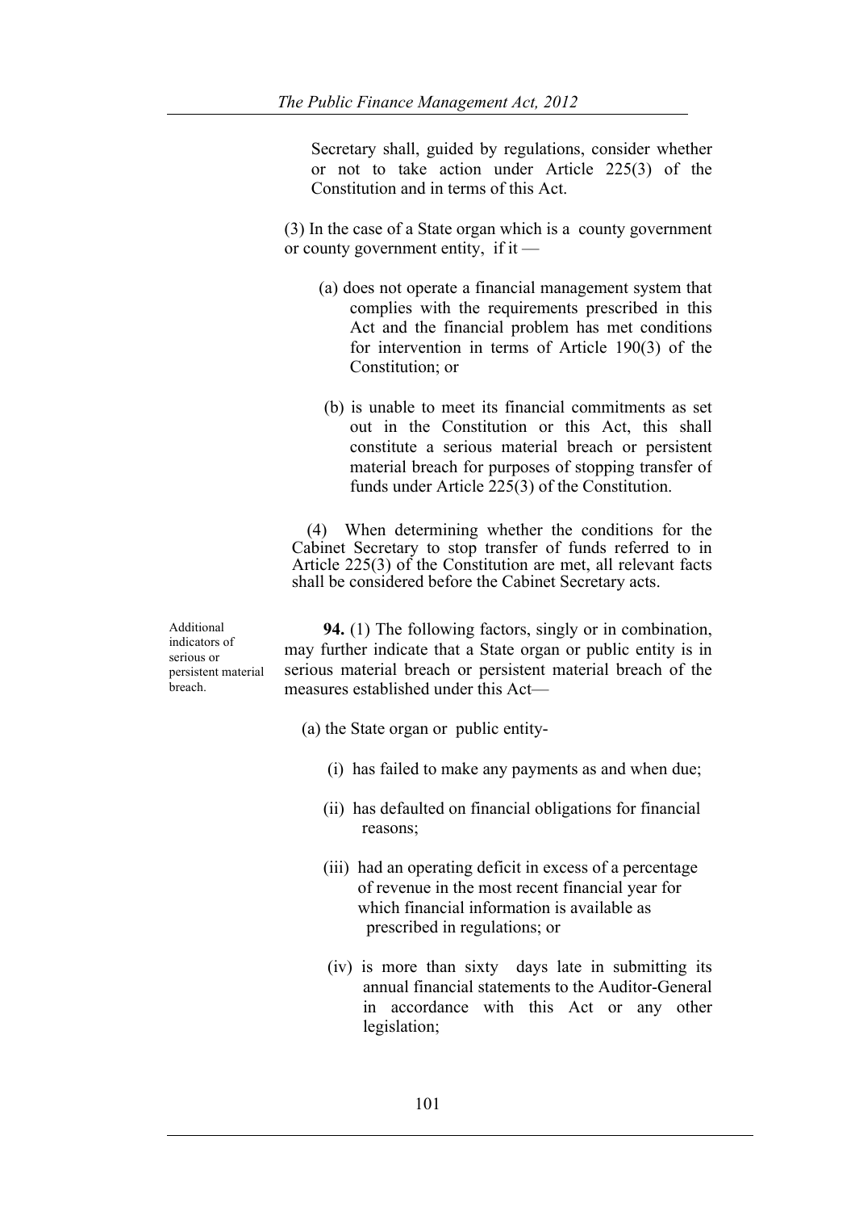Secretary shall, guided by regulations, consider whether or not to take action under Article 225(3) of the Constitution and in terms of this Act.

(3) In the case of a State organ which is a county government or county government entity, if it —

(a) does not operate a financial management system that complies with the requirements prescribed in this Act and the financial problem has met conditions for intervention in terms of Article 190(3) of the Constitution; or

(b) is unable to meet its financial commitments as set out in the Constitution or this Act, this shall constitute a serious material breach or persistent material breach for purposes of stopping transfer of funds under Article 225(3) of the Constitution.

(4) When determining whether the conditions for the Cabinet Secretary to stop transfer of funds referred to in Article 225(3) of the Constitution are met, all relevant facts shall be considered before the Cabinet Secretary acts.

Additional indicators of serious or persistent material breach.

**94.** (1) The following factors, singly or in combination, may further indicate that a State organ or public entity is in serious material breach or persistent material breach of the measures established under this Act—

(a) the State organ or public entity-

(i) has failed to make any payments as and when due;

(ii) has defaulted on financial obligations for financial reasons;

(iii) had an operating deficit in excess of a percentage of revenue in the most recent financial year for which financial information is available as prescribed in regulations; or

(iv) is more than sixty days late in submitting its annual financial statements to the Auditor-General in accordance with this Act or any other legislation;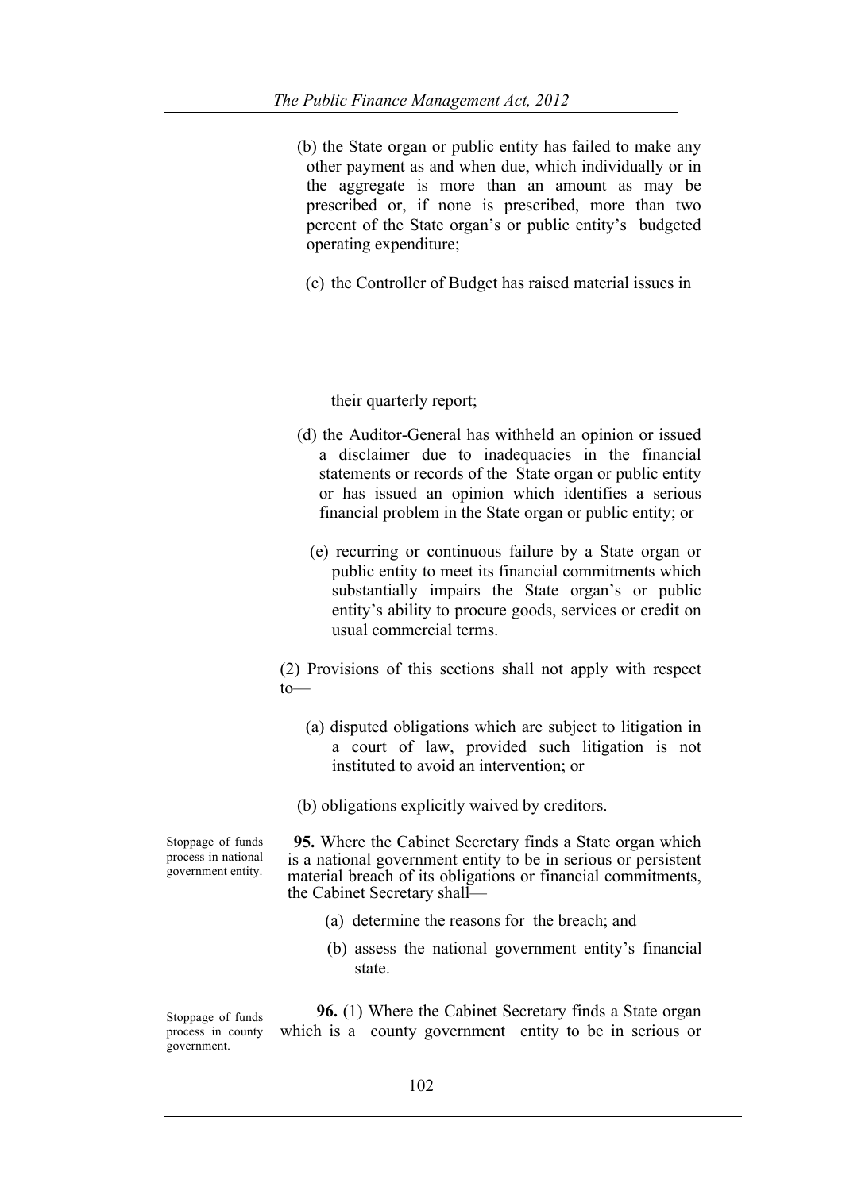(b) the State organ or public entity has failed to make any other payment as and when due, which individually or in the aggregate is more than an amount as may be prescribed or, if none is prescribed, more than two percent of the State organ's or public entity's budgeted operating expenditure;

(c) the Controller of Budget has raised material issues in their quarterly report;

(d) the Auditor-General has withheld an opinion or issued a disclaimer due to inadequacies in the financial statements or records of the State organ or public entity or has issued an opinion which identifies a serious financial problem in the State organ or public entity; or

(e) recurring or continuous failure by a State organ or public entity to meet its financial commitments which substantially impairs the State organ's or public entity's ability to procure goods, services or credit on usual commercial terms.

(2) Provisions of this sections shall not apply with respect to—

(a) disputed obligations which are subject to litigation in a court of law, provided such litigation is not instituted to avoid an intervention; or

(b) obligations explicitly waived by creditors.

Stoppage of funds process in national government entity.

**95.** Where the Cabinet Secretary finds a State organ which is a national government entity to be in serious or persistent material breach of its obligations or financial commitments, the Cabinet Secretary shall—

(a) determine the reasons for the breach; and

(b) assess the national government entity's financial state.

Stoppage of funds process in county government.

**96.** (1) Where the Cabinet Secretary finds a State organ which is a county government entity to be in serious or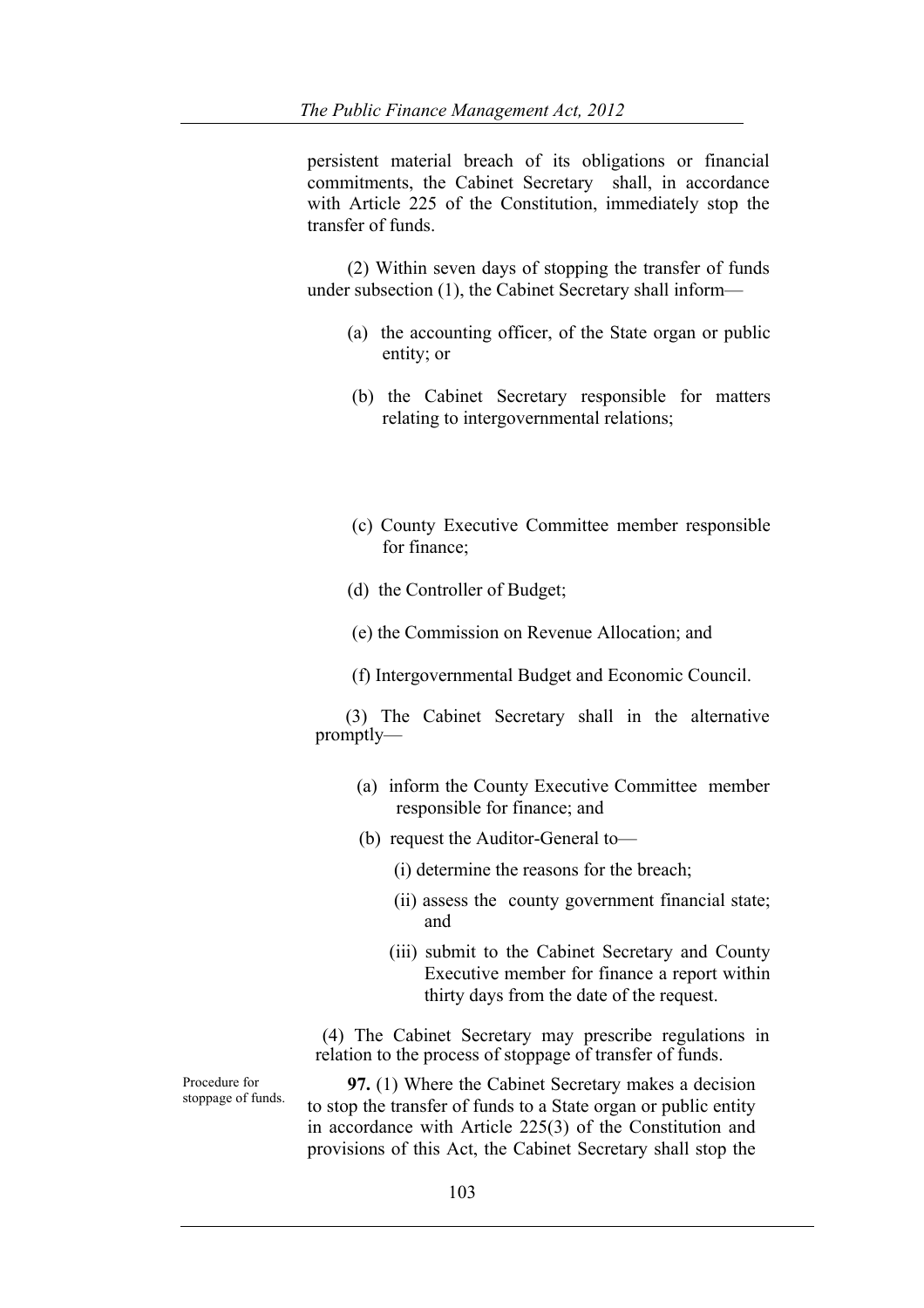persistent material breach of its obligations or financial commitments, the Cabinet Secretary shall, in accordance with Article 225 of the Constitution, immediately stop the transfer of funds.

(2) Within seven days of stopping the transfer of funds under subsection (1), the Cabinet Secretary shall inform—

(a) the accounting officer, of the State organ or public entity; or

(b) the Cabinet Secretary responsible for matters relating to intergovernmental relations;

(c) County Executive Committee member responsible for finance;

(d) the Controller of Budget;

(e) the Commission on Revenue Allocation; and

(f) Intergovernmental Budget and Economic Council.

(3) The Cabinet Secretary shall in the alternative promptly—

(a) inform the County Executive Committee member responsible for finance; and

(b) request the Auditor-General to—

(i) determine the reasons for the breach;

(ii) assess the county government financial state; and

(iii) submit to the Cabinet Secretary and County Executive member for finance a report within thirty days from the date of the request.

(4) The Cabinet Secretary may prescribe regulations in relation to the process of stoppage of transfer of funds.

Procedure for stoppage of funds.

**97.** (1) Where the Cabinet Secretary makes a decision to stop the transfer of funds to a State organ or public entity in accordance with Article 225(3) of the Constitution and provisions of this Act, the Cabinet Secretary shall stop the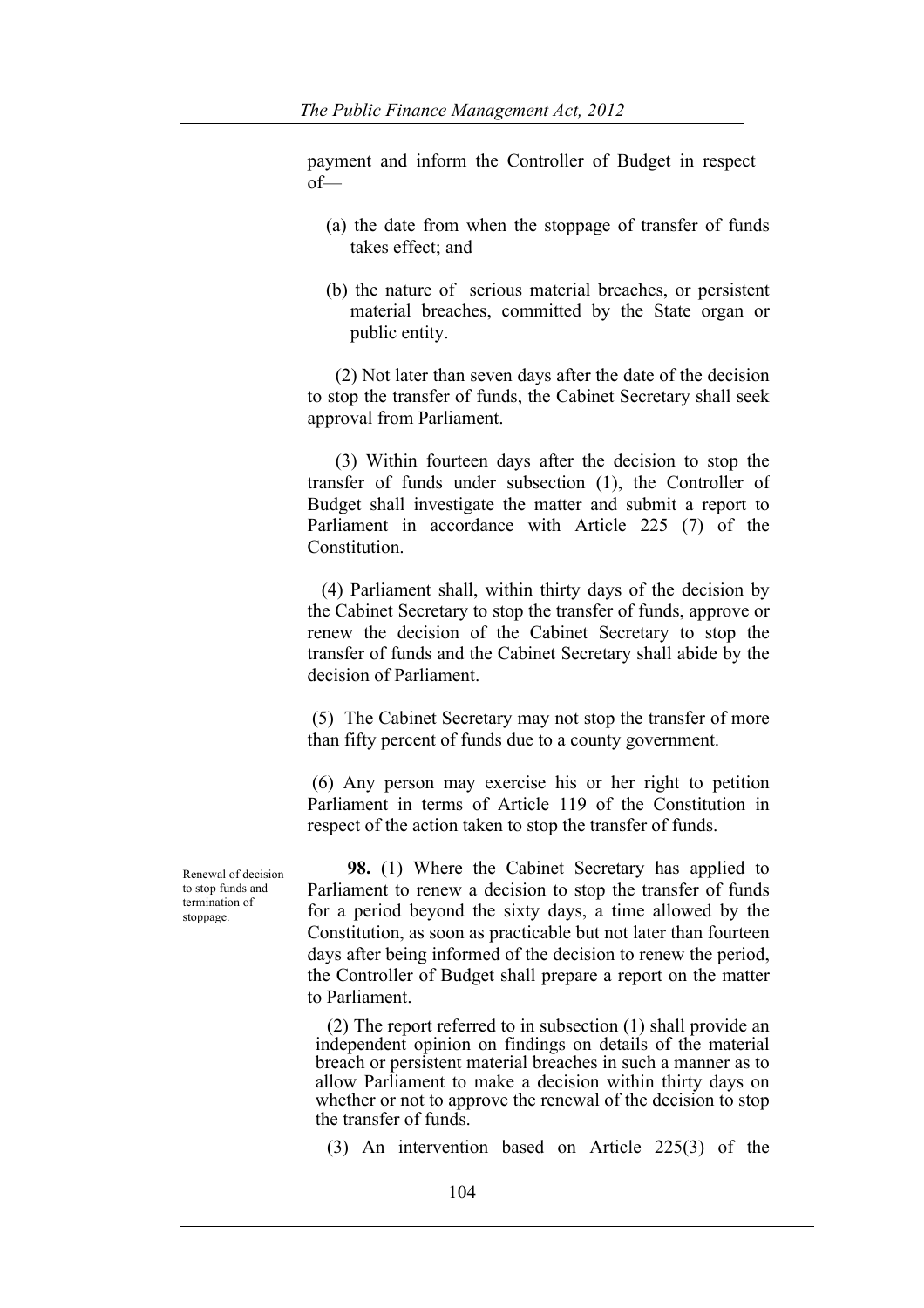payment and inform the Controller of Budget in respect of—

(a) the date from when the stoppage of transfer of funds takes effect; and

(b) the nature of serious material breaches, or persistent material breaches, committed by the State organ or public entity.

(2) Not later than seven days after the date of the decision to stop the transfer of funds, the Cabinet Secretary shall seek approval from Parliament.

(3) Within fourteen days after the decision to stop the transfer of funds under subsection (1), the Controller of Budget shall investigate the matter and submit a report to Parliament in accordance with Article 225 (7) of the Constitution.

(4) Parliament shall, within thirty days of the decision by the Cabinet Secretary to stop the transfer of funds, approve or renew the decision of the Cabinet Secretary to stop the transfer of funds and the Cabinet Secretary shall abide by the decision of Parliament.

(5) The Cabinet Secretary may not stop the transfer of more than fifty percent of funds due to a county government.

(6) Any person may exercise his or her right to petition Parliament in terms of Article 119 of the Constitution in respect of the action taken to stop the transfer of funds.

Renewal of decision to stop funds and termination of stoppage.

**98.** (1) Where the Cabinet Secretary has applied to Parliament to renew a decision to stop the transfer of funds for a period beyond the sixty days, a time allowed by the Constitution, as soon as practicable but not later than fourteen days after being informed of the decision to renew the period, the Controller of Budget shall prepare a report on the matter to Parliament.

(2) The report referred to in subsection (1) shall provide an independent opinion on findings on details of the material breach or persistent material breaches in such a manner as to allow Parliament to make a decision within thirty days on whether or not to approve the renewal of the decision to stop the transfer of funds.

(3) An intervention based on Article 225(3) of the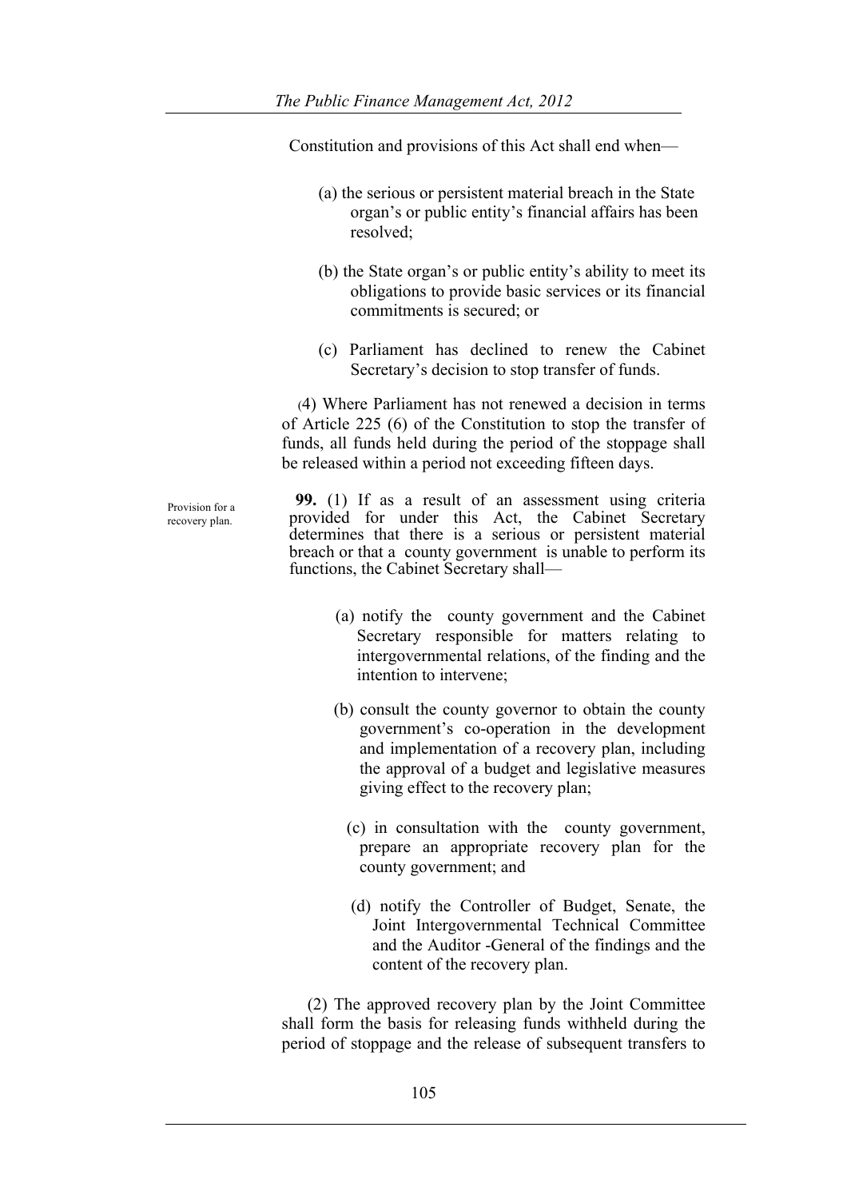Constitution and provisions of this Act shall end when—

(a) the serious or persistent material breach in the State organ's or public entity's financial affairs has been resolved;

(b) the State organ's or public entity's ability to meet its obligations to provide basic services or its financial commitments is secured; or

(c) Parliament has declined to renew the Cabinet Secretary's decision to stop transfer of funds.

(4) Where Parliament has not renewed a decision in terms of Article 225 (6) of the Constitution to stop the transfer of funds, all funds held during the period of the stoppage shall be released within a period not exceeding fifteen days.

Provision for a recovery plan.

**99.** (1) If as a result of an assessment using criteria provided for under this Act, the Cabinet Secretary determines that there is a serious or persistent material breach or that a county government is unable to perform its functions, the Cabinet Secretary shall—

(a) notify the county government and the Cabinet Secretary responsible for matters relating to intergovernmental relations, of the finding and the intention to intervene;

(b) consult the county governor to obtain the county government's co-operation in the development and implementation of a recovery plan, including the approval of a budget and legislative measures giving effect to the recovery plan;

(c) in consultation with the county government, prepare an appropriate recovery plan for the county government; and

(d) notify the Controller of Budget, Senate, the Joint Intergovernmental Technical Committee and the Auditor -General of the findings and the content of the recovery plan.

(2) The approved recovery plan by the Joint Committee shall form the basis for releasing funds withheld during the period of stoppage and the release of subsequent transfers to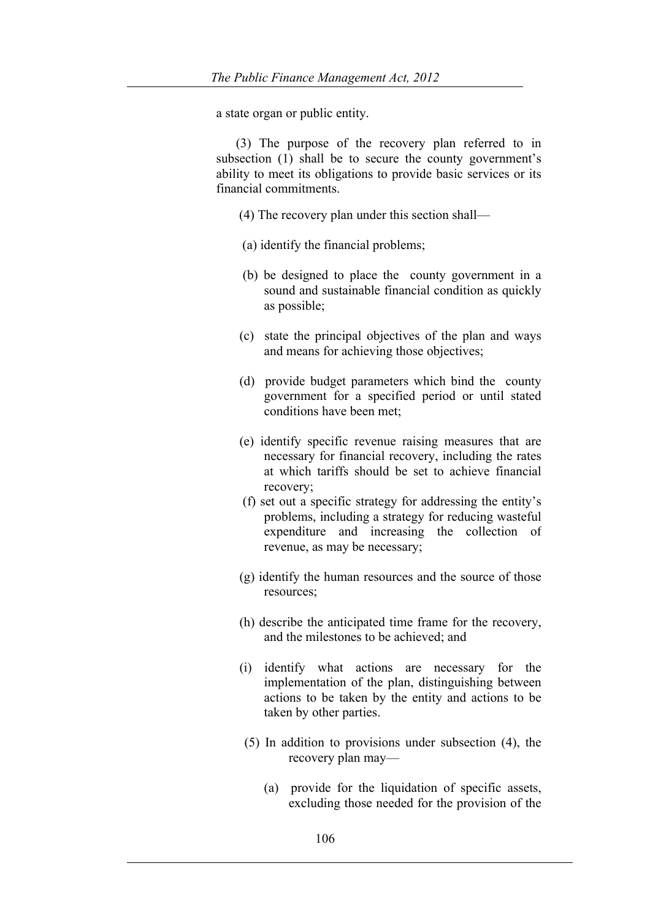a state organ or public entity.

(3) The purpose of the recovery plan referred to in subsection (1) shall be to secure the county government's ability to meet its obligations to provide basic services or its financial commitments.

(4) The recovery plan under this section shall—

(a) identify the financial problems;

(b) be designed to place the county government in a sound and sustainable financial condition as quickly as possible;

(c) state the principal objectives of the plan and ways and means for achieving those objectives;

(d) provide budget parameters which bind the county government for a specified period or until stated conditions have been met;

(e) identify specific revenue raising measures that are necessary for financial recovery, including the rates at which tariffs should be set to achieve financial recovery;

(f) set out a specific strategy for addressing the entity's problems, including a strategy for reducing wasteful expenditure and increasing the collection of revenue, as may be necessary;

(g) identify the human resources and the source of those resources;

(h) describe the anticipated time frame for the recovery, and the milestones to be achieved; and

(i) identify what actions are necessary for the implementation of the plan, distinguishing between actions to be taken by the entity and actions to be taken by other parties.

(5) In addition to provisions under subsection (4), the recovery plan may—

(a) provide for the liquidation of specific assets, excluding those needed for the provision of the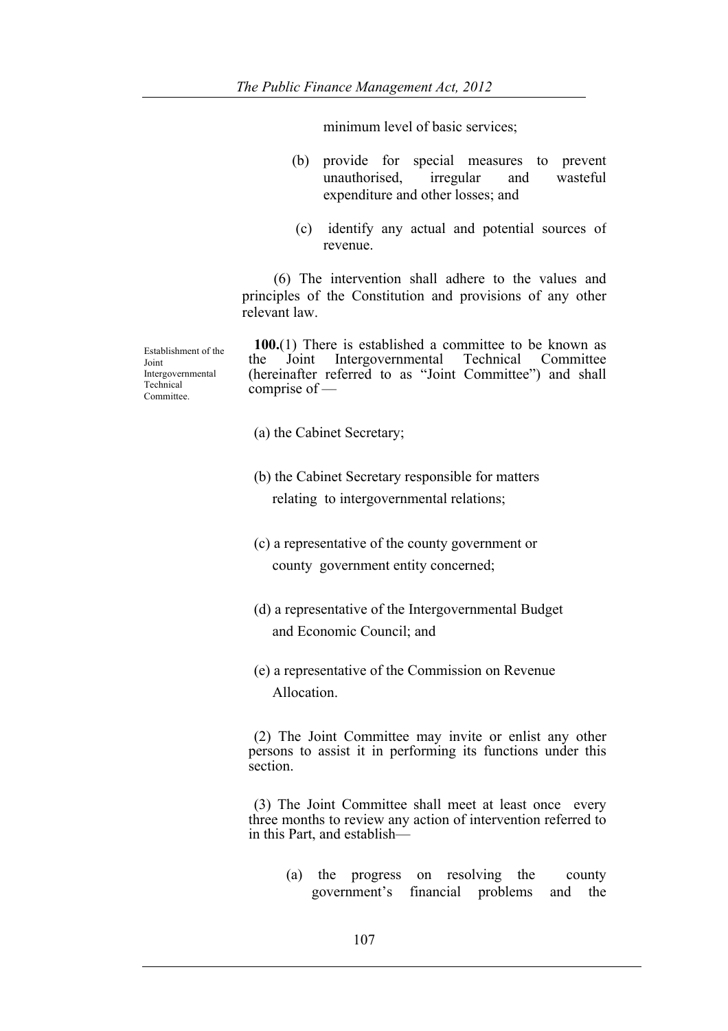minimum level of basic services;

(b) provide for special measures to prevent unauthorised, irregular and wasteful expenditure and other losses; and

(c) identify any actual and potential sources of revenue.

(6) The intervention shall adhere to the values and principles of the Constitution and provisions of any other relevant law.

Establishment of the Joint Intergovernmental Technical Committee.

**100.**(1) There is established a committee to be known as the Joint Intergovernmental Technical Committee (hereinafter referred to as "Joint Committee") and shall comprise of —

(a) the Cabinet Secretary;

(b) the Cabinet Secretary responsible for matters relating to intergovernmental relations;

(c) a representative of the county government or county government entity concerned;

(d) a representative of the Intergovernmental Budget and Economic Council; and

(e) a representative of the Commission on Revenue Allocation.

(2) The Joint Committee may invite or enlist any other persons to assist it in performing its functions under this section.

(3) The Joint Committee shall meet at least once every three months to review any action of intervention referred to in this Part, and establish—

(a) the progress on resolving the county government's financial problems and the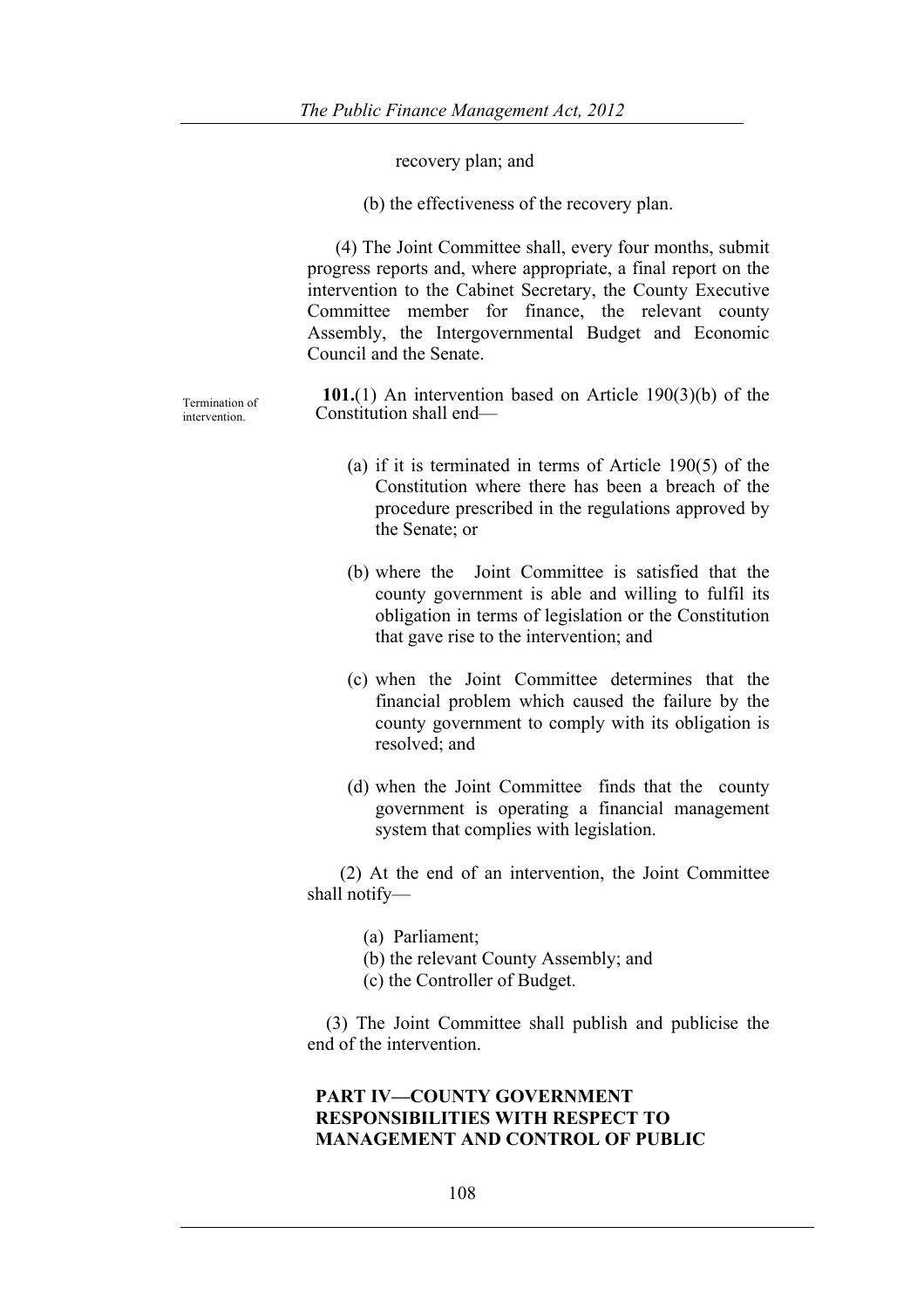recovery plan; and

(b) the effectiveness of the recovery plan.

(4) The Joint Committee shall, every four months, submit progress reports and, where appropriate, a final report on the intervention to the Cabinet Secretary, the County Executive Committee member for finance, the relevant county Assembly, the Intergovernmental Budget and Economic Council and the Senate.

Termination of intervention.

**101.**(1) An intervention based on Article 190(3)(b) of the Constitution shall end—

(a) if it is terminated in terms of Article 190(5) of the Constitution where there has been a breach of the procedure prescribed in the regulations approved by the Senate; or

(b) where the Joint Committee is satisfied that the county government is able and willing to fulfil its obligation in terms of legislation or the Constitution that gave rise to the intervention; and

(c) when the Joint Committee determines that the financial problem which caused the failure by the county government to comply with its obligation is resolved; and

(d) when the Joint Committee finds that the county government is operating a financial management system that complies with legislation.

(2) At the end of an intervention, the Joint Committee shall notify—

(a) Parliament;
(b) the relevant County Assembly; and
(c) the Controller of Budget.

(3) The Joint Committee shall publish and publicise the end of the intervention.

## PART IV—COUNTY GOVERNMENT RESPONSIBILITIES WITH RESPECT TO MANAGEMENT AND CONTROL OF PUBLIC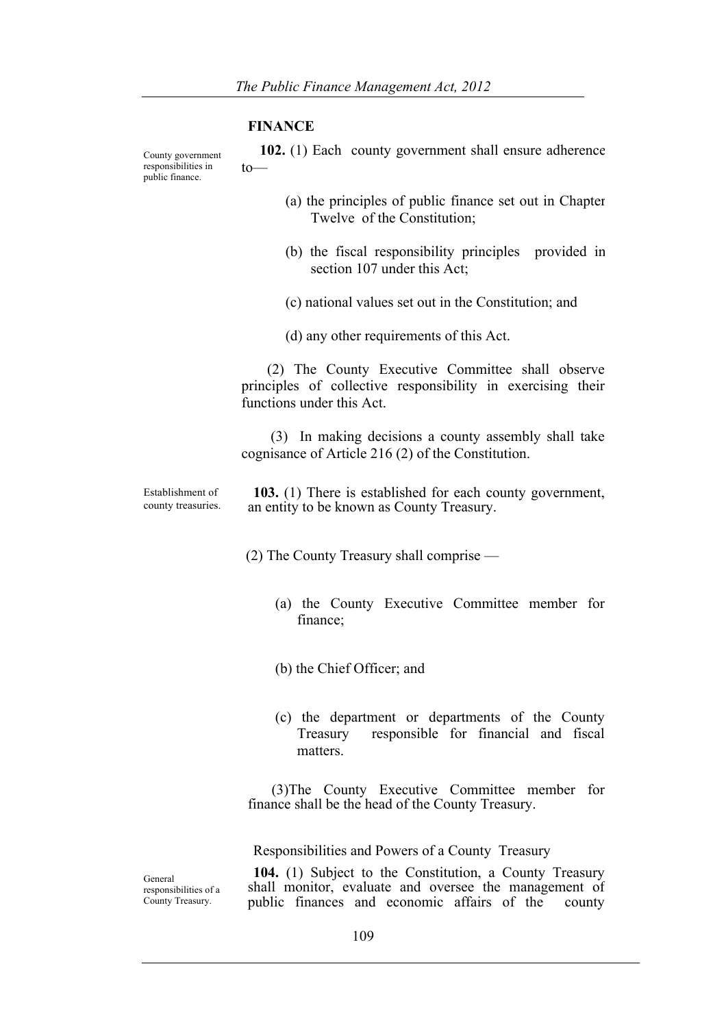## FINANCE

County government responsibilities in public finance.

**102.** (1) Each county government shall ensure adherence to—

(a) the principles of public finance set out in Chapter Twelve of the Constitution;

(b) the fiscal responsibility principles provided in section 107 under this Act;

(c) national values set out in the Constitution; and

(d) any other requirements of this Act.

(2) The County Executive Committee shall observe principles of collective responsibility in exercising their functions under this Act.

(3) In making decisions a county assembly shall take cognisance of Article 216 (2) of the Constitution.

Establishment of county treasuries.

**103.** (1) There is established for each county government, an entity to be known as County Treasury.

(2) The County Treasury shall comprise —

(a) the County Executive Committee member for finance;

(b) the Chief Officer; and

(c) the department or departments of the County Treasury responsible for financial and fiscal matters.

(3)The County Executive Committee member for finance shall be the head of the County Treasury.

### Responsibilities and Powers of a County Treasury

General responsibilities of a County Treasury.

**104.** (1) Subject to the Constitution, a County Treasury shall monitor, evaluate and oversee the management of public finances and economic affairs of the county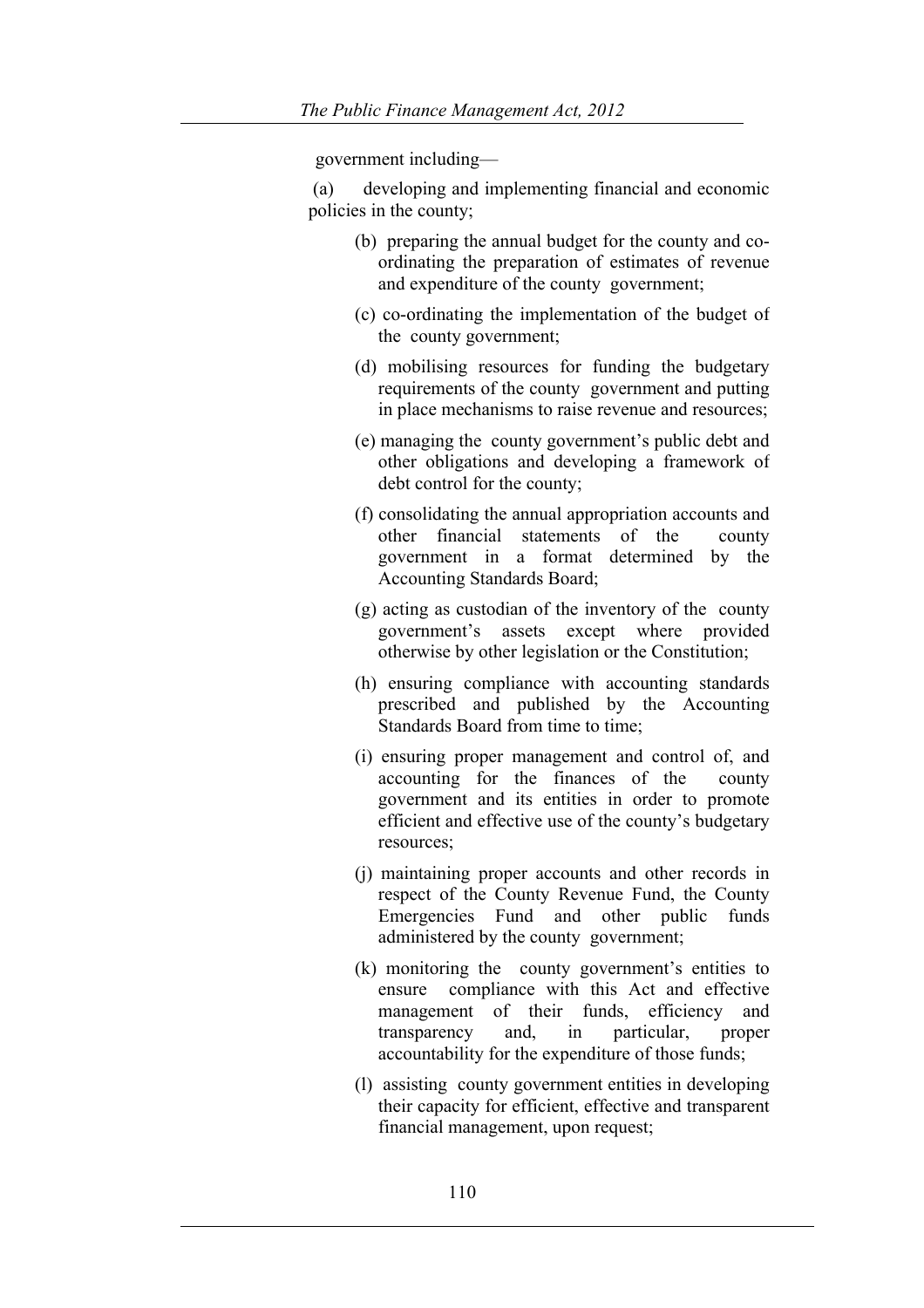government including—

(a) developing and implementing financial and economic policies in the county;

(b) preparing the annual budget for the county and co-ordinating the preparation of estimates of revenue and expenditure of the county government;

(c) co-ordinating the implementation of the budget of the county government;

(d) mobilising resources for funding the budgetary requirements of the county government and putting in place mechanisms to raise revenue and resources;

(e) managing the county government's public debt and other obligations and developing a framework of debt control for the county;

(f) consolidating the annual appropriation accounts and other financial statements of the county government in a format determined by the Accounting Standards Board;

(g) acting as custodian of the inventory of the county government's assets except where provided otherwise by other legislation or the Constitution;

(h) ensuring compliance with accounting standards prescribed and published by the Accounting Standards Board from time to time;

(i) ensuring proper management and control of, and accounting for the finances of the county government and its entities in order to promote efficient and effective use of the county's budgetary resources;

(j) maintaining proper accounts and other records in respect of the County Revenue Fund, the County Emergencies Fund and other public funds administered by the county government;

(k) monitoring the county government's entities to ensure compliance with this Act and effective management of their funds, efficiency and transparency and, in particular, proper accountability for the expenditure of those funds;

(l) assisting county government entities in developing their capacity for efficient, effective and transparent financial management, upon request;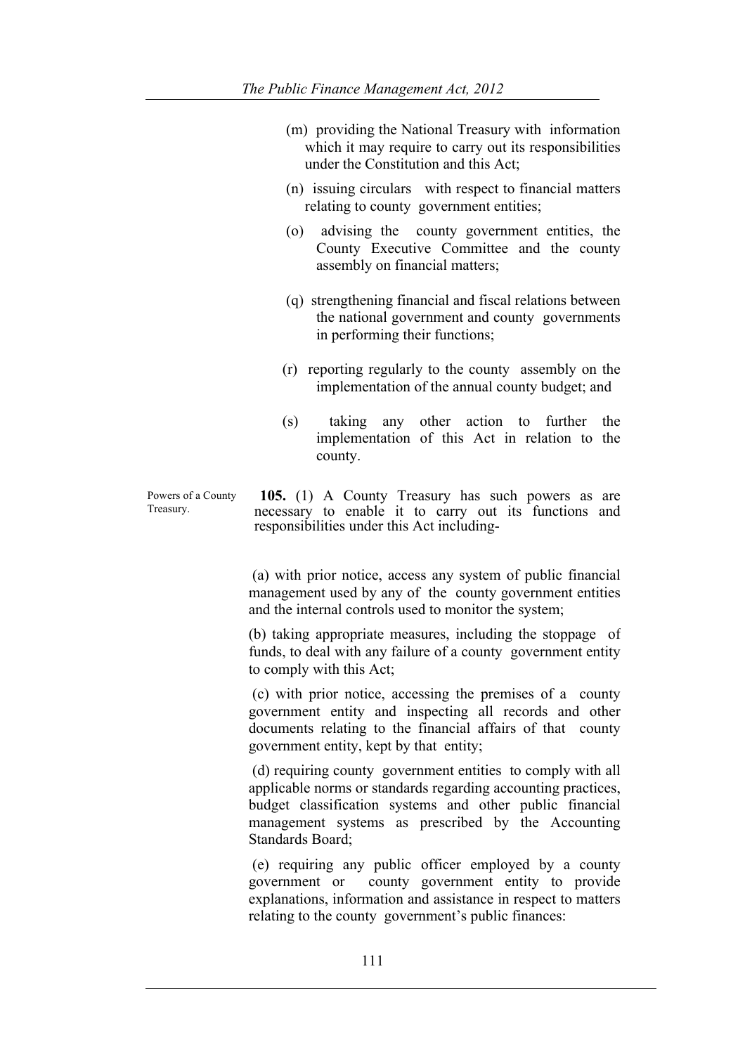(m) providing the National Treasury with information which it may require to carry out its responsibilities under the Constitution and this Act;

(n) issuing circulars with respect to financial matters relating to county government entities;

(o) advising the county government entities, the County Executive Committee and the county assembly on financial matters;

(q) strengthening financial and fiscal relations between the national government and county governments in performing their functions;

(r) reporting regularly to the county assembly on the implementation of the annual county budget; and

(s) taking any other action to further the implementation of this Act in relation to the county.

Powers of a County Treasury.

**105.** (1) A County Treasury has such powers as are necessary to enable it to carry out its functions and responsibilities under this Act including-

(a) with prior notice, access any system of public financial management used by any of the county government entities and the internal controls used to monitor the system;

(b) taking appropriate measures, including the stoppage of funds, to deal with any failure of a county government entity to comply with this Act;

(c) with prior notice, accessing the premises of a county government entity and inspecting all records and other documents relating to the financial affairs of that county government entity, kept by that entity;

(d) requiring county government entities to comply with all applicable norms or standards regarding accounting practices, budget classification systems and other public financial management systems as prescribed by the Accounting Standards Board;

(e) requiring any public officer employed by a county government or county government entity to provide explanations, information and assistance in respect to matters relating to the county government's public finances: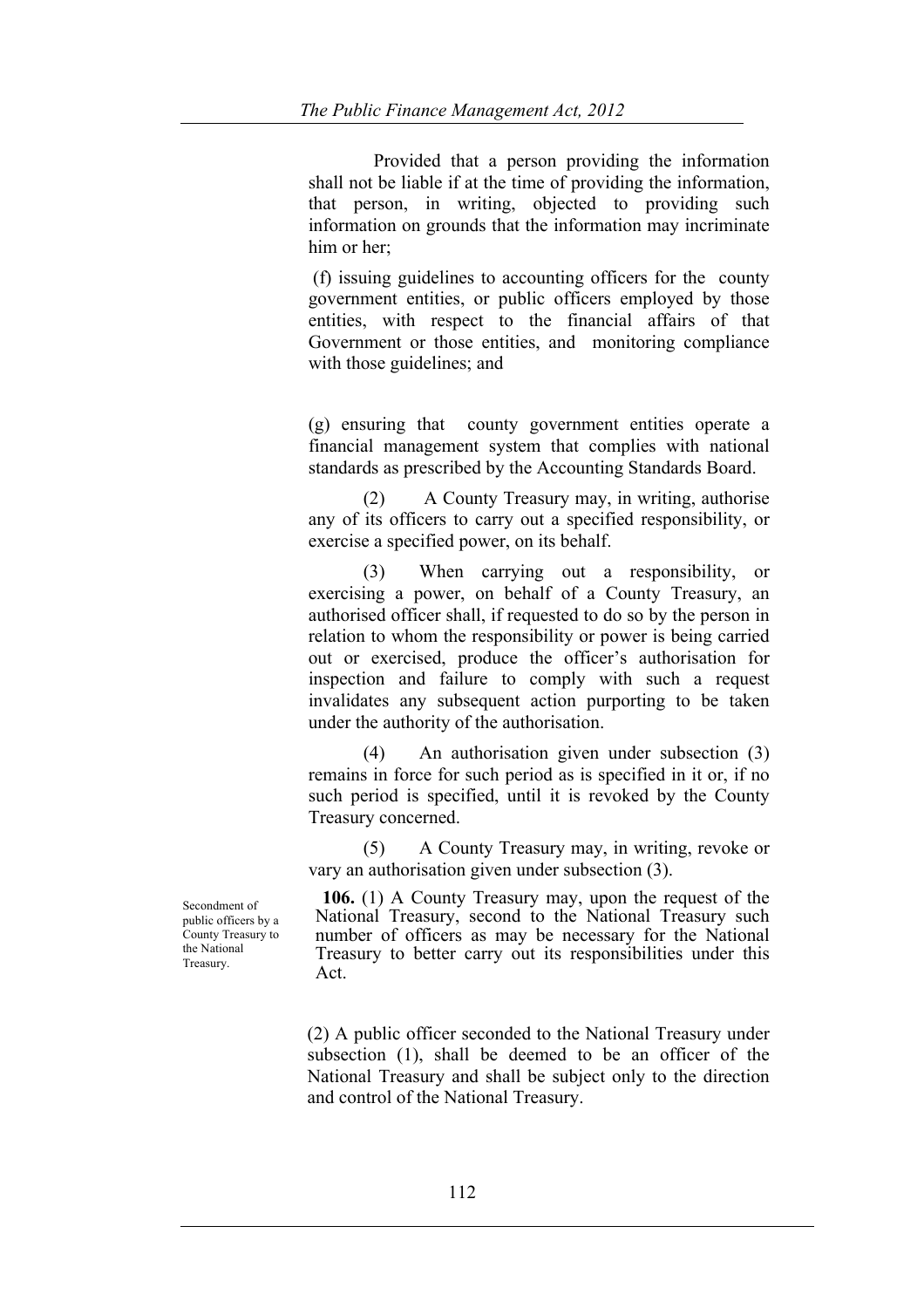Provided that a person providing the information shall not be liable if at the time of providing the information, that person, in writing, objected to providing such information on grounds that the information may incriminate him or her;

(f) issuing guidelines to accounting officers for the county government entities, or public officers employed by those entities, with respect to the financial affairs of that Government or those entities, and monitoring compliance with those guidelines; and

(g) ensuring that county government entities operate a financial management system that complies with national standards as prescribed by the Accounting Standards Board.

(2) A County Treasury may, in writing, authorise any of its officers to carry out a specified responsibility, or exercise a specified power, on its behalf.

(3) When carrying out a responsibility, or exercising a power, on behalf of a County Treasury, an authorised officer shall, if requested to do so by the person in relation to whom the responsibility or power is being carried out or exercised, produce the officer's authorisation for inspection and failure to comply with such a request invalidates any subsequent action purporting to be taken under the authority of the authorisation.

(4) An authorisation given under subsection (3) remains in force for such period as is specified in it or, if no such period is specified, until it is revoked by the County Treasury concerned.

(5) A County Treasury may, in writing, revoke or vary an authorisation given under subsection (3).

Secondment of public officers by a County Treasury to the National Treasury.

**106.** (1) A County Treasury may, upon the request of the National Treasury, second to the National Treasury such number of officers as may be necessary for the National Treasury to better carry out its responsibilities under this Act.

(2) A public officer seconded to the National Treasury under subsection (1), shall be deemed to be an officer of the National Treasury and shall be subject only to the direction and control of the National Treasury.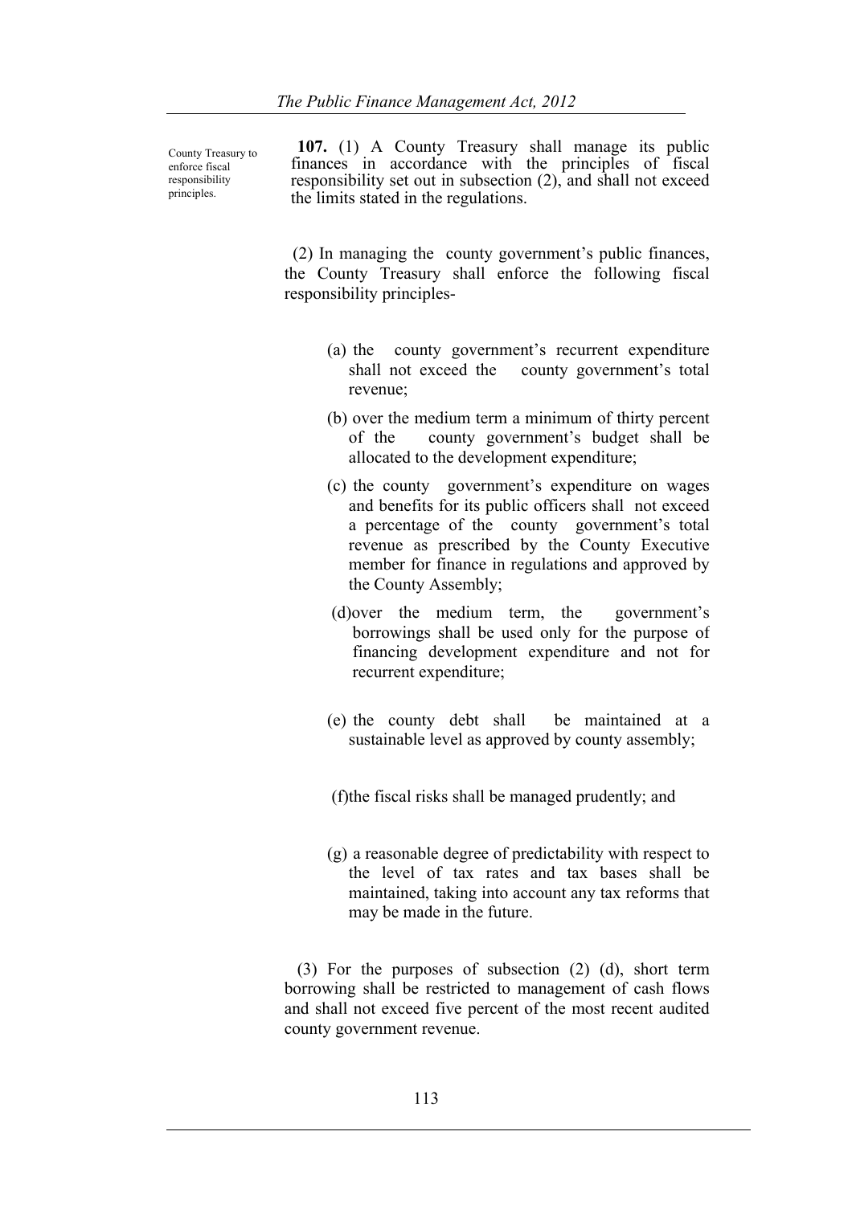County Treasury to enforce fiscal responsibility principles.

**107.** (1) A County Treasury shall manage its public finances in accordance with the principles of fiscal responsibility set out in subsection (2), and shall not exceed the limits stated in the regulations.

(2) In managing the county government's public finances, the County Treasury shall enforce the following fiscal responsibility principles-

(a) the county government's recurrent expenditure shall not exceed the county government's total revenue;

(b) over the medium term a minimum of thirty percent of the county government's budget shall be allocated to the development expenditure;

(c) the county government's expenditure on wages and benefits for its public officers shall not exceed a percentage of the county government's total revenue as prescribed by the County Executive member for finance in regulations and approved by the County Assembly;

(d) over the medium term, the government's borrowings shall be used only for the purpose of financing development expenditure and not for recurrent expenditure;

(e) the county debt shall be maintained at a sustainable level as approved by county assembly;

(f) the fiscal risks shall be managed prudently; and

(g) a reasonable degree of predictability with respect to the level of tax rates and tax bases shall be maintained, taking into account any tax reforms that may be made in the future.

(3) For the purposes of subsection (2) (d), short term borrowing shall be restricted to management of cash flows and shall not exceed five percent of the most recent audited county government revenue.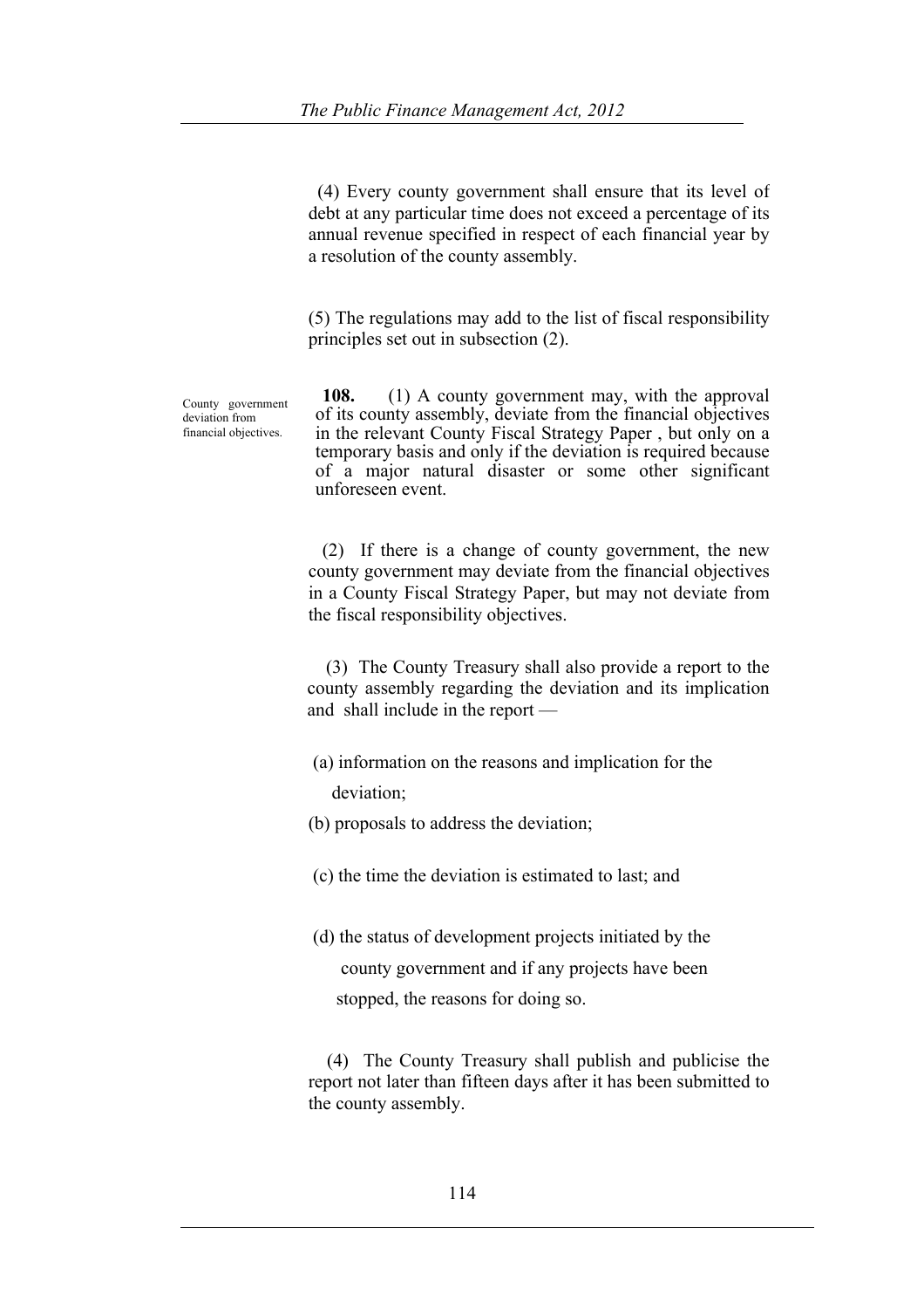(4) Every county government shall ensure that its level of debt at any particular time does not exceed a percentage of its annual revenue specified in respect of each financial year by a resolution of the county assembly.

(5) The regulations may add to the list of fiscal responsibility principles set out in subsection (2).

County government deviation from financial objectives.

**108.** (1) A county government may, with the approval of its county assembly, deviate from the financial objectives in the relevant County Fiscal Strategy Paper , but only on a temporary basis and only if the deviation is required because of a major natural disaster or some other significant unforeseen event.

(2) If there is a change of county government, the new county government may deviate from the financial objectives in a County Fiscal Strategy Paper, but may not deviate from the fiscal responsibility objectives.

(3) The County Treasury shall also provide a report to the county assembly regarding the deviation and its implication and shall include in the report —

(a) information on the reasons and implication for the deviation;

(b) proposals to address the deviation;

(c) the time the deviation is estimated to last; and

(d) the status of development projects initiated by the county government and if any projects have been stopped, the reasons for doing so.

(4) The County Treasury shall publish and publicise the report not later than fifteen days after it has been submitted to the county assembly.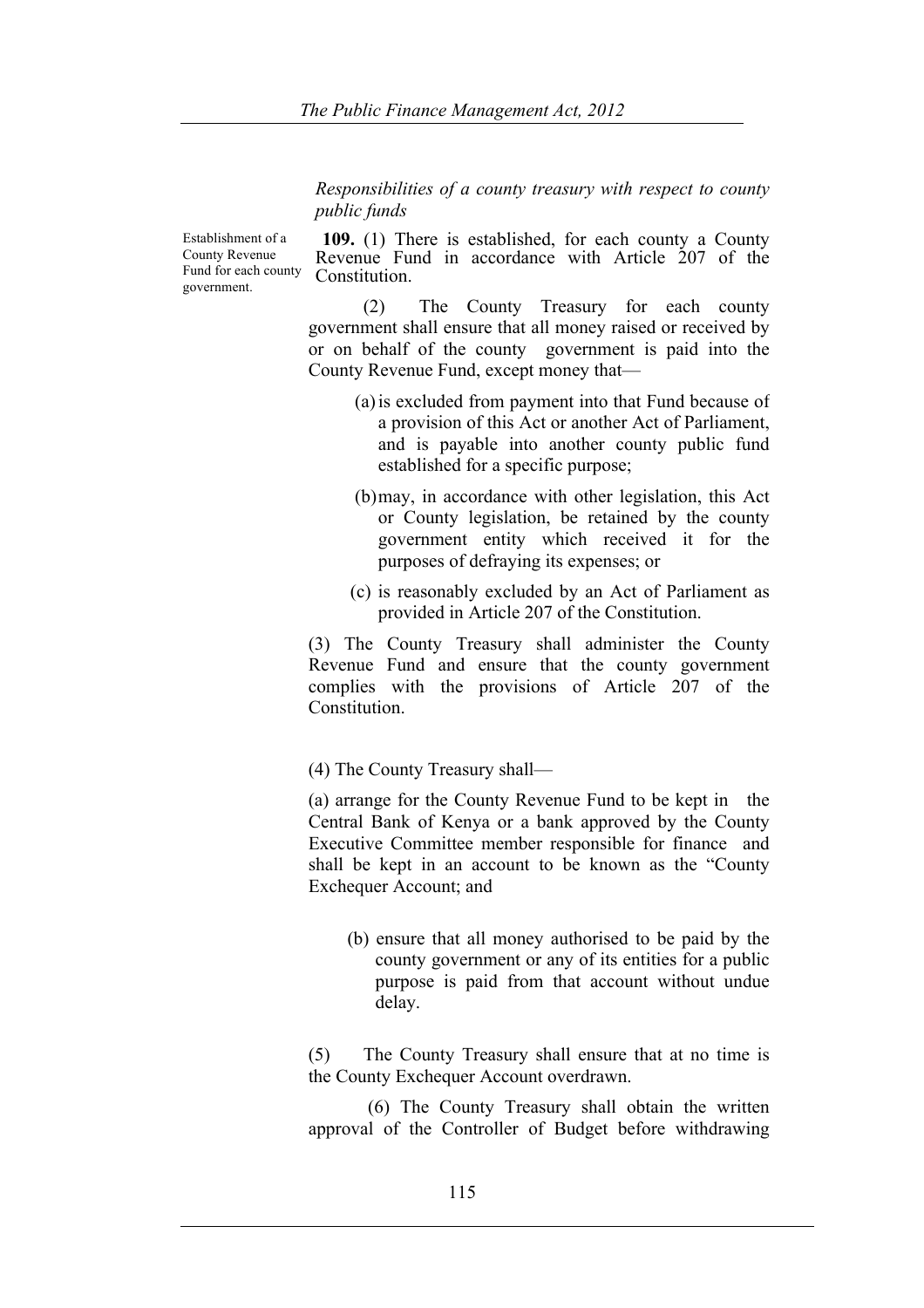*Responsibilities of a county treasury with respect to county public funds*

Establishment of a County Revenue Fund for each county government.

**109.** (1) There is established, for each county a County Revenue Fund in accordance with Article 207 of the Constitution.

(2) The County Treasury for each county government shall ensure that all money raised or received by or on behalf of the county government is paid into the County Revenue Fund, except money that—

(a) is excluded from payment into that Fund because of a provision of this Act or another Act of Parliament, and is payable into another county public fund established for a specific purpose;

(b) may, in accordance with other legislation, this Act or County legislation, be retained by the county government entity which received it for the purposes of defraying its expenses; or

(c) is reasonably excluded by an Act of Parliament as provided in Article 207 of the Constitution.

(3) The County Treasury shall administer the County Revenue Fund and ensure that the county government complies with the provisions of Article 207 of the Constitution.

(4) The County Treasury shall—

(a) arrange for the County Revenue Fund to be kept in the Central Bank of Kenya or a bank approved by the County Executive Committee member responsible for finance and shall be kept in an account to be known as the "County Exchequer Account; and

(b) ensure that all money authorised to be paid by the county government or any of its entities for a public purpose is paid from that account without undue delay.

(5) The County Treasury shall ensure that at no time is the County Exchequer Account overdrawn.

(6) The County Treasury shall obtain the written approval of the Controller of Budget before withdrawing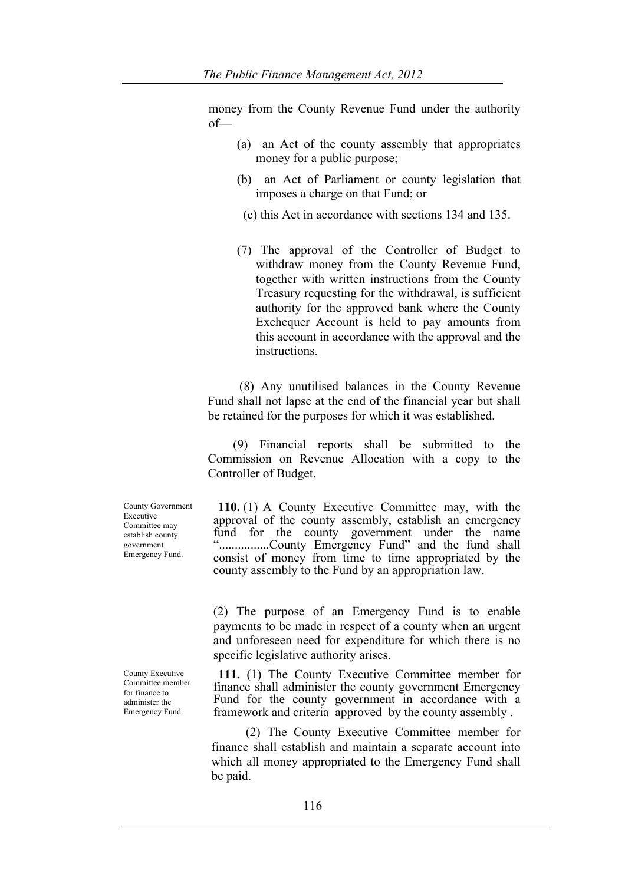money from the County Revenue Fund under the authority of—

(a) an Act of the county assembly that appropriates money for a public purpose;

(b) an Act of Parliament or county legislation that imposes a charge on that Fund; or

(c) this Act in accordance with sections 134 and 135.

(7) The approval of the Controller of Budget to withdraw money from the County Revenue Fund, together with written instructions from the County Treasury requesting for the withdrawal, is sufficient authority for the approved bank where the County Exchequer Account is held to pay amounts from this account in accordance with the approval and the instructions.

(8) Any unutilised balances in the County Revenue Fund shall not lapse at the end of the financial year but shall be retained for the purposes for which it was established.

(9) Financial reports shall be submitted to the Commission on Revenue Allocation with a copy to the Controller of Budget.

County Government Executive Committee may establish county government Emergency Fund.

**110.** (1) A County Executive Committee may, with the approval of the county assembly, establish an emergency fund for the county government under the name "...............County Emergency Fund" and the fund shall consist of money from time to time appropriated by the county assembly to the Fund by an appropriation law.

(2) The purpose of an Emergency Fund is to enable payments to be made in respect of a county when an urgent and unforeseen need for expenditure for which there is no specific legislative authority arises.

County Executive Committee member for finance to administer the Emergency Fund.

**111.** (1) The County Executive Committee member for finance shall administer the county government Emergency Fund for the county government in accordance with a framework and criteria approved by the county assembly .

(2) The County Executive Committee member for finance shall establish and maintain a separate account into which all money appropriated to the Emergency Fund shall be paid.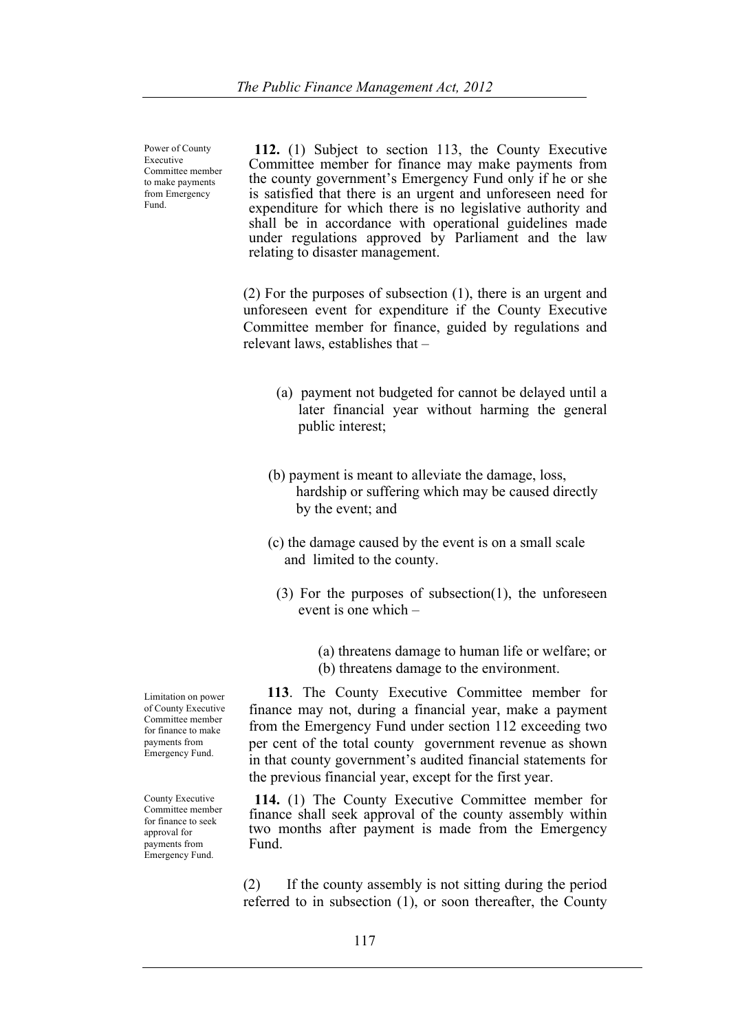Power of County Executive Committee member to make payments from Emergency Fund.

**112.** (1) Subject to section 113, the County Executive Committee member for finance may make payments from the county government's Emergency Fund only if he or she is satisfied that there is an urgent and unforeseen need for expenditure for which there is no legislative authority and shall be in accordance with operational guidelines made under regulations approved by Parliament and the law relating to disaster management.

(2) For the purposes of subsection (1), there is an urgent and unforeseen event for expenditure if the County Executive Committee member for finance, guided by regulations and relevant laws, establishes that –

(a) payment not budgeted for cannot be delayed until a later financial year without harming the general public interest;

(b) payment is meant to alleviate the damage, loss, hardship or suffering which may be caused directly by the event; and

(c) the damage caused by the event is on a small scale and limited to the county.

(3) For the purposes of subsection(1), the unforeseen event is one which –

(a) threatens damage to human life or welfare; or
(b) threatens damage to the environment.

Limitation on power of County Executive Committee member for finance to make payments from Emergency Fund.

**113**. The County Executive Committee member for finance may not, during a financial year, make a payment from the Emergency Fund under section 112 exceeding two per cent of the total county government revenue as shown in that county government's audited financial statements for the previous financial year, except for the first year.

County Executive Committee member for finance to seek approval for payments from Emergency Fund.

**114.** (1) The County Executive Committee member for finance shall seek approval of the county assembly within two months after payment is made from the Emergency Fund.

(2) If the county assembly is not sitting during the period referred to in subsection (1), or soon thereafter, the County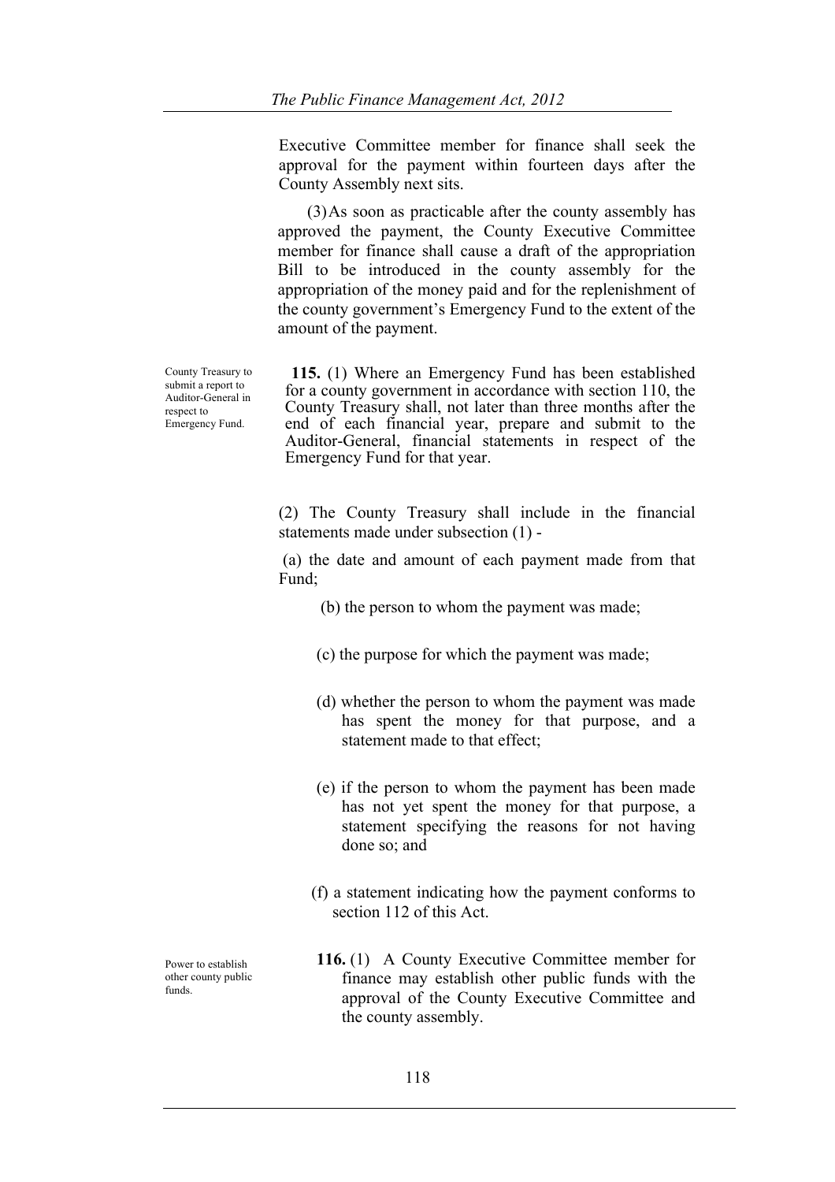Executive Committee member for finance shall seek the approval for the payment within fourteen days after the County Assembly next sits.

(3) As soon as practicable after the county assembly has approved the payment, the County Executive Committee member for finance shall cause a draft of the appropriation Bill to be introduced in the county assembly for the appropriation of the money paid and for the replenishment of the county government's Emergency Fund to the extent of the amount of the payment.

County Treasury to submit a report to Auditor-General in respect to Emergency Fund.

**115.** (1) Where an Emergency Fund has been established for a county government in accordance with section 110, the County Treasury shall, not later than three months after the end of each financial year, prepare and submit to the Auditor-General, financial statements in respect of the Emergency Fund for that year.

(2) The County Treasury shall include in the financial statements made under subsection (1) -

(a) the date and amount of each payment made from that Fund;

(b) the person to whom the payment was made;

(c) the purpose for which the payment was made;

(d) whether the person to whom the payment was made has spent the money for that purpose, and a statement made to that effect;

(e) if the person to whom the payment has been made has not yet spent the money for that purpose, a statement specifying the reasons for not having done so; and

(f) a statement indicating how the payment conforms to section 112 of this Act.

Power to establish other county public funds.

**116.** (1) A County Executive Committee member for finance may establish other public funds with the approval of the County Executive Committee and the county assembly.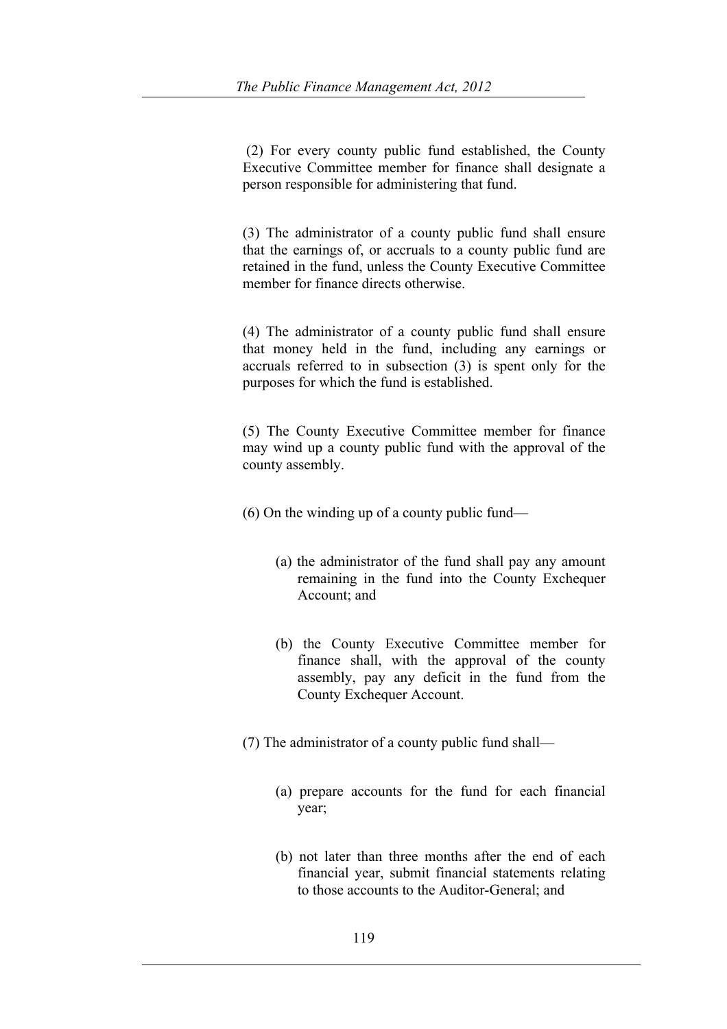(2) For every county public fund established, the County Executive Committee member for finance shall designate a person responsible for administering that fund.

(3) The administrator of a county public fund shall ensure that the earnings of, or accruals to a county public fund are retained in the fund, unless the County Executive Committee member for finance directs otherwise.

(4) The administrator of a county public fund shall ensure that money held in the fund, including any earnings or accruals referred to in subsection (3) is spent only for the purposes for which the fund is established.

(5) The County Executive Committee member for finance may wind up a county public fund with the approval of the county assembly.

(6) On the winding up of a county public fund—

(a) the administrator of the fund shall pay any amount remaining in the fund into the County Exchequer Account; and

(b) the County Executive Committee member for finance shall, with the approval of the county assembly, pay any deficit in the fund from the County Exchequer Account.

(7) The administrator of a county public fund shall—

(a) prepare accounts for the fund for each financial year;

(b) not later than three months after the end of each financial year, submit financial statements relating to those accounts to the Auditor-General; and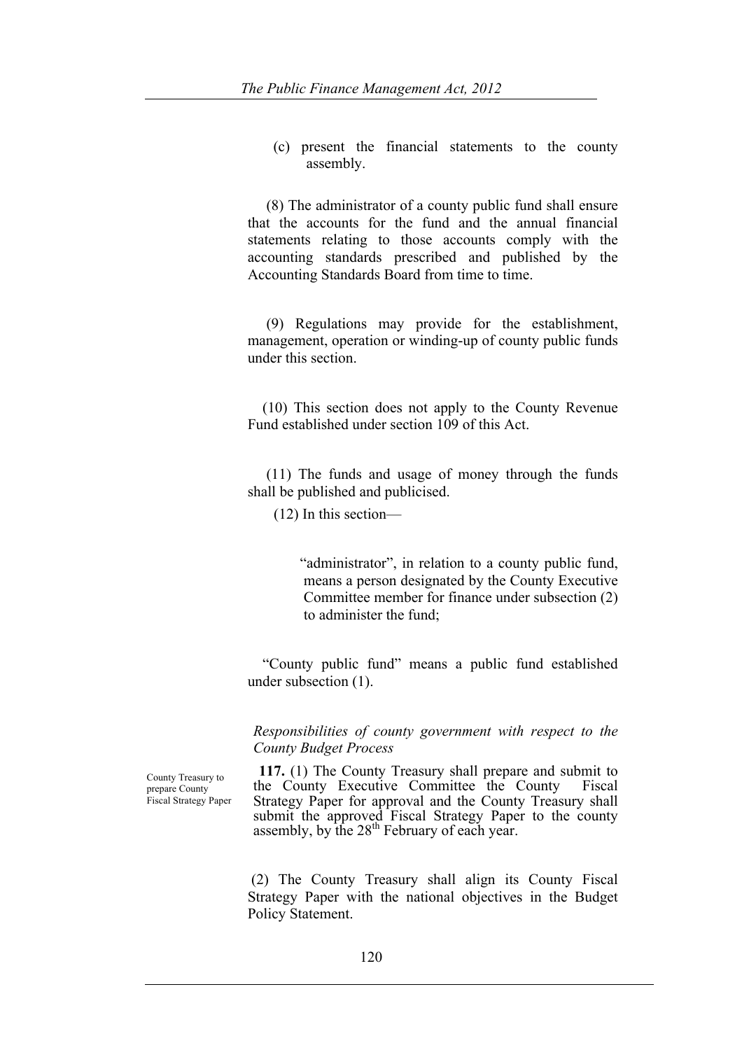(c) present the financial statements to the county assembly.

(8) The administrator of a county public fund shall ensure that the accounts for the fund and the annual financial statements relating to those accounts comply with the accounting standards prescribed and published by the Accounting Standards Board from time to time.

(9) Regulations may provide for the establishment, management, operation or winding-up of county public funds under this section.

(10) This section does not apply to the County Revenue Fund established under section 109 of this Act.

(11) The funds and usage of money through the funds shall be published and publicised.

(12) In this section—

"administrator", in relation to a county public fund, means a person designated by the County Executive Committee member for finance under subsection (2) to administer the fund;

"County public fund" means a public fund established under subsection (1).

*Responsibilities of county government with respect to the County Budget Process*

County Treasury to prepare County Fiscal Strategy Paper

**117.** (1) The County Treasury shall prepare and submit to the County Executive Committee the County Fiscal Strategy Paper for approval and the County Treasury shall submit the approved Fiscal Strategy Paper to the county assembly, by the 28th February of each year.

(2) The County Treasury shall align its County Fiscal Strategy Paper with the national objectives in the Budget Policy Statement.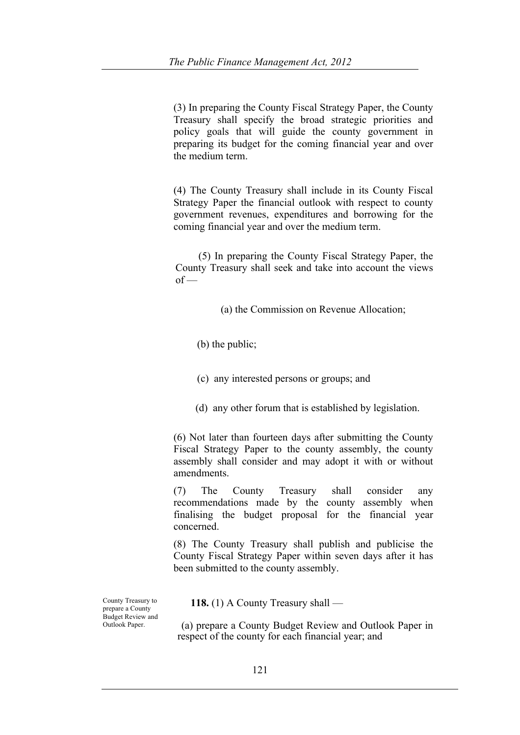(3) In preparing the County Fiscal Strategy Paper, the County Treasury shall specify the broad strategic priorities and policy goals that will guide the county government in preparing its budget for the coming financial year and over the medium term.

(4) The County Treasury shall include in its County Fiscal Strategy Paper the financial outlook with respect to county government revenues, expenditures and borrowing for the coming financial year and over the medium term.

(5) In preparing the County Fiscal Strategy Paper, the County Treasury shall seek and take into account the views of —

(a) the Commission on Revenue Allocation;

(b) the public;

(c) any interested persons or groups; and

(d) any other forum that is established by legislation.

(6) Not later than fourteen days after submitting the County Fiscal Strategy Paper to the county assembly, the county assembly shall consider and may adopt it with or without amendments.

(7) The County Treasury shall consider any recommendations made by the county assembly when finalising the budget proposal for the financial year concerned.

(8) The County Treasury shall publish and publicise the County Fiscal Strategy Paper within seven days after it has been submitted to the county assembly.

County Treasury to prepare a County Budget Review and Outlook Paper.

**118.** (1) A County Treasury shall —

(a) prepare a County Budget Review and Outlook Paper in respect of the county for each financial year; and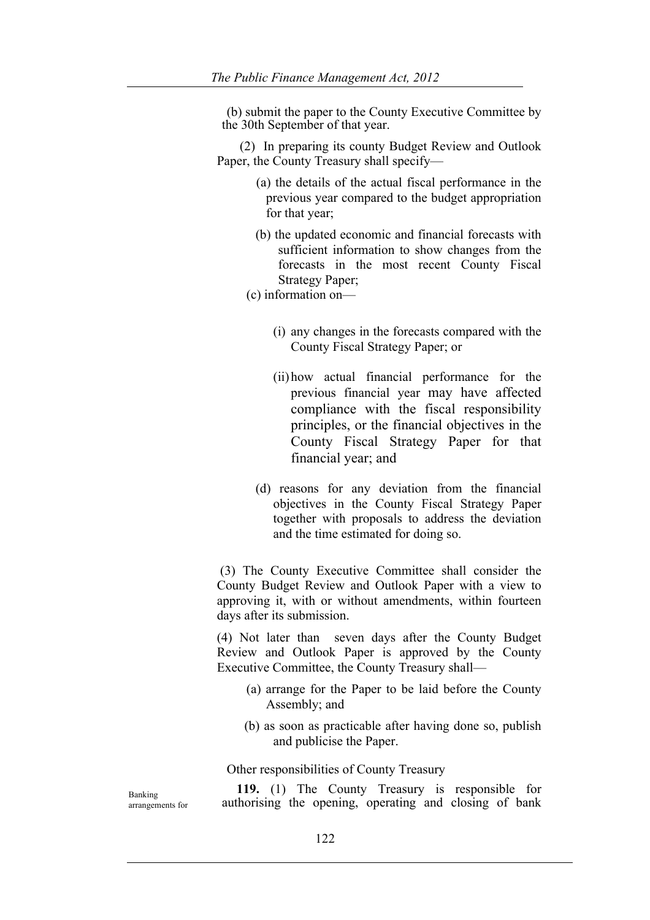(b) submit the paper to the County Executive Committee by the 30th September of that year.

(2) In preparing its county Budget Review and Outlook Paper, the County Treasury shall specify—

(a) the details of the actual fiscal performance in the previous year compared to the budget appropriation for that year;

(b) the updated economic and financial forecasts with sufficient information to show changes from the forecasts in the most recent County Fiscal Strategy Paper;

(c) information on—

(i) any changes in the forecasts compared with the County Fiscal Strategy Paper; or

(ii) how actual financial performance for the previous financial year may have affected compliance with the fiscal responsibility principles, or the financial objectives in the County Fiscal Strategy Paper for that financial year; and

(d) reasons for any deviation from the financial objectives in the County Fiscal Strategy Paper together with proposals to address the deviation and the time estimated for doing so.

(3) The County Executive Committee shall consider the County Budget Review and Outlook Paper with a view to approving it, with or without amendments, within fourteen days after its submission.

(4) Not later than seven days after the County Budget Review and Outlook Paper is approved by the County Executive Committee, the County Treasury shall—

(a) arrange for the Paper to be laid before the County Assembly; and

(b) as soon as practicable after having done so, publish and publicise the Paper.

Other responsibilities of County Treasury

Banking arrangements for

**119.** (1) The County Treasury is responsible for authorising the opening, operating and closing of bank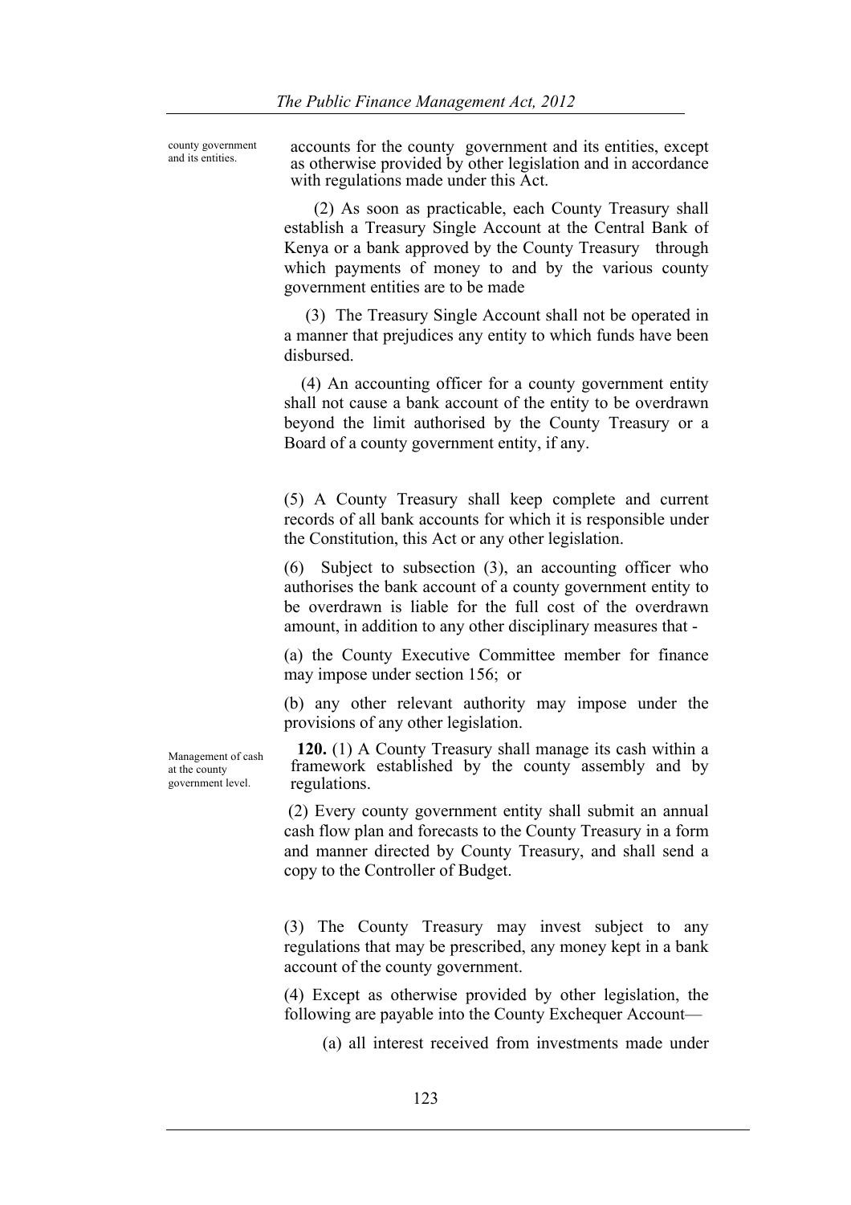county government and its entities.

accounts for the county government and its entities, except as otherwise provided by other legislation and in accordance with regulations made under this Act.

(2) As soon as practicable, each County Treasury shall establish a Treasury Single Account at the Central Bank of Kenya or a bank approved by the County Treasury through which payments of money to and by the various county government entities are to be made

(3) The Treasury Single Account shall not be operated in a manner that prejudices any entity to which funds have been disbursed.

(4) An accounting officer for a county government entity shall not cause a bank account of the entity to be overdrawn beyond the limit authorised by the County Treasury or a Board of a county government entity, if any.

(5) A County Treasury shall keep complete and current records of all bank accounts for which it is responsible under the Constitution, this Act or any other legislation.

(6) Subject to subsection (3), an accounting officer who authorises the bank account of a county government entity to be overdrawn is liable for the full cost of the overdrawn amount, in addition to any other disciplinary measures that -

(a) the County Executive Committee member for finance may impose under section 156; or

(b) any other relevant authority may impose under the provisions of any other legislation.

Management of cash at the county government level.

**120.** (1) A County Treasury shall manage its cash within a framework established by the county assembly and by regulations.

(2) Every county government entity shall submit an annual cash flow plan and forecasts to the County Treasury in a form and manner directed by County Treasury, and shall send a copy to the Controller of Budget.

(3) The County Treasury may invest subject to any regulations that may be prescribed, any money kept in a bank account of the county government.

(4) Except as otherwise provided by other legislation, the following are payable into the County Exchequer Account—

(a) all interest received from investments made under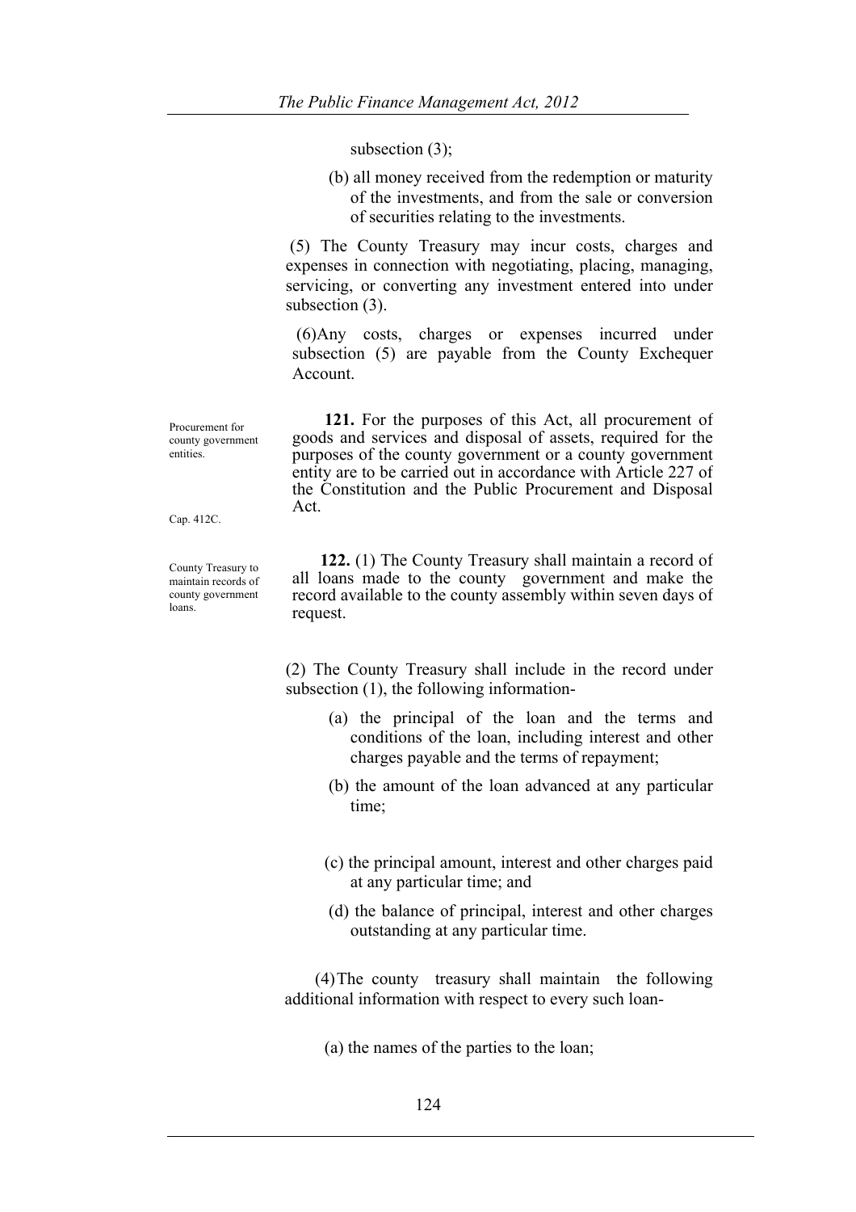subsection (3);

(b) all money received from the redemption or maturity of the investments, and from the sale or conversion of securities relating to the investments.

(5) The County Treasury may incur costs, charges and expenses in connection with negotiating, placing, managing, servicing, or converting any investment entered into under subsection (3).

(6)Any costs, charges or expenses incurred under subsection (5) are payable from the County Exchequer Account.

Procurement for county government entities.

**121.** For the purposes of this Act, all procurement of goods and services and disposal of assets, required for the purposes of the county government or a county government entity are to be carried out in accordance with Article 227 of the Constitution and the Public Procurement and Disposal Act.

Cap. 412C.

County Treasury to maintain records of county government loans.

**122.** (1) The County Treasury shall maintain a record of all loans made to the county government and make the record available to the county assembly within seven days of request.

(2) The County Treasury shall include in the record under subsection (1), the following information-

(a) the principal of the loan and the terms and conditions of the loan, including interest and other charges payable and the terms of repayment;

(b) the amount of the loan advanced at any particular time;

(c) the principal amount, interest and other charges paid at any particular time; and

(d) the balance of principal, interest and other charges outstanding at any particular time.

(4)The county treasury shall maintain the following additional information with respect to every such loan-

(a) the names of the parties to the loan;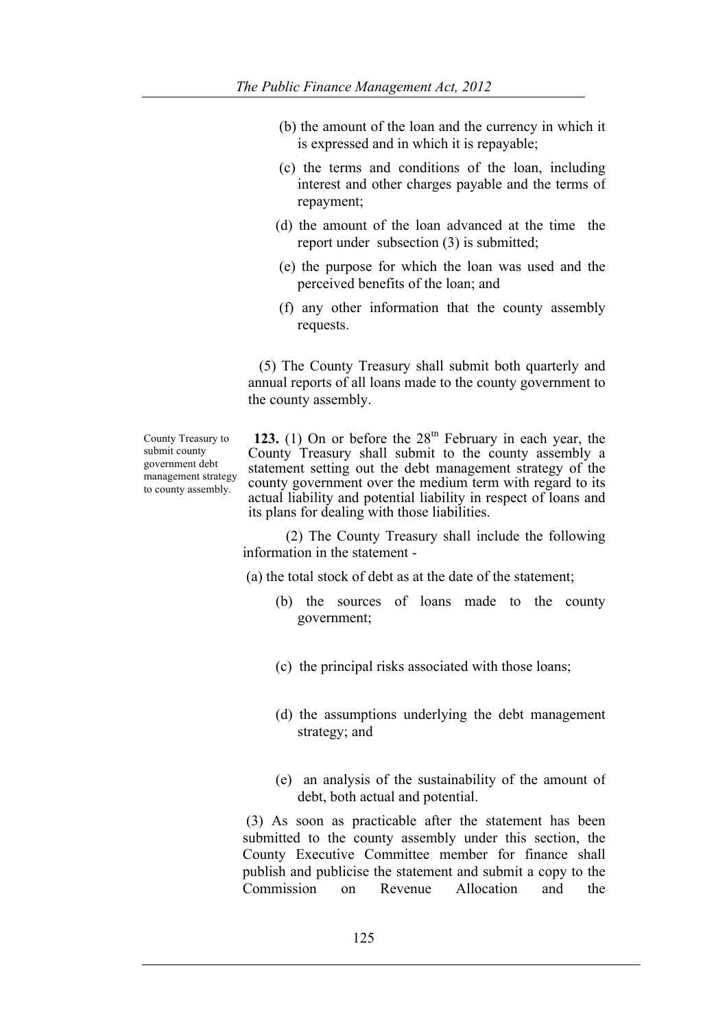(b) the amount of the loan and the currency in which it is expressed and in which it is repayable;

(c) the terms and conditions of the loan, including interest and other charges payable and the terms of repayment;

(d) the amount of the loan advanced at the time the report under subsection (3) is submitted;

(e) the purpose for which the loan was used and the perceived benefits of the loan; and

(f) any other information that the county assembly requests.

(5) The County Treasury shall submit both quarterly and annual reports of all loans made to the county government to the county assembly.

County Treasury to submit county government debt management strategy to county assembly.

**123.** (1) On or before the 28th February in each year, the County Treasury shall submit to the county assembly a statement setting out the debt management strategy of the county government over the medium term with regard to its actual liability and potential liability in respect of loans and its plans for dealing with those liabilities.

(2) The County Treasury shall include the following information in the statement -

(a) the total stock of debt as at the date of the statement;

(b) the sources of loans made to the county government;

(c) the principal risks associated with those loans;

(d) the assumptions underlying the debt management strategy; and

(e) an analysis of the sustainability of the amount of debt, both actual and potential.

(3) As soon as practicable after the statement has been submitted to the county assembly under this section, the County Executive Committee member for finance shall publish and publicise the statement and submit a copy to the Commission on Revenue Allocation and the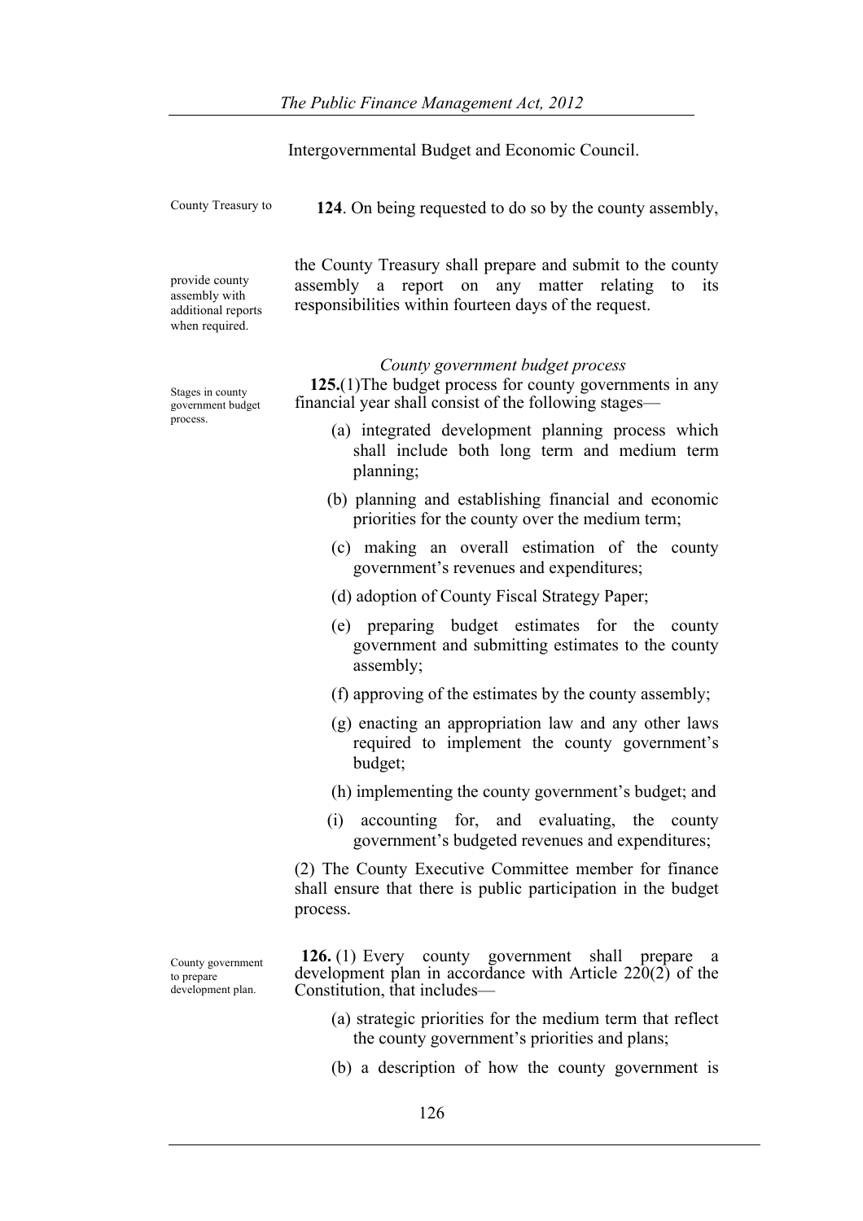Intergovernmental Budget and Economic Council.

County Treasury to provide county assembly with additional reports when required.

**124**. On being requested to do so by the county assembly, the County Treasury shall prepare and submit to the county assembly a report on any matter relating to its responsibilities within fourteen days of the request.

*County government budget process*

Stages in county government budget process.

**125.**(1)The budget process for county governments in any financial year shall consist of the following stages—

(a) integrated development planning process which shall include both long term and medium term planning;

(b) planning and establishing financial and economic priorities for the county over the medium term;

(c) making an overall estimation of the county government's revenues and expenditures;

(d) adoption of County Fiscal Strategy Paper;

(e) preparing budget estimates for the county government and submitting estimates to the county assembly;

(f) approving of the estimates by the county assembly;

(g) enacting an appropriation law and any other laws required to implement the county government's budget;

(h) implementing the county government's budget; and

(i) accounting for, and evaluating, the county government's budgeted revenues and expenditures;

(2) The County Executive Committee member for finance shall ensure that there is public participation in the budget process.

County government to prepare development plan.

**126.** (1) Every county government shall prepare a development plan in accordance with Article 220(2) of the Constitution, that includes—

(a) strategic priorities for the medium term that reflect the county government's priorities and plans;

(b) a description of how the county government is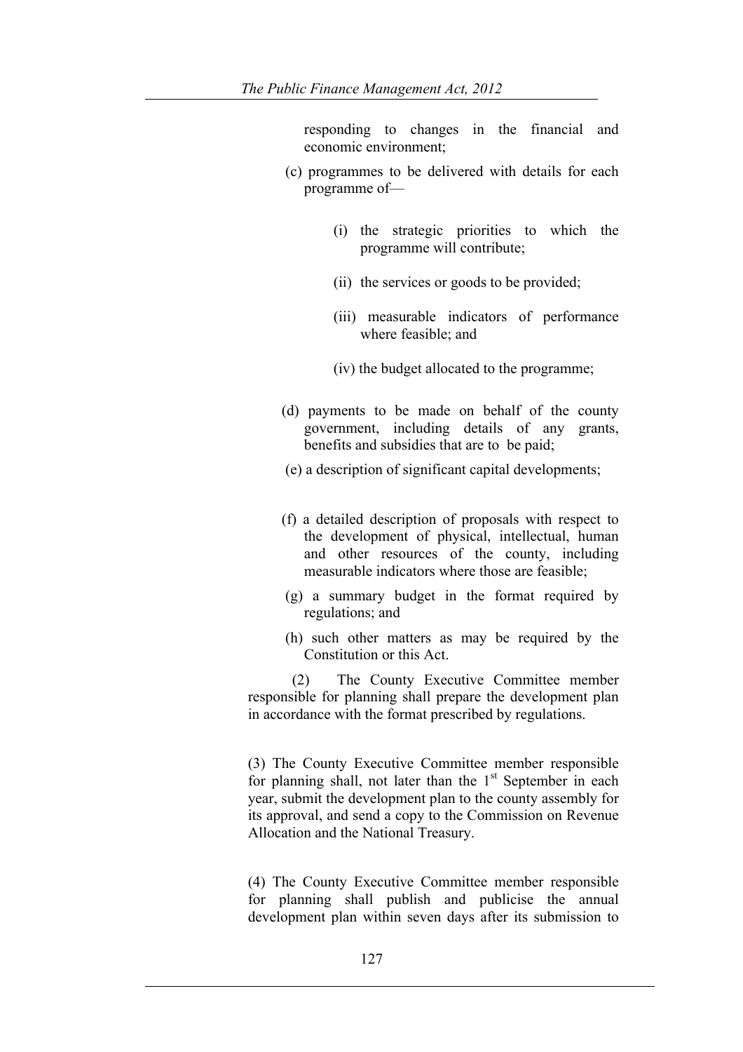responding to changes in the financial and economic environment;

(c) programmes to be delivered with details for each programme of—

(i) the strategic priorities to which the programme will contribute;

(ii) the services or goods to be provided;

(iii) measurable indicators of performance where feasible; and

(iv) the budget allocated to the programme;

(d) payments to be made on behalf of the county government, including details of any grants, benefits and subsidies that are to be paid;

(e) a description of significant capital developments;

(f) a detailed description of proposals with respect to the development of physical, intellectual, human and other resources of the county, including measurable indicators where those are feasible;

(g) a summary budget in the format required by regulations; and

(h) such other matters as may be required by the Constitution or this Act.

(2) The County Executive Committee member responsible for planning shall prepare the development plan in accordance with the format prescribed by regulations.

(3) The County Executive Committee member responsible for planning shall, not later than the 1st September in each year, submit the development plan to the county assembly for its approval, and send a copy to the Commission on Revenue Allocation and the National Treasury.

(4) The County Executive Committee member responsible for planning shall publish and publicise the annual development plan within seven days after its submission to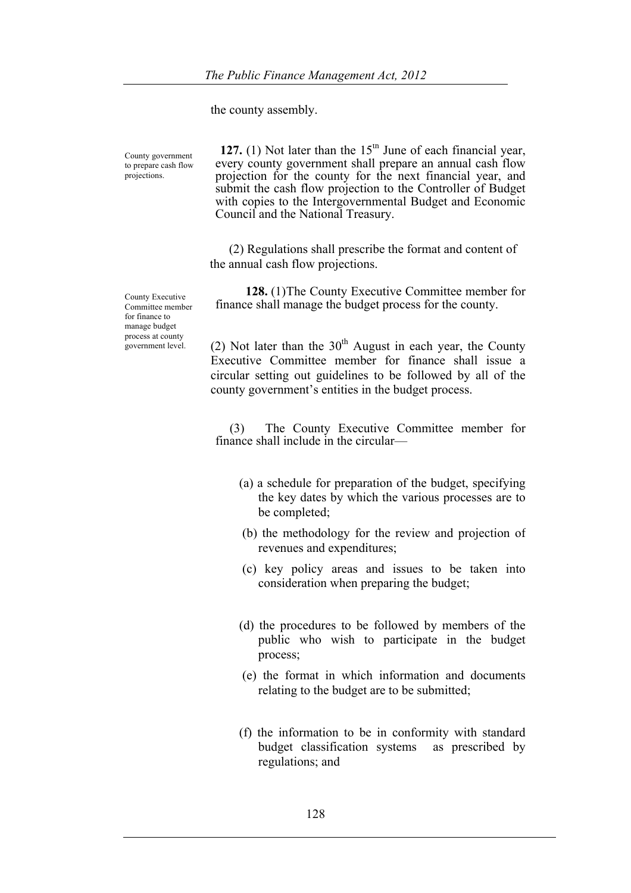the county assembly.

County government to prepare cash flow projections.

**127.** (1) Not later than the 15th June of each financial year, every county government shall prepare an annual cash flow projection for the county for the next financial year, and submit the cash flow projection to the Controller of Budget with copies to the Intergovernmental Budget and Economic Council and the National Treasury.

(2) Regulations shall prescribe the format and content of the annual cash flow projections.

County Executive Committee member for finance to manage budget process at county government level.

**128.** (1)The County Executive Committee member for finance shall manage the budget process for the county.

(2) Not later than the 30th August in each year, the County Executive Committee member for finance shall issue a circular setting out guidelines to be followed by all of the county government's entities in the budget process.

(3) The County Executive Committee member for finance shall include in the circular—

(a) a schedule for preparation of the budget, specifying the key dates by which the various processes are to be completed;

(b) the methodology for the review and projection of revenues and expenditures;

(c) key policy areas and issues to be taken into consideration when preparing the budget;

(d) the procedures to be followed by members of the public who wish to participate in the budget process;

(e) the format in which information and documents relating to the budget are to be submitted;

(f) the information to be in conformity with standard budget classification systems as prescribed by regulations; and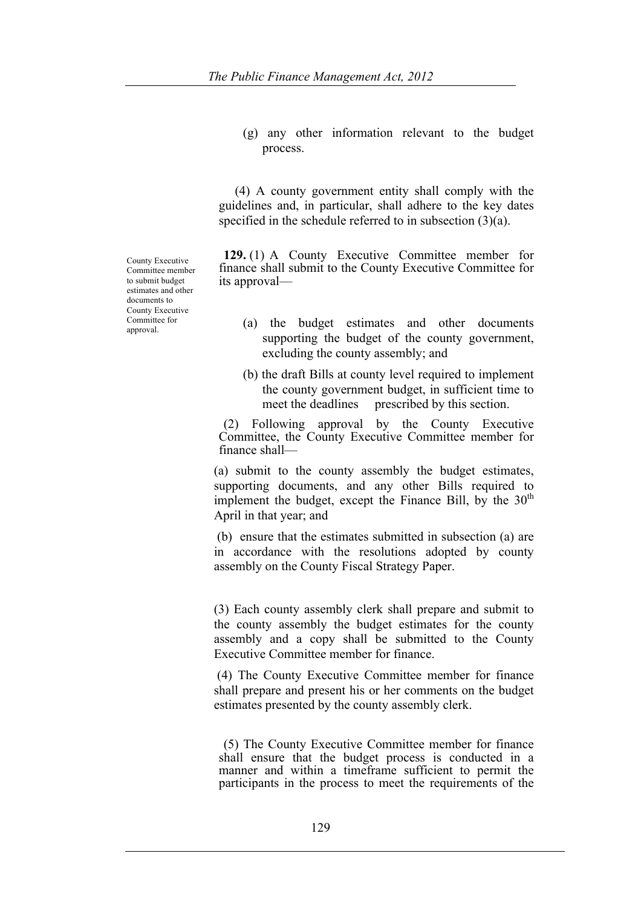(g) any other information relevant to the budget process.

(4) A county government entity shall comply with the guidelines and, in particular, shall adhere to the key dates specified in the schedule referred to in subsection (3)(a).

County Executive Committee member to submit budget estimates and other documents to County Executive Committee for approval.

**129.** (1) A County Executive Committee member for finance shall submit to the County Executive Committee for its approval—

(a) the budget estimates and other documents supporting the budget of the county government, excluding the county assembly; and

(b) the draft Bills at county level required to implement the county government budget, in sufficient time to meet the deadlines prescribed by this section.

(2) Following approval by the County Executive Committee, the County Executive Committee member for finance shall—

(a) submit to the county assembly the budget estimates, supporting documents, and any other Bills required to implement the budget, except the Finance Bill, by the 30th April in that year; and

(b) ensure that the estimates submitted in subsection (a) are in accordance with the resolutions adopted by county assembly on the County Fiscal Strategy Paper.

(3) Each county assembly clerk shall prepare and submit to the county assembly the budget estimates for the county assembly and a copy shall be submitted to the County Executive Committee member for finance.

(4) The County Executive Committee member for finance shall prepare and present his or her comments on the budget estimates presented by the county assembly clerk.

(5) The County Executive Committee member for finance shall ensure that the budget process is conducted in a manner and within a timeframe sufficient to permit the participants in the process to meet the requirements of the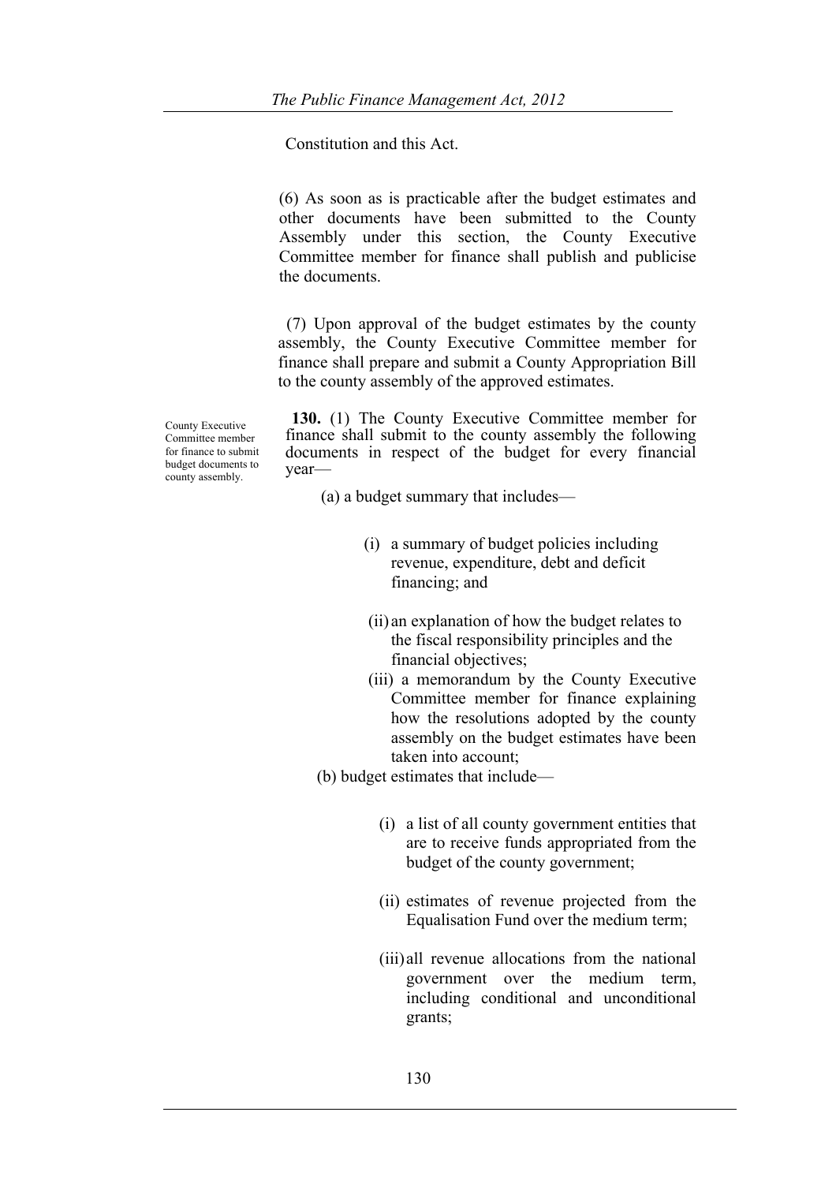Constitution and this Act.

(6) As soon as is practicable after the budget estimates and other documents have been submitted to the County Assembly under this section, the County Executive Committee member for finance shall publish and publicise the documents.

(7) Upon approval of the budget estimates by the county assembly, the County Executive Committee member for finance shall prepare and submit a County Appropriation Bill to the county assembly of the approved estimates.

*County Executive Committee member for finance to submit budget documents to county assembly.*

**130.** (1) The County Executive Committee member for finance shall submit to the county assembly the following documents in respect of the budget for every financial year—

(a) a budget summary that includes—

(i) a summary of budget policies including revenue, expenditure, debt and deficit financing; and

(ii) an explanation of how the budget relates to the fiscal responsibility principles and the financial objectives;

(iii) a memorandum by the County Executive Committee member for finance explaining how the resolutions adopted by the county assembly on the budget estimates have been taken into account;

(b) budget estimates that include—

(i) a list of all county government entities that are to receive funds appropriated from the budget of the county government;

(ii) estimates of revenue projected from the Equalisation Fund over the medium term;

(iii) all revenue allocations from the national government over the medium term, including conditional and unconditional grants;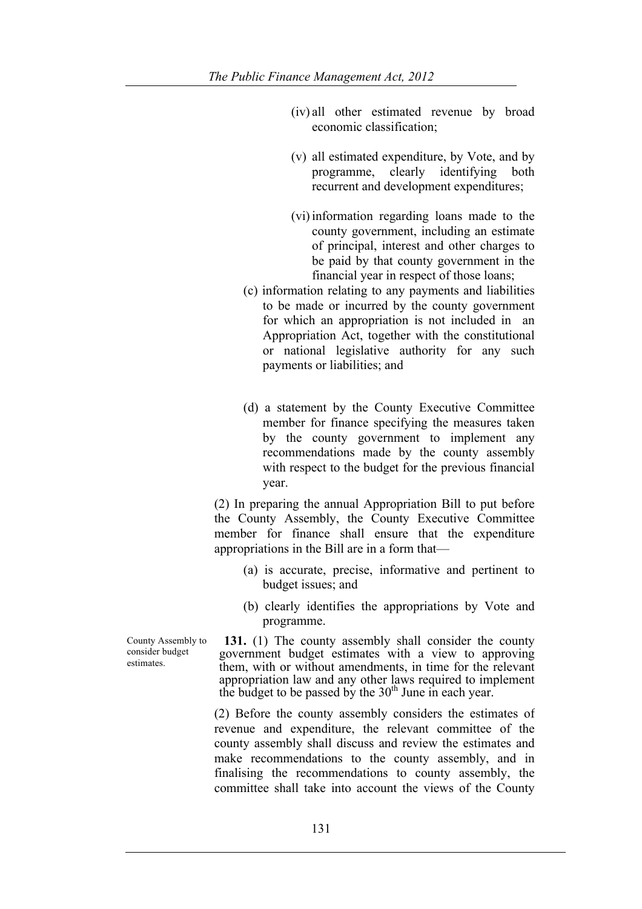(iv) all other estimated revenue by broad economic classification;

(v) all estimated expenditure, by Vote, and by programme, clearly identifying both recurrent and development expenditures;

(vi) information regarding loans made to the county government, including an estimate of principal, interest and other charges to be paid by that county government in the financial year in respect of those loans;

(c) information relating to any payments and liabilities to be made or incurred by the county government for which an appropriation is not included in an Appropriation Act, together with the constitutional or national legislative authority for any such payments or liabilities; and

(d) a statement by the County Executive Committee member for finance specifying the measures taken by the county government to implement any recommendations made by the county assembly with respect to the budget for the previous financial year.

(2) In preparing the annual Appropriation Bill to put before the County Assembly, the County Executive Committee member for finance shall ensure that the expenditure appropriations in the Bill are in a form that—

(a) is accurate, precise, informative and pertinent to budget issues; and

(b) clearly identifies the appropriations by Vote and programme.

*County Assembly to consider budget estimates.*

**131.** (1) The county assembly shall consider the county government budget estimates with a view to approving them, with or without amendments, in time for the relevant appropriation law and any other laws required to implement the budget to be passed by the 30th June in each year.

(2) Before the county assembly considers the estimates of revenue and expenditure, the relevant committee of the county assembly shall discuss and review the estimates and make recommendations to the county assembly, and in finalising the recommendations to county assembly, the committee shall take into account the views of the County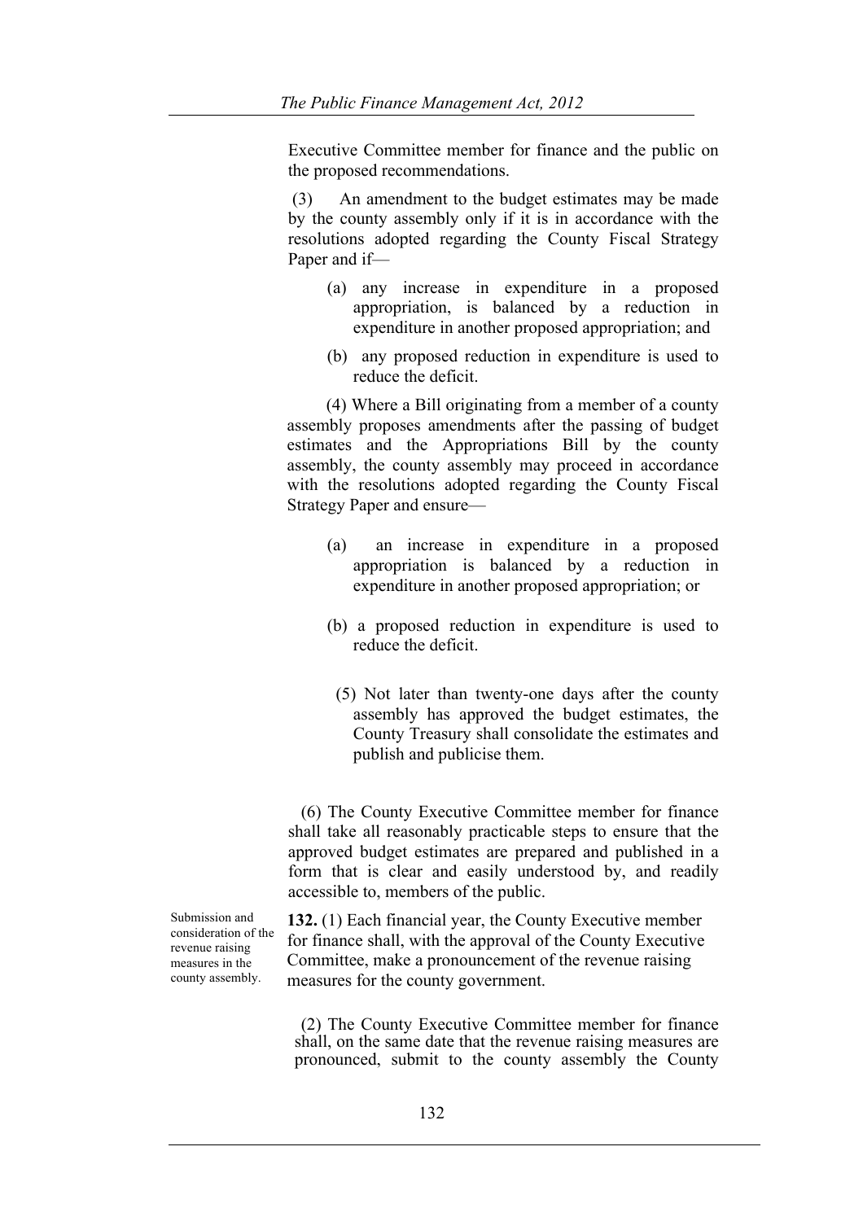Executive Committee member for finance and the public on the proposed recommendations.

(3) An amendment to the budget estimates may be made by the county assembly only if it is in accordance with the resolutions adopted regarding the County Fiscal Strategy Paper and if—

(a) any increase in expenditure in a proposed appropriation, is balanced by a reduction in expenditure in another proposed appropriation; and

(b) any proposed reduction in expenditure is used to reduce the deficit.

(4) Where a Bill originating from a member of a county assembly proposes amendments after the passing of budget estimates and the Appropriations Bill by the county assembly, the county assembly may proceed in accordance with the resolutions adopted regarding the County Fiscal Strategy Paper and ensure—

(a) an increase in expenditure in a proposed appropriation is balanced by a reduction in expenditure in another proposed appropriation; or

(b) a proposed reduction in expenditure is used to reduce the deficit.

(5) Not later than twenty-one days after the county assembly has approved the budget estimates, the County Treasury shall consolidate the estimates and publish and publicise them.

(6) The County Executive Committee member for finance shall take all reasonably practicable steps to ensure that the approved budget estimates are prepared and published in a form that is clear and easily understood by, and readily accessible to, members of the public.

Submission and consideration of the revenue raising measures in the county assembly.

**132.** (1) Each financial year, the County Executive member for finance shall, with the approval of the County Executive Committee, make a pronouncement of the revenue raising measures for the county government.

(2) The County Executive Committee member for finance shall, on the same date that the revenue raising measures are pronounced, submit to the county assembly the County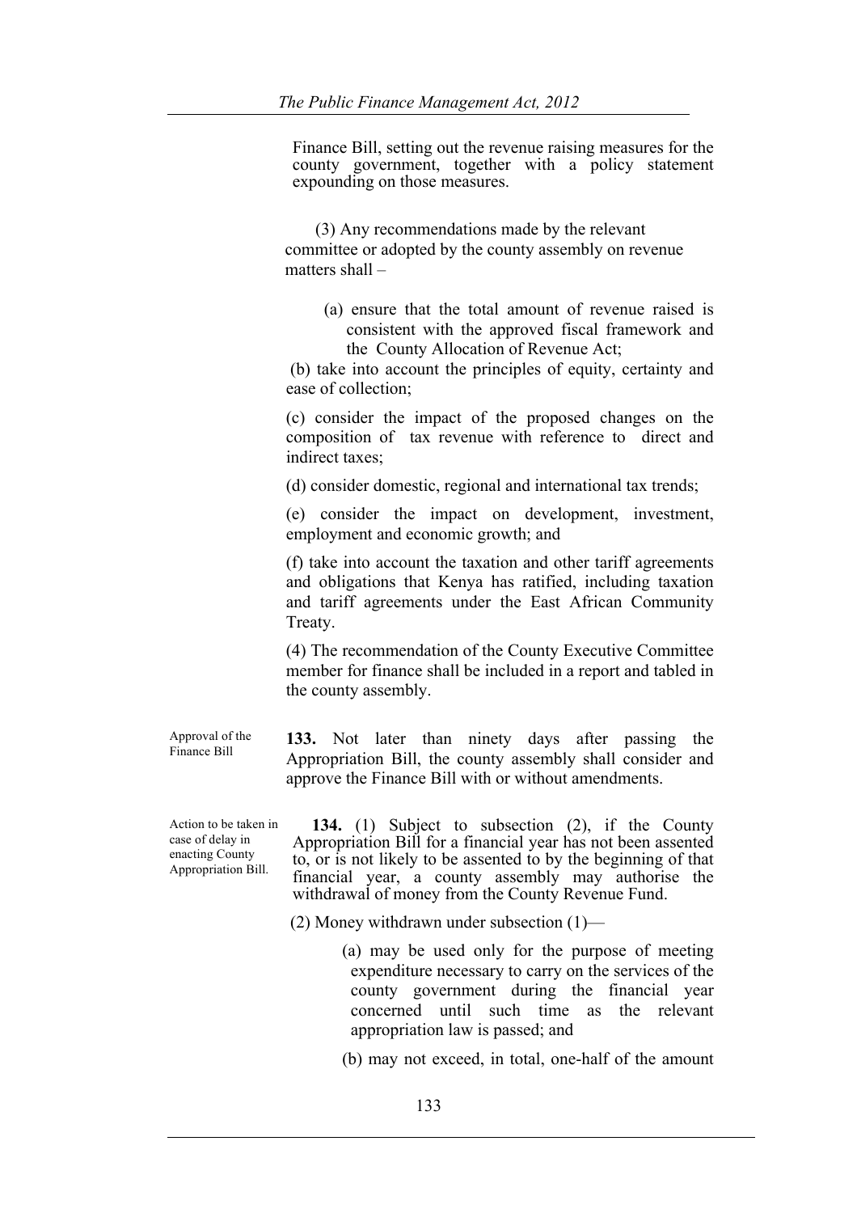Finance Bill, setting out the revenue raising measures for the county government, together with a policy statement expounding on those measures.

(3) Any recommendations made by the relevant committee or adopted by the county assembly on revenue matters shall –

(a) ensure that the total amount of revenue raised is consistent with the approved fiscal framework and the County Allocation of Revenue Act;

(b) take into account the principles of equity, certainty and ease of collection;

(c) consider the impact of the proposed changes on the composition of tax revenue with reference to direct and indirect taxes;

(d) consider domestic, regional and international tax trends;

(e) consider the impact on development, investment, employment and economic growth; and

(f) take into account the taxation and other tariff agreements and obligations that Kenya has ratified, including taxation and tariff agreements under the East African Community Treaty.

(4) The recommendation of the County Executive Committee member for finance shall be included in a report and tabled in the county assembly.

Approval of the Finance Bill

**133.** Not later than ninety days after passing the Appropriation Bill, the county assembly shall consider and approve the Finance Bill with or without amendments.

Action to be taken in case of delay in enacting County Appropriation Bill.

**134.** (1) Subject to subsection (2), if the County Appropriation Bill for a financial year has not been assented to, or is not likely to be assented to by the beginning of that financial year, a county assembly may authorise the withdrawal of money from the County Revenue Fund.

(2) Money withdrawn under subsection (1)—

(a) may be used only for the purpose of meeting expenditure necessary to carry on the services of the county government during the financial year concerned until such time as the relevant appropriation law is passed; and

(b) may not exceed, in total, one-half of the amount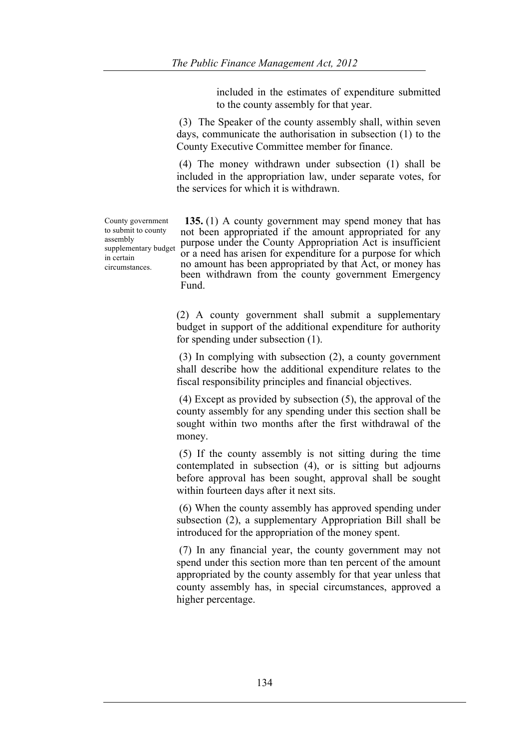included in the estimates of expenditure submitted to the county assembly for that year.

(3) The Speaker of the county assembly shall, within seven days, communicate the authorisation in subsection (1) to the County Executive Committee member for finance.

(4) The money withdrawn under subsection (1) shall be included in the appropriation law, under separate votes, for the services for which it is withdrawn.

County government to submit to county assembly supplementary budget in certain circumstances.

**135.** (1) A county government may spend money that has not been appropriated if the amount appropriated for any purpose under the County Appropriation Act is insufficient or a need has arisen for expenditure for a purpose for which no amount has been appropriated by that Act, or money has been withdrawn from the county government Emergency Fund.

(2) A county government shall submit a supplementary budget in support of the additional expenditure for authority for spending under subsection (1).

(3) In complying with subsection (2), a county government shall describe how the additional expenditure relates to the fiscal responsibility principles and financial objectives.

(4) Except as provided by subsection (5), the approval of the county assembly for any spending under this section shall be sought within two months after the first withdrawal of the money.

(5) If the county assembly is not sitting during the time contemplated in subsection (4), or is sitting but adjourns before approval has been sought, approval shall be sought within fourteen days after it next sits.

(6) When the county assembly has approved spending under subsection (2), a supplementary Appropriation Bill shall be introduced for the appropriation of the money spent.

(7) In any financial year, the county government may not spend under this section more than ten percent of the amount appropriated by the county assembly for that year unless that county assembly has, in special circumstances, approved a higher percentage.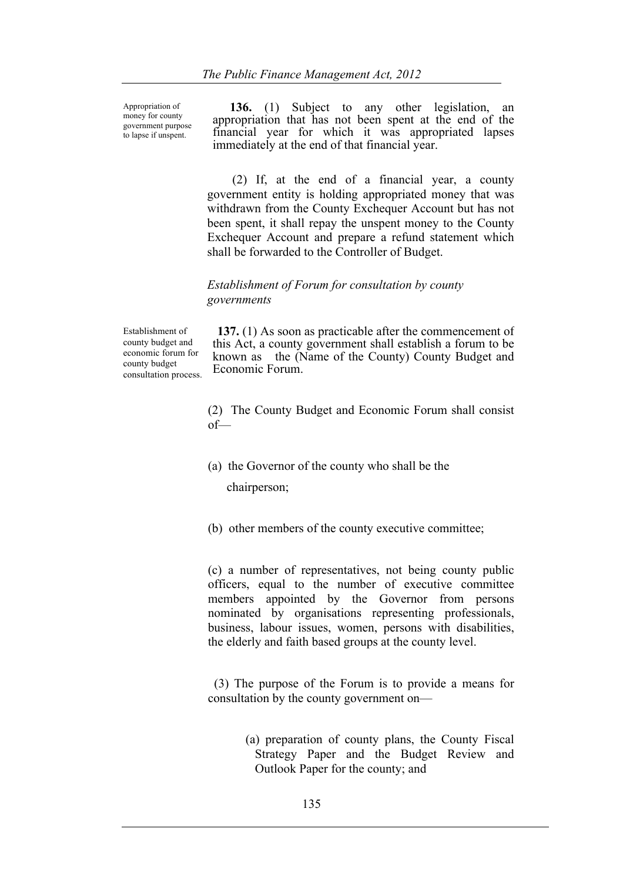Appropriation of money for county government purpose to lapse if unspent.

**136.** (1) Subject to any other legislation, an appropriation that has not been spent at the end of the financial year for which it was appropriated lapses immediately at the end of that financial year.

(2) If, at the end of a financial year, a county government entity is holding appropriated money that was withdrawn from the County Exchequer Account but has not been spent, it shall repay the unspent money to the County Exchequer Account and prepare a refund statement which shall be forwarded to the Controller of Budget.

*Establishment of Forum for consultation by county governments*

Establishment of county budget and economic forum for county budget consultation process.

**137.** (1) As soon as practicable after the commencement of this Act, a county government shall establish a forum to be known as the (Name of the County) County Budget and Economic Forum.

(2) The County Budget and Economic Forum shall consist of—

(a) the Governor of the county who shall be the chairperson;

(b) other members of the county executive committee;

(c) a number of representatives, not being county public officers, equal to the number of executive committee members appointed by the Governor from persons nominated by organisations representing professionals, business, labour issues, women, persons with disabilities, the elderly and faith based groups at the county level.

(3) The purpose of the Forum is to provide a means for consultation by the county government on—

(a) preparation of county plans, the County Fiscal Strategy Paper and the Budget Review and Outlook Paper for the county; and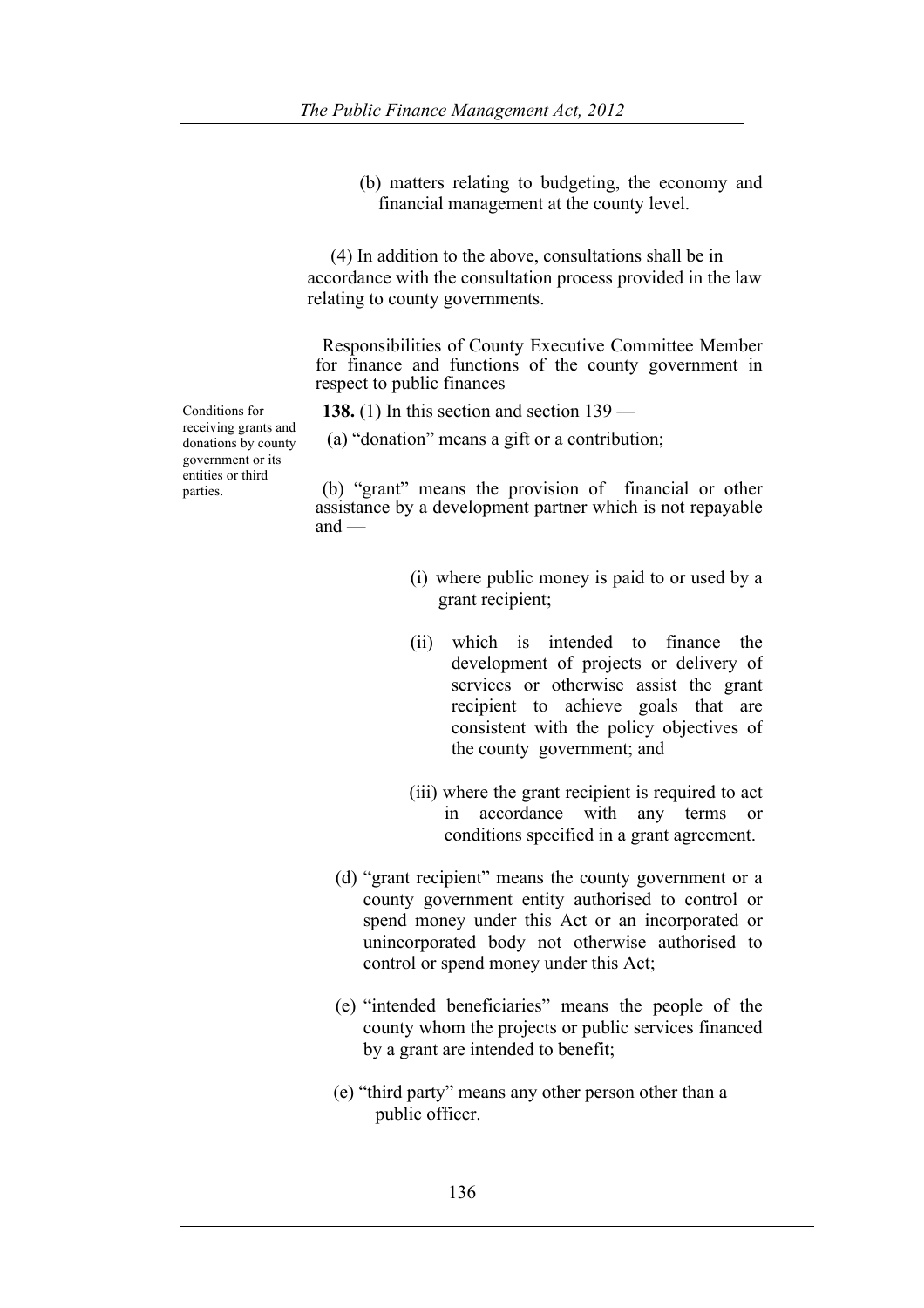(b) matters relating to budgeting, the economy and financial management at the county level.

(4) In addition to the above, consultations shall be in accordance with the consultation process provided in the law relating to county governments.

Responsibilities of County Executive Committee Member for finance and functions of the county government in respect to public finances

Conditions for receiving grants and donations by county government or its entities or third parties.

**138.** (1) In this section and section 139 —

(a) "donation" means a gift or a contribution;

(b) "grant" means the provision of financial or other assistance by a development partner which is not repayable and —

(i) where public money is paid to or used by a grant recipient;

(ii) which is intended to finance the development of projects or delivery of services or otherwise assist the grant recipient to achieve goals that are consistent with the policy objectives of the county government; and

(iii) where the grant recipient is required to act in accordance with any terms or conditions specified in a grant agreement.

(d) "grant recipient" means the county government or a county government entity authorised to control or spend money under this Act or an incorporated or unincorporated body not otherwise authorised to control or spend money under this Act;

(e) "intended beneficiaries" means the people of the county whom the projects or public services financed by a grant are intended to benefit;

(e) "third party" means any other person other than a public officer.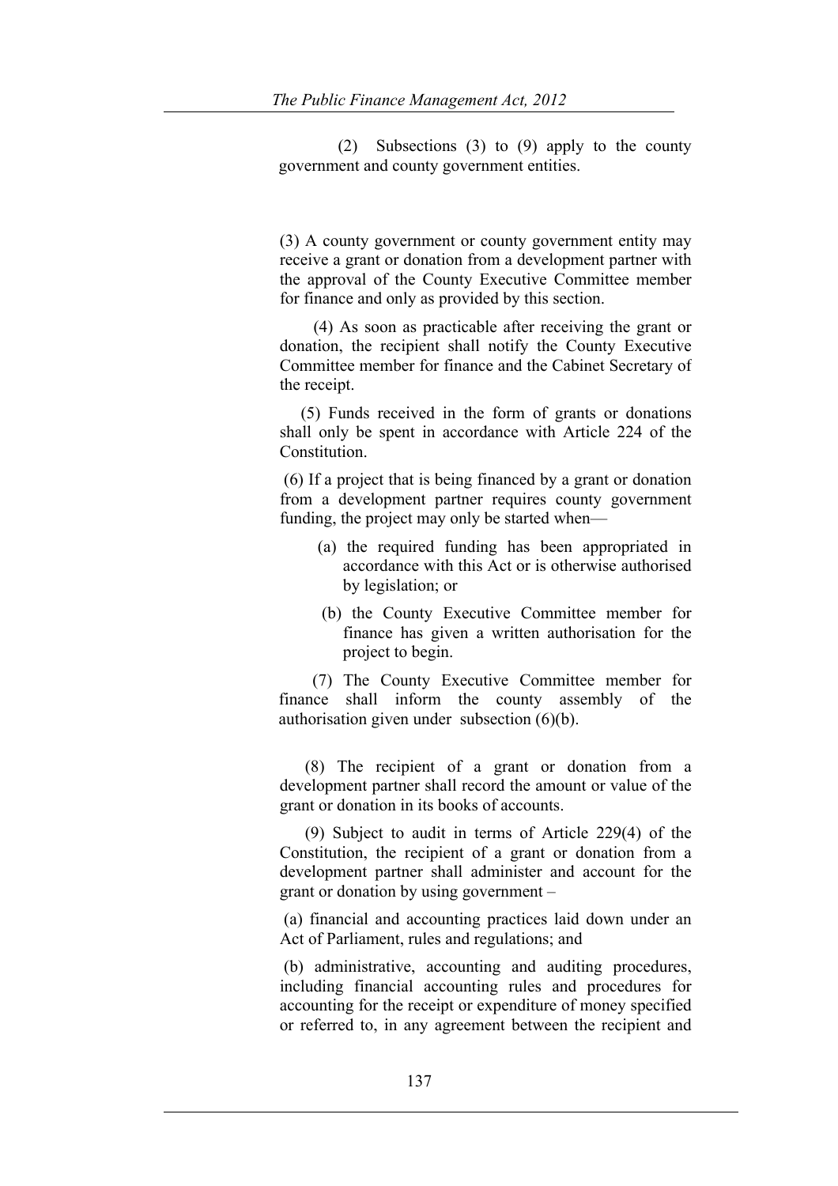(2) Subsections (3) to (9) apply to the county government and county government entities.

(3) A county government or county government entity may receive a grant or donation from a development partner with the approval of the County Executive Committee member for finance and only as provided by this section.

(4) As soon as practicable after receiving the grant or donation, the recipient shall notify the County Executive Committee member for finance and the Cabinet Secretary of the receipt.

(5) Funds received in the form of grants or donations shall only be spent in accordance with Article 224 of the Constitution.

(6) If a project that is being financed by a grant or donation from a development partner requires county government funding, the project may only be started when—

(a) the required funding has been appropriated in accordance with this Act or is otherwise authorised by legislation; or

(b) the County Executive Committee member for finance has given a written authorisation for the project to begin.

(7) The County Executive Committee member for finance shall inform the county assembly of the authorisation given under subsection (6)(b).

(8) The recipient of a grant or donation from a development partner shall record the amount or value of the grant or donation in its books of accounts.

(9) Subject to audit in terms of Article 229(4) of the Constitution, the recipient of a grant or donation from a development partner shall administer and account for the grant or donation by using government –

(a) financial and accounting practices laid down under an Act of Parliament, rules and regulations; and

(b) administrative, accounting and auditing procedures, including financial accounting rules and procedures for accounting for the receipt or expenditure of money specified or referred to, in any agreement between the recipient and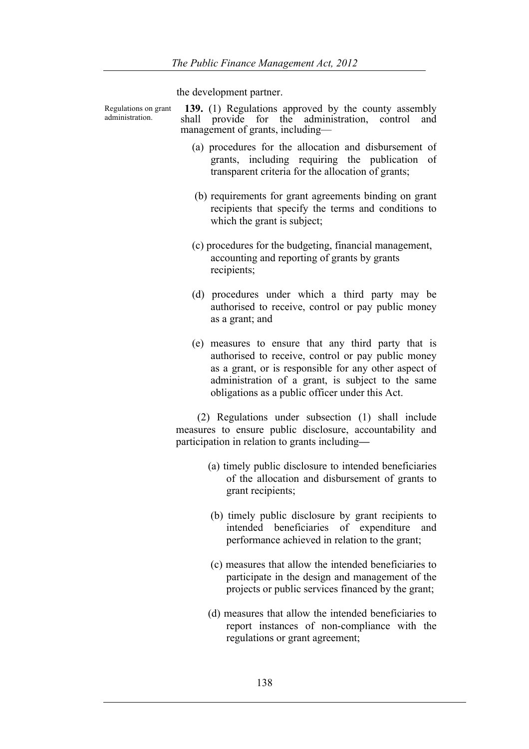the development partner.

Regulations on grant administration.

**139.** (1) Regulations approved by the county assembly shall provide for the administration, control and management of grants, including—

(a) procedures for the allocation and disbursement of grants, including requiring the publication of transparent criteria for the allocation of grants;

(b) requirements for grant agreements binding on grant recipients that specify the terms and conditions to which the grant is subject;

(c) procedures for the budgeting, financial management, accounting and reporting of grants by grants recipients;

(d) procedures under which a third party may be authorised to receive, control or pay public money as a grant; and

(e) measures to ensure that any third party that is authorised to receive, control or pay public money as a grant, or is responsible for any other aspect of administration of a grant, is subject to the same obligations as a public officer under this Act.

(2) Regulations under subsection (1) shall include measures to ensure public disclosure, accountability and participation in relation to grants including—

(a) timely public disclosure to intended beneficiaries of the allocation and disbursement of grants to grant recipients;

(b) timely public disclosure by grant recipients to intended beneficiaries of expenditure and performance achieved in relation to the grant;

(c) measures that allow the intended beneficiaries to participate in the design and management of the projects or public services financed by the grant;

(d) measures that allow the intended beneficiaries to report instances of non-compliance with the regulations or grant agreement;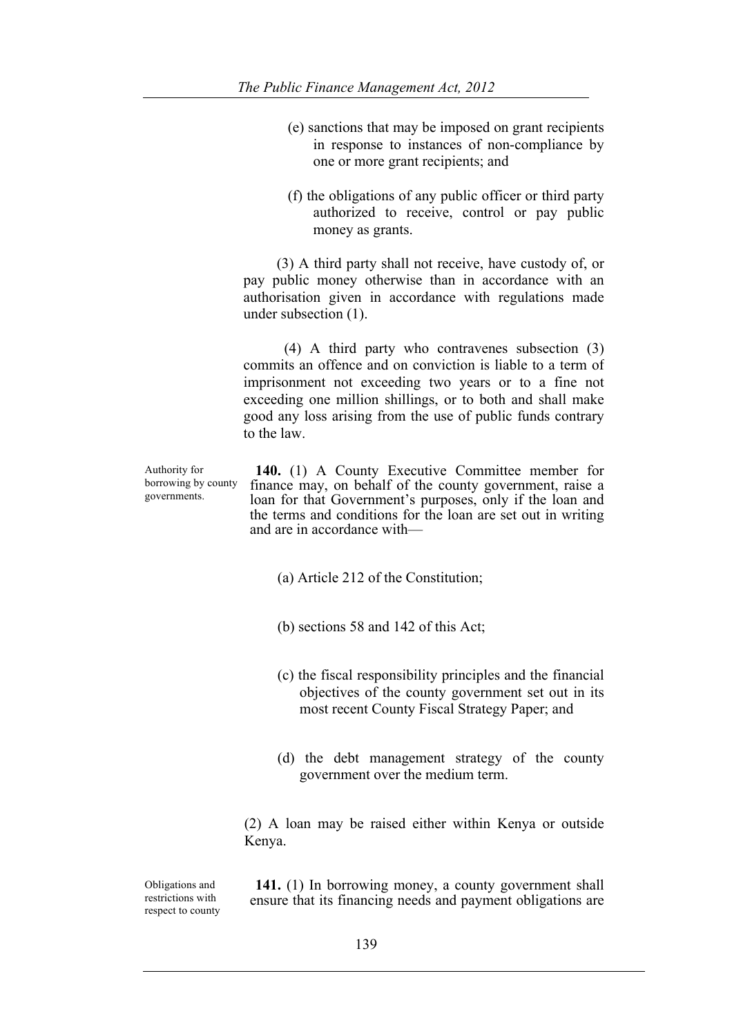(e) sanctions that may be imposed on grant recipients in response to instances of non-compliance by one or more grant recipients; and

(f) the obligations of any public officer or third party authorized to receive, control or pay public money as grants.

(3) A third party shall not receive, have custody of, or pay public money otherwise than in accordance with an authorisation given in accordance with regulations made under subsection (1).

(4) A third party who contravenes subsection (3) commits an offence and on conviction is liable to a term of imprisonment not exceeding two years or to a fine not exceeding one million shillings, or to both and shall make good any loss arising from the use of public funds contrary to the law.

Authority for borrowing by county governments.

**140.** (1) A County Executive Committee member for finance may, on behalf of the county government, raise a loan for that Government's purposes, only if the loan and the terms and conditions for the loan are set out in writing and are in accordance with—

(a) Article 212 of the Constitution;

(b) sections 58 and 142 of this Act;

(c) the fiscal responsibility principles and the financial objectives of the county government set out in its most recent County Fiscal Strategy Paper; and

(d) the debt management strategy of the county government over the medium term.

(2) A loan may be raised either within Kenya or outside Kenya.

Obligations and restrictions with respect to county

**141.** (1) In borrowing money, a county government shall ensure that its financing needs and payment obligations are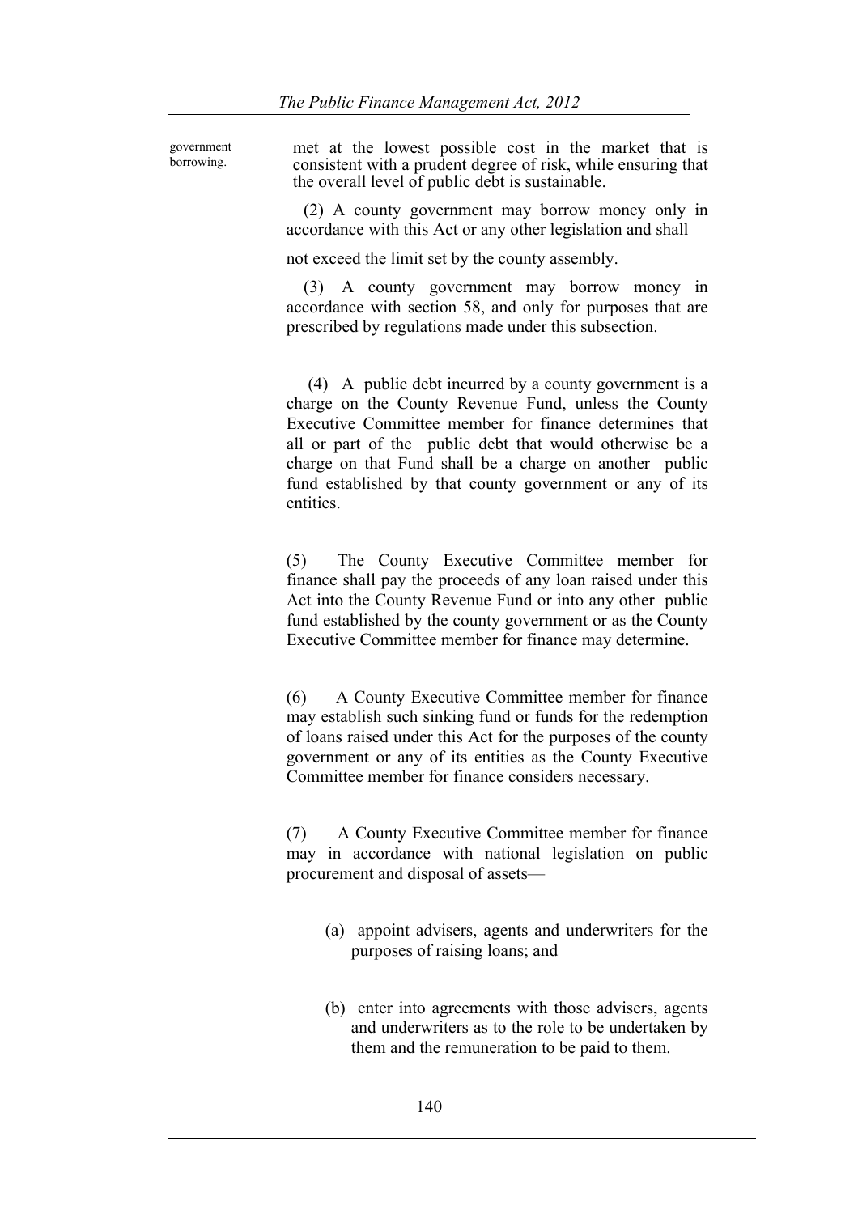government borrowing.

met at the lowest possible cost in the market that is consistent with a prudent degree of risk, while ensuring that the overall level of public debt is sustainable.

(2) A county government may borrow money only in accordance with this Act or any other legislation and shall not exceed the limit set by the county assembly.

(3) A county government may borrow money in accordance with section 58, and only for purposes that are prescribed by regulations made under this subsection.

(4) A public debt incurred by a county government is a charge on the County Revenue Fund, unless the County Executive Committee member for finance determines that all or part of the public debt that would otherwise be a charge on that Fund shall be a charge on another public fund established by that county government or any of its entities.

(5) The County Executive Committee member for finance shall pay the proceeds of any loan raised under this Act into the County Revenue Fund or into any other public fund established by the county government or as the County Executive Committee member for finance may determine.

(6) A County Executive Committee member for finance may establish such sinking fund or funds for the redemption of loans raised under this Act for the purposes of the county government or any of its entities as the County Executive Committee member for finance considers necessary.

(7) A County Executive Committee member for finance may in accordance with national legislation on public procurement and disposal of assets—

(a) appoint advisers, agents and underwriters for the purposes of raising loans; and

(b) enter into agreements with those advisers, agents and underwriters as to the role to be undertaken by them and the remuneration to be paid to them.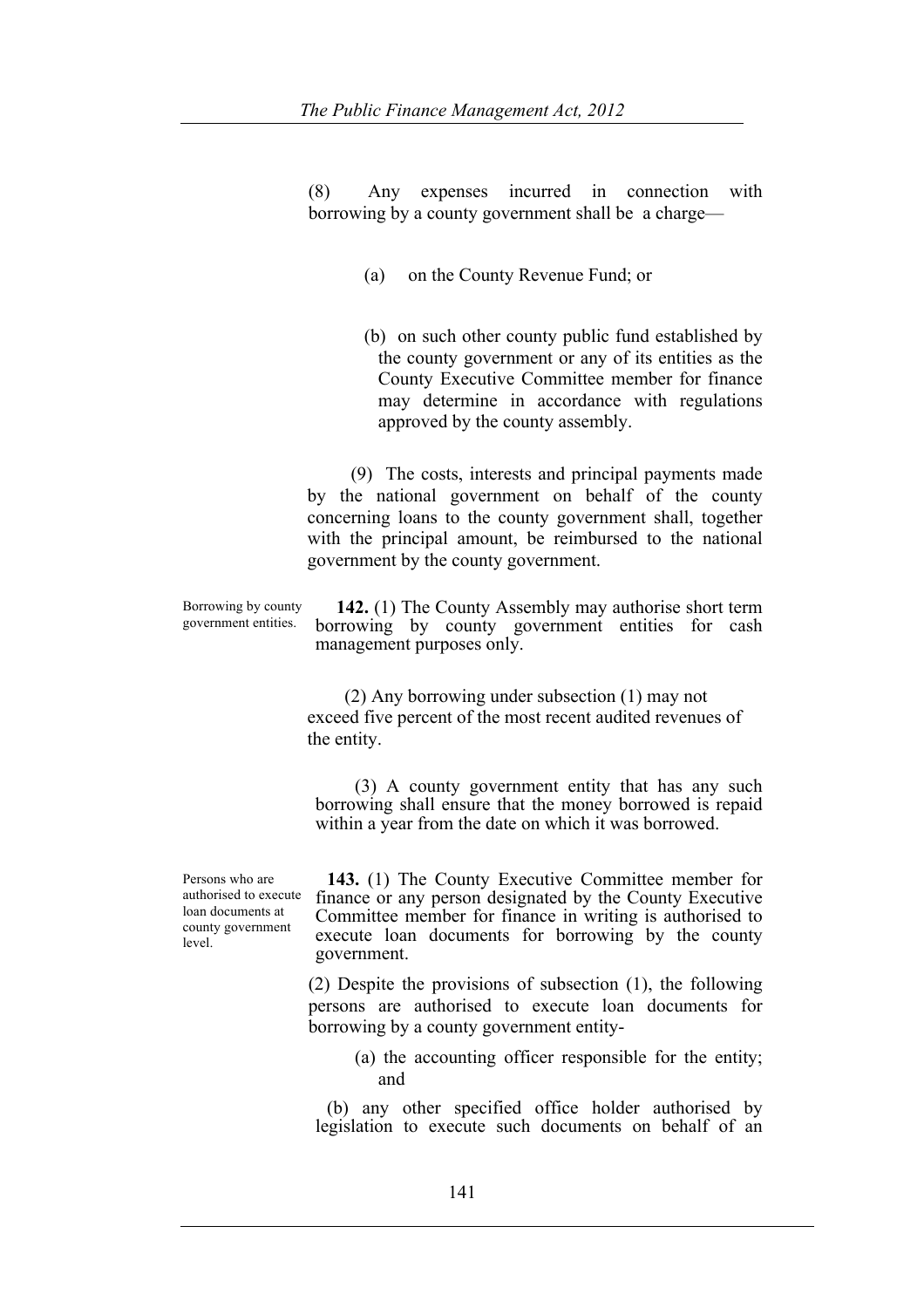(8) Any expenses incurred in connection with borrowing by a county government shall be a charge—

(a) on the County Revenue Fund; or

(b) on such other county public fund established by the county government or any of its entities as the County Executive Committee member for finance may determine in accordance with regulations approved by the county assembly.

(9) The costs, interests and principal payments made by the national government on behalf of the county concerning loans to the county government shall, together with the principal amount, be reimbursed to the national government by the county government.

Borrowing by county government entities.

**142.** (1) The County Assembly may authorise short term borrowing by county government entities for cash management purposes only.

(2) Any borrowing under subsection (1) may not exceed five percent of the most recent audited revenues of the entity.

(3) A county government entity that has any such borrowing shall ensure that the money borrowed is repaid within a year from the date on which it was borrowed.

Persons who are authorised to execute loan documents at county government level.

**143.** (1) The County Executive Committee member for finance or any person designated by the County Executive Committee member for finance in writing is authorised to execute loan documents for borrowing by the county government.

(2) Despite the provisions of subsection (1), the following persons are authorised to execute loan documents for borrowing by a county government entity-

(a) the accounting officer responsible for the entity; and

(b) any other specified office holder authorised by legislation to execute such documents on behalf of an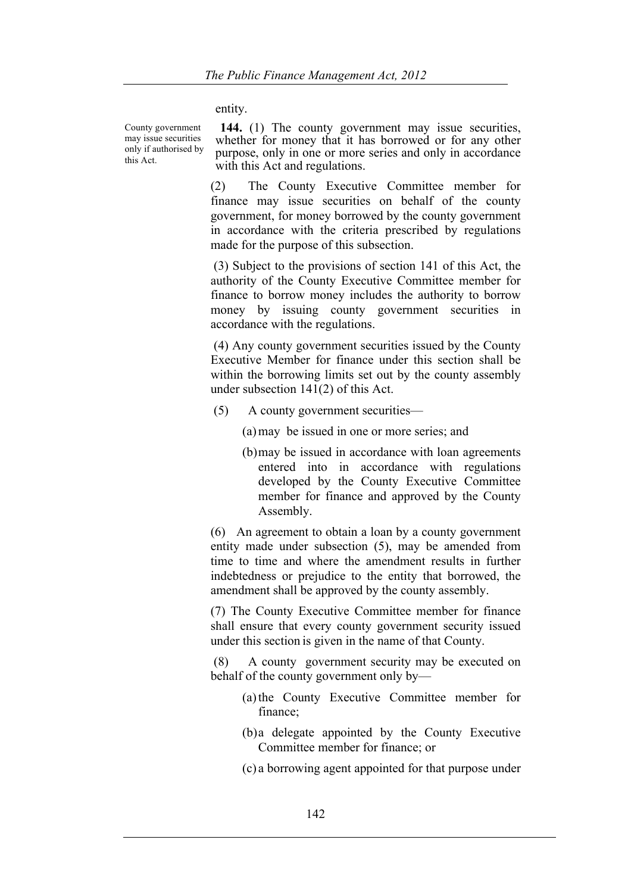entity.

County government may issue securities only if authorised by this Act.

**144.** (1) The county government may issue securities, whether for money that it has borrowed or for any other purpose, only in one or more series and only in accordance with this Act and regulations.

(2) The County Executive Committee member for finance may issue securities on behalf of the county government, for money borrowed by the county government in accordance with the criteria prescribed by regulations made for the purpose of this subsection.

(3) Subject to the provisions of section 141 of this Act, the authority of the County Executive Committee member for finance to borrow money includes the authority to borrow money by issuing county government securities in accordance with the regulations.

(4) Any county government securities issued by the County Executive Member for finance under this section shall be within the borrowing limits set out by the county assembly under subsection 141(2) of this Act.

(5) A county government securities—

(a) may be issued in one or more series; and

(b) may be issued in accordance with loan agreements entered into in accordance with regulations developed by the County Executive Committee member for finance and approved by the County Assembly.

(6) An agreement to obtain a loan by a county government entity made under subsection (5), may be amended from time to time and where the amendment results in further indebtedness or prejudice to the entity that borrowed, the amendment shall be approved by the county assembly.

(7) The County Executive Committee member for finance shall ensure that every county government security issued under this section is given in the name of that County.

(8) A county government security may be executed on behalf of the county government only by—

(a) the County Executive Committee member for finance;

(b) a delegate appointed by the County Executive Committee member for finance; or

(c) a borrowing agent appointed for that purpose under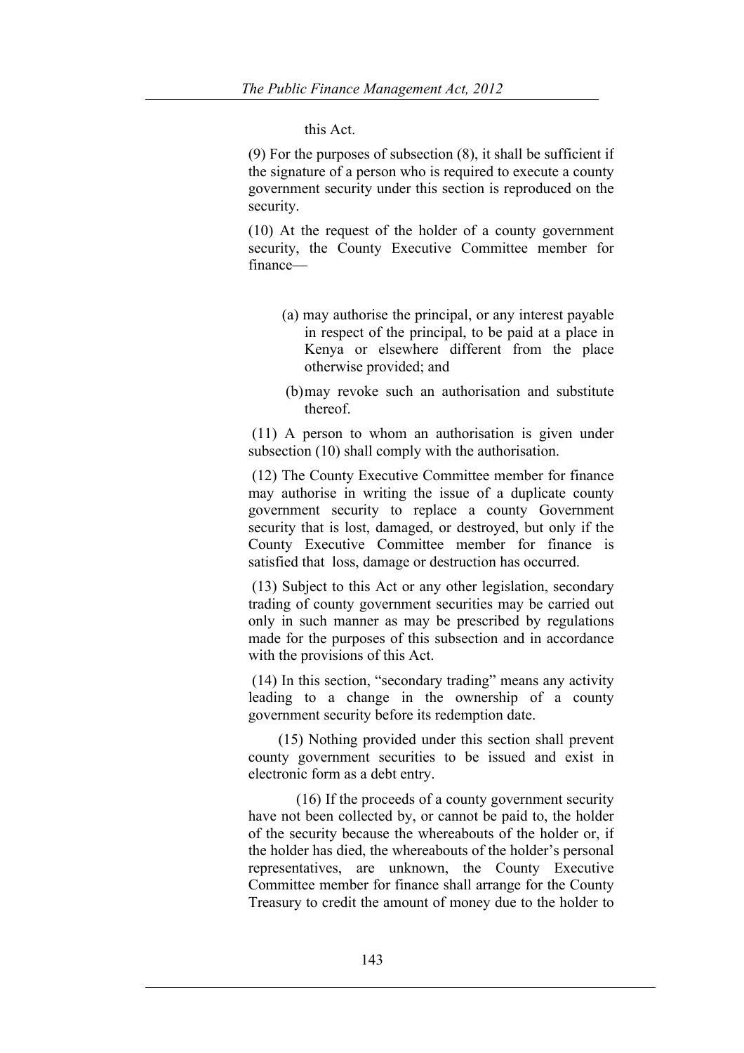this Act.

(9) For the purposes of subsection (8), it shall be sufficient if the signature of a person who is required to execute a county government security under this section is reproduced on the security.

(10) At the request of the holder of a county government security, the County Executive Committee member for finance—

(a) may authorise the principal, or any interest payable in respect of the principal, to be paid at a place in Kenya or elsewhere different from the place otherwise provided; and

(b) may revoke such an authorisation and substitute thereof.

(11) A person to whom an authorisation is given under subsection (10) shall comply with the authorisation.

(12) The County Executive Committee member for finance may authorise in writing the issue of a duplicate county government security to replace a county Government security that is lost, damaged, or destroyed, but only if the County Executive Committee member for finance is satisfied that loss, damage or destruction has occurred.

(13) Subject to this Act or any other legislation, secondary trading of county government securities may be carried out only in such manner as may be prescribed by regulations made for the purposes of this subsection and in accordance with the provisions of this Act.

(14) In this section, "secondary trading" means any activity leading to a change in the ownership of a county government security before its redemption date.

(15) Nothing provided under this section shall prevent county government securities to be issued and exist in electronic form as a debt entry.

(16) If the proceeds of a county government security have not been collected by, or cannot be paid to, the holder of the security because the whereabouts of the holder or, if the holder has died, the whereabouts of the holder's personal representatives, are unknown, the County Executive Committee member for finance shall arrange for the County Treasury to credit the amount of money due to the holder to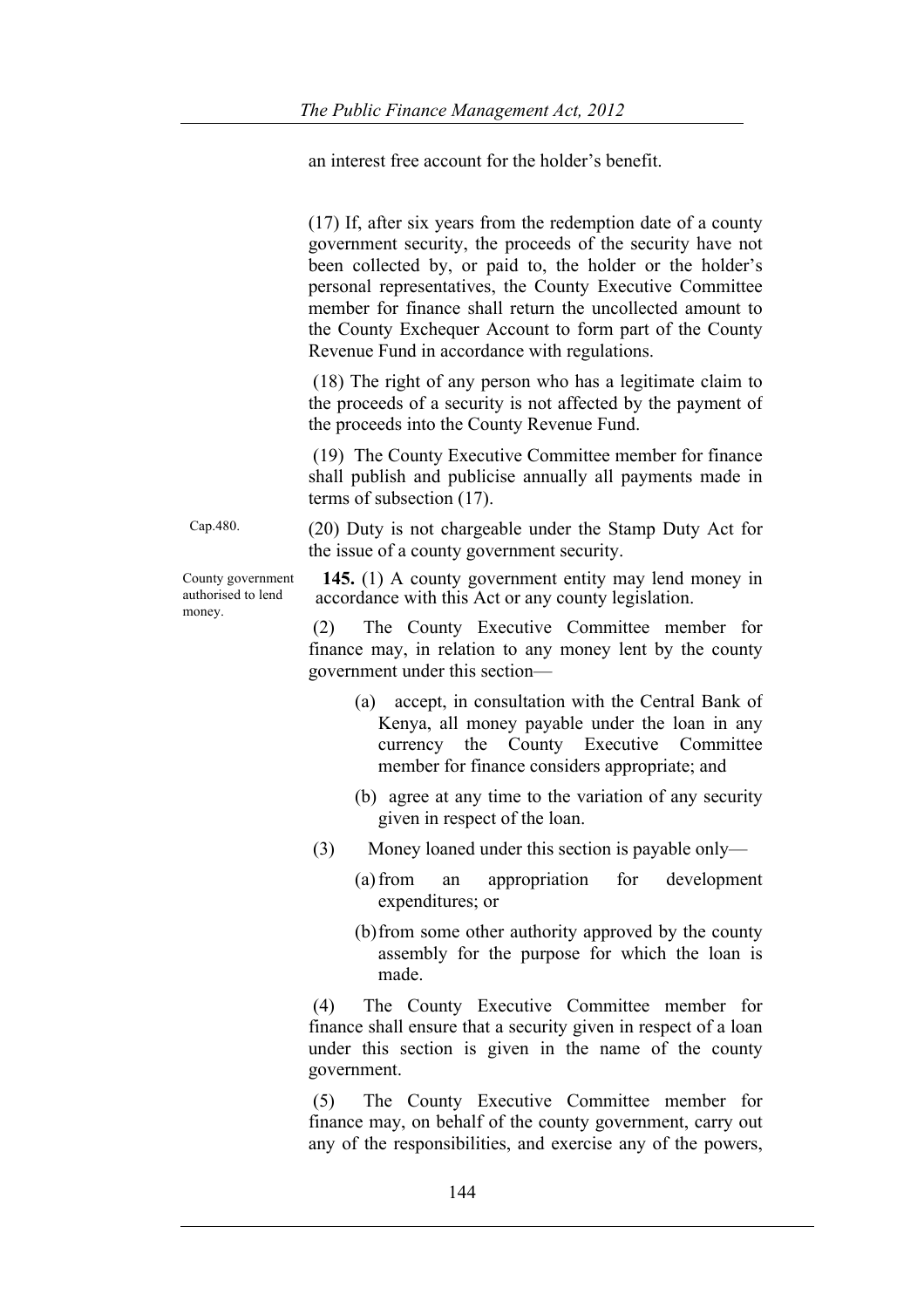an interest free account for the holder's benefit.

(17) If, after six years from the redemption date of a county government security, the proceeds of the security have not been collected by, or paid to, the holder or the holder's personal representatives, the County Executive Committee member for finance shall return the uncollected amount to the County Exchequer Account to form part of the County Revenue Fund in accordance with regulations.

(18) The right of any person who has a legitimate claim to the proceeds of a security is not affected by the payment of the proceeds into the County Revenue Fund.

(19) The County Executive Committee member for finance shall publish and publicise annually all payments made in terms of subsection (17).

Cap.480.

(20) Duty is not chargeable under the Stamp Duty Act for the issue of a county government security.

County government authorised to lend money.

**145.** (1) A county government entity may lend money in accordance with this Act or any county legislation.

(2) The County Executive Committee member for finance may, in relation to any money lent by the county government under this section—

(a) accept, in consultation with the Central Bank of Kenya, all money payable under the loan in any currency the County Executive Committee member for finance considers appropriate; and

(b) agree at any time to the variation of any security given in respect of the loan.

(3) Money loaned under this section is payable only—

(a) from an appropriation for development expenditures; or

(b) from some other authority approved by the county assembly for the purpose for which the loan is made.

(4) The County Executive Committee member for finance shall ensure that a security given in respect of a loan under this section is given in the name of the county government.

(5) The County Executive Committee member for finance may, on behalf of the county government, carry out any of the responsibilities, and exercise any of the powers,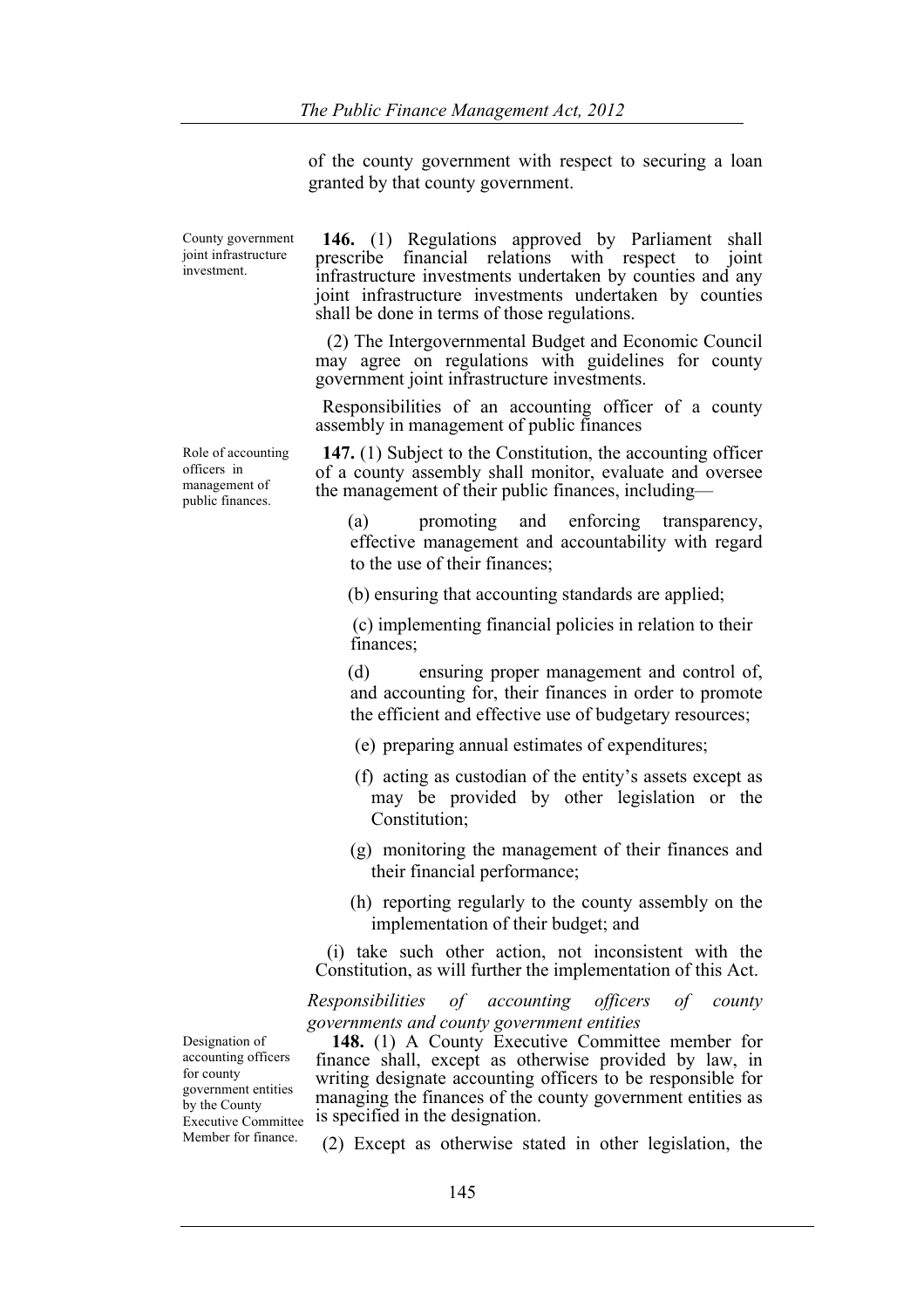of the county government with respect to securing a loan granted by that county government.

County government joint infrastructure investment.

**146.** (1) Regulations approved by Parliament shall prescribe financial relations with respect to joint infrastructure investments undertaken by counties and any joint infrastructure investments undertaken by counties shall be done in terms of those regulations.

(2) The Intergovernmental Budget and Economic Council may agree on regulations with guidelines for county government joint infrastructure investments.

Responsibilities of an accounting officer of a county assembly in management of public finances

Role of accounting officers in management of public finances.

**147.** (1) Subject to the Constitution, the accounting officer of a county assembly shall monitor, evaluate and oversee the management of their public finances, including—

(a) promoting and enforcing transparency, effective management and accountability with regard to the use of their finances;

(b) ensuring that accounting standards are applied;

(c) implementing financial policies in relation to their finances;

(d) ensuring proper management and control of, and accounting for, their finances in order to promote the efficient and effective use of budgetary resources;

(e) preparing annual estimates of expenditures;

(f) acting as custodian of the entity's assets except as may be provided by other legislation or the Constitution;

(g) monitoring the management of their finances and their financial performance;

(h) reporting regularly to the county assembly on the implementation of their budget; and

(i) take such other action, not inconsistent with the Constitution, as will further the implementation of this Act.

*Responsibilities of accounting officers of county governments and county government entities*

Designation of accounting officers for county government entities by the County Executive Committee Member for finance.

**148.** (1) A County Executive Committee member for finance shall, except as otherwise provided by law, in writing designate accounting officers to be responsible for managing the finances of the county government entities as is specified in the designation.

(2) Except as otherwise stated in other legislation, the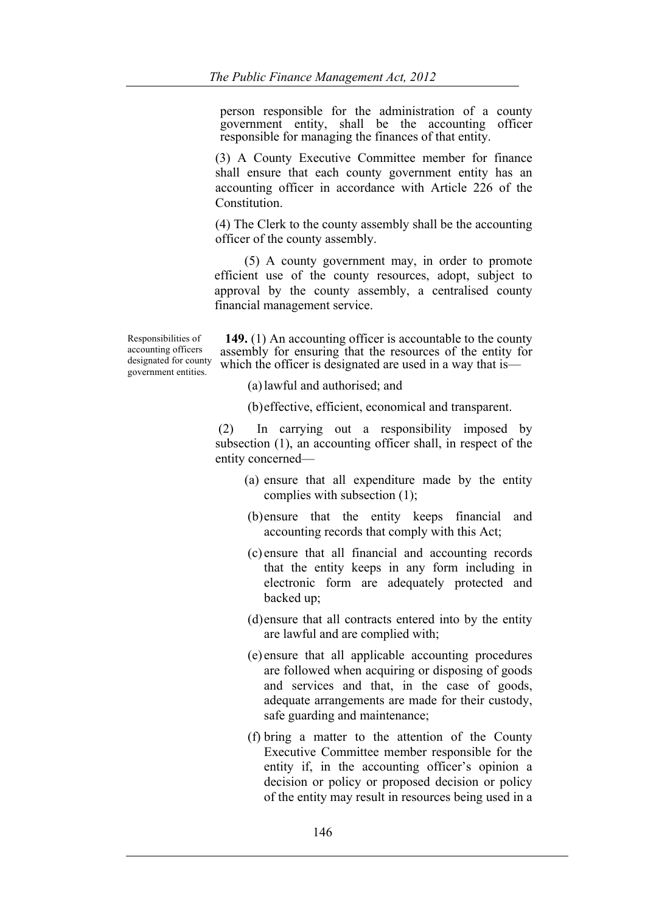person responsible for the administration of a county government entity, shall be the accounting officer responsible for managing the finances of that entity.

(3) A County Executive Committee member for finance shall ensure that each county government entity has an accounting officer in accordance with Article 226 of the Constitution.

(4) The Clerk to the county assembly shall be the accounting officer of the county assembly.

(5) A county government may, in order to promote efficient use of the county resources, adopt, subject to approval by the county assembly, a centralised county financial management service.

Responsibilities of accounting officers designated for county government entities.

**149.** (1) An accounting officer is accountable to the county assembly for ensuring that the resources of the entity for which the officer is designated are used in a way that is—

(a) lawful and authorised; and

(b) effective, efficient, economical and transparent.

(2) In carrying out a responsibility imposed by subsection (1), an accounting officer shall, in respect of the entity concerned—

(a) ensure that all expenditure made by the entity complies with subsection (1);

(b) ensure that the entity keeps financial and accounting records that comply with this Act;

(c) ensure that all financial and accounting records that the entity keeps in any form including in electronic form are adequately protected and backed up;

(d) ensure that all contracts entered into by the entity are lawful and are complied with;

(e) ensure that all applicable accounting procedures are followed when acquiring or disposing of goods and services and that, in the case of goods, adequate arrangements are made for their custody, safe guarding and maintenance;

(f) bring a matter to the attention of the County Executive Committee member responsible for the entity if, in the accounting officer's opinion a decision or policy or proposed decision or policy of the entity may result in resources being used in a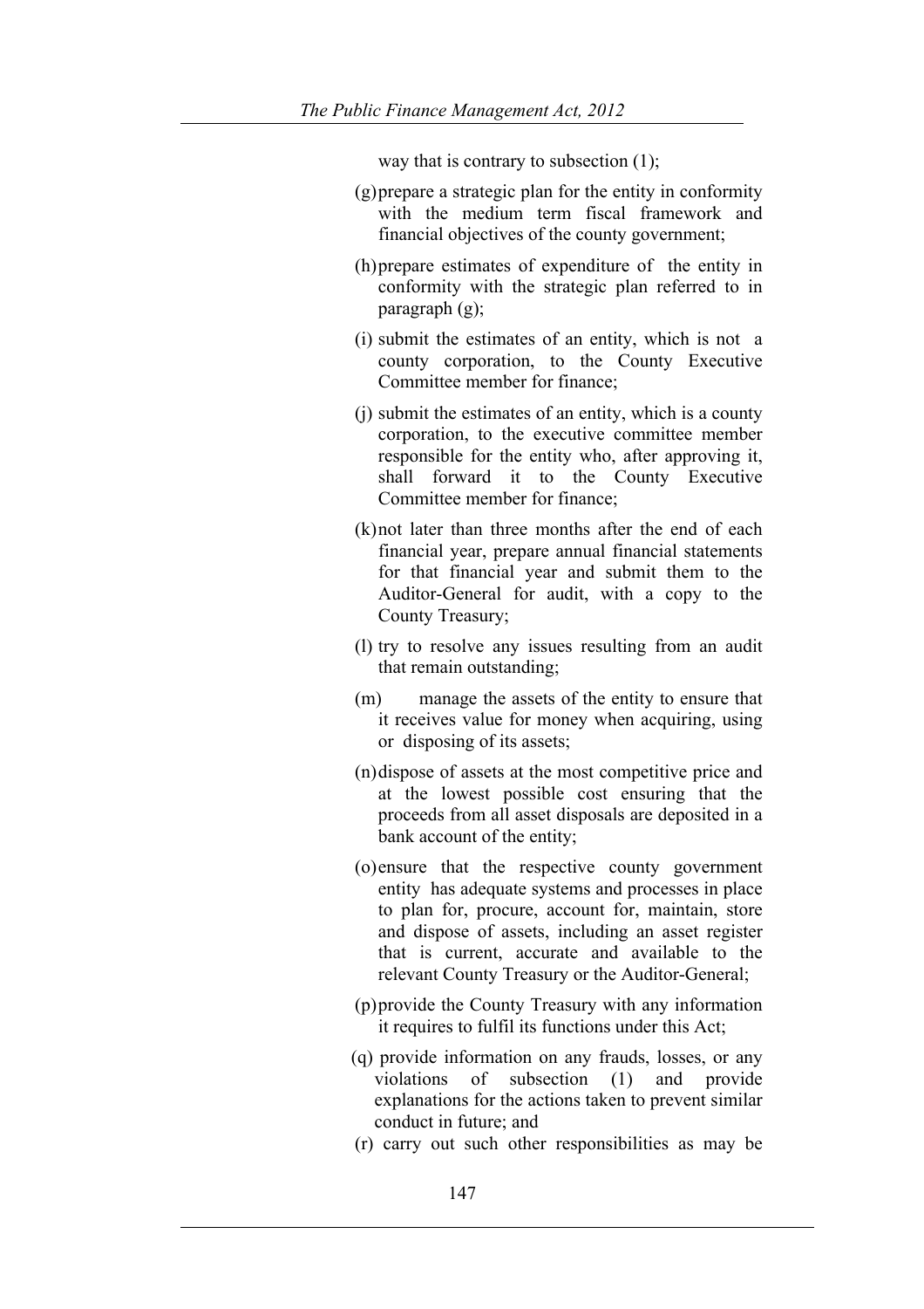way that is contrary to subsection (1);

(g) prepare a strategic plan for the entity in conformity with the medium term fiscal framework and financial objectives of the county government;

(h) prepare estimates of expenditure of the entity in conformity with the strategic plan referred to in paragraph (g);

(i) submit the estimates of an entity, which is not a county corporation, to the County Executive Committee member for finance;

(j) submit the estimates of an entity, which is a county corporation, to the executive committee member responsible for the entity who, after approving it, shall forward it to the County Executive Committee member for finance;

(k) not later than three months after the end of each financial year, prepare annual financial statements for that financial year and submit them to the Auditor-General for audit, with a copy to the County Treasury;

(l) try to resolve any issues resulting from an audit that remain outstanding;

(m) manage the assets of the entity to ensure that it receives value for money when acquiring, using or disposing of its assets;

(n) dispose of assets at the most competitive price and at the lowest possible cost ensuring that the proceeds from all asset disposals are deposited in a bank account of the entity;

(o) ensure that the respective county government entity has adequate systems and processes in place to plan for, procure, account for, maintain, store and dispose of assets, including an asset register that is current, accurate and available to the relevant County Treasury or the Auditor-General;

(p) provide the County Treasury with any information it requires to fulfil its functions under this Act;

(q) provide information on any frauds, losses, or any violations of subsection (1) and provide explanations for the actions taken to prevent similar conduct in future; and

(r) carry out such other responsibilities as may be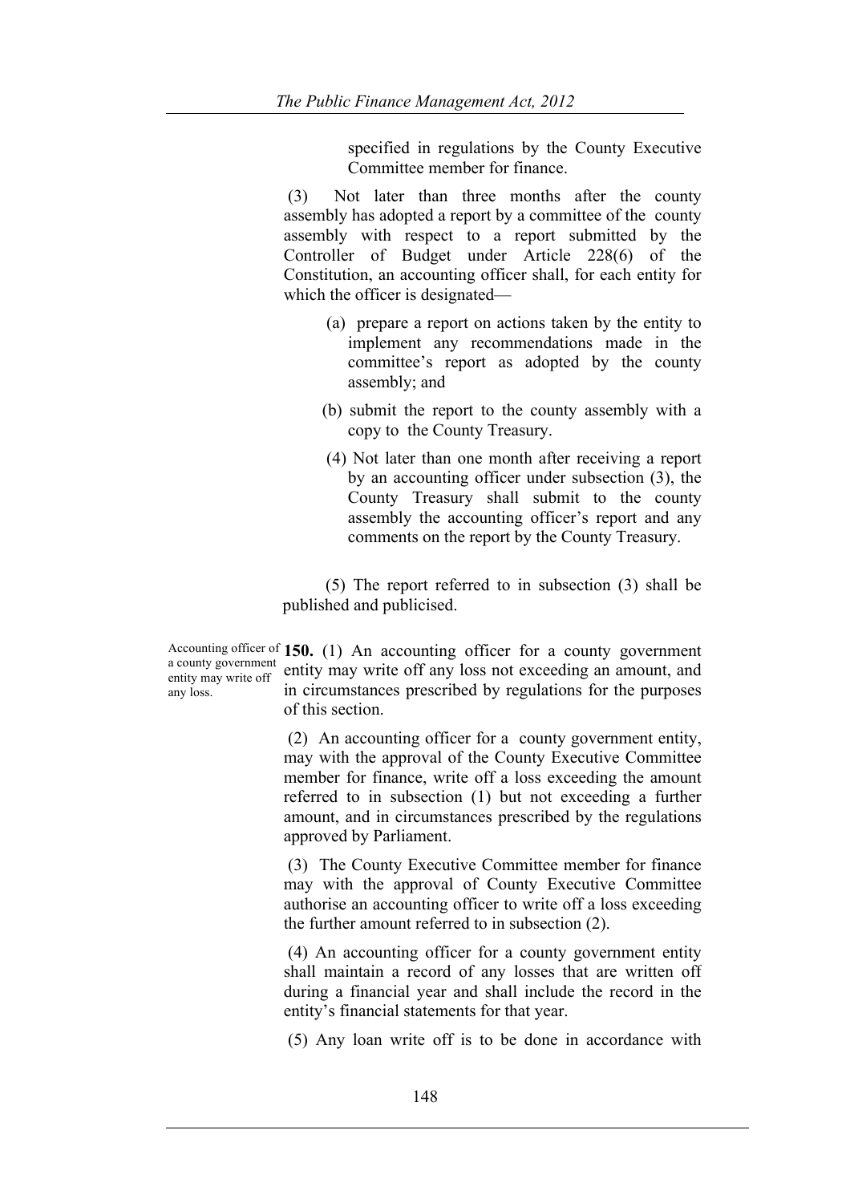specified in regulations by the County Executive Committee member for finance.

(3) Not later than three months after the county assembly has adopted a report by a committee of the county assembly with respect to a report submitted by the Controller of Budget under Article 228(6) of the Constitution, an accounting officer shall, for each entity for which the officer is designated—

(a) prepare a report on actions taken by the entity to implement any recommendations made in the committee's report as adopted by the county assembly; and

(b) submit the report to the county assembly with a copy to the County Treasury.

(4) Not later than one month after receiving a report by an accounting officer under subsection (3), the County Treasury shall submit to the county assembly the accounting officer's report and any comments on the report by the County Treasury.

(5) The report referred to in subsection (3) shall be published and publicised.

Accounting officer of a county government entity may write off any loss.

**150.** (1) An accounting officer for a county government entity may write off any loss not exceeding an amount, and in circumstances prescribed by regulations for the purposes of this section.

(2) An accounting officer for a county government entity, may with the approval of the County Executive Committee member for finance, write off a loss exceeding the amount referred to in subsection (1) but not exceeding a further amount, and in circumstances prescribed by the regulations approved by Parliament.

(3) The County Executive Committee member for finance may with the approval of County Executive Committee authorise an accounting officer to write off a loss exceeding the further amount referred to in subsection (2).

(4) An accounting officer for a county government entity shall maintain a record of any losses that are written off during a financial year and shall include the record in the entity's financial statements for that year.

(5) Any loan write off is to be done in accordance with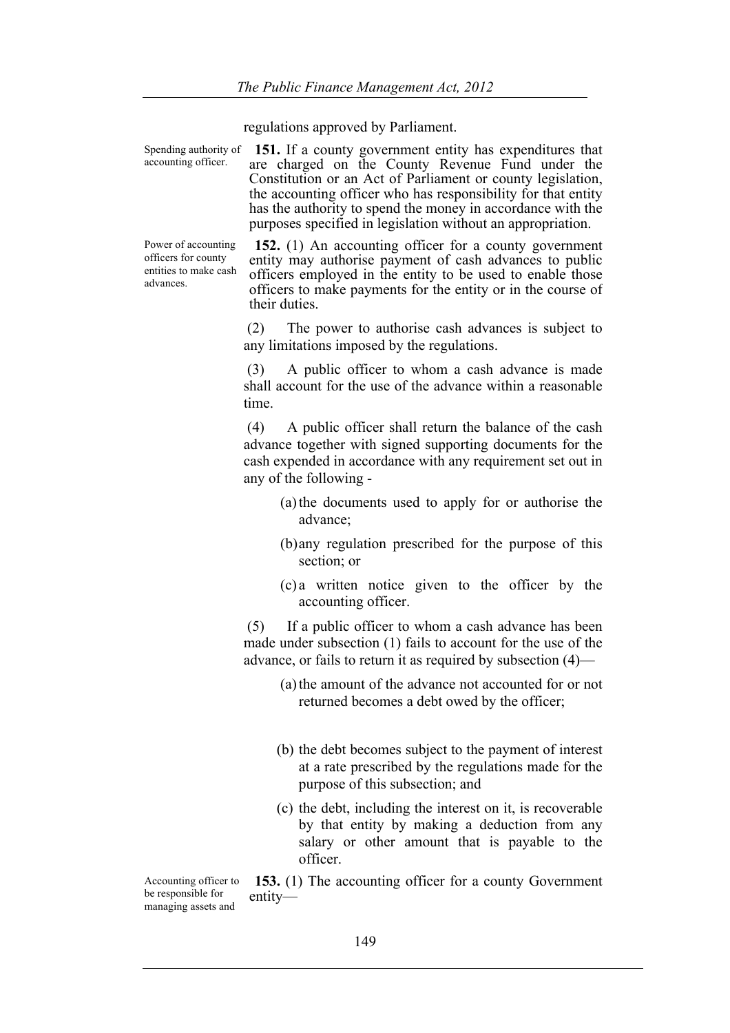regulations approved by Parliament.

Spending authority of accounting officer.

**151.** If a county government entity has expenditures that are charged on the County Revenue Fund under the Constitution or an Act of Parliament or county legislation, the accounting officer who has responsibility for that entity has the authority to spend the money in accordance with the purposes specified in legislation without an appropriation.

Power of accounting officers for county entities to make cash advances.

**152.** (1) An accounting officer for a county government entity may authorise payment of cash advances to public officers employed in the entity to be used to enable those officers to make payments for the entity or in the course of their duties.

(2) The power to authorise cash advances is subject to any limitations imposed by the regulations.

(3) A public officer to whom a cash advance is made shall account for the use of the advance within a reasonable time.

(4) A public officer shall return the balance of the cash advance together with signed supporting documents for the cash expended in accordance with any requirement set out in any of the following -

(a) the documents used to apply for or authorise the advance;

(b) any regulation prescribed for the purpose of this section; or

(c) a written notice given to the officer by the accounting officer.

(5) If a public officer to whom a cash advance has been made under subsection (1) fails to account for the use of the advance, or fails to return it as required by subsection (4)—

(a) the amount of the advance not accounted for or not returned becomes a debt owed by the officer;

(b) the debt becomes subject to the payment of interest at a rate prescribed by the regulations made for the purpose of this subsection; and

(c) the debt, including the interest on it, is recoverable by that entity by making a deduction from any salary or other amount that is payable to the officer.

Accounting officer to be responsible for managing assets and

**153.** (1) The accounting officer for a county Government entity—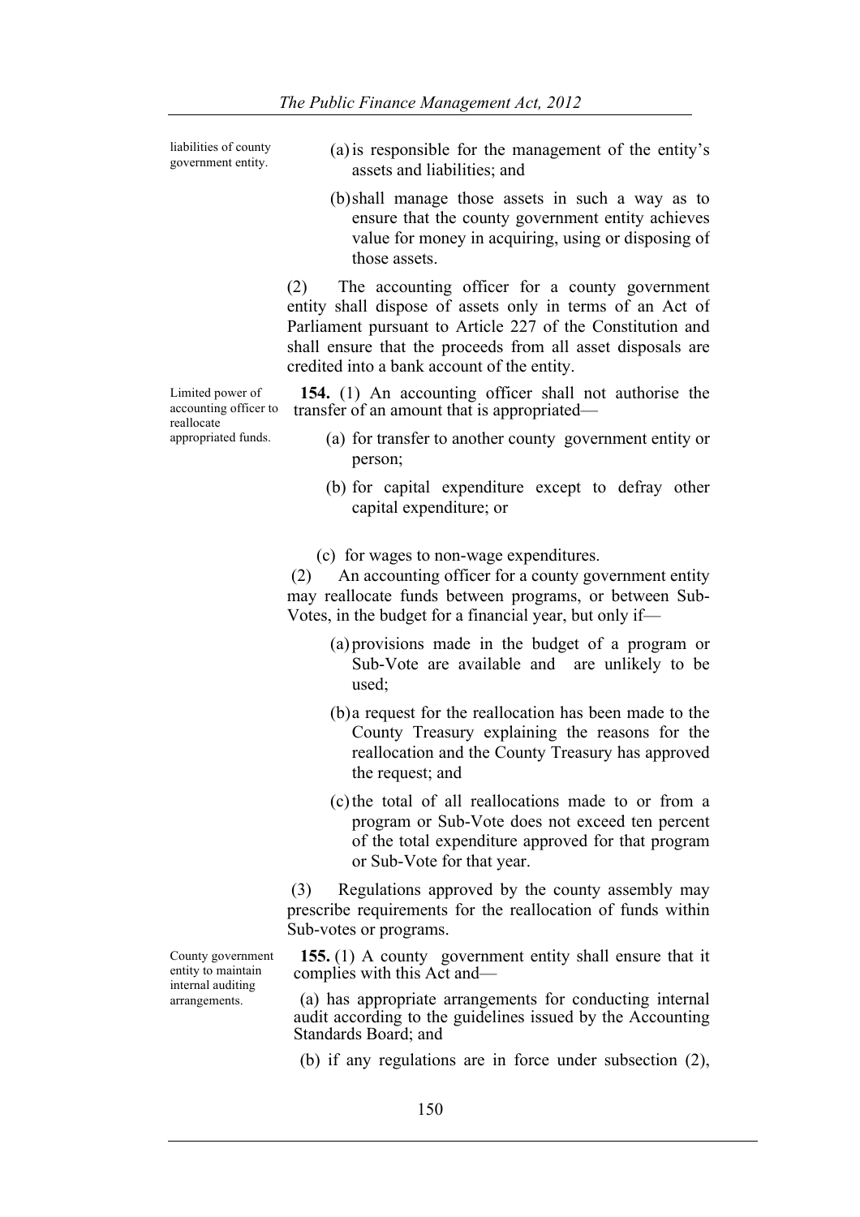liabilities of county government entity.

(a) is responsible for the management of the entity's assets and liabilities; and

(b) shall manage those assets in such a way as to ensure that the county government entity achieves value for money in acquiring, using or disposing of those assets.

(2) The accounting officer for a county government entity shall dispose of assets only in terms of an Act of Parliament pursuant to Article 227 of the Constitution and shall ensure that the proceeds from all asset disposals are credited into a bank account of the entity.

Limited power of accounting officer to reallocate appropriated funds.

**154.** (1) An accounting officer shall not authorise the transfer of an amount that is appropriated—

(a) for transfer to another county government entity or person;

(b) for capital expenditure except to defray other capital expenditure; or

(c) for wages to non-wage expenditures.

(2) An accounting officer for a county government entity may reallocate funds between programs, or between Sub-Votes, in the budget for a financial year, but only if—

(a) provisions made in the budget of a program or Sub-Vote are available and are unlikely to be used;

(b) a request for the reallocation has been made to the County Treasury explaining the reasons for the reallocation and the County Treasury has approved the request; and

(c) the total of all reallocations made to or from a program or Sub-Vote does not exceed ten percent of the total expenditure approved for that program or Sub-Vote for that year.

(3) Regulations approved by the county assembly may prescribe requirements for the reallocation of funds within Sub-votes or programs.

County government entity to maintain internal auditing arrangements.

**155.** (1) A county government entity shall ensure that it complies with this Act and—

(a) has appropriate arrangements for conducting internal audit according to the guidelines issued by the Accounting Standards Board; and

(b) if any regulations are in force under subsection (2),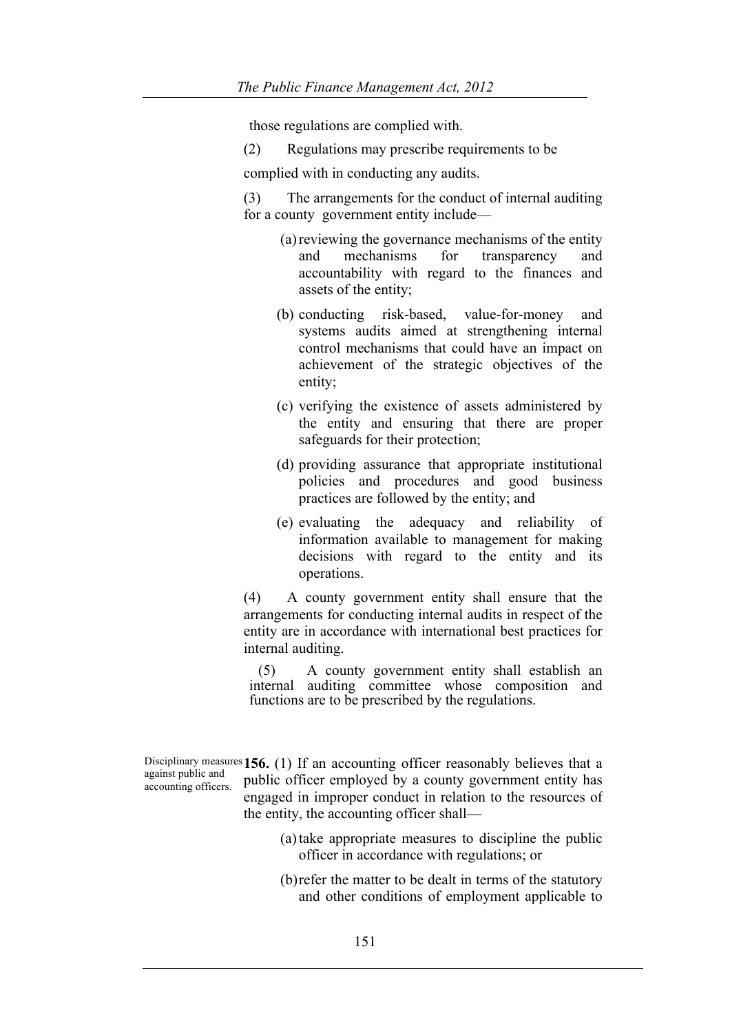those regulations are complied with.

(2) Regulations may prescribe requirements to be complied with in conducting any audits.

(3) The arrangements for the conduct of internal auditing for a county government entity include—

(a) reviewing the governance mechanisms of the entity and mechanisms for transparency and accountability with regard to the finances and assets of the entity;

(b) conducting risk-based, value-for-money and systems audits aimed at strengthening internal control mechanisms that could have an impact on achievement of the strategic objectives of the entity;

(c) verifying the existence of assets administered by the entity and ensuring that there are proper safeguards for their protection;

(d) providing assurance that appropriate institutional policies and procedures and good business practices are followed by the entity; and

(e) evaluating the adequacy and reliability of information available to management for making decisions with regard to the entity and its operations.

(4) A county government entity shall ensure that the arrangements for conducting internal audits in respect of the entity are in accordance with international best practices for internal auditing.

(5) A county government entity shall establish an internal auditing committee whose composition and functions are to be prescribed by the regulations.

Disciplinary measures against public and accounting officers.

**156.** (1) If an accounting officer reasonably believes that a public officer employed by a county government entity has engaged in improper conduct in relation to the resources of the entity, the accounting officer shall—

(a) take appropriate measures to discipline the public officer in accordance with regulations; or

(b) refer the matter to be dealt in terms of the statutory and other conditions of employment applicable to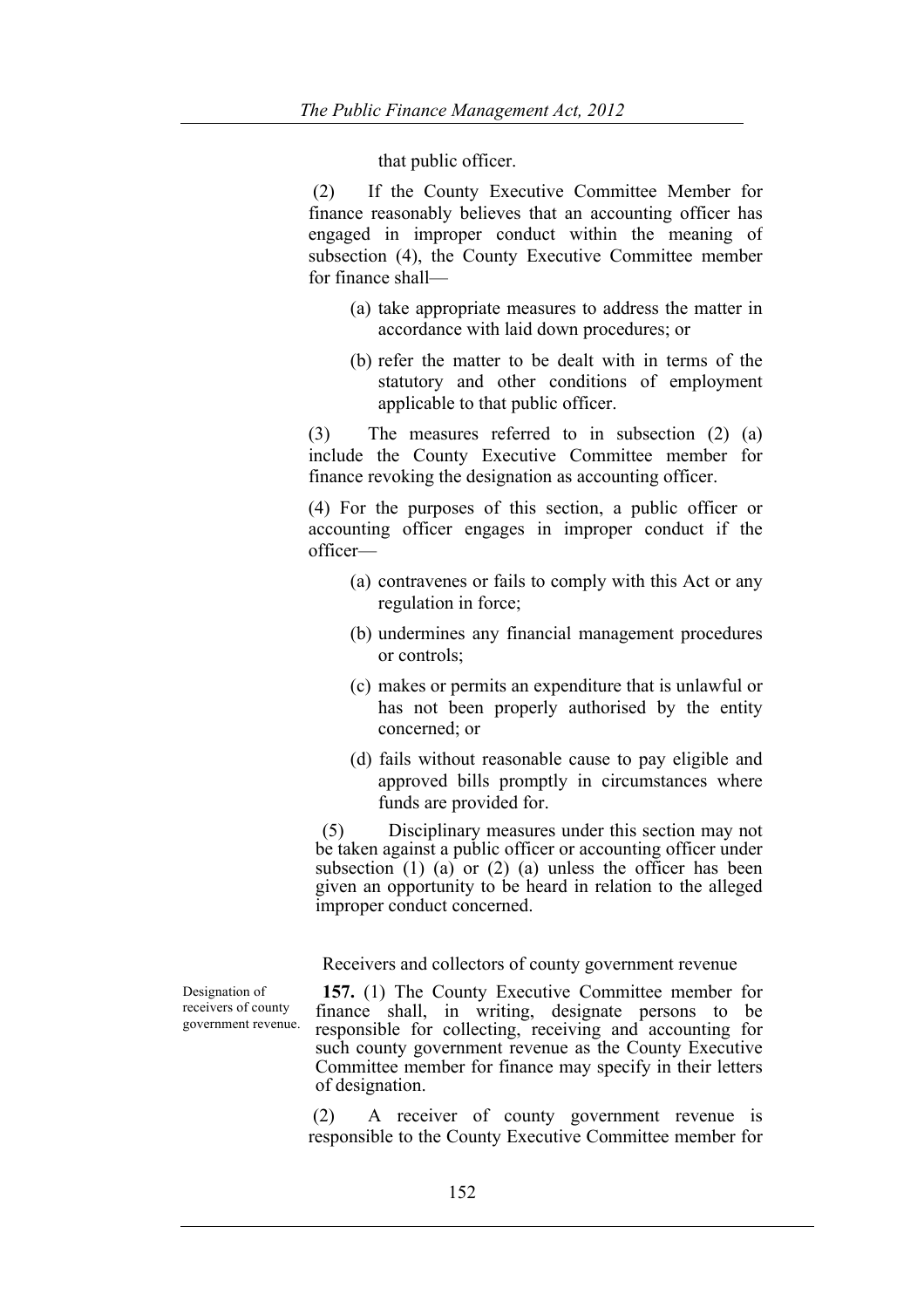that public officer.

(2) If the County Executive Committee Member for finance reasonably believes that an accounting officer has engaged in improper conduct within the meaning of subsection (4), the County Executive Committee member for finance shall—

(a) take appropriate measures to address the matter in accordance with laid down procedures; or

(b) refer the matter to be dealt with in terms of the statutory and other conditions of employment applicable to that public officer.

(3) The measures referred to in subsection (2) (a) include the County Executive Committee member for finance revoking the designation as accounting officer.

(4) For the purposes of this section, a public officer or accounting officer engages in improper conduct if the officer—

(a) contravenes or fails to comply with this Act or any regulation in force;

(b) undermines any financial management procedures or controls;

(c) makes or permits an expenditure that is unlawful or has not been properly authorised by the entity concerned; or

(d) fails without reasonable cause to pay eligible and approved bills promptly in circumstances where funds are provided for.

(5) Disciplinary measures under this section may not be taken against a public officer or accounting officer under subsection (1) (a) or (2) (a) unless the officer has been given an opportunity to be heard in relation to the alleged improper conduct concerned.

Receivers and collectors of county government revenue

Designation of receivers of county government revenue.

**157.** (1) The County Executive Committee member for finance shall, in writing, designate persons to be responsible for collecting, receiving and accounting for such county government revenue as the County Executive Committee member for finance may specify in their letters of designation.

(2) A receiver of county government revenue is responsible to the County Executive Committee member for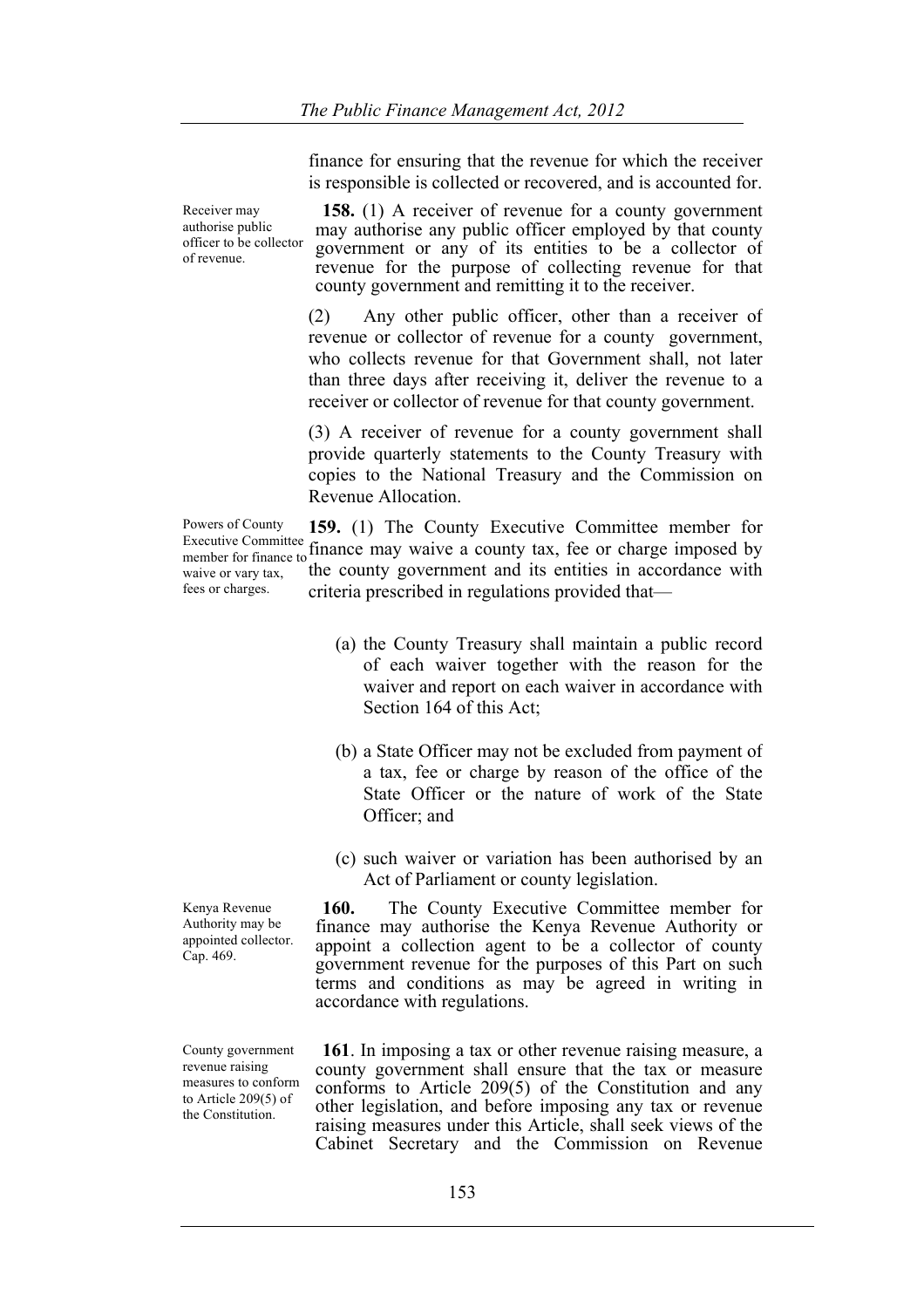finance for ensuring that the revenue for which the receiver is responsible is collected or recovered, and is accounted for.

Receiver may authorise public officer to be collector of revenue.

**158.** (1) A receiver of revenue for a county government may authorise any public officer employed by that county government or any of its entities to be a collector of revenue for the purpose of collecting revenue for that county government and remitting it to the receiver.

(2) Any other public officer, other than a receiver of revenue or collector of revenue for a county government, who collects revenue for that Government shall, not later than three days after receiving it, deliver the revenue to a receiver or collector of revenue for that county government.

(3) A receiver of revenue for a county government shall provide quarterly statements to the County Treasury with copies to the National Treasury and the Commission on Revenue Allocation.

Powers of County Executive Committee member for finance to waive or vary tax, fees or charges.

**159.** (1) The County Executive Committee member for finance may waive a county tax, fee or charge imposed by the county government and its entities in accordance with criteria prescribed in regulations provided that—

(a) the County Treasury shall maintain a public record of each waiver together with the reason for the waiver and report on each waiver in accordance with Section 164 of this Act;

(b) a State Officer may not be excluded from payment of a tax, fee or charge by reason of the office of the State Officer or the nature of work of the State Officer; and

(c) such waiver or variation has been authorised by an Act of Parliament or county legislation.

Kenya Revenue Authority may be appointed collector. Cap. 469.

**160.** The County Executive Committee member for finance may authorise the Kenya Revenue Authority or appoint a collection agent to be a collector of county government revenue for the purposes of this Part on such terms and conditions as may be agreed in writing in accordance with regulations.

County government revenue raising measures to conform to Article 209(5) of the Constitution.

**161**. In imposing a tax or other revenue raising measure, a county government shall ensure that the tax or measure conforms to Article 209(5) of the Constitution and any other legislation, and before imposing any tax or revenue raising measures under this Article, shall seek views of the Cabinet Secretary and the Commission on Revenue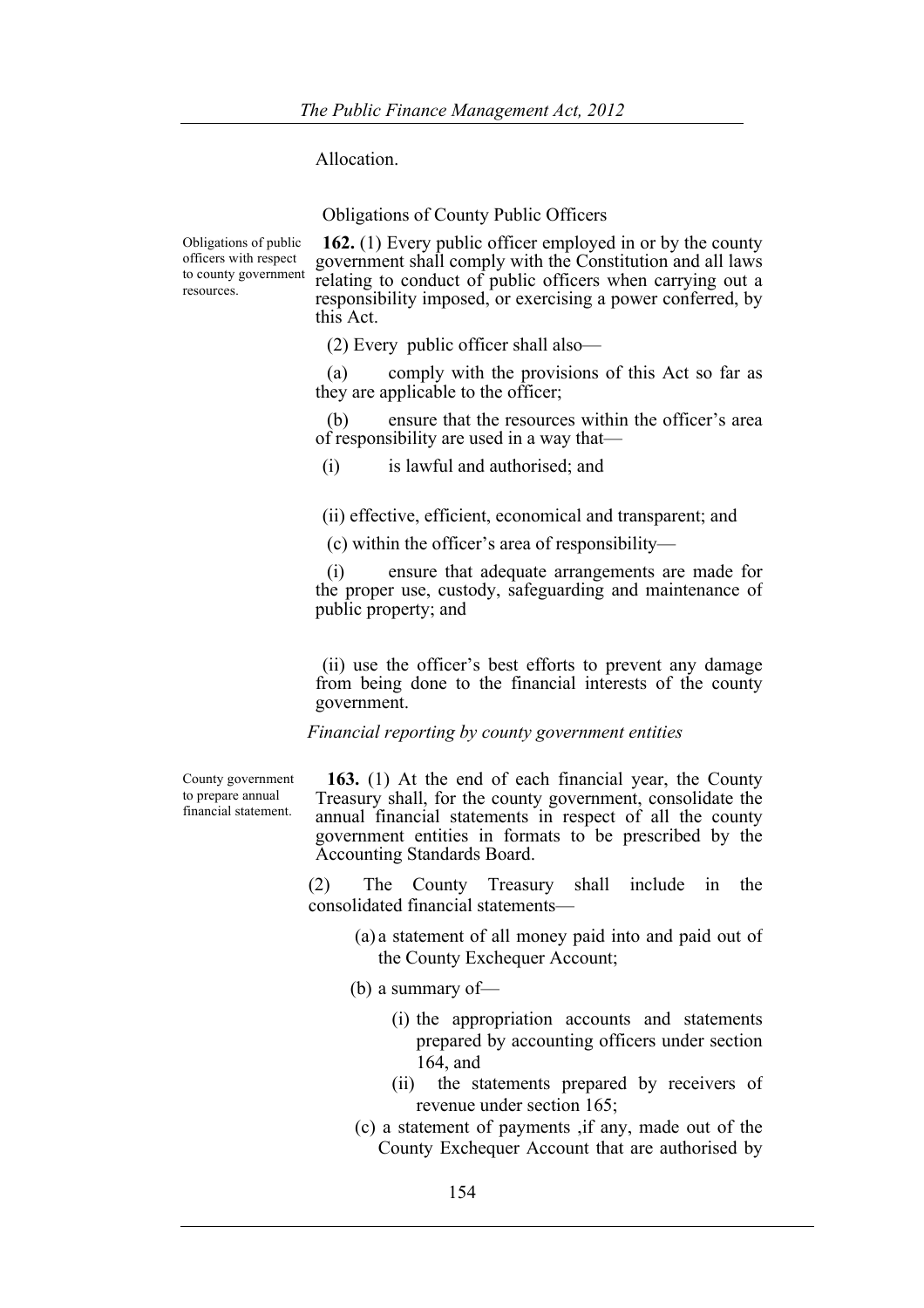Allocation.

Obligations of County Public Officers

Obligations of public officers with respect to county government resources.

**162.** (1) Every public officer employed in or by the county government shall comply with the Constitution and all laws relating to conduct of public officers when carrying out a responsibility imposed, or exercising a power conferred, by this Act.

(2) Every public officer shall also—

(a) comply with the provisions of this Act so far as they are applicable to the officer;

(b) ensure that the resources within the officer's area of responsibility are used in a way that—

(i) is lawful and authorised; and

(ii) effective, efficient, economical and transparent; and

(c) within the officer's area of responsibility—

(i) ensure that adequate arrangements are made for the proper use, custody, safeguarding and maintenance of public property; and

(ii) use the officer's best efforts to prevent any damage from being done to the financial interests of the county government.

*Financial reporting by county government entities*

County government to prepare annual financial statement.

**163.** (1) At the end of each financial year, the County Treasury shall, for the county government, consolidate the annual financial statements in respect of all the county government entities in formats to be prescribed by the Accounting Standards Board.

(2) The County Treasury shall include in the consolidated financial statements—

(a) a statement of all money paid into and paid out of the County Exchequer Account;

(b) a summary of—

(i) the appropriation accounts and statements prepared by accounting officers under section 164, and

(ii) the statements prepared by receivers of revenue under section 165;

(c) a statement of payments ,if any, made out of the County Exchequer Account that are authorised by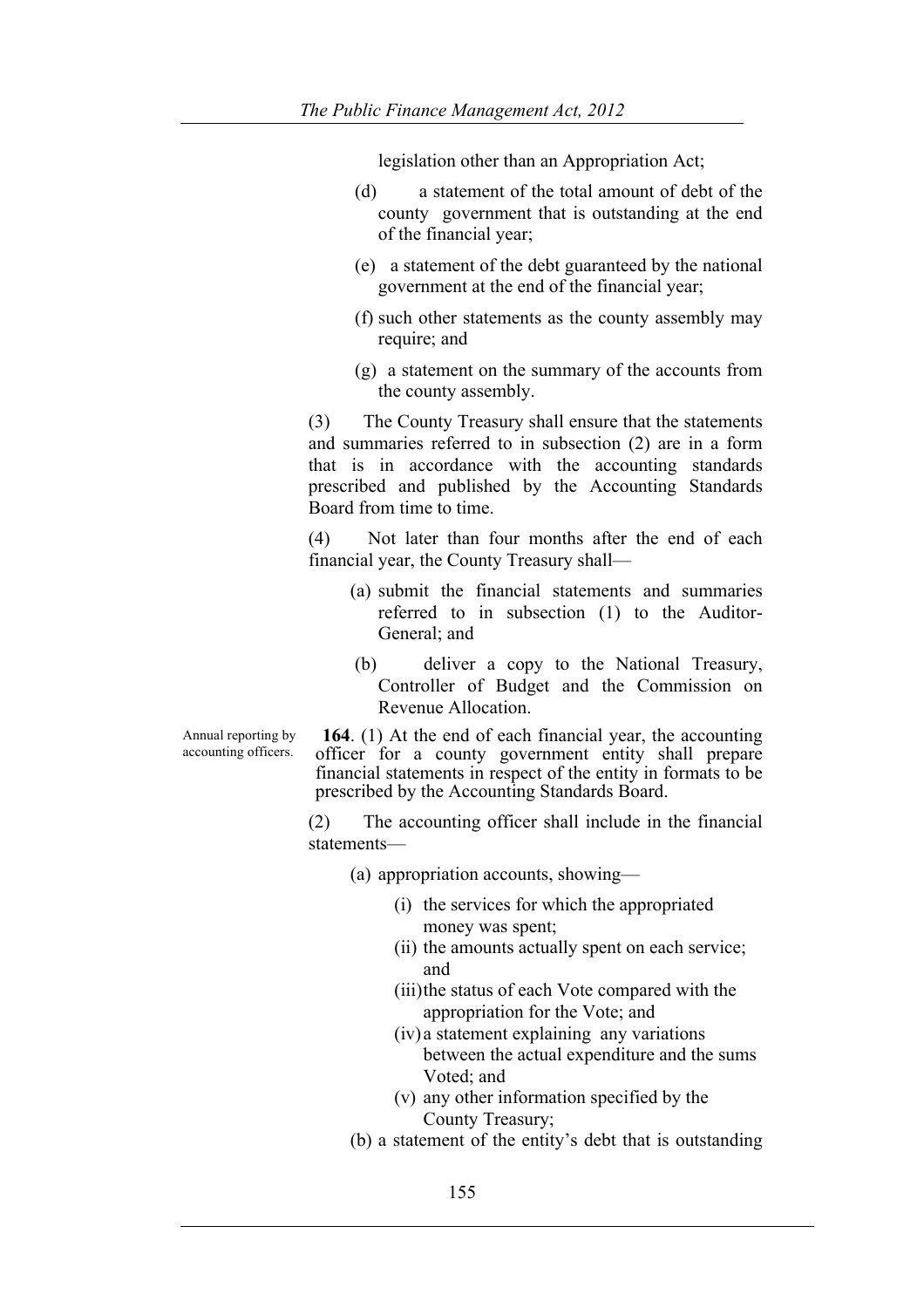legislation other than an Appropriation Act;

(d) a statement of the total amount of debt of the county government that is outstanding at the end of the financial year;

(e) a statement of the debt guaranteed by the national government at the end of the financial year;

(f) such other statements as the county assembly may require; and

(g) a statement on the summary of the accounts from the county assembly.

(3) The County Treasury shall ensure that the statements and summaries referred to in subsection (2) are in a form that is in accordance with the accounting standards prescribed and published by the Accounting Standards Board from time to time.

(4) Not later than four months after the end of each financial year, the County Treasury shall—

(a) submit the financial statements and summaries referred to in subsection (1) to the Auditor-General; and

(b) deliver a copy to the National Treasury, Controller of Budget and the Commission on Revenue Allocation.

Annual reporting by accounting officers.

**164**. (1) At the end of each financial year, the accounting officer for a county government entity shall prepare financial statements in respect of the entity in formats to be prescribed by the Accounting Standards Board.

(2) The accounting officer shall include in the financial statements—

(a) appropriation accounts, showing—

(i) the services for which the appropriated money was spent;

(ii) the amounts actually spent on each service; and

(iii) the status of each Vote compared with the appropriation for the Vote; and

(iv) a statement explaining any variations between the actual expenditure and the sums Voted; and

(v) any other information specified by the County Treasury;

(b) a statement of the entity's debt that is outstanding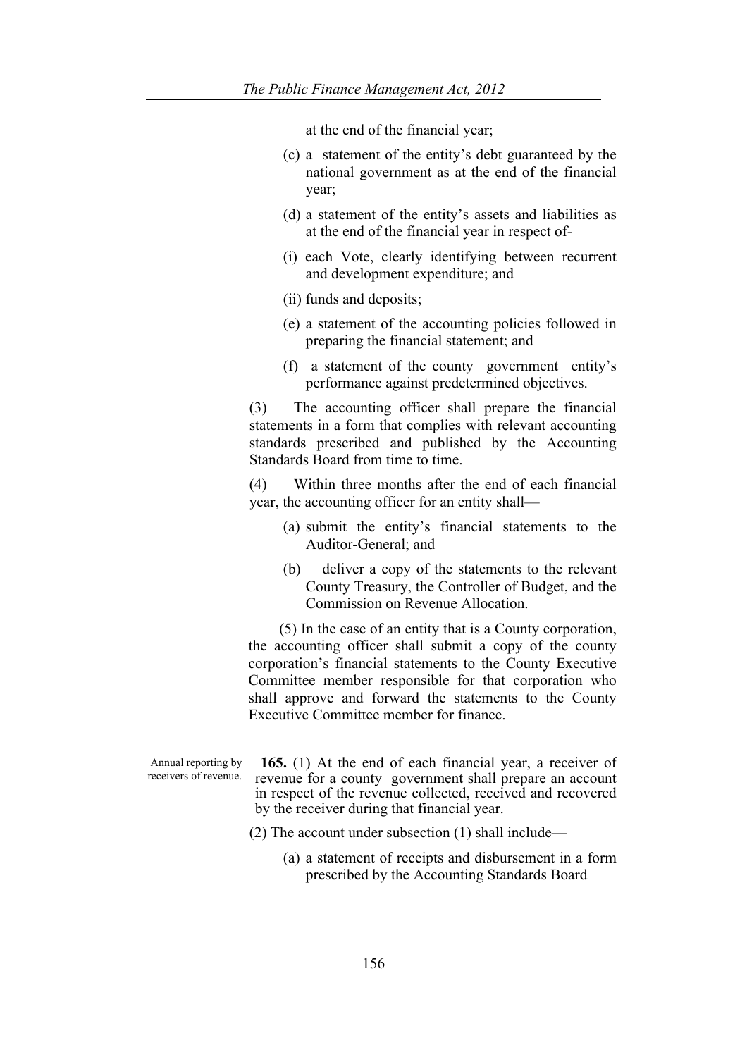at the end of the financial year;

(c) a statement of the entity's debt guaranteed by the national government as at the end of the financial year;

(d) a statement of the entity's assets and liabilities as at the end of the financial year in respect of-

(i) each Vote, clearly identifying between recurrent and development expenditure; and

(ii) funds and deposits;

(e) a statement of the accounting policies followed in preparing the financial statement; and

(f) a statement of the county government entity's performance against predetermined objectives.

(3) The accounting officer shall prepare the financial statements in a form that complies with relevant accounting standards prescribed and published by the Accounting Standards Board from time to time.

(4) Within three months after the end of each financial year, the accounting officer for an entity shall—

(a) submit the entity's financial statements to the Auditor-General; and

(b) deliver a copy of the statements to the relevant County Treasury, the Controller of Budget, and the Commission on Revenue Allocation.

(5) In the case of an entity that is a County corporation, the accounting officer shall submit a copy of the county corporation's financial statements to the County Executive Committee member responsible for that corporation who shall approve and forward the statements to the County Executive Committee member for finance.

Annual reporting by receivers of revenue.

**165.** (1) At the end of each financial year, a receiver of revenue for a county government shall prepare an account in respect of the revenue collected, received and recovered by the receiver during that financial year.

(2) The account under subsection (1) shall include—

(a) a statement of receipts and disbursement in a form prescribed by the Accounting Standards Board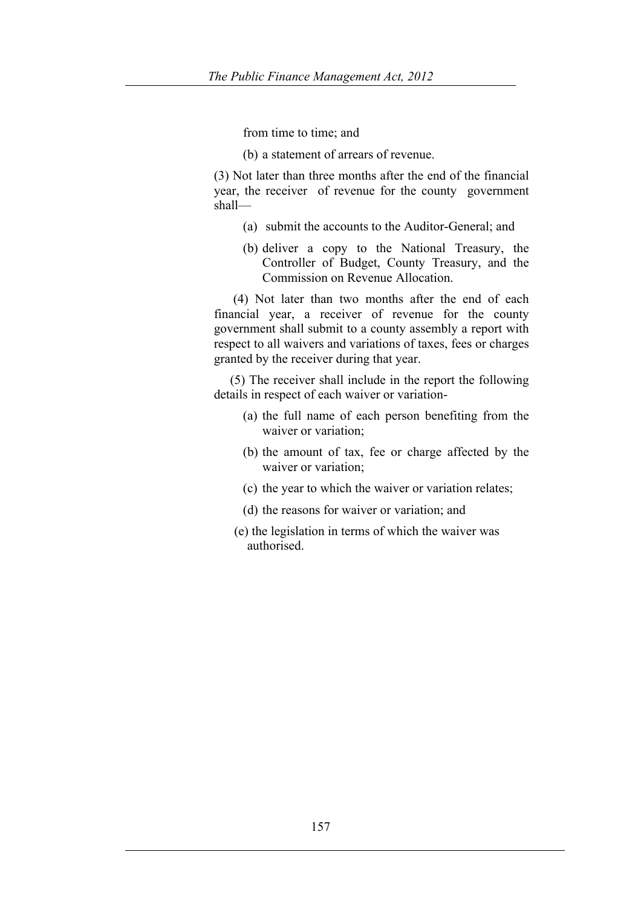from time to time; and

(b) a statement of arrears of revenue.

(3) Not later than three months after the end of the financial year, the receiver of revenue for the county government shall—

(a) submit the accounts to the Auditor-General; and

(b) deliver a copy to the National Treasury, the Controller of Budget, County Treasury, and the Commission on Revenue Allocation.

(4) Not later than two months after the end of each financial year, a receiver of revenue for the county government shall submit to a county assembly a report with respect to all waivers and variations of taxes, fees or charges granted by the receiver during that year.

(5) The receiver shall include in the report the following details in respect of each waiver or variation-

(a) the full name of each person benefiting from the waiver or variation;

(b) the amount of tax, fee or charge affected by the waiver or variation;

(c) the year to which the waiver or variation relates;

(d) the reasons for waiver or variation; and

(e) the legislation in terms of which the waiver was authorised.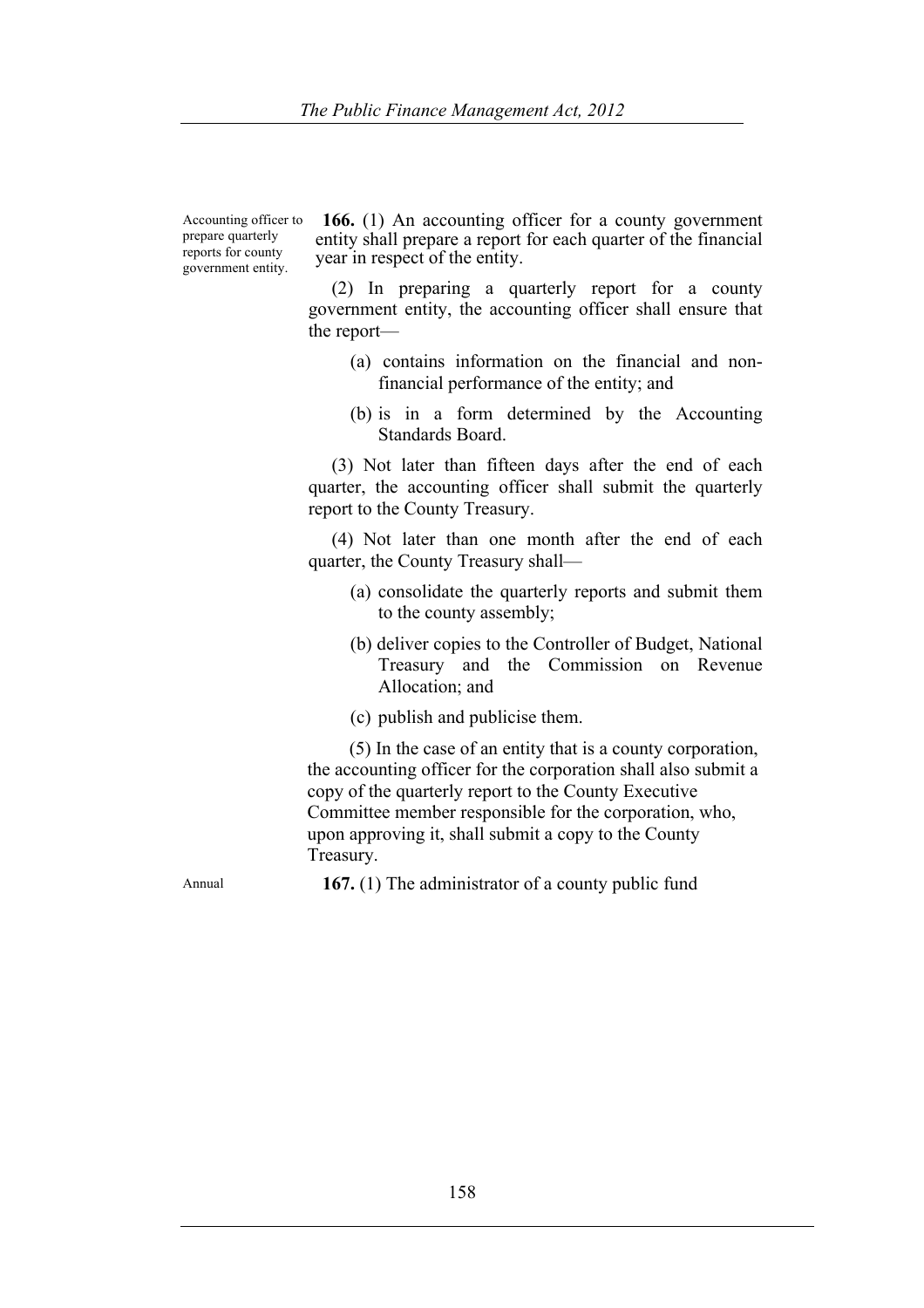Accounting officer to prepare quarterly reports for county government entity.

**166.** (1) An accounting officer for a county government entity shall prepare a report for each quarter of the financial year in respect of the entity.

(2) In preparing a quarterly report for a county government entity, the accounting officer shall ensure that the report—

(a) contains information on the financial and non-financial performance of the entity; and

(b) is in a form determined by the Accounting Standards Board.

(3) Not later than fifteen days after the end of each quarter, the accounting officer shall submit the quarterly report to the County Treasury.

(4) Not later than one month after the end of each quarter, the County Treasury shall—

(a) consolidate the quarterly reports and submit them to the county assembly;

(b) deliver copies to the Controller of Budget, National Treasury and the Commission on Revenue Allocation; and

(c) publish and publicise them.

(5) In the case of an entity that is a county corporation, the accounting officer for the corporation shall also submit a copy of the quarterly report to the County Executive Committee member responsible for the corporation, who, upon approving it, shall submit a copy to the County Treasury.

Annual

**167.** (1) The administrator of a county public fund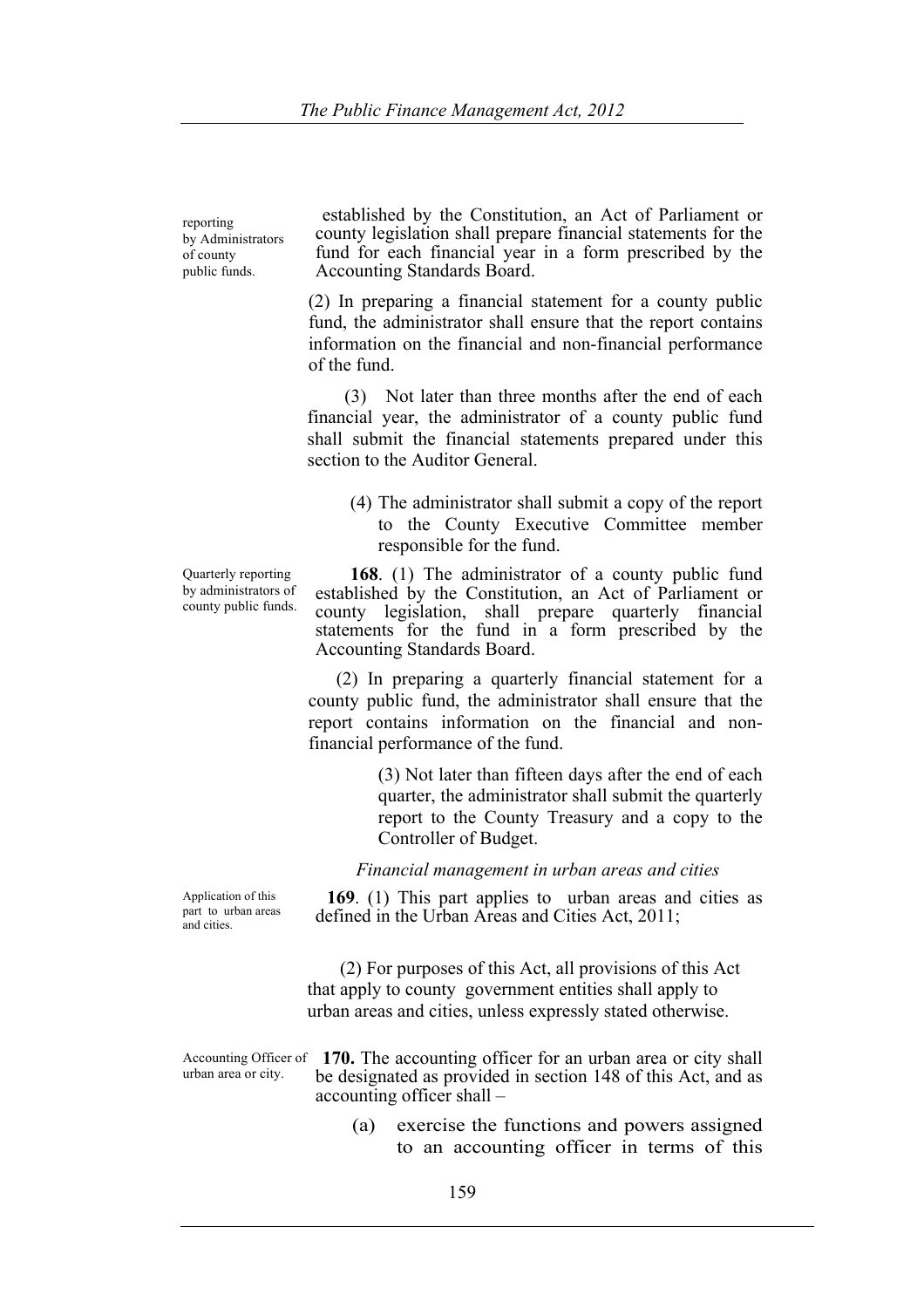reporting by Administrators of county public funds.

established by the Constitution, an Act of Parliament or county legislation shall prepare financial statements for the fund for each financial year in a form prescribed by the Accounting Standards Board.

(2) In preparing a financial statement for a county public fund, the administrator shall ensure that the report contains information on the financial and non-financial performance of the fund.

(3) Not later than three months after the end of each financial year, the administrator of a county public fund shall submit the financial statements prepared under this section to the Auditor General.

(4) The administrator shall submit a copy of the report to the County Executive Committee member responsible for the fund.

Quarterly reporting by administrators of county public funds.

**168**. (1) The administrator of a county public fund established by the Constitution, an Act of Parliament or county legislation, shall prepare quarterly financial statements for the fund in a form prescribed by the Accounting Standards Board.

(2) In preparing a quarterly financial statement for a county public fund, the administrator shall ensure that the report contains information on the financial and non-financial performance of the fund.

(3) Not later than fifteen days after the end of each quarter, the administrator shall submit the quarterly report to the County Treasury and a copy to the Controller of Budget.

*Financial management in urban areas and cities*

Application of this part to urban areas and cities.

**169**. (1) This part applies to urban areas and cities as defined in the Urban Areas and Cities Act, 2011;

(2) For purposes of this Act, all provisions of this Act that apply to county government entities shall apply to urban areas and cities, unless expressly stated otherwise.

Accounting Officer of urban area or city.

**170.** The accounting officer for an urban area or city shall be designated as provided in section 148 of this Act, and as accounting officer shall –

(a) exercise the functions and powers assigned to an accounting officer in terms of this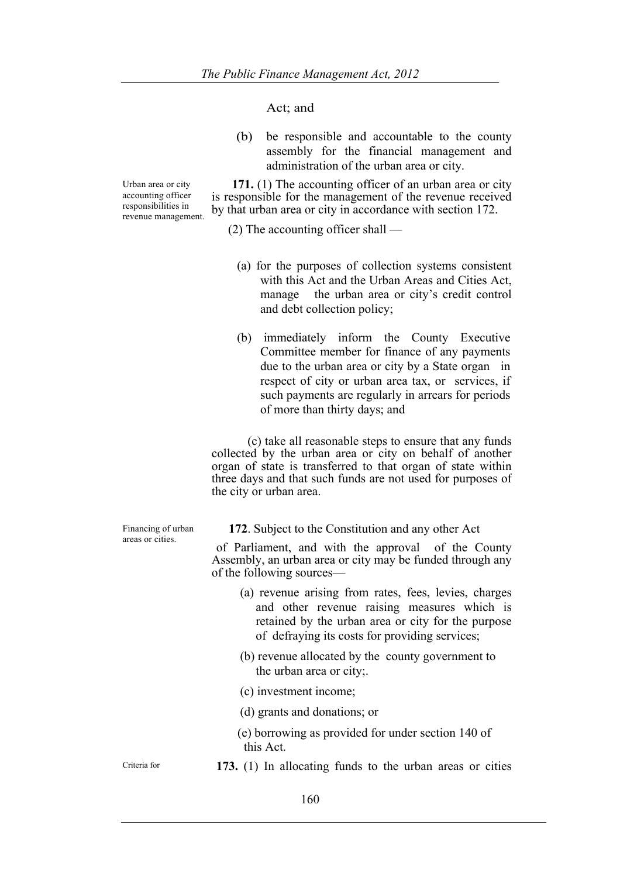Act; and

(b) be responsible and accountable to the county assembly for the financial management and administration of the urban area or city.

*Urban area or city accounting officer responsibilities in revenue management.*

**171.** (1) The accounting officer of an urban area or city is responsible for the management of the revenue received by that urban area or city in accordance with section 172.

(2) The accounting officer shall —

(a) for the purposes of collection systems consistent with this Act and the Urban Areas and Cities Act, manage the urban area or city's credit control and debt collection policy;

(b) immediately inform the County Executive Committee member for finance of any payments due to the urban area or city by a State organ in respect of city or urban area tax, or services, if such payments are regularly in arrears for periods of more than thirty days; and

(c) take all reasonable steps to ensure that any funds collected by the urban area or city on behalf of another organ of state is transferred to that organ of state within three days and that such funds are not used for purposes of the city or urban area.

*Financing of urban areas or cities.*

**172**. Subject to the Constitution and any other Act of Parliament, and with the approval of the County Assembly, an urban area or city may be funded through any of the following sources—

(a) revenue arising from rates, fees, levies, charges and other revenue raising measures which is retained by the urban area or city for the purpose of defraying its costs for providing services;

(b) revenue allocated by the county government to the urban area or city;.

(c) investment income;

(d) grants and donations; or

(e) borrowing as provided for under section 140 of this Act.

*Criteria for*

**173.** (1) In allocating funds to the urban areas or cities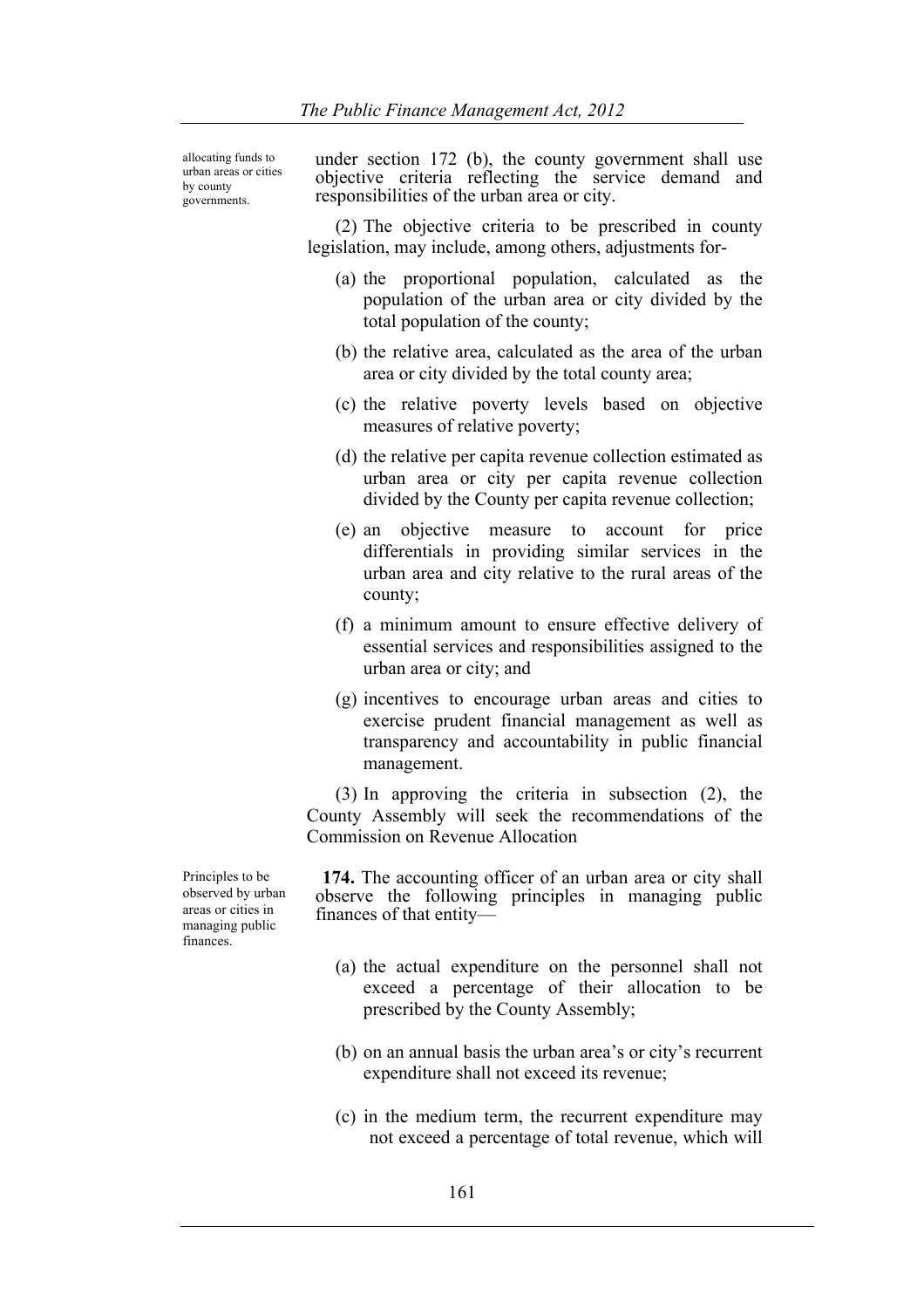allocating funds to urban areas or cities by county governments.

under section 172 (b), the county government shall use objective criteria reflecting the service demand and responsibilities of the urban area or city.

(2) The objective criteria to be prescribed in county legislation, may include, among others, adjustments for-

(a) the proportional population, calculated as the population of the urban area or city divided by the total population of the county;

(b) the relative area, calculated as the area of the urban area or city divided by the total county area;

(c) the relative poverty levels based on objective measures of relative poverty;

(d) the relative per capita revenue collection estimated as urban area or city per capita revenue collection divided by the County per capita revenue collection;

(e) an objective measure to account for price differentials in providing similar services in the urban area and city relative to the rural areas of the county;

(f) a minimum amount to ensure effective delivery of essential services and responsibilities assigned to the urban area or city; and

(g) incentives to encourage urban areas and cities to exercise prudent financial management as well as transparency and accountability in public financial management.

(3) In approving the criteria in subsection (2), the County Assembly will seek the recommendations of the Commission on Revenue Allocation

Principles to be observed by urban areas or cities in managing public finances.

**174.** The accounting officer of an urban area or city shall observe the following principles in managing public finances of that entity—

(a) the actual expenditure on the personnel shall not exceed a percentage of their allocation to be prescribed by the County Assembly;

(b) on an annual basis the urban area's or city's recurrent expenditure shall not exceed its revenue;

(c) in the medium term, the recurrent expenditure may not exceed a percentage of total revenue, which will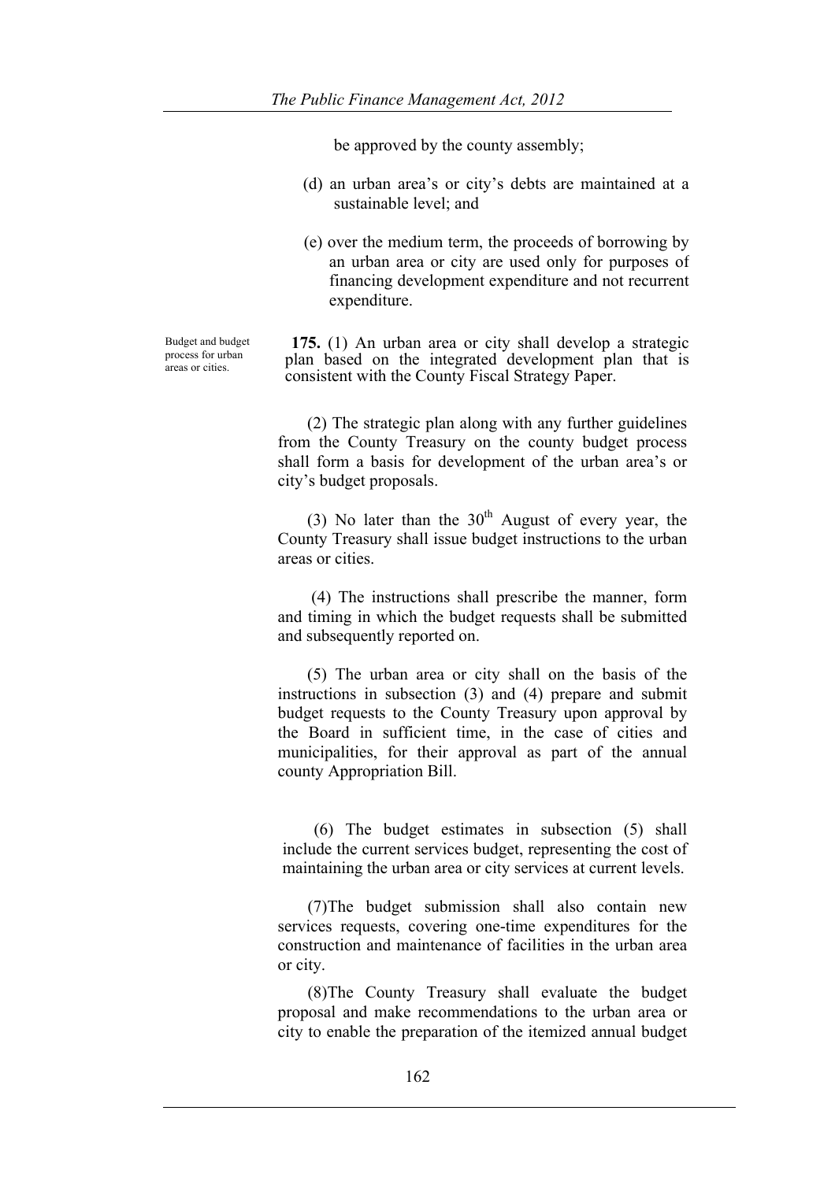be approved by the county assembly;

(d) an urban area's or city's debts are maintained at a sustainable level; and

(e) over the medium term, the proceeds of borrowing by an urban area or city are used only for purposes of financing development expenditure and not recurrent expenditure.

Budget and budget process for urban areas or cities.

**175.** (1) An urban area or city shall develop a strategic plan based on the integrated development plan that is consistent with the County Fiscal Strategy Paper.

(2) The strategic plan along with any further guidelines from the County Treasury on the county budget process shall form a basis for development of the urban area's or city's budget proposals.

(3) No later than the 30th August of every year, the County Treasury shall issue budget instructions to the urban areas or cities.

(4) The instructions shall prescribe the manner, form and timing in which the budget requests shall be submitted and subsequently reported on.

(5) The urban area or city shall on the basis of the instructions in subsection (3) and (4) prepare and submit budget requests to the County Treasury upon approval by the Board in sufficient time, in the case of cities and municipalities, for their approval as part of the annual county Appropriation Bill.

(6) The budget estimates in subsection (5) shall include the current services budget, representing the cost of maintaining the urban area or city services at current levels.

(7)The budget submission shall also contain new services requests, covering one-time expenditures for the construction and maintenance of facilities in the urban area or city.

(8)The County Treasury shall evaluate the budget proposal and make recommendations to the urban area or city to enable the preparation of the itemized annual budget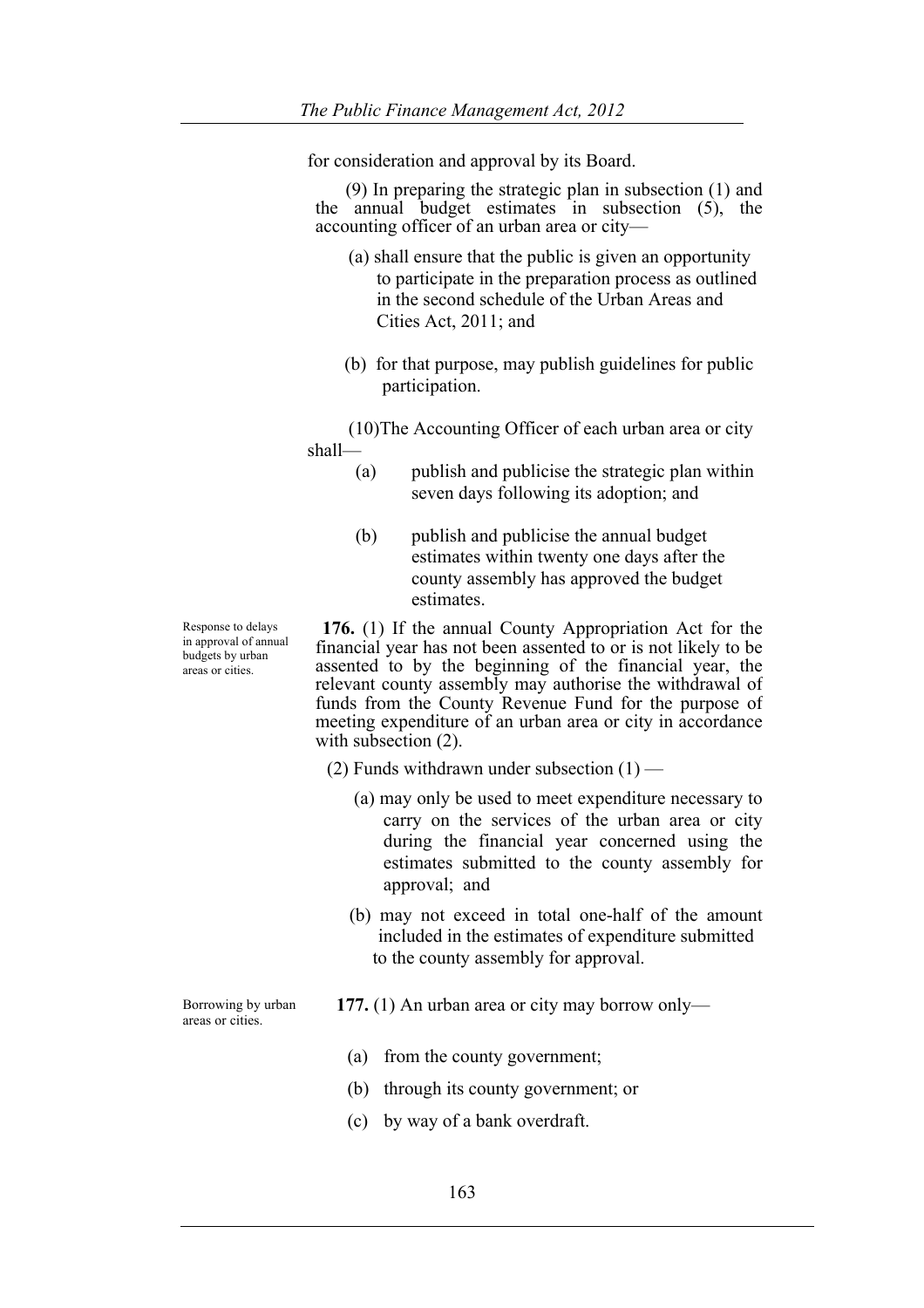for consideration and approval by its Board.

(9) In preparing the strategic plan in subsection (1) and the annual budget estimates in subsection (5), the accounting officer of an urban area or city—

(a) shall ensure that the public is given an opportunity to participate in the preparation process as outlined in the second schedule of the Urban Areas and Cities Act, 2011; and

(b) for that purpose, may publish guidelines for public participation.

(10)The Accounting Officer of each urban area or city shall—

(a) publish and publicise the strategic plan within seven days following its adoption; and

(b) publish and publicise the annual budget estimates within twenty one days after the county assembly has approved the budget estimates.

Response to delays in approval of annual budgets by urban areas or cities.

**176.** (1) If the annual County Appropriation Act for the financial year has not been assented to or is not likely to be assented to by the beginning of the financial year, the relevant county assembly may authorise the withdrawal of funds from the County Revenue Fund for the purpose of meeting expenditure of an urban area or city in accordance with subsection (2).

(2) Funds withdrawn under subsection (1) —

(a) may only be used to meet expenditure necessary to carry on the services of the urban area or city during the financial year concerned using the estimates submitted to the county assembly for approval; and

(b) may not exceed in total one-half of the amount included in the estimates of expenditure submitted to the county assembly for approval.

Borrowing by urban areas or cities.

**177.** (1) An urban area or city may borrow only—

(a) from the county government;

(b) through its county government; or

(c) by way of a bank overdraft.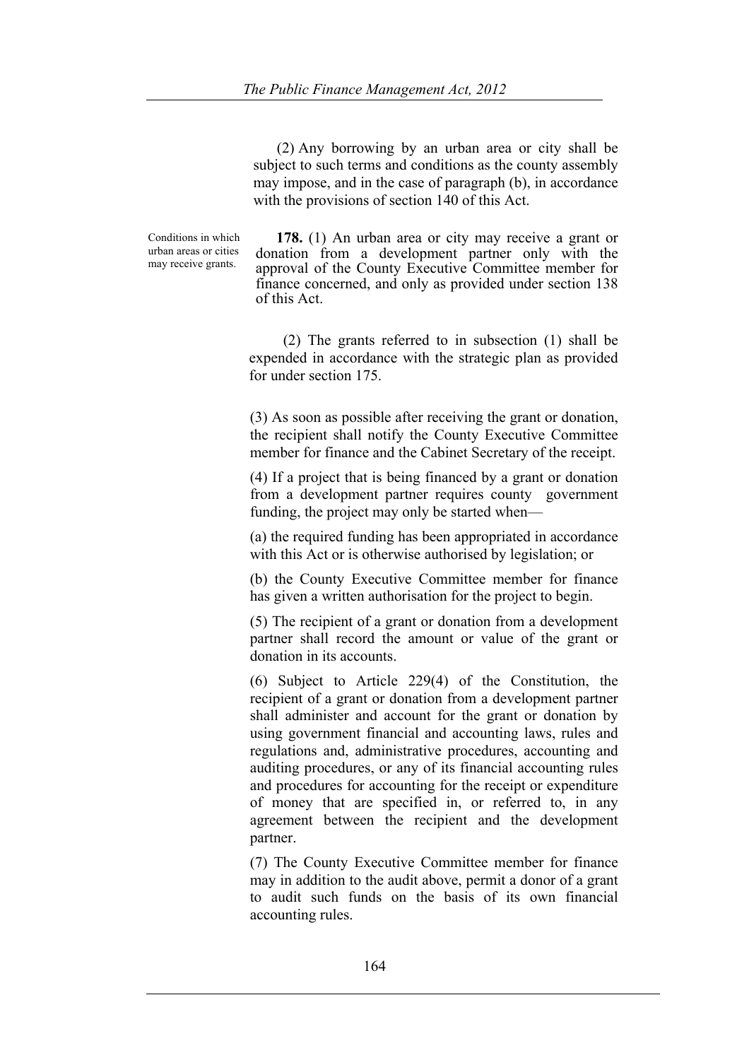(2) Any borrowing by an urban area or city shall be subject to such terms and conditions as the county assembly may impose, and in the case of paragraph (b), in accordance with the provisions of section 140 of this Act.

Conditions in which urban areas or cities may receive grants.

**178.** (1) An urban area or city may receive a grant or donation from a development partner only with the approval of the County Executive Committee member for finance concerned, and only as provided under section 138 of this Act.

(2) The grants referred to in subsection (1) shall be expended in accordance with the strategic plan as provided for under section 175.

(3) As soon as possible after receiving the grant or donation, the recipient shall notify the County Executive Committee member for finance and the Cabinet Secretary of the receipt.

(4) If a project that is being financed by a grant or donation from a development partner requires county government funding, the project may only be started when—

(a) the required funding has been appropriated in accordance with this Act or is otherwise authorised by legislation; or

(b) the County Executive Committee member for finance has given a written authorisation for the project to begin.

(5) The recipient of a grant or donation from a development partner shall record the amount or value of the grant or donation in its accounts.

(6) Subject to Article 229(4) of the Constitution, the recipient of a grant or donation from a development partner shall administer and account for the grant or donation by using government financial and accounting laws, rules and regulations and, administrative procedures, accounting and auditing procedures, or any of its financial accounting rules and procedures for accounting for the receipt or expenditure of money that are specified in, or referred to, in any agreement between the recipient and the development partner.

(7) The County Executive Committee member for finance may in addition to the audit above, permit a donor of a grant to audit such funds on the basis of its own financial accounting rules.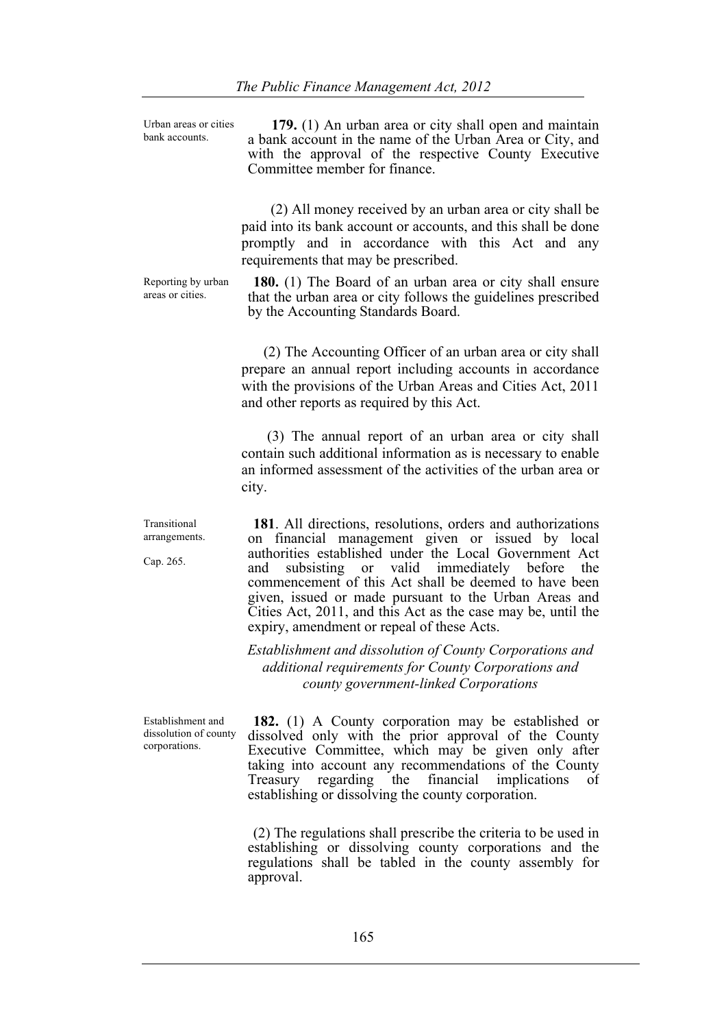Urban areas or cities bank accounts.

**179.** (1) An urban area or city shall open and maintain a bank account in the name of the Urban Area or City, and with the approval of the respective County Executive Committee member for finance.

(2) All money received by an urban area or city shall be paid into its bank account or accounts, and this shall be done promptly and in accordance with this Act and any requirements that may be prescribed.

Reporting by urban areas or cities.

**180.** (1) The Board of an urban area or city shall ensure that the urban area or city follows the guidelines prescribed by the Accounting Standards Board.

(2) The Accounting Officer of an urban area or city shall prepare an annual report including accounts in accordance with the provisions of the Urban Areas and Cities Act, 2011 and other reports as required by this Act.

(3) The annual report of an urban area or city shall contain such additional information as is necessary to enable an informed assessment of the activities of the urban area or city.

Transitional arrangements.

Cap. 265.

**181**. All directions, resolutions, orders and authorizations on financial management given or issued by local authorities established under the Local Government Act and subsisting or valid immediately before the commencement of this Act shall be deemed to have been given, issued or made pursuant to the Urban Areas and Cities Act, 2011, and this Act as the case may be, until the expiry, amendment or repeal of these Acts.

*Establishment and dissolution of County Corporations and additional requirements for County Corporations and county government-linked Corporations*

Establishment and dissolution of county corporations.

**182.** (1) A County corporation may be established or dissolved only with the prior approval of the County Executive Committee, which may be given only after taking into account any recommendations of the County Treasury regarding the financial implications of establishing or dissolving the county corporation.

(2) The regulations shall prescribe the criteria to be used in establishing or dissolving county corporations and the regulations shall be tabled in the county assembly for approval.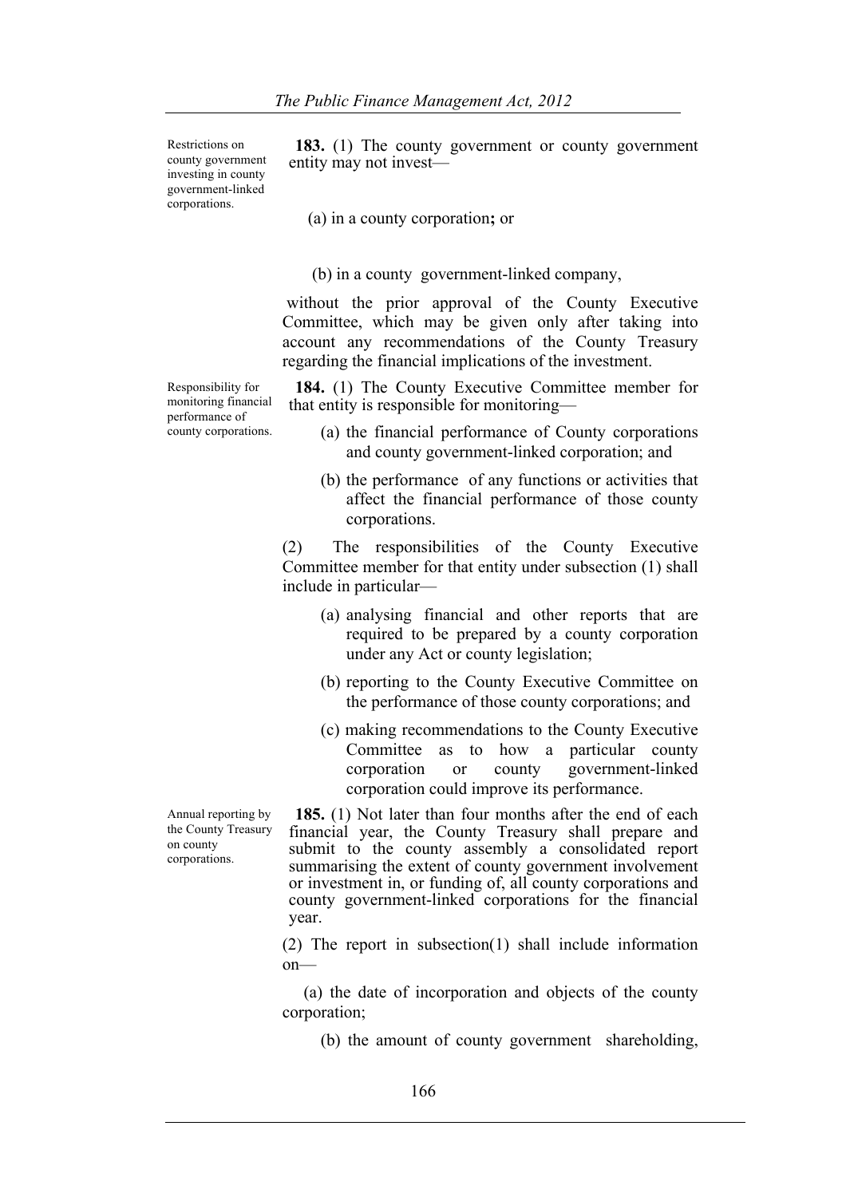Restrictions on county government investing in county government-linked corporations.

**183.** (1) The county government or county government entity may not invest—

(a) in a county corporation**;** or

(b) in a county government-linked company,

without the prior approval of the County Executive Committee, which may be given only after taking into account any recommendations of the County Treasury regarding the financial implications of the investment.

Responsibility for monitoring financial performance of county corporations.

**184.** (1) The County Executive Committee member for that entity is responsible for monitoring—

(a) the financial performance of County corporations and county government-linked corporation; and

(b) the performance of any functions or activities that affect the financial performance of those county corporations.

(2) The responsibilities of the County Executive Committee member for that entity under subsection (1) shall include in particular—

(a) analysing financial and other reports that are required to be prepared by a county corporation under any Act or county legislation;

(b) reporting to the County Executive Committee on the performance of those county corporations; and

(c) making recommendations to the County Executive Committee as to how a particular county corporation or county government-linked corporation could improve its performance.

Annual reporting by the County Treasury on county corporations.

**185.** (1) Not later than four months after the end of each financial year, the County Treasury shall prepare and submit to the county assembly a consolidated report summarising the extent of county government involvement or investment in, or funding of, all county corporations and county government-linked corporations for the financial year.

(2) The report in subsection(1) shall include information on—

(a) the date of incorporation and objects of the county corporation;

(b) the amount of county government shareholding,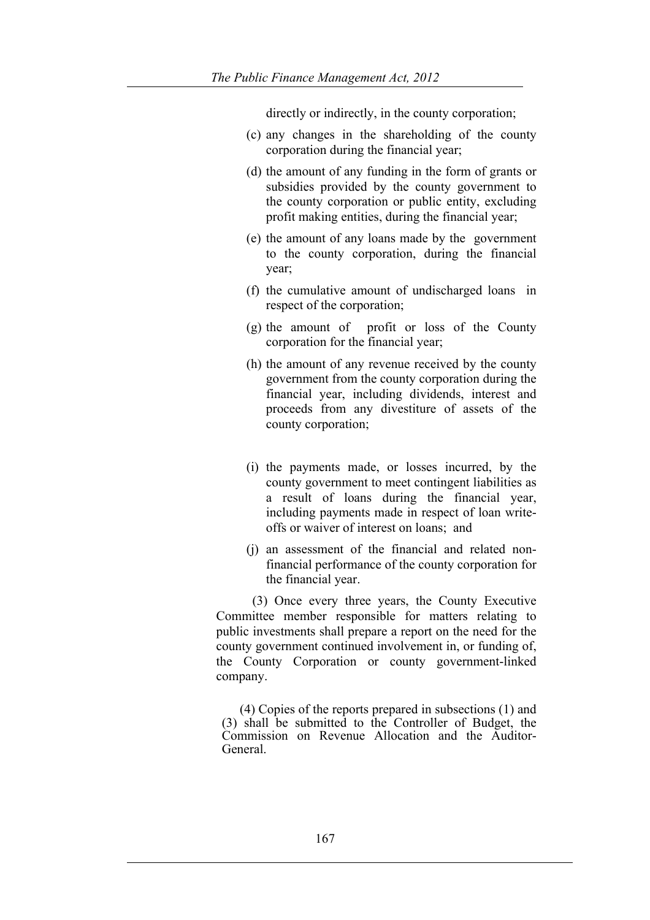directly or indirectly, in the county corporation;

(c) any changes in the shareholding of the county corporation during the financial year;

(d) the amount of any funding in the form of grants or subsidies provided by the county government to the county corporation or public entity, excluding profit making entities, during the financial year;

(e) the amount of any loans made by the government to the county corporation, during the financial year;

(f) the cumulative amount of undischarged loans in respect of the corporation;

(g) the amount of profit or loss of the County corporation for the financial year;

(h) the amount of any revenue received by the county government from the county corporation during the financial year, including dividends, interest and proceeds from any divestiture of assets of the county corporation;

(i) the payments made, or losses incurred, by the county government to meet contingent liabilities as a result of loans during the financial year, including payments made in respect of loan write-offs or waiver of interest on loans; and

(j) an assessment of the financial and related non-financial performance of the county corporation for the financial year.

(3) Once every three years, the County Executive Committee member responsible for matters relating to public investments shall prepare a report on the need for the county government continued involvement in, or funding of, the County Corporation or county government-linked company.

(4) Copies of the reports prepared in subsections (1) and (3) shall be submitted to the Controller of Budget, the Commission on Revenue Allocation and the Auditor-General.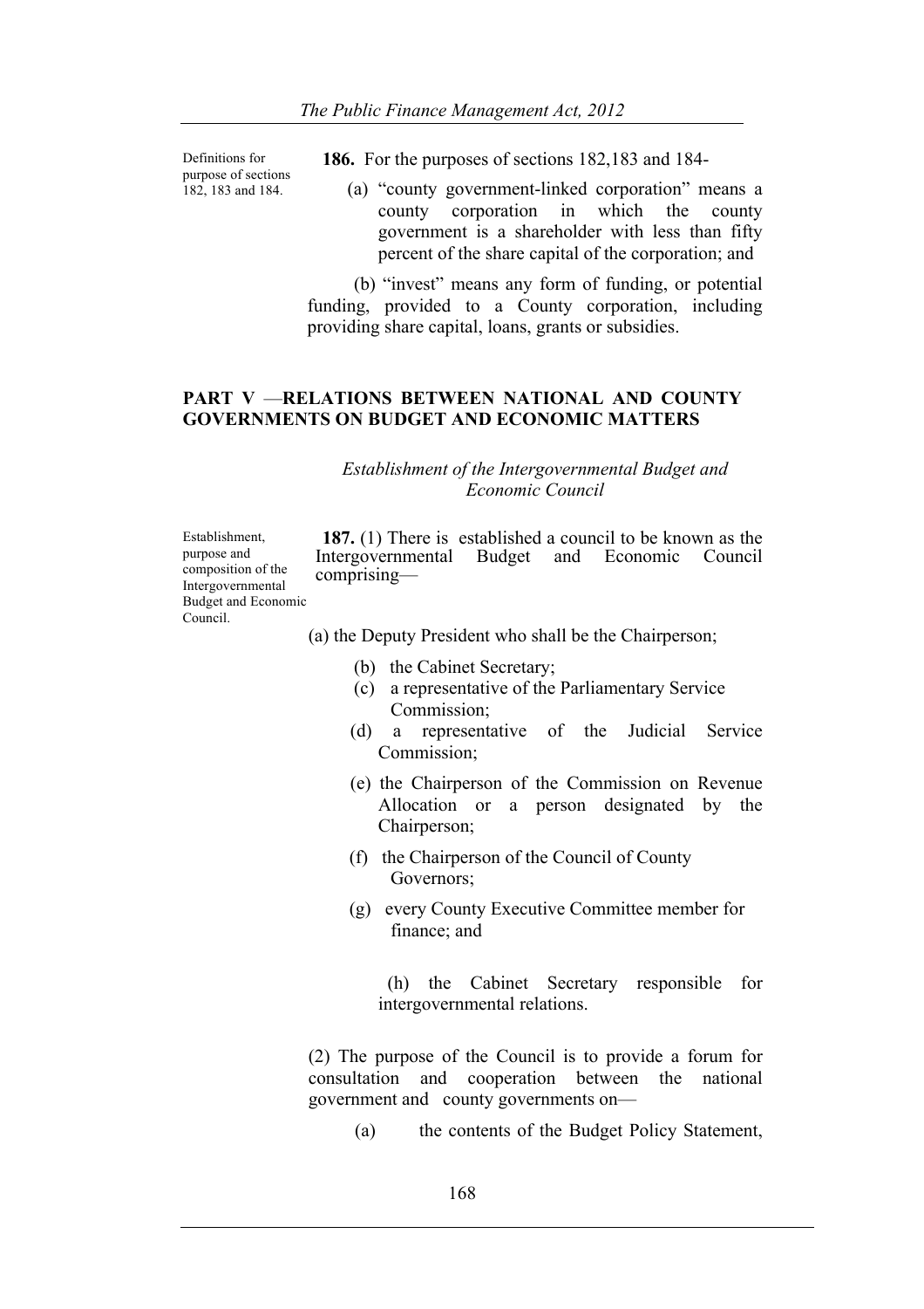Definitions for purpose of sections 182, 183 and 184.

**186.** For the purposes of sections 182,183 and 184-

(a) "county government-linked corporation" means a county corporation in which the county government is a shareholder with less than fifty percent of the share capital of the corporation; and

(b) "invest" means any form of funding, or potential funding, provided to a County corporation, including providing share capital, loans, grants or subsidies.

## PART V —RELATIONS BETWEEN NATIONAL AND COUNTY GOVERNMENTS ON BUDGET AND ECONOMIC MATTERS

*Establishment of the Intergovernmental Budget and Economic Council*

Establishment, purpose and composition of the Intergovernmental Budget and Economic Council.

**187.** (1) There is established a council to be known as the Intergovernmental Budget and Economic Council comprising—

(a) the Deputy President who shall be the Chairperson;

(b) the Cabinet Secretary;

(c) a representative of the Parliamentary Service Commission;

(d) a representative of the Judicial Service Commission;

(e) the Chairperson of the Commission on Revenue Allocation or a person designated by the Chairperson;

(f) the Chairperson of the Council of County Governors;

(g) every County Executive Committee member for finance; and

(h) the Cabinet Secretary responsible for intergovernmental relations.

(2) The purpose of the Council is to provide a forum for consultation and cooperation between the national government and county governments on—

(a) the contents of the Budget Policy Statement,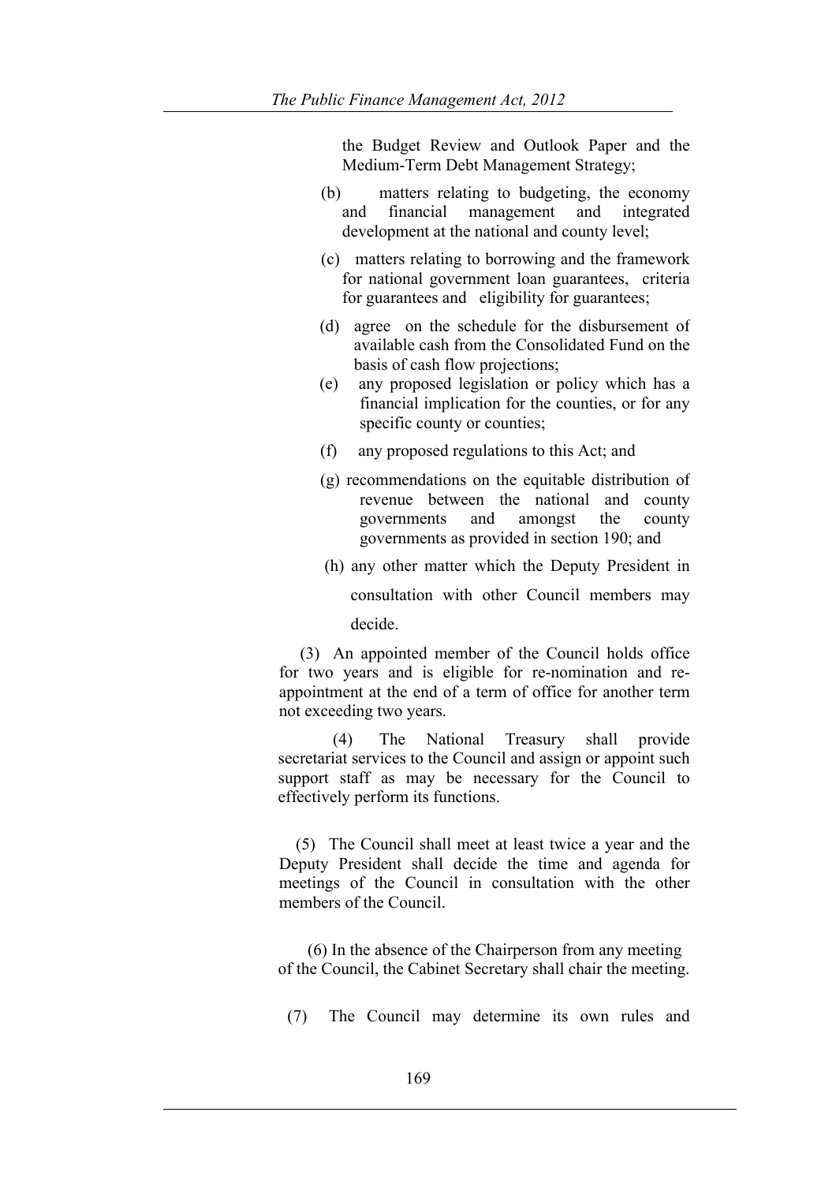the Budget Review and Outlook Paper and the Medium-Term Debt Management Strategy;

(b) matters relating to budgeting, the economy and financial management and integrated development at the national and county level;

(c) matters relating to borrowing and the framework for national government loan guarantees, criteria for guarantees and eligibility for guarantees;

(d) agree on the schedule for the disbursement of available cash from the Consolidated Fund on the basis of cash flow projections;

(e) any proposed legislation or policy which has a financial implication for the counties, or for any specific county or counties;

(f) any proposed regulations to this Act; and

(g) recommendations on the equitable distribution of revenue between the national and county governments and amongst the county governments as provided in section 190; and

(h) any other matter which the Deputy President in consultation with other Council members may decide.

(3) An appointed member of the Council holds office for two years and is eligible for re-nomination and re-appointment at the end of a term of office for another term not exceeding two years.

(4) The National Treasury shall provide secretariat services to the Council and assign or appoint such support staff as may be necessary for the Council to effectively perform its functions.

(5) The Council shall meet at least twice a year and the Deputy President shall decide the time and agenda for meetings of the Council in consultation with the other members of the Council.

(6) In the absence of the Chairperson from any meeting of the Council, the Cabinet Secretary shall chair the meeting.

(7) The Council may determine its own rules and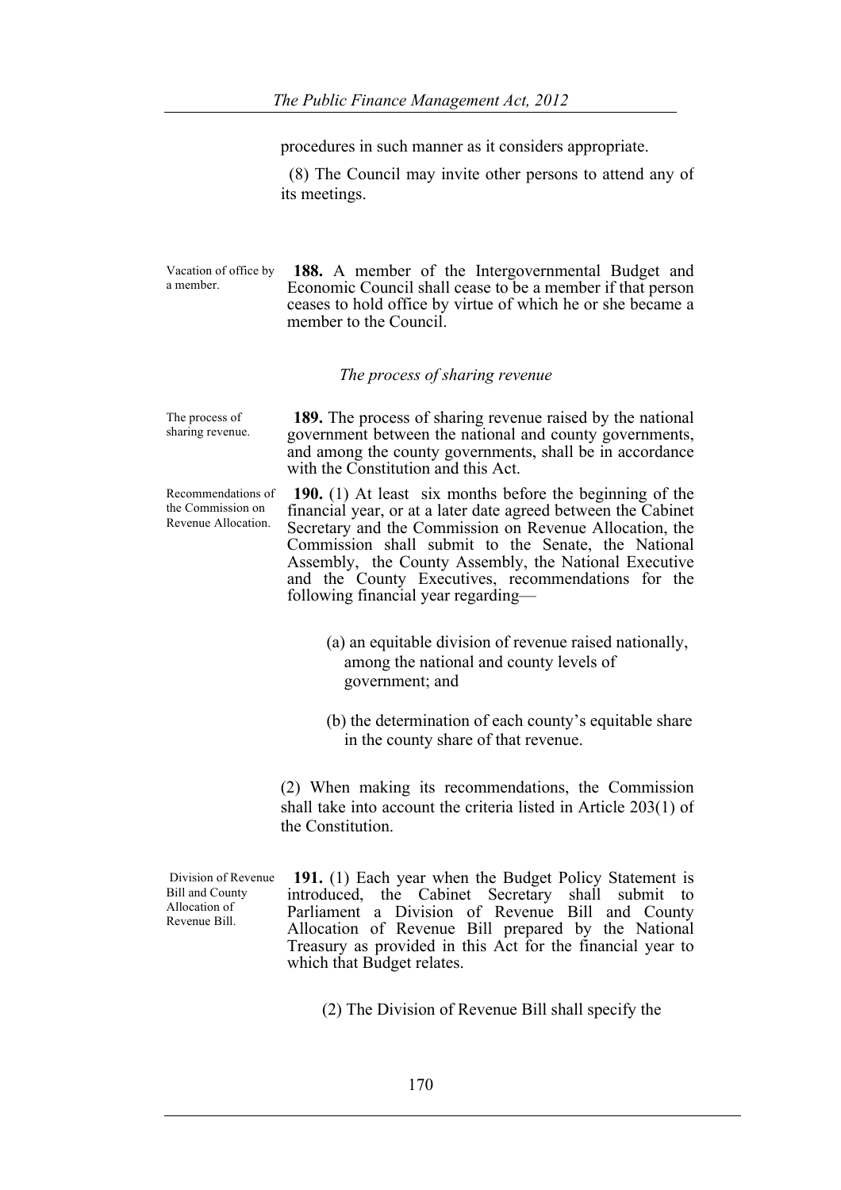procedures in such manner as it considers appropriate.

(8) The Council may invite other persons to attend any of its meetings.

Vacation of office by a member.

**188.** A member of the Intergovernmental Budget and Economic Council shall cease to be a member if that person ceases to hold office by virtue of which he or she became a member to the Council.

*The process of sharing revenue*

The process of sharing revenue.

**189.** The process of sharing revenue raised by the national government between the national and county governments, and among the county governments, shall be in accordance with the Constitution and this Act.

Recommendations of the Commission on Revenue Allocation.

**190.** (1) At least six months before the beginning of the financial year, or at a later date agreed between the Cabinet Secretary and the Commission on Revenue Allocation, the Commission shall submit to the Senate, the National Assembly, the County Assembly, the National Executive and the County Executives, recommendations for the following financial year regarding—

(a) an equitable division of revenue raised nationally, among the national and county levels of government; and

(b) the determination of each county's equitable share in the county share of that revenue.

(2) When making its recommendations, the Commission shall take into account the criteria listed in Article 203(1) of the Constitution.

Division of Revenue Bill and County Allocation of Revenue Bill.

**191.** (1) Each year when the Budget Policy Statement is introduced, the Cabinet Secretary shall submit to Parliament a Division of Revenue Bill and County Allocation of Revenue Bill prepared by the National Treasury as provided in this Act for the financial year to which that Budget relates.

(2) The Division of Revenue Bill shall specify the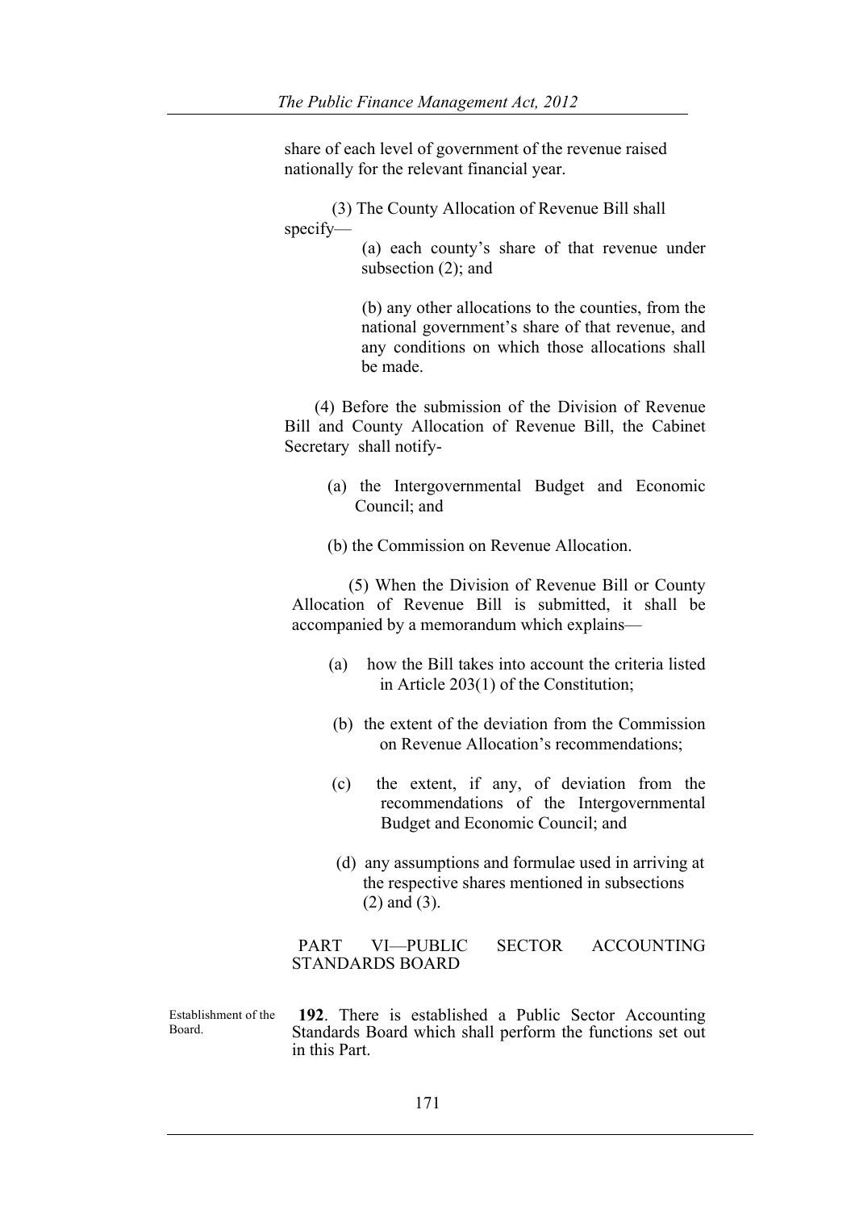share of each level of government of the revenue raised nationally for the relevant financial year.

(3) The County Allocation of Revenue Bill shall specify—

(a) each county's share of that revenue under subsection (2); and

(b) any other allocations to the counties, from the national government's share of that revenue, and any conditions on which those allocations shall be made.

(4) Before the submission of the Division of Revenue Bill and County Allocation of Revenue Bill, the Cabinet Secretary shall notify-

(a) the Intergovernmental Budget and Economic Council; and

(b) the Commission on Revenue Allocation.

(5) When the Division of Revenue Bill or County Allocation of Revenue Bill is submitted, it shall be accompanied by a memorandum which explains—

(a) how the Bill takes into account the criteria listed in Article 203(1) of the Constitution;

(b) the extent of the deviation from the Commission on Revenue Allocation's recommendations;

(c) the extent, if any, of deviation from the recommendations of the Intergovernmental Budget and Economic Council; and

(d) any assumptions and formulae used in arriving at the respective shares mentioned in subsections (2) and (3).

## PART VI—PUBLIC SECTOR ACCOUNTING STANDARDS BOARD

Establishment of the Board.

**192**. There is established a Public Sector Accounting Standards Board which shall perform the functions set out in this Part.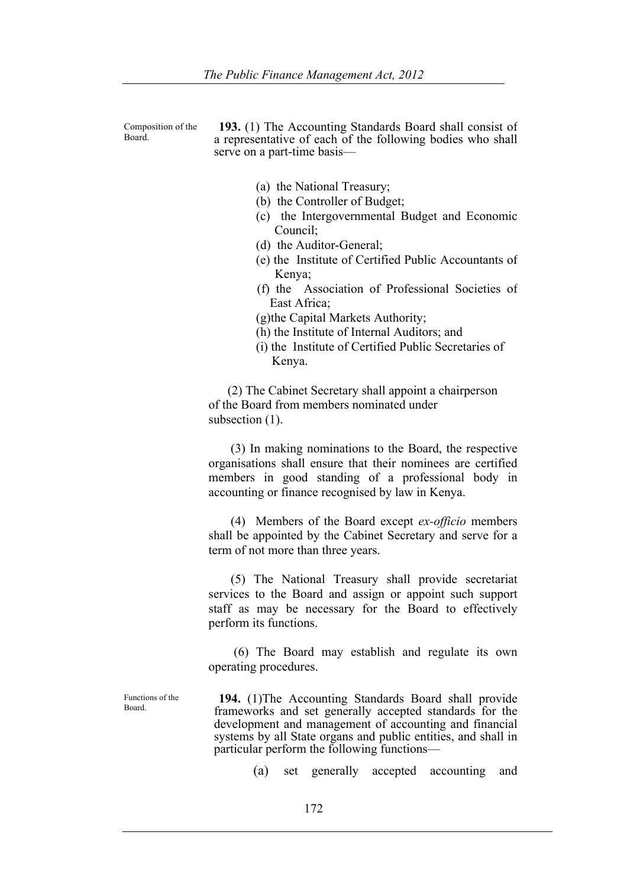Composition of the Board.

**193.** (1) The Accounting Standards Board shall consist of a representative of each of the following bodies who shall serve on a part-time basis—

(a) the National Treasury;
(b) the Controller of Budget;
(c) the Intergovernmental Budget and Economic Council;
(d) the Auditor-General;
(e) the Institute of Certified Public Accountants of Kenya;
(f) the Association of Professional Societies of East Africa;
(g)the Capital Markets Authority;
(h) the Institute of Internal Auditors; and
(i) the Institute of Certified Public Secretaries of Kenya.

(2) The Cabinet Secretary shall appoint a chairperson of the Board from members nominated under subsection (1).

(3) In making nominations to the Board, the respective organisations shall ensure that their nominees are certified members in good standing of a professional body in accounting or finance recognised by law in Kenya.

(4) Members of the Board except *ex-officio* members shall be appointed by the Cabinet Secretary and serve for a term of not more than three years.

(5) The National Treasury shall provide secretariat services to the Board and assign or appoint such support staff as may be necessary for the Board to effectively perform its functions.

(6) The Board may establish and regulate its own operating procedures.

Functions of the Board.

**194.** (1)The Accounting Standards Board shall provide frameworks and set generally accepted standards for the development and management of accounting and financial systems by all State organs and public entities, and shall in particular perform the following functions—

(a) set generally accepted accounting and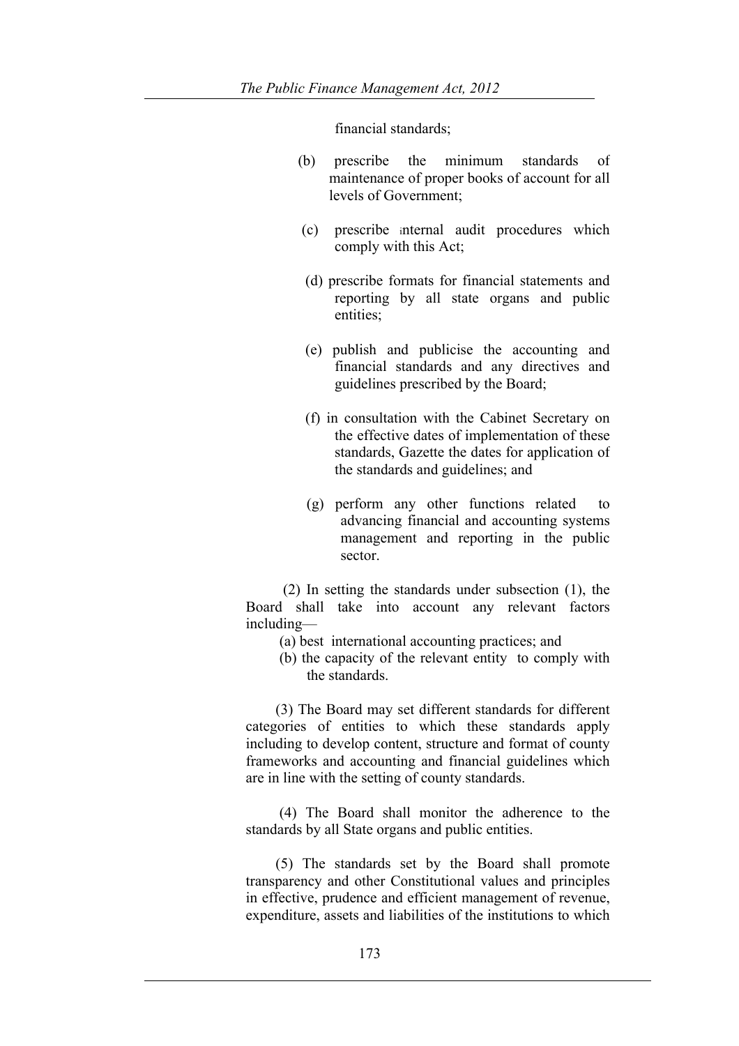financial standards;

(b) prescribe the minimum standards of maintenance of proper books of account for all levels of Government;

(c) prescribe internal audit procedures which comply with this Act;

(d) prescribe formats for financial statements and reporting by all state organs and public entities;

(e) publish and publicise the accounting and financial standards and any directives and guidelines prescribed by the Board;

(f) in consultation with the Cabinet Secretary on the effective dates of implementation of these standards, Gazette the dates for application of the standards and guidelines; and

(g) perform any other functions related to advancing financial and accounting systems management and reporting in the public sector.

(2) In setting the standards under subsection (1), the Board shall take into account any relevant factors including—

(a) best international accounting practices; and

(b) the capacity of the relevant entity to comply with the standards.

(3) The Board may set different standards for different categories of entities to which these standards apply including to develop content, structure and format of county frameworks and accounting and financial guidelines which are in line with the setting of county standards.

(4) The Board shall monitor the adherence to the standards by all State organs and public entities.

(5) The standards set by the Board shall promote transparency and other Constitutional values and principles in effective, prudence and efficient management of revenue, expenditure, assets and liabilities of the institutions to which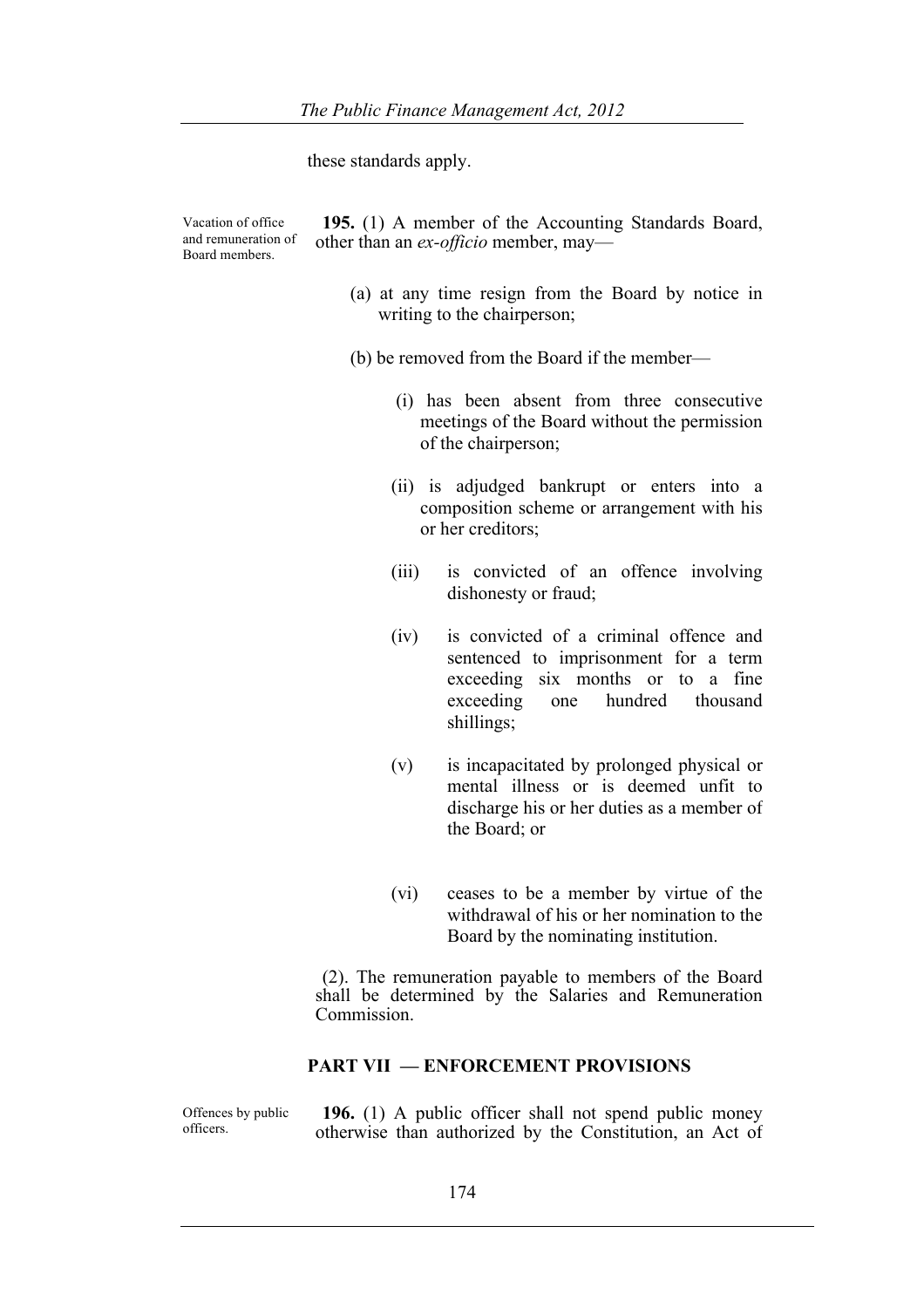these standards apply.

Vacation of office and remuneration of Board members.

**195.** (1) A member of the Accounting Standards Board, other than an *ex-officio* member, may—

(a) at any time resign from the Board by notice in writing to the chairperson;

(b) be removed from the Board if the member—

(i) has been absent from three consecutive meetings of the Board without the permission of the chairperson;

(ii) is adjudged bankrupt or enters into a composition scheme or arrangement with his or her creditors;

(iii) is convicted of an offence involving dishonesty or fraud;

(iv) is convicted of a criminal offence and sentenced to imprisonment for a term exceeding six months or to a fine exceeding one hundred thousand shillings;

(v) is incapacitated by prolonged physical or mental illness or is deemed unfit to discharge his or her duties as a member of the Board; or

(vi) ceases to be a member by virtue of the withdrawal of his or her nomination to the Board by the nominating institution.

(2). The remuneration payable to members of the Board shall be determined by the Salaries and Remuneration Commission.

## PART VII — ENFORCEMENT PROVISIONS

Offences by public officers.

**196.** (1) A public officer shall not spend public money otherwise than authorized by the Constitution, an Act of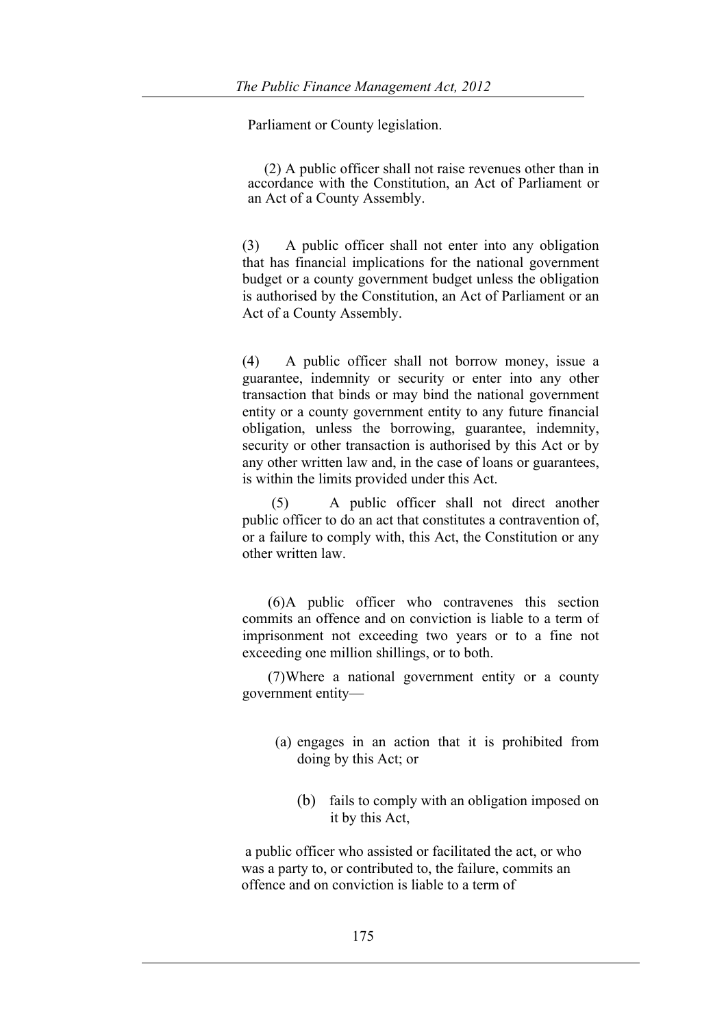Parliament or County legislation.

(2) A public officer shall not raise revenues other than in accordance with the Constitution, an Act of Parliament or an Act of a County Assembly.

(3) A public officer shall not enter into any obligation that has financial implications for the national government budget or a county government budget unless the obligation is authorised by the Constitution, an Act of Parliament or an Act of a County Assembly.

(4) A public officer shall not borrow money, issue a guarantee, indemnity or security or enter into any other transaction that binds or may bind the national government entity or a county government entity to any future financial obligation, unless the borrowing, guarantee, indemnity, security or other transaction is authorised by this Act or by any other written law and, in the case of loans or guarantees, is within the limits provided under this Act.

(5) A public officer shall not direct another public officer to do an act that constitutes a contravention of, or a failure to comply with, this Act, the Constitution or any other written law.

(6) A public officer who contravenes this section commits an offence and on conviction is liable to a term of imprisonment not exceeding two years or to a fine not exceeding one million shillings, or to both.

(7) Where a national government entity or a county government entity—

(a) engages in an action that it is prohibited from doing by this Act; or

(b) fails to comply with an obligation imposed on it by this Act,

a public officer who assisted or facilitated the act, or who was a party to, or contributed to, the failure, commits an offence and on conviction is liable to a term of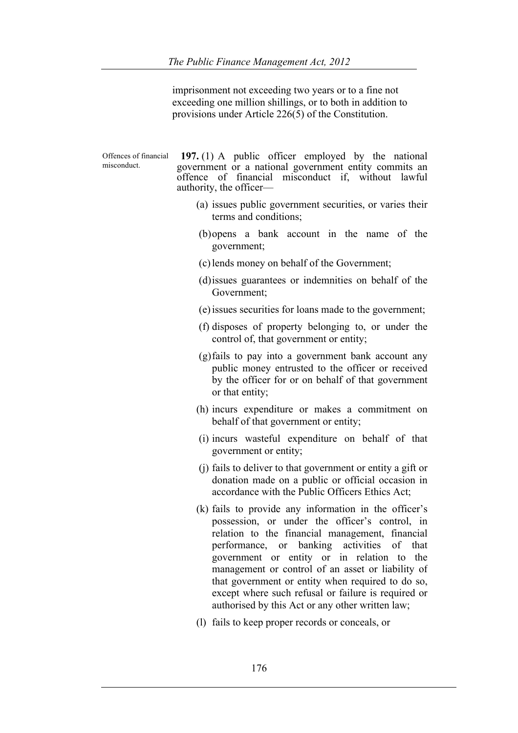imprisonment not exceeding two years or to a fine not exceeding one million shillings, or to both in addition to provisions under Article 226(5) of the Constitution.

Offences of financial misconduct.

**197.** (1) A public officer employed by the national government or a national government entity commits an offence of financial misconduct if, without lawful authority, the officer—

(a) issues public government securities, or varies their terms and conditions;

(b) opens a bank account in the name of the government;

(c) lends money on behalf of the Government;

(d) issues guarantees or indemnities on behalf of the Government;

(e) issues securities for loans made to the government;

(f) disposes of property belonging to, or under the control of, that government or entity;

(g) fails to pay into a government bank account any public money entrusted to the officer or received by the officer for or on behalf of that government or that entity;

(h) incurs expenditure or makes a commitment on behalf of that government or entity;

(i) incurs wasteful expenditure on behalf of that government or entity;

(j) fails to deliver to that government or entity a gift or donation made on a public or official occasion in accordance with the Public Officers Ethics Act;

(k) fails to provide any information in the officer's possession, or under the officer's control, in relation to the financial management, financial performance, or banking activities of that government or entity or in relation to the management or control of an asset or liability of that government or entity when required to do so, except where such refusal or failure is required or authorised by this Act or any other written law;

(l) fails to keep proper records or conceals, or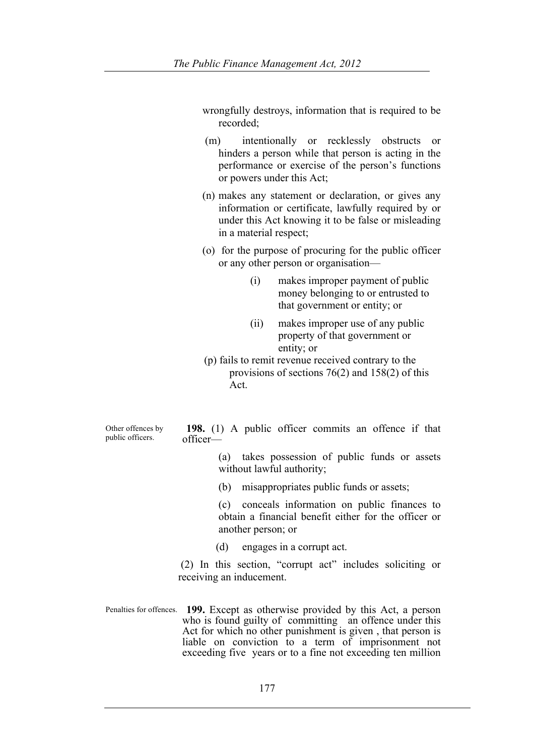wrongfully destroys, information that is required to be recorded;

(m) intentionally or recklessly obstructs or hinders a person while that person is acting in the performance or exercise of the person's functions or powers under this Act;

(n) makes any statement or declaration, or gives any information or certificate, lawfully required by or under this Act knowing it to be false or misleading in a material respect;

(o) for the purpose of procuring for the public officer or any other person or organisation—

(i) makes improper payment of public money belonging to or entrusted to that government or entity; or

(ii) makes improper use of any public property of that government or entity; or

(p) fails to remit revenue received contrary to the provisions of sections 76(2) and 158(2) of this Act.

Other offences by public officers.

**198.** (1) A public officer commits an offence if that officer—

(a) takes possession of public funds or assets without lawful authority;

(b) misappropriates public funds or assets;

(c) conceals information on public finances to obtain a financial benefit either for the officer or another person; or

(d) engages in a corrupt act.

(2) In this section, "corrupt act" includes soliciting or receiving an inducement.

Penalties for offences.

**199.** Except as otherwise provided by this Act, a person who is found guilty of committing an offence under this Act for which no other punishment is given , that person is liable on conviction to a term of imprisonment not exceeding five years or to a fine not exceeding ten million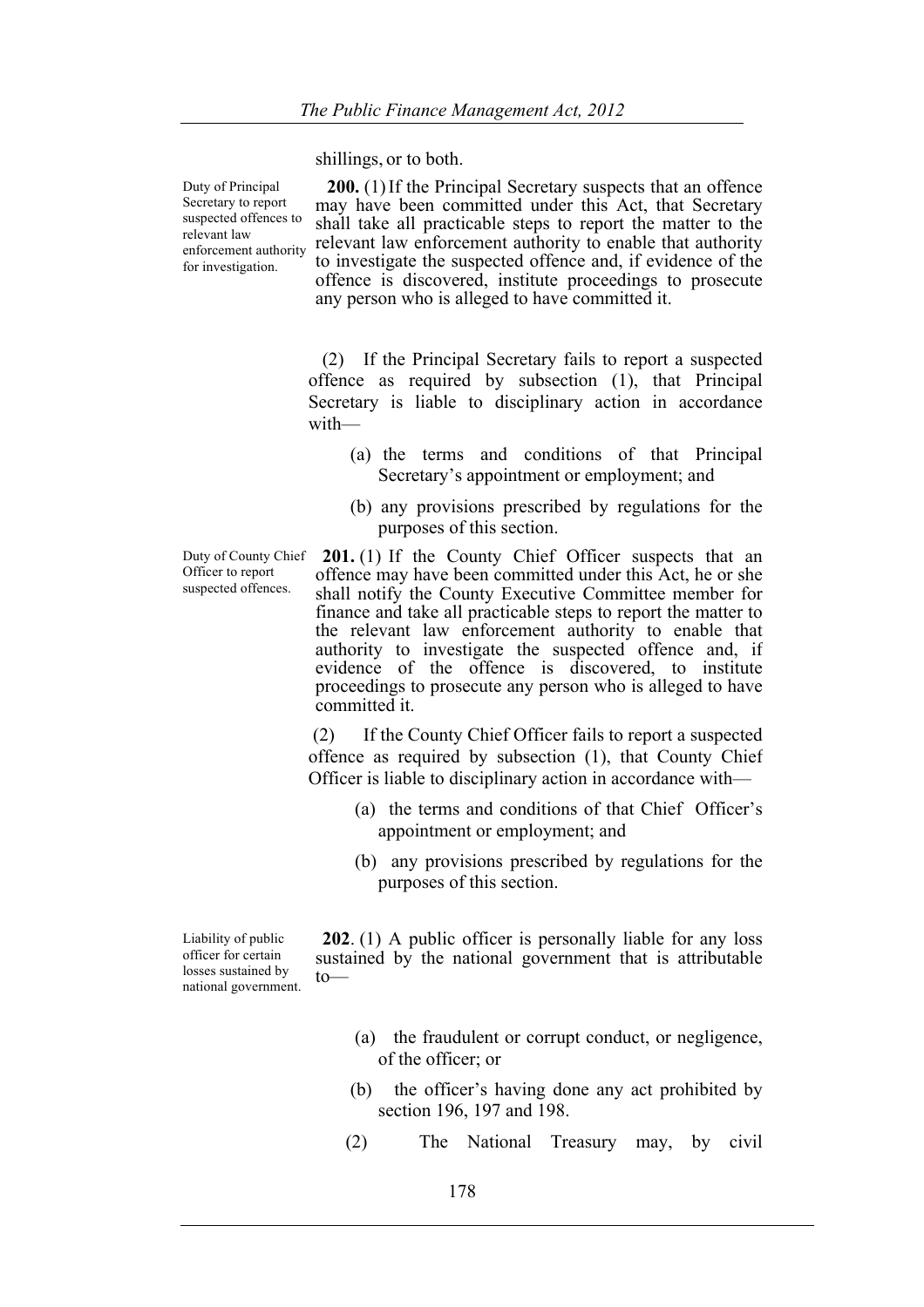shillings, or to both.

*Duty of Principal Secretary to report suspected offences to relevant law enforcement authority for investigation.*

**200.** (1) If the Principal Secretary suspects that an offence may have been committed under this Act, that Secretary shall take all practicable steps to report the matter to the relevant law enforcement authority to enable that authority to investigate the suspected offence and, if evidence of the offence is discovered, institute proceedings to prosecute any person who is alleged to have committed it.

(2) If the Principal Secretary fails to report a suspected offence as required by subsection (1), that Principal Secretary is liable to disciplinary action in accordance with—

(a) the terms and conditions of that Principal Secretary's appointment or employment; and

(b) any provisions prescribed by regulations for the purposes of this section.

*Duty of County Chief Officer to report suspected offences.*

**201.** (1) If the County Chief Officer suspects that an offence may have been committed under this Act, he or she shall notify the County Executive Committee member for finance and take all practicable steps to report the matter to the relevant law enforcement authority to enable that authority to investigate the suspected offence and, if evidence of the offence is discovered, to institute proceedings to prosecute any person who is alleged to have committed it.

(2) If the County Chief Officer fails to report a suspected offence as required by subsection (1), that County Chief Officer is liable to disciplinary action in accordance with—

(a) the terms and conditions of that Chief Officer's appointment or employment; and

(b) any provisions prescribed by regulations for the purposes of this section.

*Liability of public officer for certain losses sustained by national government.*

**202**. (1) A public officer is personally liable for any loss sustained by the national government that is attributable to—

(a) the fraudulent or corrupt conduct, or negligence, of the officer; or

(b) the officer's having done any act prohibited by section 196, 197 and 198.

(2) The National Treasury may, by civil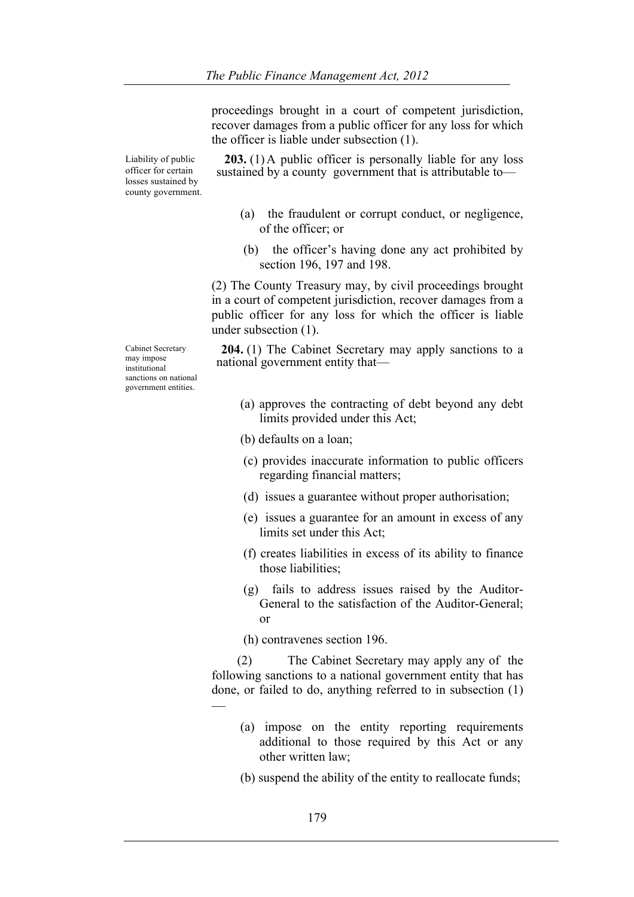proceedings brought in a court of competent jurisdiction, recover damages from a public officer for any loss for which the officer is liable under subsection (1).

Liability of public officer for certain losses sustained by county government.

**203.** (1) A public officer is personally liable for any loss sustained by a county government that is attributable to—

(a) the fraudulent or corrupt conduct, or negligence, of the officer; or

(b) the officer's having done any act prohibited by section 196, 197 and 198.

(2) The County Treasury may, by civil proceedings brought in a court of competent jurisdiction, recover damages from a public officer for any loss for which the officer is liable under subsection (1).

Cabinet Secretary may impose institutional sanctions on national government entities.

**204.** (1) The Cabinet Secretary may apply sanctions to a national government entity that—

(a) approves the contracting of debt beyond any debt limits provided under this Act;

(b) defaults on a loan;

(c) provides inaccurate information to public officers regarding financial matters;

(d) issues a guarantee without proper authorisation;

(e) issues a guarantee for an amount in excess of any limits set under this Act;

(f) creates liabilities in excess of its ability to finance those liabilities;

(g) fails to address issues raised by the Auditor-General to the satisfaction of the Auditor-General; or

(h) contravenes section 196.

(2) The Cabinet Secretary may apply any of the following sanctions to a national government entity that has done, or failed to do, anything referred to in subsection (1) —

(a) impose on the entity reporting requirements additional to those required by this Act or any other written law;

(b) suspend the ability of the entity to reallocate funds;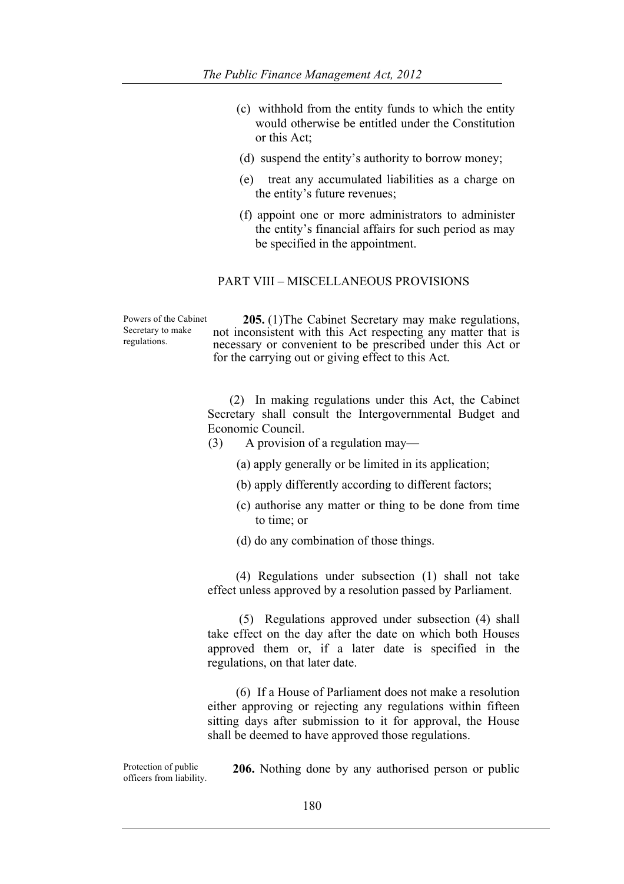(c) withhold from the entity funds to which the entity would otherwise be entitled under the Constitution or this Act;

(d) suspend the entity's authority to borrow money;

(e) treat any accumulated liabilities as a charge on the entity's future revenues;

(f) appoint one or more administrators to administer the entity's financial affairs for such period as may be specified in the appointment.

## PART VIII – MISCELLANEOUS PROVISIONS

Powers of the Cabinet Secretary to make regulations.

**205.** (1)The Cabinet Secretary may make regulations, not inconsistent with this Act respecting any matter that is necessary or convenient to be prescribed under this Act or for the carrying out or giving effect to this Act.

(2) In making regulations under this Act, the Cabinet Secretary shall consult the Intergovernmental Budget and Economic Council.

(3) A provision of a regulation may—

(a) apply generally or be limited in its application;

(b) apply differently according to different factors;

(c) authorise any matter or thing to be done from time to time; or

(d) do any combination of those things.

(4) Regulations under subsection (1) shall not take effect unless approved by a resolution passed by Parliament.

(5) Regulations approved under subsection (4) shall take effect on the day after the date on which both Houses approved them or, if a later date is specified in the regulations, on that later date.

(6) If a House of Parliament does not make a resolution either approving or rejecting any regulations within fifteen sitting days after submission to it for approval, the House shall be deemed to have approved those regulations.

Protection of public officers from liability.

**206.** Nothing done by any authorised person or public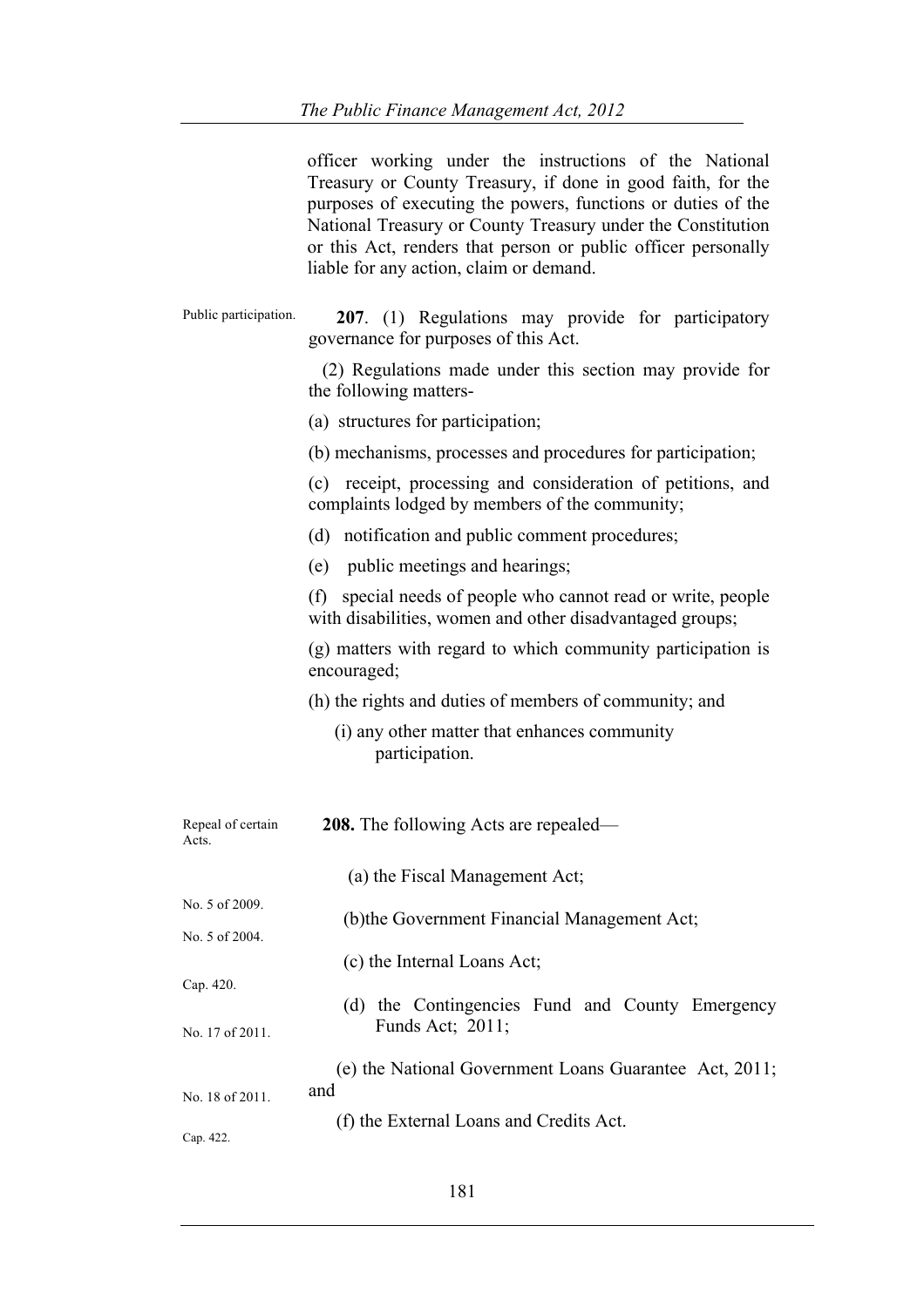officer working under the instructions of the National Treasury or County Treasury, if done in good faith, for the purposes of executing the powers, functions or duties of the National Treasury or County Treasury under the Constitution or this Act, renders that person or public officer personally liable for any action, claim or demand.

Public participation.

**207**. (1) Regulations may provide for participatory governance for purposes of this Act.

(2) Regulations made under this section may provide for the following matters-

(a) structures for participation;

(b) mechanisms, processes and procedures for participation;

(c) receipt, processing and consideration of petitions, and complaints lodged by members of the community;

(d) notification and public comment procedures;

(e) public meetings and hearings;

(f) special needs of people who cannot read or write, people with disabilities, women and other disadvantaged groups;

(g) matters with regard to which community participation is encouraged;

(h) the rights and duties of members of community; and

(i) any other matter that enhances community participation.

Repeal of certain Acts.

**208.** The following Acts are repealed—

(a) the Fiscal Management Act;

No. 5 of 2009.

(b)the Government Financial Management Act;

No. 5 of 2004.

(c) the Internal Loans Act;

Cap. 420.

(d) the Contingencies Fund and County Emergency Funds Act; 2011;

No. 17 of 2011.

(e) the National Government Loans Guarantee Act, 2011; and

No. 18 of 2011.

(f) the External Loans and Credits Act.

Cap. 422.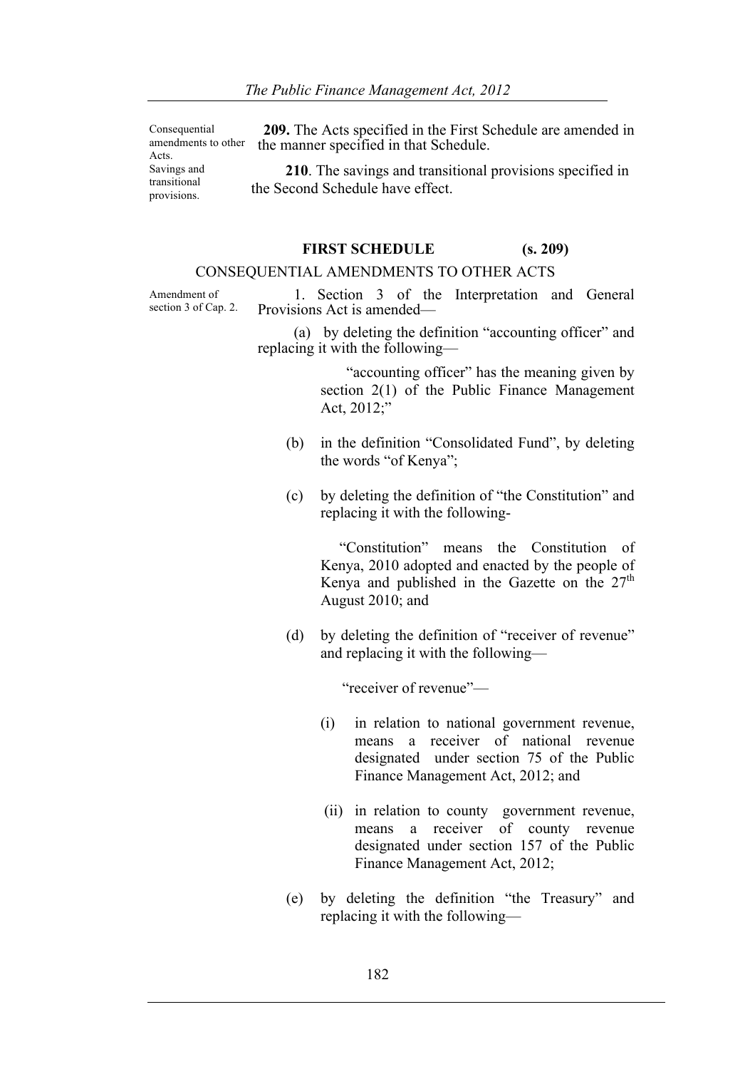Consequential amendments to other Acts.

**209.** The Acts specified in the First Schedule are amended in the manner specified in that Schedule.

Savings and transitional provisions.

**210**. The savings and transitional provisions specified in the Second Schedule have effect.

## FIRST SCHEDULE (s. 209)

### CONSEQUENTIAL AMENDMENTS TO OTHER ACTS

Amendment of section 3 of Cap. 2.

1. Section 3 of the Interpretation and General Provisions Act is amended—

(a) by deleting the definition "accounting officer" and replacing it with the following—

> "accounting officer" has the meaning given by section 2(1) of the Public Finance Management Act, 2012;"

(b) in the definition "Consolidated Fund", by deleting the words "of Kenya";

(c) by deleting the definition of "the Constitution" and replacing it with the following-

> "Constitution" means the Constitution of Kenya, 2010 adopted and enacted by the people of Kenya and published in the Gazette on the 27th August 2010; and

(d) by deleting the definition of "receiver of revenue" and replacing it with the following—

> "receiver of revenue"—
>
> (i) in relation to national government revenue, means a receiver of national revenue designated under section 75 of the Public Finance Management Act, 2012; and
>
> (ii) in relation to county government revenue, means a receiver of county revenue designated under section 157 of the Public Finance Management Act, 2012;

(e) by deleting the definition "the Treasury" and replacing it with the following—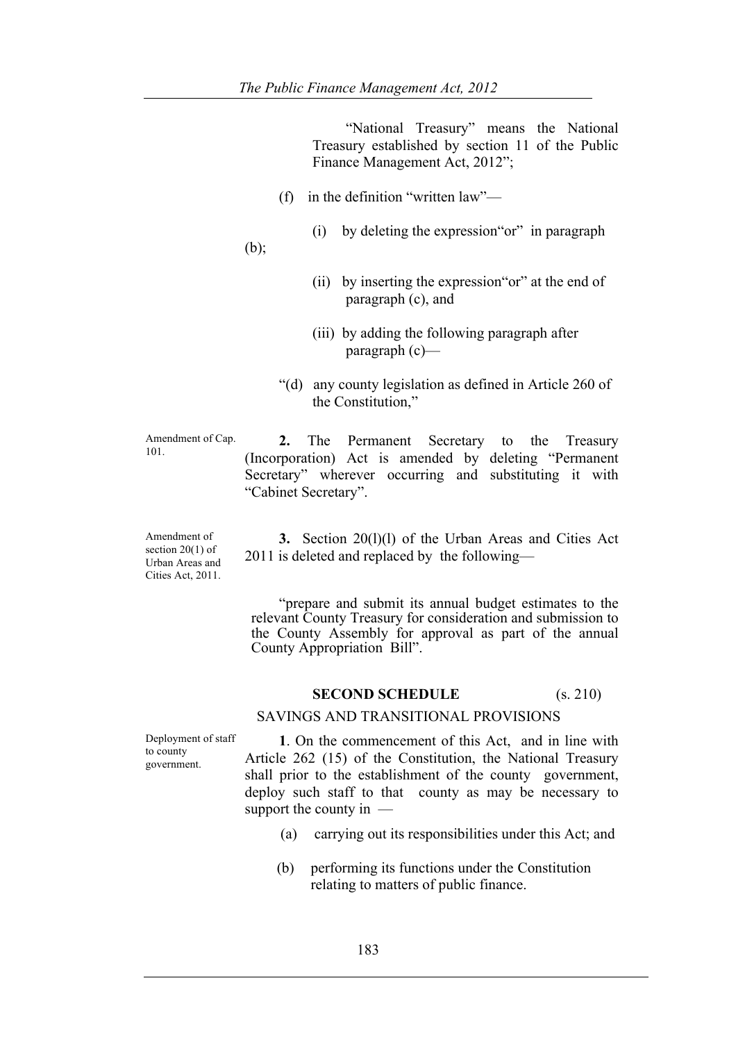"National Treasury" means the National Treasury established by section 11 of the Public Finance Management Act, 2012";

(f) in the definition "written law"—

(i) by deleting the expression"or" in paragraph (b);

(ii) by inserting the expression"or" at the end of paragraph (c), and

(iii) by adding the following paragraph after paragraph (c)—

"(d) any county legislation as defined in Article 260 of the Constitution,"

Amendment of Cap. 101.

**2.** The Permanent Secretary to the Treasury (Incorporation) Act is amended by deleting "Permanent Secretary" wherever occurring and substituting it with "Cabinet Secretary".

Amendment of section 20(1) of Urban Areas and Cities Act, 2011.

**3.** Section 20(l)(l) of the Urban Areas and Cities Act 2011 is deleted and replaced by the following—

"prepare and submit its annual budget estimates to the relevant County Treasury for consideration and submission to the County Assembly for approval as part of the annual County Appropriation Bill".

## SECOND SCHEDULE (s. 210)

### SAVINGS AND TRANSITIONAL PROVISIONS

Deployment of staff to county government.

**1**. On the commencement of this Act, and in line with Article 262 (15) of the Constitution, the National Treasury shall prior to the establishment of the county government, deploy such staff to that county as may be necessary to support the county in —

(a) carrying out its responsibilities under this Act; and

(b) performing its functions under the Constitution relating to matters of public finance.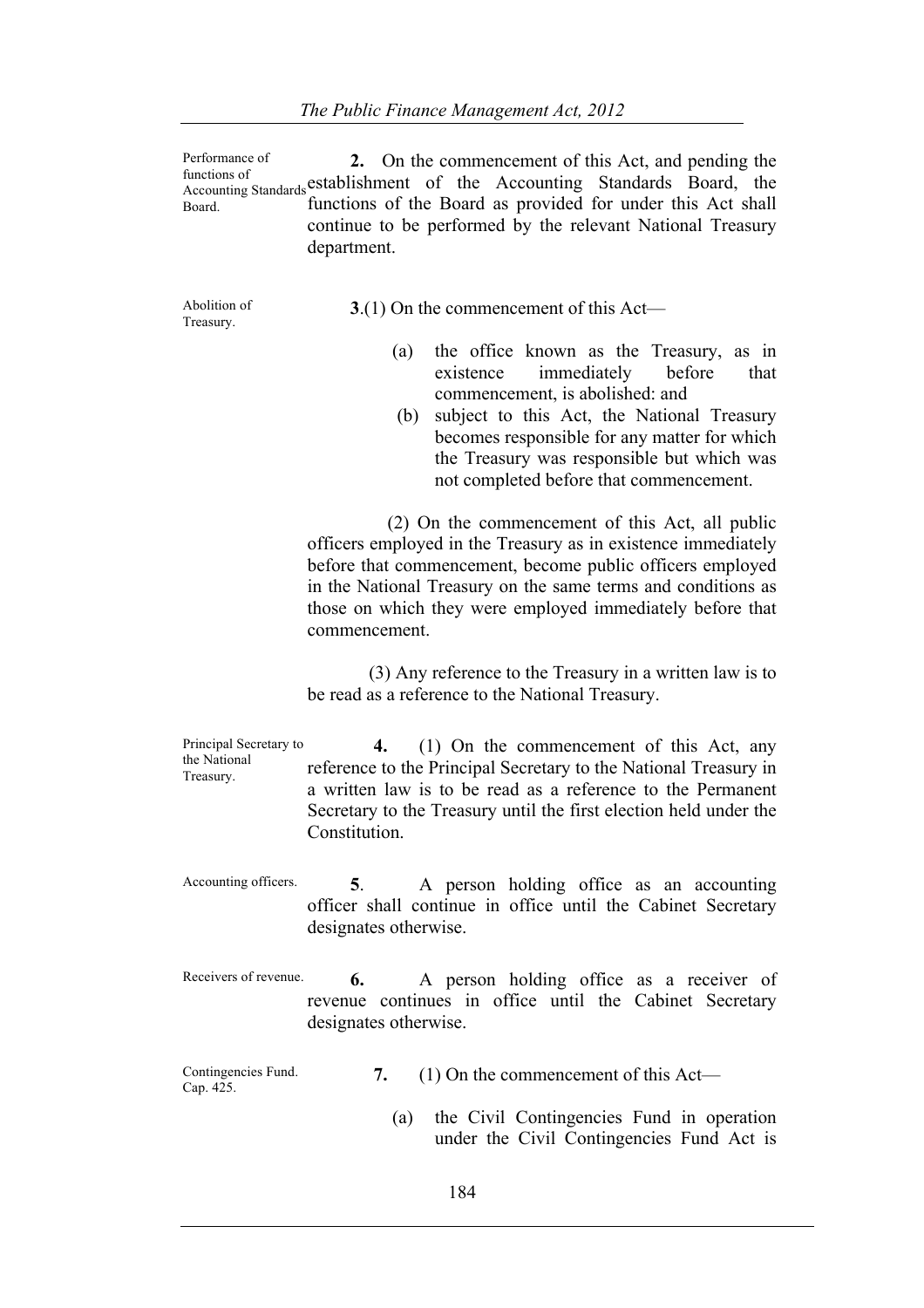Performance of functions of Accounting Standards Board.

**2.** On the commencement of this Act, and pending the establishment of the Accounting Standards Board, the functions of the Board as provided for under this Act shall continue to be performed by the relevant National Treasury department.

Abolition of Treasury.

**3**.(1) On the commencement of this Act—

(a) the office known as the Treasury, as in existence immediately before that commencement, is abolished: and

(b) subject to this Act, the National Treasury becomes responsible for any matter for which the Treasury was responsible but which was not completed before that commencement.

(2) On the commencement of this Act, all public officers employed in the Treasury as in existence immediately before that commencement, become public officers employed in the National Treasury on the same terms and conditions as those on which they were employed immediately before that commencement.

(3) Any reference to the Treasury in a written law is to be read as a reference to the National Treasury.

Principal Secretary to the National Treasury.

**4.** (1) On the commencement of this Act, any reference to the Principal Secretary to the National Treasury in a written law is to be read as a reference to the Permanent Secretary to the Treasury until the first election held under the Constitution.

Accounting officers.

**5**. A person holding office as an accounting officer shall continue in office until the Cabinet Secretary designates otherwise.

Receivers of revenue.

**6.** A person holding office as a receiver of revenue continues in office until the Cabinet Secretary designates otherwise.

Contingencies Fund. Cap. 425.

**7.** (1) On the commencement of this Act—

(a) the Civil Contingencies Fund in operation under the Civil Contingencies Fund Act is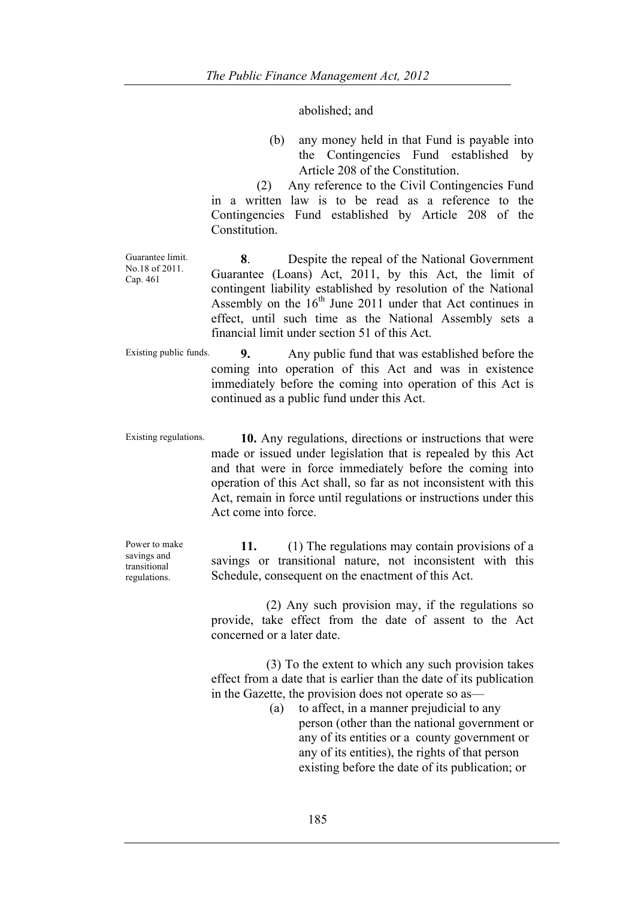abolished; and

(b) any money held in that Fund is payable into the Contingencies Fund established by Article 208 of the Constitution.

(2) Any reference to the Civil Contingencies Fund in a written law is to be read as a reference to the Contingencies Fund established by Article 208 of the Constitution.

Guarantee limit. No.18 of 2011. Cap. 461

**8**. Despite the repeal of the National Government Guarantee (Loans) Act, 2011, by this Act, the limit of contingent liability established by resolution of the National Assembly on the 16th June 2011 under that Act continues in effect, until such time as the National Assembly sets a financial limit under section 51 of this Act.

Existing public funds.

**9.** Any public fund that was established before the coming into operation of this Act and was in existence immediately before the coming into operation of this Act is continued as a public fund under this Act.

Existing regulations.

**10.** Any regulations, directions or instructions that were made or issued under legislation that is repealed by this Act and that were in force immediately before the coming into operation of this Act shall, so far as not inconsistent with this Act, remain in force until regulations or instructions under this Act come into force.

Power to make savings and transitional regulations.

**11.** (1) The regulations may contain provisions of a savings or transitional nature, not inconsistent with this Schedule, consequent on the enactment of this Act.

(2) Any such provision may, if the regulations so provide, take effect from the date of assent to the Act concerned or a later date.

(3) To the extent to which any such provision takes effect from a date that is earlier than the date of its publication in the Gazette, the provision does not operate so as—

(a) to affect, in a manner prejudicial to any person (other than the national government or any of its entities or a county government or any of its entities), the rights of that person existing before the date of its publication; or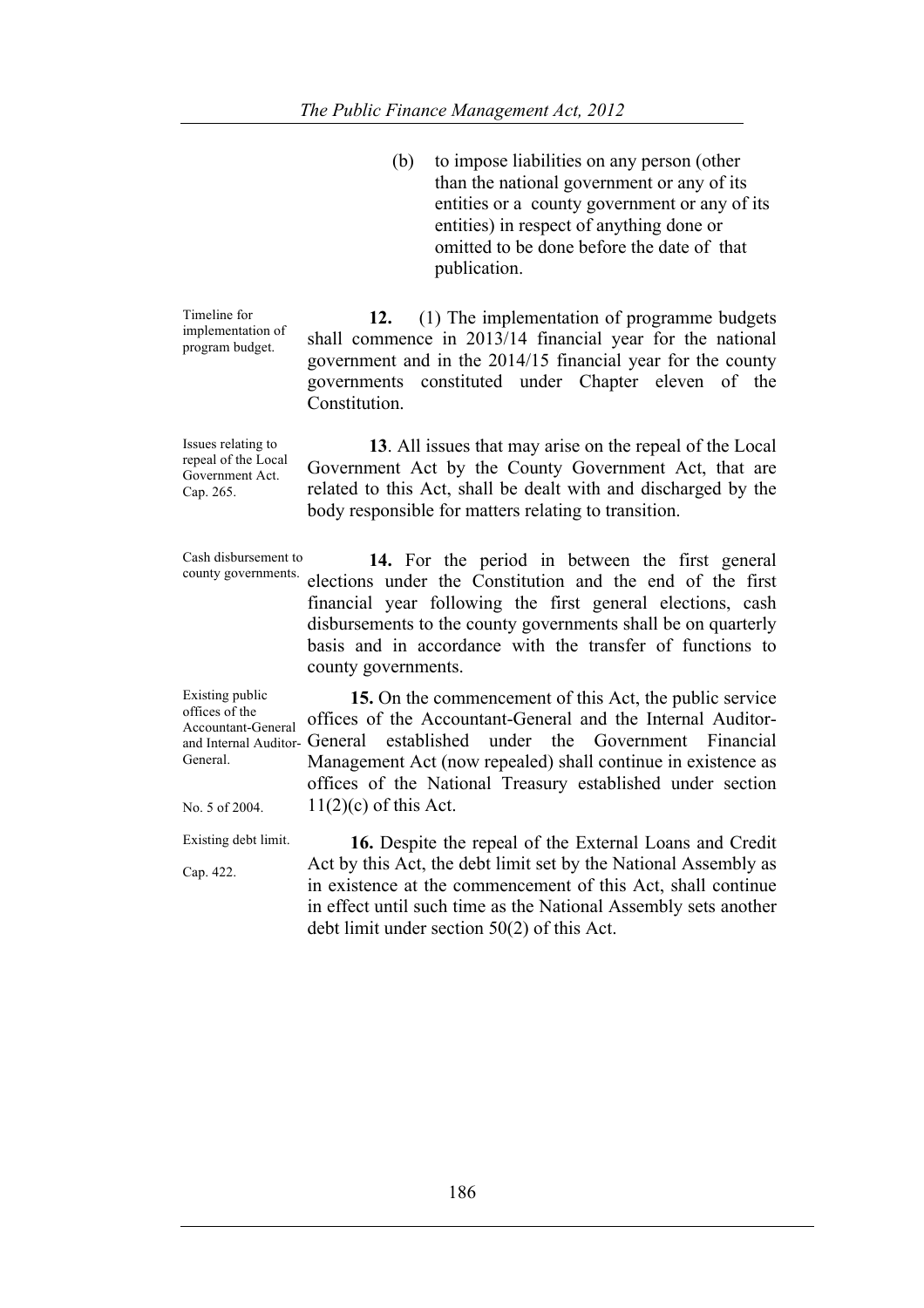(b) to impose liabilities on any person (other than the national government or any of its entities or a county government or any of its entities) in respect of anything done or omitted to be done before the date of that publication.

Timeline for implementation of program budget.

**12.** (1) The implementation of programme budgets shall commence in 2013/14 financial year for the national government and in the 2014/15 financial year for the county governments constituted under Chapter eleven of the Constitution.

Issues relating to repeal of the Local Government Act. Cap. 265.

**13**. All issues that may arise on the repeal of the Local Government Act by the County Government Act, that are related to this Act, shall be dealt with and discharged by the body responsible for matters relating to transition.

Cash disbursement to county governments.

**14.** For the period in between the first general elections under the Constitution and the end of the first financial year following the first general elections, cash disbursements to the county governments shall be on quarterly basis and in accordance with the transfer of functions to county governments.

Existing public offices of the Accountant-General and Internal Auditor-General.

No. 5 of 2004.

**15.** On the commencement of this Act, the public service offices of the Accountant-General and the Internal Auditor-General established under the Government Financial Management Act (now repealed) shall continue in existence as offices of the National Treasury established under section 11(2)(c) of this Act.

Existing debt limit.

Cap. 422.

**16.** Despite the repeal of the External Loans and Credit Act by this Act, the debt limit set by the National Assembly as in existence at the commencement of this Act, shall continue in effect until such time as the National Assembly sets another debt limit under section 50(2) of this Act.